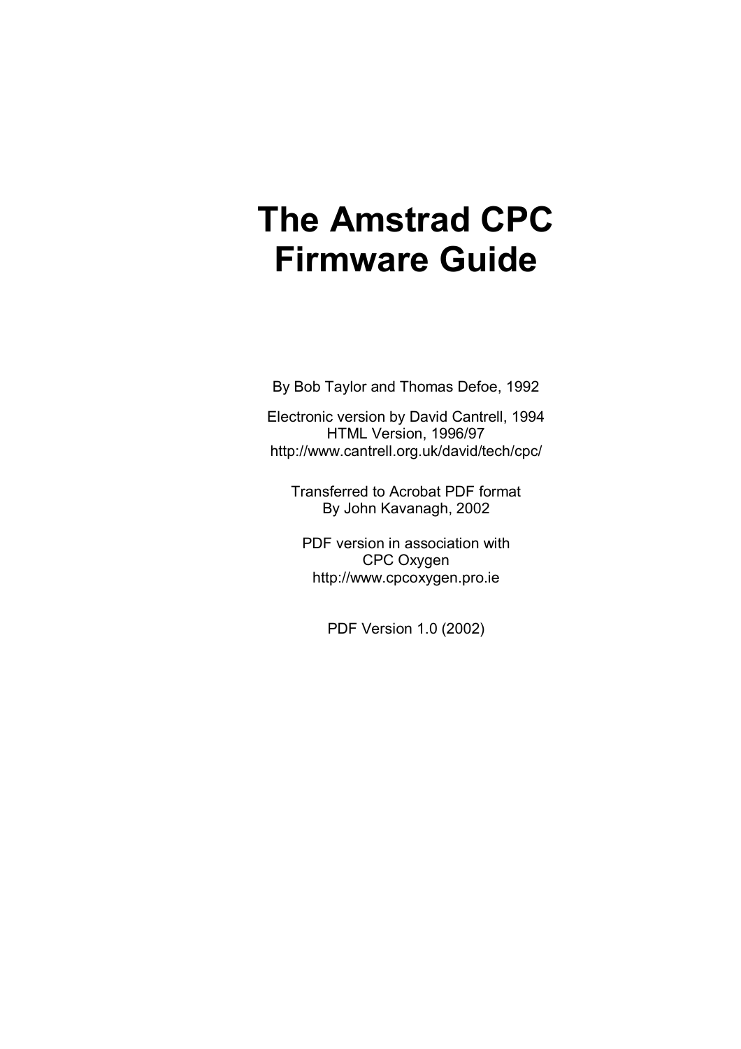# The Amstrad CPC Firmware Guide

By Bob Taylor and Thomas Defoe, 1992

Electronic version by David Cantrell, 1994
HTML Version, 1996/97
http://www.cantrell.org.uk/david/tech/cpc/

Transferred to Acrobat PDF format
By John Kavanagh, 2002

PDF version in association with
CPC Oxygen
http://www.cpcoxygen.pro.ie

PDF Version 1.0 (2002)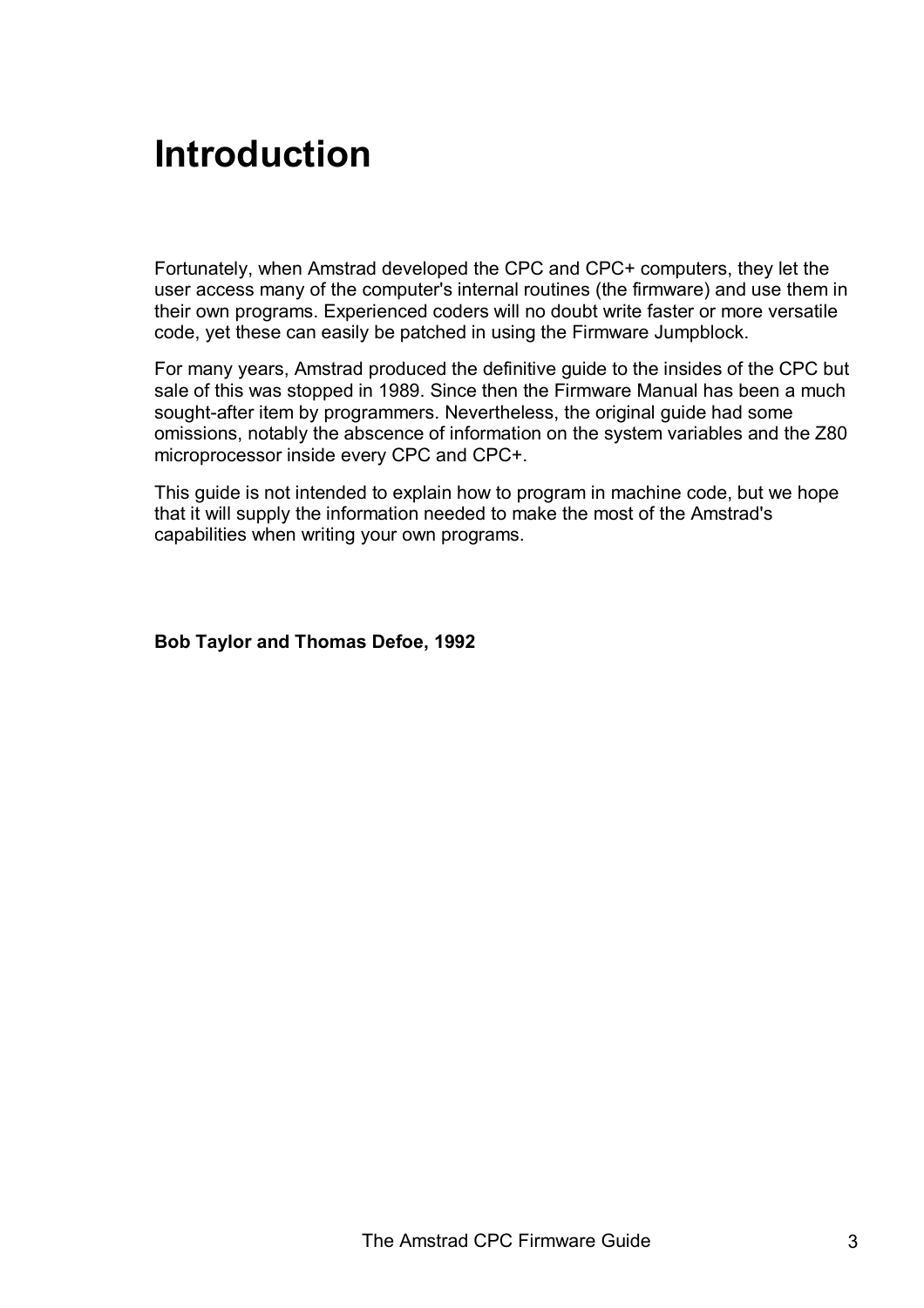# Introduction

Fortunately, when Amstrad developed the CPC and CPC+ computers, they let the user access many of the computer's internal routines (the firmware) and use them in their own programs. Experienced coders will no doubt write faster or more versatile code, yet these can easily be patched in using the Firmware Jumpblock.

For many years, Amstrad produced the definitive guide to the insides of the CPC but sale of this was stopped in 1989. Since then the Firmware Manual has been a much sought-after item by programmers. Nevertheless, the original guide had some omissions, notably the abscence of information on the system variables and the Z80 microprocessor inside every CPC and CPC+.

This guide is not intended to explain how to program in machine code, but we hope that it will supply the information needed to make the most of the Amstrad's capabilities when writing your own programs.

**Bob Taylor and Thomas Defoe, 1992**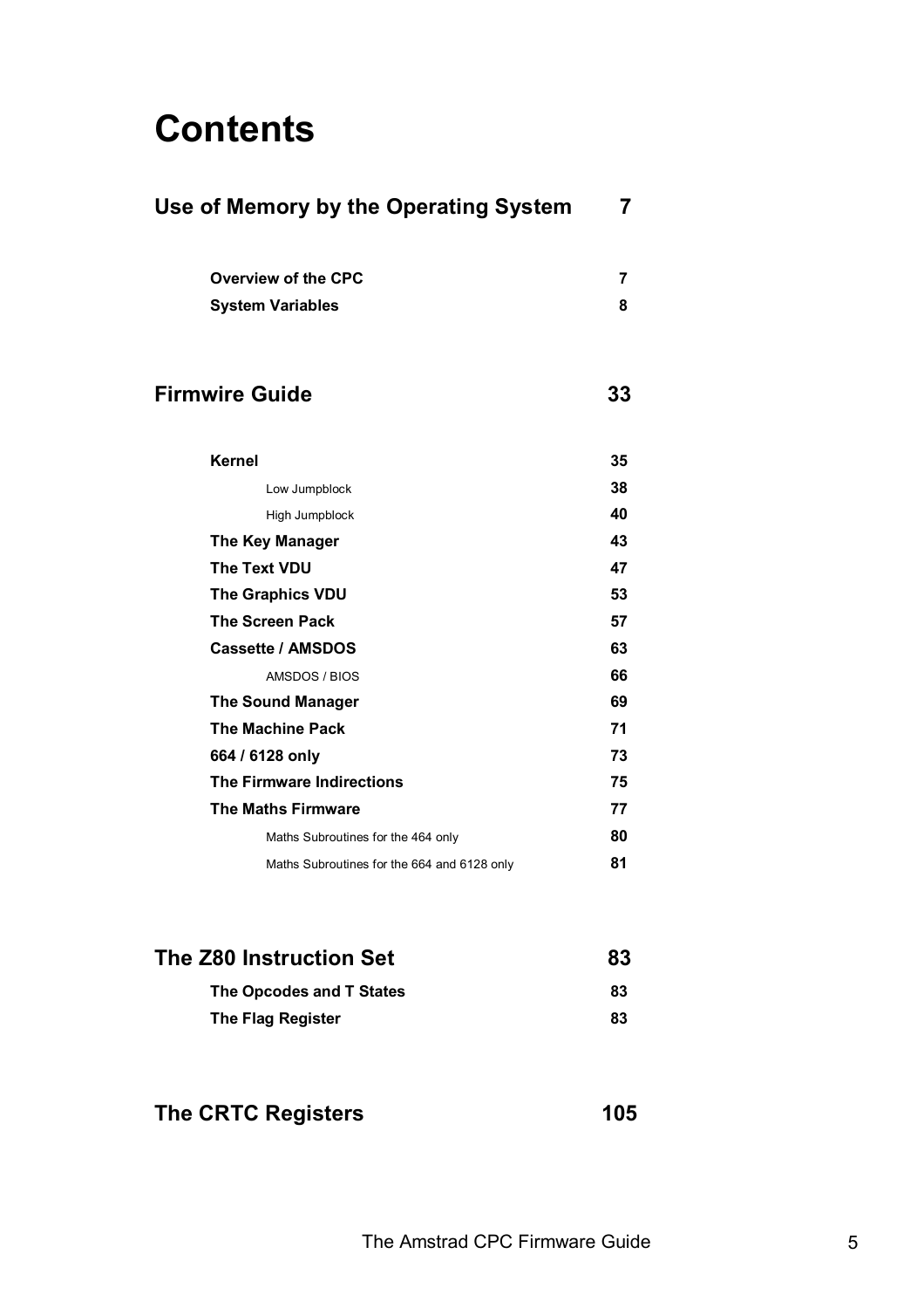# Contents

## Use of Memory by the Operating System 7

**Overview of the CPC** 7

**System Variables** 8

## Firmwire Guide 33

**Kernel** 35

- Low Jumpblock 38
- High Jumpblock 40

**The Key Manager** 43

**The Text VDU** 47

**The Graphics VDU** 53

**The Screen Pack** 57

**Cassette / AMSDOS** 63

- AMSDOS / BIOS 66

**The Sound Manager** 69

**The Machine Pack** 71

**664 / 6128 only** 73

**The Firmware Indirections** 75

**The Maths Firmware** 77

- Maths Subroutines for the 464 only 80
- Maths Subroutines for the 664 and 6128 only 81

## The Z80 Instruction Set 83

**The Opcodes and T States** 83

**The Flag Register** 83

## The CRTC Registers 105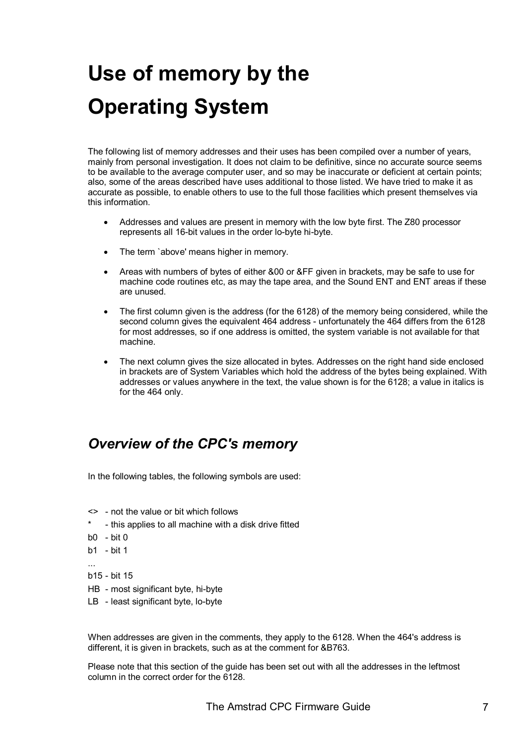# Use of memory by the Operating System

The following list of memory addresses and their uses has been compiled over a number of years, mainly from personal investigation. It does not claim to be definitive, since no accurate source seems to be available to the average computer user, and so may be inaccurate or deficient at certain points; also, some of the areas described have uses additional to those listed. We have tried to make it as accurate as possible, to enable others to use to the full those facilities which present themselves via this information.

- Addresses and values are present in memory with the low byte first. The Z80 processor represents all 16-bit values in the order lo-byte hi-byte.
- The term `above' means higher in memory.
- Areas with numbers of bytes of either &00 or &FF given in brackets, may be safe to use for machine code routines etc, as may the tape area, and the Sound ENT and ENT areas if these are unused.
- The first column given is the address (for the 6128) of the memory being considered, while the second column gives the equivalent 464 address - unfortunately the 464 differs from the 6128 for most addresses, so if one address is omitted, the system variable is not available for that machine.
- The next column gives the size allocated in bytes. Addresses on the right hand side enclosed in brackets are of System Variables which hold the address of the bytes being explained. With addresses or values anywhere in the text, the value shown is for the 6128; a value in italics is for the 464 only.

## *Overview of the CPC's memory*

In the following tables, the following symbols are used:

<> - not the value or bit which follows

* - this applies to all machine with a disk drive fitted

b0 - bit 0

b1 - bit 1

...

b15 - bit 15

HB - most significant byte, hi-byte

LB - least significant byte, lo-byte

When addresses are given in the comments, they apply to the 6128. When the 464's address is different, it is given in brackets, such as at the comment for &B763.

Please note that this section of the guide has been set out with all the addresses in the leftmost column in the correct order for the 6128.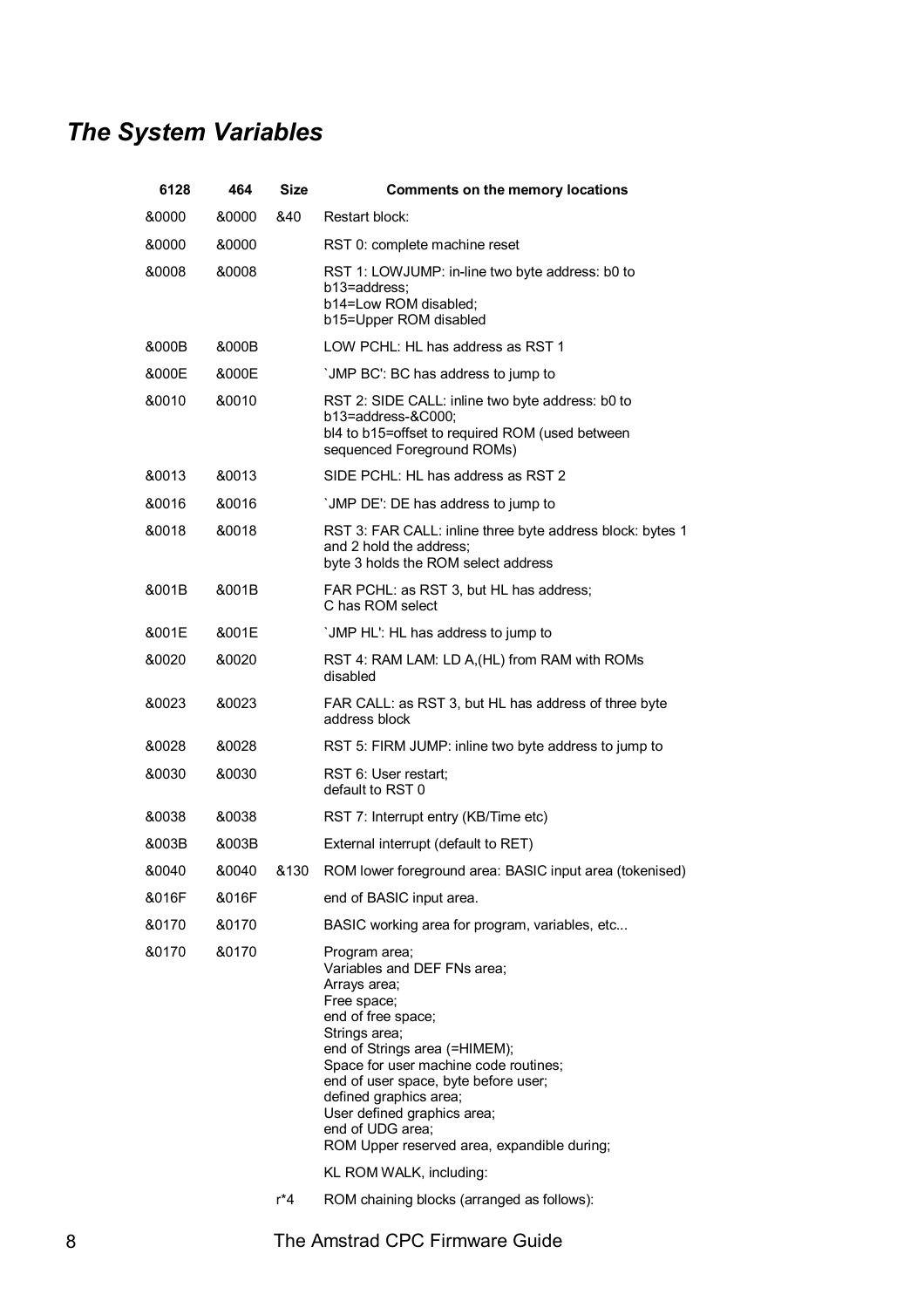## *The System Variables*

| 6128 | 464 | Size | Comments on the memory locations |
|---|---|---|---|
| &0000 | &0000 | &40 | Restart block: |
| &0000 | &0000 | | RST 0: complete machine reset |
| &0008 | &0008 | | RST 1: LOWJUMP: in-line two byte address: b0 to b13=address;<br>b14=Low ROM disabled;<br>b15=Upper ROM disabled |
| &000B | &000B | | LOW PCHL: HL has address as RST 1 |
| &000E | &000E | | `JMP BC': BC has address to jump to |
| &0010 | &0010 | | RST 2: SIDE CALL: inline two byte address: b0 to b13=address-&C000;<br>bl4 to b15=offset to required ROM (used between sequenced Foreground ROMs) |
| &0013 | &0013 | | SIDE PCHL: HL has address as RST 2 |
| &0016 | &0016 | | `JMP DE': DE has address to jump to |
| &0018 | &0018 | | RST 3: FAR CALL: inline three byte address block: bytes 1 and 2 hold the address;<br>byte 3 holds the ROM select address |
| &001B | &001B | | FAR PCHL: as RST 3, but HL has address;<br>C has ROM select |
| &001E | &001E | | `JMP HL': HL has address to jump to |
| &0020 | &0020 | | RST 4: RAM LAM: LD A,(HL) from RAM with ROMs disabled |
| &0023 | &0023 | | FAR CALL: as RST 3, but HL has address of three byte address block |
| &0028 | &0028 | | RST 5: FIRM JUMP: inline two byte address to jump to |
| &0030 | &0030 | | RST 6: User restart;<br>default to RST 0 |
| &0038 | &0038 | | RST 7: Interrupt entry (KB/Time etc) |
| &003B | &003B | | External interrupt (default to RET) |
| &0040 | &0040 | &130 | ROM lower foreground area: BASIC input area (tokenised) |
| &016F | &016F | | end of BASIC input area. |
| &0170 | &0170 | | BASIC working area for program, variables, etc... |
| &0170 | &0170 | | Program area;<br>Variables and DEF FNs area;<br>Arrays area;<br>Free space;<br>end of free space;<br>Strings area;<br>end of Strings area (=HIMEM);<br>Space for user machine code routines;<br>end of user space, byte before user;<br>defined graphics area;<br>User defined graphics area;<br>end of UDG area;<br>ROM Upper reserved area, expandible during; |
| | | | KL ROM WALK, including: |
| | | r*4 | ROM chaining blocks (arranged as follows): |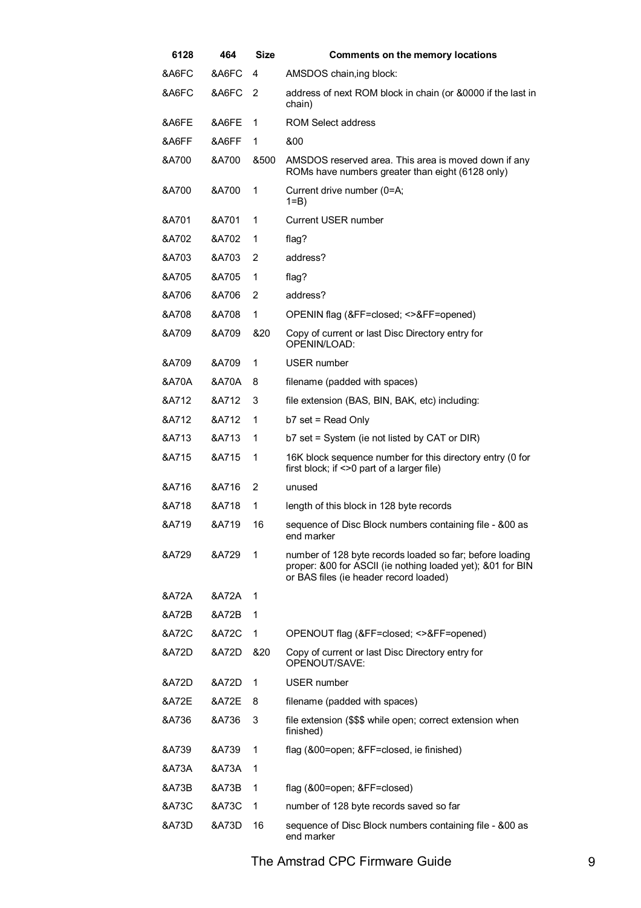| 6128 | 464 | Size | Comments on the memory locations |
|---|---|---|---|
| &A6FC | &A6FC | 4 | AMSDOS chain,ing block: |
| &A6FC | &A6FC | 2 | address of next ROM block in chain (or &0000 if the last in chain) |
| &A6FE | &A6FE | 1 | ROM Select address |
| &A6FF | &A6FF | 1 | &00 |
| &A700 | &A700 | &500 | AMSDOS reserved area. This area is moved down if any ROMs have numbers greater than eight (6128 only) |
| &A700 | &A700 | 1 | Current drive number (0=A; 1=B) |
| &A701 | &A701 | 1 | Current USER number |
| &A702 | &A702 | 1 | flag? |
| &A703 | &A703 | 2 | address? |
| &A705 | &A705 | 1 | flag? |
| &A706 | &A706 | 2 | address? |
| &A708 | &A708 | 1 | OPENIN flag (&FF=closed; <>&FF=opened) |
| &A709 | &A709 | &20 | Copy of current or last Disc Directory entry for OPENIN/LOAD: |
| &A709 | &A709 | 1 | USER number |
| &A70A | &A70A | 8 | filename (padded with spaces) |
| &A712 | &A712 | 3 | file extension (BAS, BIN, BAK, etc) including: |
| &A712 | &A712 | 1 | b7 set = Read Only |
| &A713 | &A713 | 1 | b7 set = System (ie not listed by CAT or DIR) |
| &A715 | &A715 | 1 | 16K block sequence number for this directory entry (0 for first block; if <>0 part of a larger file) |
| &A716 | &A716 | 2 | unused |
| &A718 | &A718 | 1 | length of this block in 128 byte records |
| &A719 | &A719 | 16 | sequence of Disc Block numbers containing file - &00 as end marker |
| &A729 | &A729 | 1 | number of 128 byte records loaded so far; before loading proper: &00 for ASCII (ie nothing loaded yet); &01 for BIN or BAS files (ie header record loaded) |
| &A72A | &A72A | 1 | |
| &A72B | &A72B | 1 | |
| &A72C | &A72C | 1 | OPENOUT flag (&FF=closed; <>&FF=opened) |
| &A72D | &A72D | &20 | Copy of current or last Disc Directory entry for OPENOUT/SAVE: |
| &A72D | &A72D | 1 | USER number |
| &A72E | &A72E | 8 | filename (padded with spaces) |
| &A736 | &A736 | 3 | file extension ($$$ while open; correct extension when finished) |
| &A739 | &A739 | 1 | flag (&00=open; &FF=closed, ie finished) |
| &A73A | &A73A | 1 | |
| &A73B | &A73B | 1 | flag (&00=open; &FF=closed) |
| &A73C | &A73C | 1 | number of 128 byte records saved so far |
| &A73D | &A73D | 16 | sequence of Disc Block numbers containing file - &00 as end marker |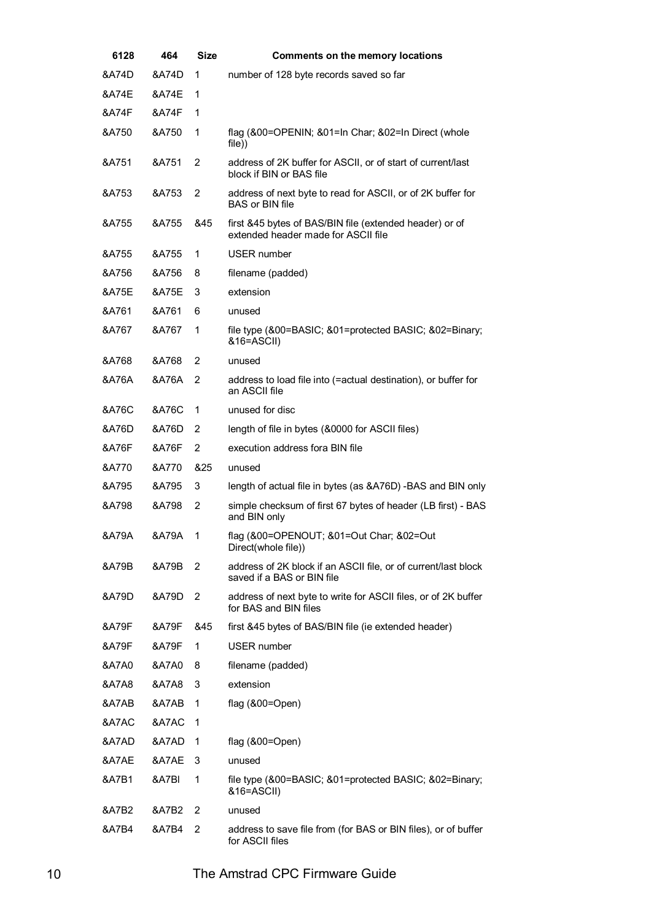| 6128 | 464 | Size | Comments on the memory locations |
|---|---|---|---|
| &A74D | &A74D | 1 | number of 128 byte records saved so far |
| &A74E | &A74E | 1 | |
| &A74F | &A74F | 1 | |
| &A750 | &A750 | 1 | flag (&00=OPENIN; &01=In Char; &02=In Direct (whole file)) |
| &A751 | &A751 | 2 | address of 2K buffer for ASCII, or of start of current/last block if BIN or BAS file |
| &A753 | &A753 | 2 | address of next byte to read for ASCII, or of 2K buffer for BAS or BIN file |
| &A755 | &A755 | &45 | first &45 bytes of BAS/BIN file (extended header) or of extended header made for ASCII file |
| &A755 | &A755 | 1 | USER number |
| &A756 | &A756 | 8 | filename (padded) |
| &A75E | &A75E | 3 | extension |
| &A761 | &A761 | 6 | unused |
| &A767 | &A767 | 1 | file type (&00=BASIC; &01=protected BASIC; &02=Binary; &16=ASCII) |
| &A768 | &A768 | 2 | unused |
| &A76A | &A76A | 2 | address to load file into (=actual destination), or buffer for an ASCII file |
| &A76C | &A76C | 1 | unused for disc |
| &A76D | &A76D | 2 | length of file in bytes (&0000 for ASCII files) |
| &A76F | &A76F | 2 | execution address fora BIN file |
| &A770 | &A770 | &25 | unused |
| &A795 | &A795 | 3 | length of actual file in bytes (as &A76D) -BAS and BIN only |
| &A798 | &A798 | 2 | simple checksum of first 67 bytes of header (LB first) - BAS and BIN only |
| &A79A | &A79A | 1 | flag (&00=OPENOUT; &01=Out Char; &02=Out Direct(whole file)) |
| &A79B | &A79B | 2 | address of 2K block if an ASCII file, or of current/last block saved if a BAS or BIN file |
| &A79D | &A79D | 2 | address of next byte to write for ASCII files, or of 2K buffer for BAS and BIN files |
| &A79F | &A79F | &45 | first &45 bytes of BAS/BIN file (ie extended header) |
| &A79F | &A79F | 1 | USER number |
| &A7A0 | &A7A0 | 8 | filename (padded) |
| &A7A8 | &A7A8 | 3 | extension |
| &A7AB | &A7AB | 1 | flag (&00=Open) |
| &A7AC | &A7AC | 1 | |
| &A7AD | &A7AD | 1 | flag (&00=Open) |
| &A7AE | &A7AE | 3 | unused |
| &A7B1 | &A7Bl | 1 | file type (&00=BASIC; &01=protected BASIC; &02=Binary; &16=ASCII) |
| &A7B2 | &A7B2 | 2 | unused |
| &A7B4 | &A7B4 | 2 | address to save file from (for BAS or BIN files), or of buffer for ASCII files |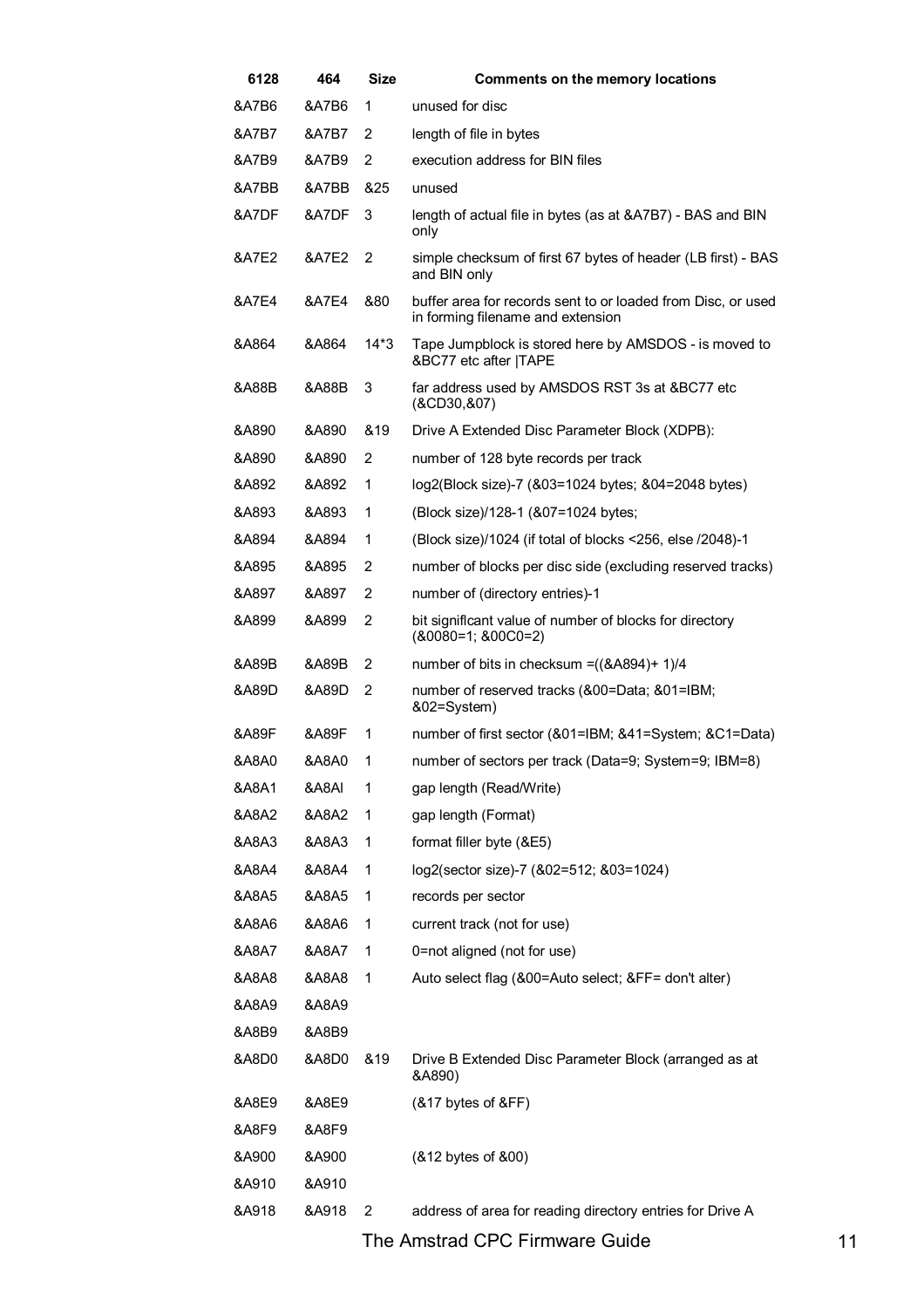| 6128 | 464 | Size | Comments on the memory locations |
|---|---|---|---|
| &A7B6 | &A7B6 | 1 | unused for disc |
| &A7B7 | &A7B7 | 2 | length of file in bytes |
| &A7B9 | &A7B9 | 2 | execution address for BIN files |
| &A7BB | &A7BB | &25 | unused |
| &A7DF | &A7DF | 3 | length of actual file in bytes (as at &A7B7) - BAS and BIN only |
| &A7E2 | &A7E2 | 2 | simple checksum of first 67 bytes of header (LB first) - BAS and BIN only |
| &A7E4 | &A7E4 | &80 | buffer area for records sent to or loaded from Disc, or used in forming filename and extension |
| &A864 | &A864 | 14*3 | Tape Jumpblock is stored here by AMSDOS - is moved to &BC77 etc after \|TAPE |
| &A88B | &A88B | 3 | far address used by AMSDOS RST 3s at &BC77 etc (&CD30,&07) |
| &A890 | &A890 | &19 | Drive A Extended Disc Parameter Block (XDPB): |
| &A890 | &A890 | 2 | number of 128 byte records per track |
| &A892 | &A892 | 1 | log2(Block size)-7 (&03=1024 bytes; &04=2048 bytes) |
| &A893 | &A893 | 1 | (Block size)/128-1 (&07=1024 bytes; |
| &A894 | &A894 | 1 | (Block size)/1024 (if total of blocks <256, else /2048)-1 |
| &A895 | &A895 | 2 | number of blocks per disc side (excluding reserved tracks) |
| &A897 | &A897 | 2 | number of (directory entries)-1 |
| &A899 | &A899 | 2 | bit significant value of number of blocks for directory (&0080=1; &00C0=2) |
| &A89B | &A89B | 2 | number of bits in checksum =((&A894)+ 1)/4 |
| &A89D | &A89D | 2 | number of reserved tracks (&00=Data; &01=IBM; &02=System) |
| &A89F | &A89F | 1 | number of first sector (&01=IBM; &41=System; &C1=Data) |
| &A8A0 | &A8A0 | 1 | number of sectors per track (Data=9; System=9; IBM=8) |
| &A8A1 | &A8Al | 1 | gap length (Read/Write) |
| &A8A2 | &A8A2 | 1 | gap length (Format) |
| &A8A3 | &A8A3 | 1 | format filler byte (&E5) |
| &A8A4 | &A8A4 | 1 | log2(sector size)-7 (&02=512; &03=1024) |
| &A8A5 | &A8A5 | 1 | records per sector |
| &A8A6 | &A8A6 | 1 | current track (not for use) |
| &A8A7 | &A8A7 | 1 | 0=not aligned (not for use) |
| &A8A8 | &A8A8 | 1 | Auto select flag (&00=Auto select; &FF= don't alter) |
| &A8A9 | &A8A9 | | |
| &A8B9 | &A8B9 | | |
| &A8D0 | &A8D0 | &19 | Drive B Extended Disc Parameter Block (arranged as at &A890) |
| &A8E9 | &A8E9 | | (&17 bytes of &FF) |
| &A8F9 | &A8F9 | | |
| &A900 | &A900 | | (&12 bytes of &00) |
| &A910 | &A910 | | |
| &A918 | &A918 | 2 | address of area for reading directory entries for Drive A |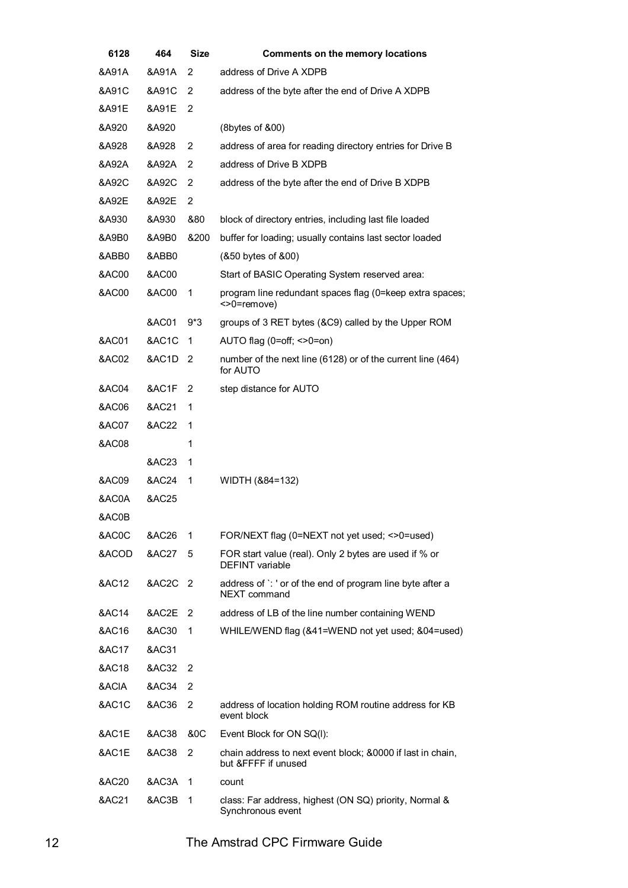| 6128 | 464 | Size | Comments on the memory locations |
|---|---|---|---|
| &A91A | &A91A | 2 | address of Drive A XDPB |
| &A91C | &A91C | 2 | address of the byte after the end of Drive A XDPB |
| &A91E | &A91E | 2 | |
| &A920 | &A920 | | (8bytes of &00) |
| &A928 | &A928 | 2 | address of area for reading directory entries for Drive B |
| &A92A | &A92A | 2 | address of Drive B XDPB |
| &A92C | &A92C | 2 | address of the byte after the end of Drive B XDPB |
| &A92E | &A92E | 2 | |
| &A930 | &A930 | &80 | block of directory entries, including last file loaded |
| &A9B0 | &A9B0 | &200 | buffer for loading; usually contains last sector loaded |
| &ABB0 | &ABB0 | | (&50 bytes of &00) |
| &AC00 | &AC00 | | Start of BASIC Operating System reserved area: |
| &AC00 | &AC00 | 1 | program line redundant spaces flag (0=keep extra spaces; <>0=remove) |
| | &AC01 | 9*3 | groups of 3 RET bytes (&C9) called by the Upper ROM |
| &AC01 | &AC1C | 1 | AUTO flag (0=off; <>0=on) |
| &AC02 | &AC1D | 2 | number of the next line (6128) or of the current line (464) for AUTO |
| &AC04 | &AC1F | 2 | step distance for AUTO |
| &AC06 | &AC21 | 1 | |
| &AC07 | &AC22 | 1 | |
| &AC08 | | 1 | |
| | &AC23 | 1 | |
| &AC09 | &AC24 | 1 | WIDTH (&84=132) |
| &AC0A | &AC25 | | |
| &AC0B | | | |
| &AC0C | &AC26 | 1 | FOR/NEXT flag (0=NEXT not yet used; <>0=used) |
| &ACOD | &AC27 | 5 | FOR start value (real). Only 2 bytes are used if % or DEFINT variable |
| &AC12 | &AC2C | 2 | address of `: ' or of the end of program line byte after a NEXT command |
| &AC14 | &AC2E | 2 | address of LB of the line number containing WEND |
| &AC16 | &AC30 | 1 | WHILE/WEND flag (&41=WEND not yet used; &04=used) |
| &AC17 | &AC31 | | |
| &AC18 | &AC32 | 2 | |
| &ACIA | &AC34 | 2 | |
| &AC1C | &AC36 | 2 | address of location holding ROM routine address for KB event block |
| &AC1E | &AC38 | &0C | Event Block for ON SQ(l): |
| &AC1E | &AC38 | 2 | chain address to next event block; &0000 if last in chain, but &FFFF if unused |
| &AC20 | &AC3A | 1 | count |
| &AC21 | &AC3B | 1 | class: Far address, highest (ON SQ) priority, Normal & Synchronous event |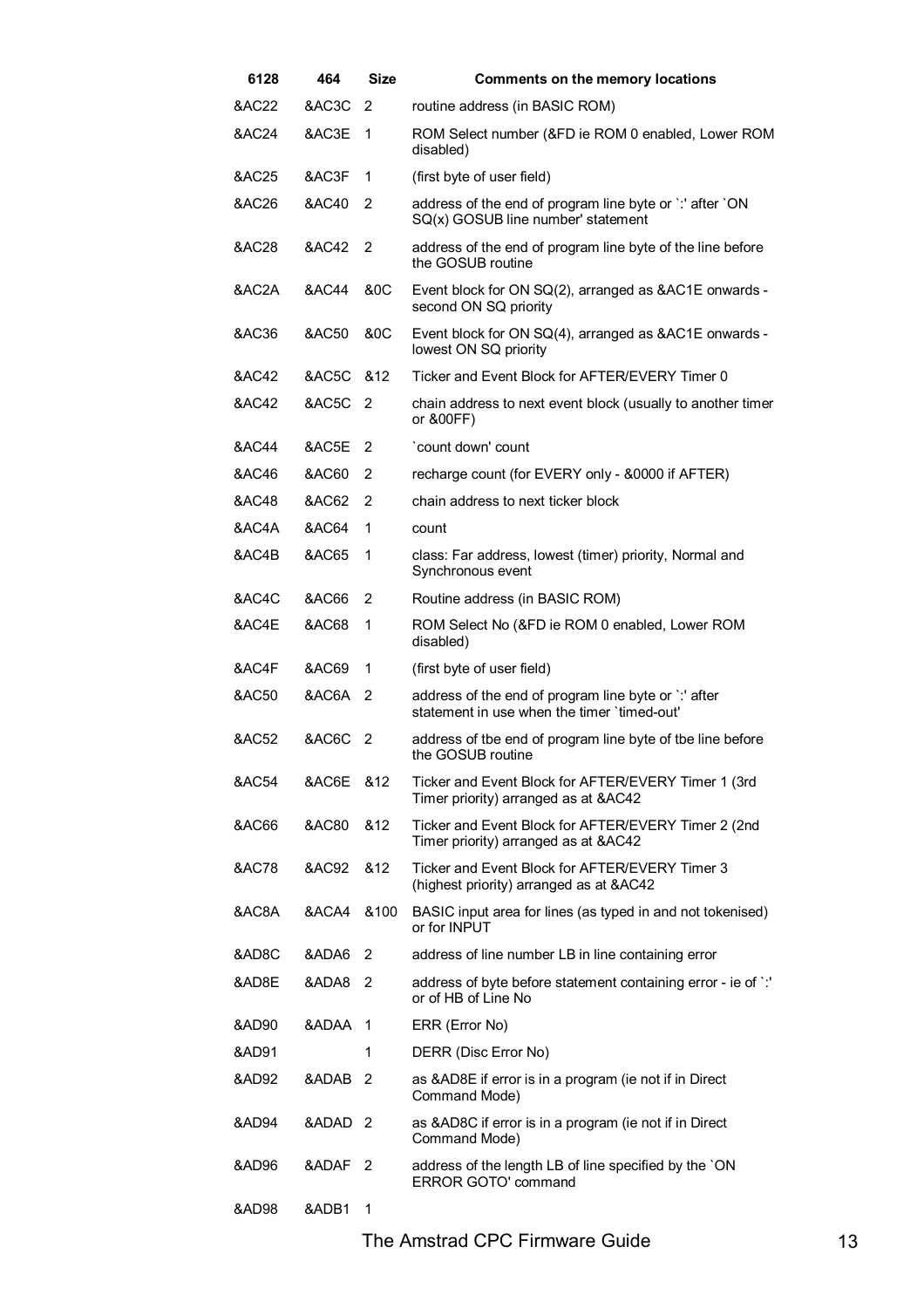| 6128 | 464 | Size | Comments on the memory locations |
|---|---|---|---|
| &AC22 | &AC3C | 2 | routine address (in BASIC ROM) |
| &AC24 | &AC3E | 1 | ROM Select number (&FD ie ROM 0 enabled, Lower ROM disabled) |
| &AC25 | &AC3F | 1 | (first byte of user field) |
| &AC26 | &AC40 | 2 | address of the end of program line byte or `:' after `ON SQ(x) GOSUB line number' statement |
| &AC28 | &AC42 | 2 | address of the end of program line byte of the line before the GOSUB routine |
| &AC2A | &AC44 | &0C | Event block for ON SQ(2), arranged as &AC1E onwards - second ON SQ priority |
| &AC36 | &AC50 | &0C | Event block for ON SQ(4), arranged as &AC1E onwards - lowest ON SQ priority |
| &AC42 | &AC5C | &12 | Ticker and Event Block for AFTER/EVERY Timer 0 |
| &AC42 | &AC5C | 2 | chain address to next event block (usually to another timer or &00FF) |
| &AC44 | &AC5E | 2 | `count down' count |
| &AC46 | &AC60 | 2 | recharge count (for EVERY only - &0000 if AFTER) |
| &AC48 | &AC62 | 2 | chain address to next ticker block |
| &AC4A | &AC64 | 1 | count |
| &AC4B | &AC65 | 1 | class: Far address, lowest (timer) priority, Normal and Synchronous event |
| &AC4C | &AC66 | 2 | Routine address (in BASIC ROM) |
| &AC4E | &AC68 | 1 | ROM Select No (&FD ie ROM 0 enabled, Lower ROM disabled) |
| &AC4F | &AC69 | 1 | (first byte of user field) |
| &AC50 | &AC6A | 2 | address of the end of program line byte or `:' after statement in use when the timer `timed-out' |
| &AC52 | &AC6C | 2 | address of tbe end of program line byte of tbe line before the GOSUB routine |
| &AC54 | &AC6E | &12 | Ticker and Event Block for AFTER/EVERY Timer 1 (3rd Timer priority) arranged as at &AC42 |
| &AC66 | &AC80 | &12 | Ticker and Event Block for AFTER/EVERY Timer 2 (2nd Timer priority) arranged as at &AC42 |
| &AC78 | &AC92 | &12 | Ticker and Event Block for AFTER/EVERY Timer 3 (highest priority) arranged as at &AC42 |
| &AC8A | &ACA4 | &100 | BASIC input area for lines (as typed in and not tokenised) or for INPUT |
| &AD8C | &ADA6 | 2 | address of line number LB in line containing error |
| &AD8E | &ADA8 | 2 | address of byte before statement containing error - ie of `:' or of HB of Line No |
| &AD90 | &ADAA | 1 | ERR (Error No) |
| &AD91 | | 1 | DERR (Disc Error No) |
| &AD92 | &ADAB | 2 | as &AD8E if error is in a program (ie not if in Direct Command Mode) |
| &AD94 | &ADAD | 2 | as &AD8C if error is in a program (ie not if in Direct Command Mode) |
| &AD96 | &ADAF | 2 | address of the length LB of line specified by the `ON ERROR GOTO' command |
| &AD98 | &ADB1 | 1 | |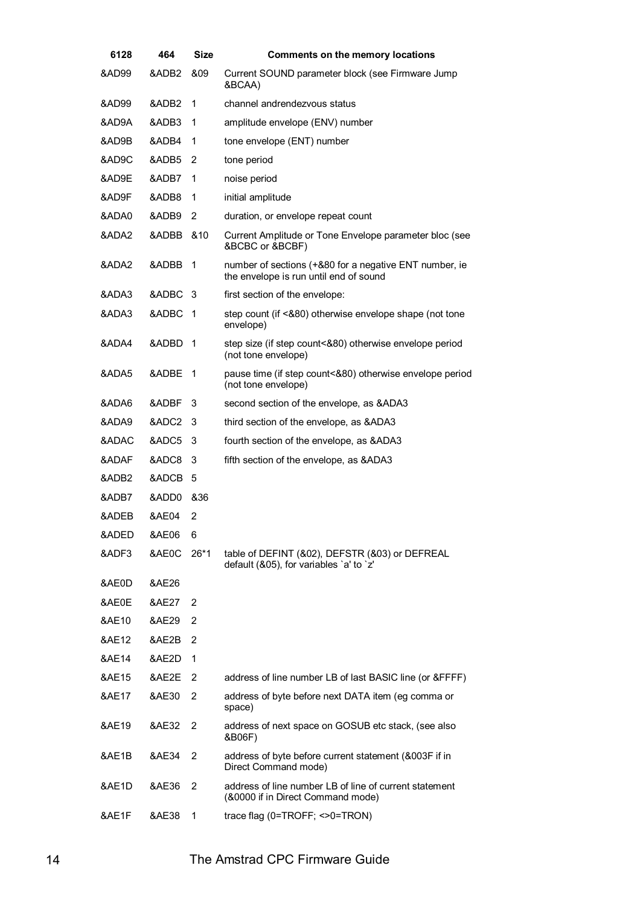| 6128 | 464 | Size | Comments on the memory locations |
|---|---|---|---|
| &AD99 | &ADB2 | &09 | Current SOUND parameter block (see Firmware Jump &BCAA) |
| &AD99 | &ADB2 | 1 | channel andrendezvous status |
| &AD9A | &ADB3 | 1 | amplitude envelope (ENV) number |
| &AD9B | &ADB4 | 1 | tone envelope (ENT) number |
| &AD9C | &ADB5 | 2 | tone period |
| &AD9E | &ADB7 | 1 | noise period |
| &AD9F | &ADB8 | 1 | initial amplitude |
| &ADA0 | &ADB9 | 2 | duration, or envelope repeat count |
| &ADA2 | &ADBB | &10 | Current Amplitude or Tone Envelope parameter bloc (see &BCBC or &BCBF) |
| &ADA2 | &ADBB | 1 | number of sections (+&80 for a negative ENT number, ie the envelope is run until end of sound |
| &ADA3 | &ADBC | 3 | first section of the envelope: |
| &ADA3 | &ADBC | 1 | step count (if <&80) otherwise envelope shape (not tone envelope) |
| &ADA4 | &ADBD | 1 | step size (if step count<&80) otherwise envelope period (not tone envelope) |
| &ADA5 | &ADBE | 1 | pause time (if step count<&80) otherwise envelope period (not tone envelope) |
| &ADA6 | &ADBF | 3 | second section of the envelope, as &ADA3 |
| &ADA9 | &ADC2 | 3 | third section of the envelope, as &ADA3 |
| &ADAC | &ADC5 | 3 | fourth section of the envelope, as &ADA3 |
| &ADAF | &ADC8 | 3 | fifth section of the envelope, as &ADA3 |
| &ADB2 | &ADCB | 5 | |
| &ADB7 | &ADD0 | &36 | |
| &ADEB | &AE04 | 2 | |
| &ADED | &AE06 | 6 | |
| &ADF3 | &AE0C | 26*1 | table of DEFINT (&02), DEFSTR (&03) or DEFREAL default (&05), for variables `a' to `z' |
| &AE0D | &AE26 | | |
| &AE0E | &AE27 | 2 | |
| &AE10 | &AE29 | 2 | |
| &AE12 | &AE2B | 2 | |
| &AE14 | &AE2D | 1 | |
| &AE15 | &AE2E | 2 | address of line number LB of last BASIC line (or &FFFF) |
| &AE17 | &AE30 | 2 | address of byte before next DATA item (eg comma or space) |
| &AE19 | &AE32 | 2 | address of next space on GOSUB etc stack, (see also &B06F) |
| &AE1B | &AE34 | 2 | address of byte before current statement (&003F if in Direct Command mode) |
| &AE1D | &AE36 | 2 | address of line number LB of line of current statement (&0000 if in Direct Command mode) |
| &AE1F | &AE38 | 1 | trace flag (0=TROFF; <>0=TRON) |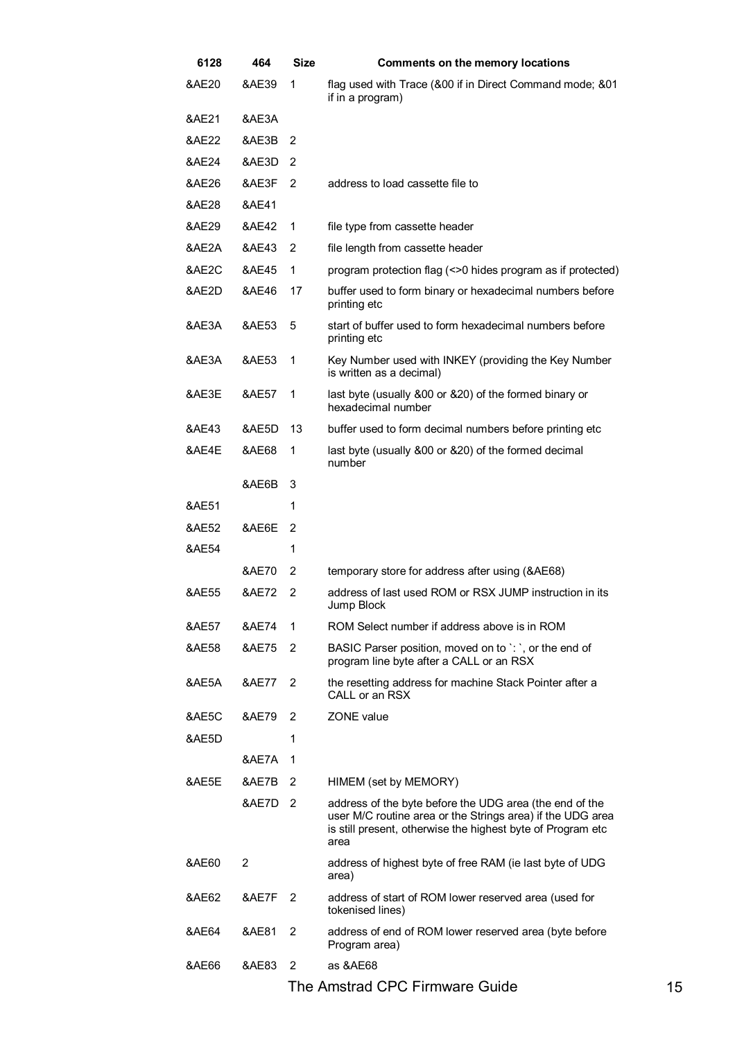| 6128 | 464 | Size | Comments on the memory locations |
|---|---|---|---|
| &AE20 | &AE39 | 1 | flag used with Trace (&00 if in Direct Command mode; &01 if in a program) |
| &AE21 | &AE3A | | |
| &AE22 | &AE3B | 2 | |
| &AE24 | &AE3D | 2 | |
| &AE26 | &AE3F | 2 | address to load cassette file to |
| &AE28 | &AE41 | | |
| &AE29 | &AE42 | 1 | file type from cassette header |
| &AE2A | &AE43 | 2 | file length from cassette header |
| &AE2C | &AE45 | 1 | program protection flag (<>0 hides program as if protected) |
| &AE2D | &AE46 | 17 | buffer used to form binary or hexadecimal numbers before printing etc |
| &AE3A | &AE53 | 5 | start of buffer used to form hexadecimal numbers before printing etc |
| &AE3A | &AE53 | 1 | Key Number used with INKEY (providing the Key Number is written as a decimal) |
| &AE3E | &AE57 | 1 | last byte (usually &00 or &20) of the formed binary or hexadecimal number |
| &AE43 | &AE5D | 13 | buffer used to form decimal numbers before printing etc |
| &AE4E | &AE68 | 1 | last byte (usually &00 or &20) of the formed decimal number |
| | &AE6B | 3 | |
| &AE51 | | 1 | |
| &AE52 | &AE6E | 2 | |
| &AE54 | | 1 | |
| | &AE70 | 2 | temporary store for address after using (&AE68) |
| &AE55 | &AE72 | 2 | address of last used ROM or RSX JUMP instruction in its Jump Block |
| &AE57 | &AE74 | 1 | ROM Select number if address above is in ROM |
| &AE58 | &AE75 | 2 | BASIC Parser position, moved on to `:`, or the end of program line byte after a CALL or an RSX |
| &AE5A | &AE77 | 2 | the resetting address for machine Stack Pointer after a CALL or an RSX |
| &AE5C | &AE79 | 2 | ZONE value |
| &AE5D | | 1 | |
| | &AE7A | 1 | |
| &AE5E | &AE7B | 2 | HIMEM (set by MEMORY) |
| | &AE7D | 2 | address of the byte before the UDG area (the end of the user M/C routine area or the Strings area) if the UDG area is still present, otherwise the highest byte of Program etc area |
| &AE60 | 2 | | address of highest byte of free RAM (ie last byte of UDG area) |
| &AE62 | &AE7F | 2 | address of start of ROM lower reserved area (used for tokenised lines) |
| &AE64 | &AE81 | 2 | address of end of ROM lower reserved area (byte before Program area) |
| &AE66 | &AE83 | 2 | as &AE68 |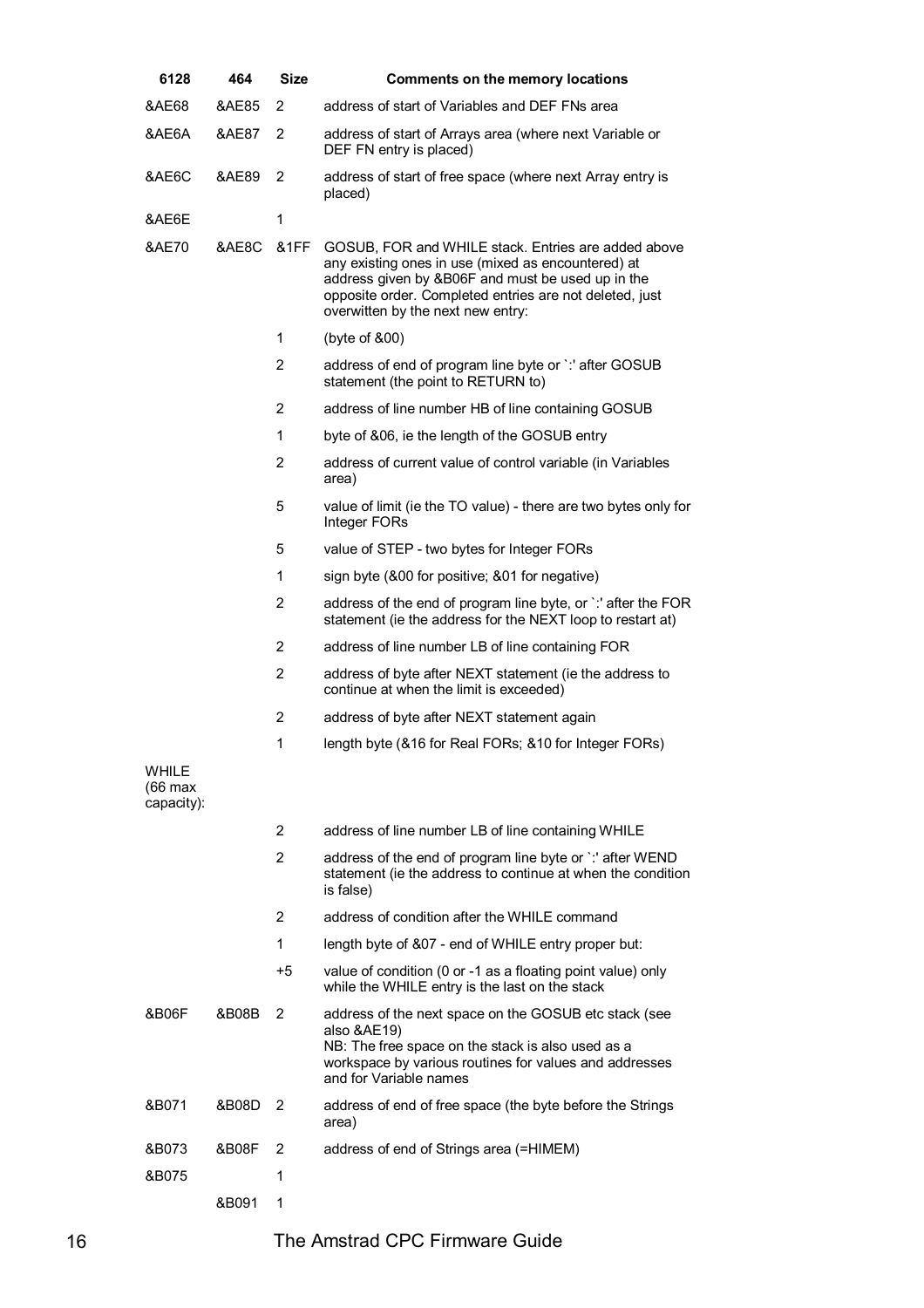| 6128 | 464 | Size | Comments on the memory locations |
| --- | --- | --- | --- |
| &AE68 | &AE85 | 2 | address of start of Variables and DEF FNs area |
| &AE6A | &AE87 | 2 | address of start of Arrays area (where next Variable or DEF FN entry is placed) |
| &AE6C | &AE89 | 2 | address of start of free space (where next Array entry is placed) |
| &AE6E | | 1 | |
| &AE70 | &AE8C | &1FF | GOSUB, FOR and WHILE stack. Entries are added above any existing ones in use (mixed as encountered) at address given by &B06F and must be used up in the opposite order. Completed entries are not deleted, just overwritten by the next new entry: |
| | | 1 | (byte of &00) |
| | | 2 | address of end of program line byte or `:' after GOSUB statement (the point to RETURN to) |
| | | 2 | address of line number HB of line containing GOSUB |
| | | 1 | byte of &06, ie the length of the GOSUB entry |
| | | 2 | address of current value of control variable (in Variables area) |
| | | 5 | value of limit (ie the TO value) - there are two bytes only for Integer FORs |
| | | 5 | value of STEP - two bytes for Integer FORs |
| | | 1 | sign byte (&00 for positive; &01 for negative) |
| | | 2 | address of the end of program line byte, or `:' after the FOR statement (ie the address for the NEXT loop to restart at) |
| | | 2 | address of line number LB of line containing FOR |
| | | 2 | address of byte after NEXT statement (ie the address to continue at when the limit is exceeded) |
| | | 2 | address of byte after NEXT statement again |
| | | 1 | length byte (&16 for Real FORs; &10 for Integer FORs) |
| WHILE (66 max capacity): | | | |
| | | 2 | address of line number LB of line containing WHILE |
| | | 2 | address of the end of program line byte or `:' after WEND statement (ie the address to continue at when the condition is false) |
| | | 2 | address of condition after the WHILE command |
| | | 1 | length byte of &07 - end of WHILE entry proper but: |
| | | +5 | value of condition (0 or -1 as a floating point value) only while the WHILE entry is the last on the stack |
| &B06F | &B08B | 2 | address of the next space on the GOSUB etc stack (see also &AE19)<br>NB: The free space on the stack is also used as a workspace by various routines for values and addresses and for Variable names |
| &B071 | &B08D | 2 | address of end of free space (the byte before the Strings area) |
| &B073 | &B08F | 2 | address of end of Strings area (=HIMEM) |
| &B075 | | 1 | |
| | &B091 | 1 | |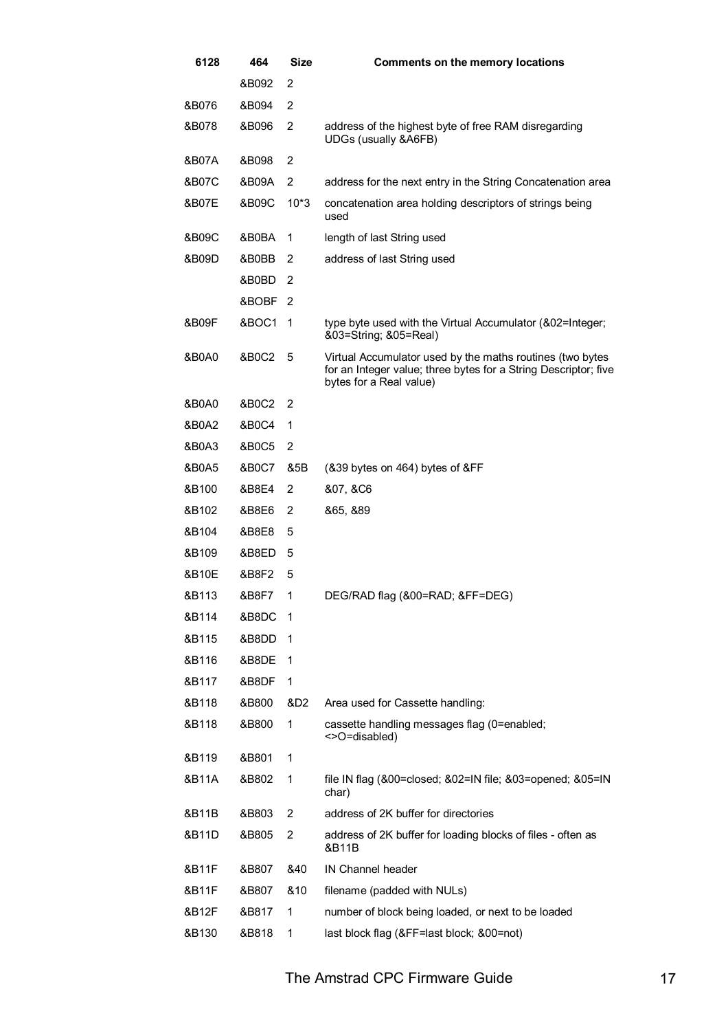| 6128 | 464 | Size | Comments on the memory locations |
|---|---|---|---|
| | &B092 | 2 | |
| &B076 | &B094 | 2 | |
| &B078 | &B096 | 2 | address of the highest byte of free RAM disregarding UDGs (usually &A6FB) |
| &B07A | &B098 | 2 | |
| &B07C | &B09A | 2 | address for the next entry in the String Concatenation area |
| &B07E | &B09C | 10*3 | concatenation area holding descriptors of strings being used |
| &B09C | &B0BA | 1 | length of last String used |
| &B09D | &B0BB | 2 | address of last String used |
| | &B0BD | 2 | |
| | &BOBF | 2 | |
| &B09F | &BOC1 | 1 | type byte used with the Virtual Accumulator (&02=Integer; &03=String; &05=Real) |
| &B0A0 | &B0C2 | 5 | Virtual Accumulator used by the maths routines (two bytes for an Integer value; three bytes for a String Descriptor; five bytes for a Real value) |
| &B0A0 | &B0C2 | 2 | |
| &B0A2 | &B0C4 | 1 | |
| &B0A3 | &B0C5 | 2 | |
| &B0A5 | &B0C7 | &5B | (&39 bytes on 464) bytes of &FF |
| &B100 | &B8E4 | 2 | &07, &C6 |
| &B102 | &B8E6 | 2 | &65, &89 |
| &B104 | &B8E8 | 5 | |
| &B109 | &B8ED | 5 | |
| &B10E | &B8F2 | 5 | |
| &B113 | &B8F7 | 1 | DEG/RAD flag (&00=RAD; &FF=DEG) |
| &B114 | &B8DC | 1 | |
| &B115 | &B8DD | 1 | |
| &B116 | &B8DE | 1 | |
| &B117 | &B8DF | 1 | |
| &B118 | &B800 | &D2 | Area used for Cassette handling: |
| &B118 | &B800 | 1 | cassette handling messages flag (0=enabled; <>O=disabled) |
| &B119 | &B801 | 1 | |
| &B11A | &B802 | 1 | file IN flag (&00=closed; &02=IN file; &03=opened; &05=IN char) |
| &B11B | &B803 | 2 | address of 2K buffer for directories |
| &B11D | &B805 | 2 | address of 2K buffer for loading blocks of files - often as &B11B |
| &B11F | &B807 | &40 | IN Channel header |
| &B11F | &B807 | &10 | filename (padded with NULs) |
| &B12F | &B817 | 1 | number of block being loaded, or next to be loaded |
| &B130 | &B818 | 1 | last block flag (&FF=last block; &00=not) |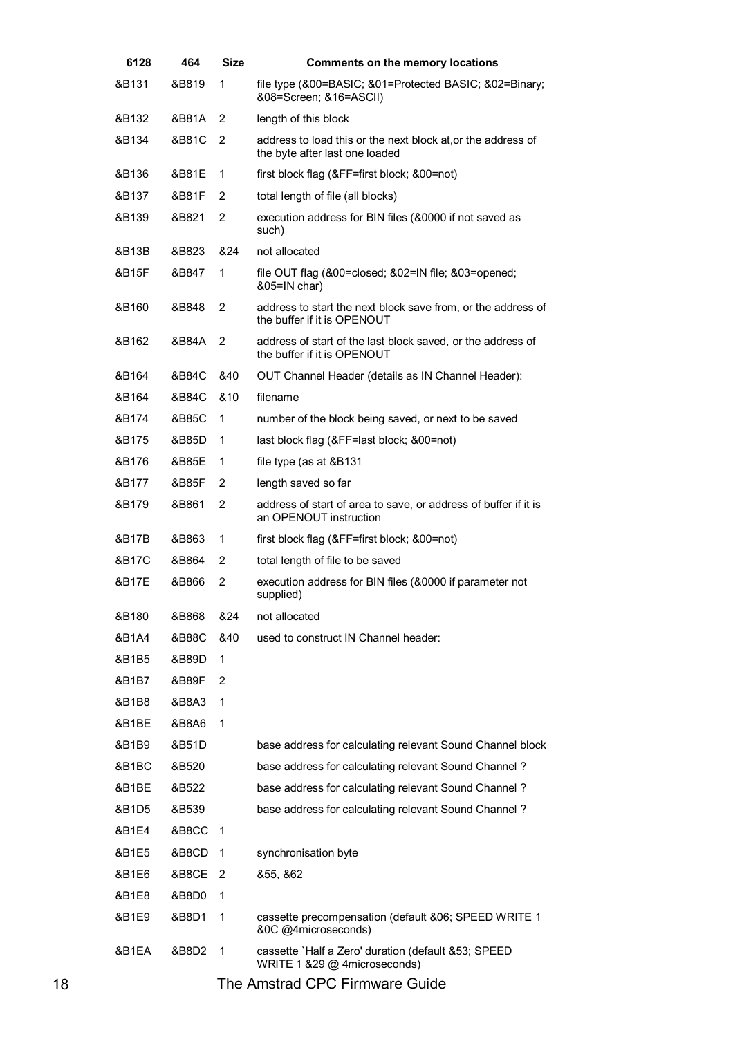| 6128 | 464 | Size | Comments on the memory locations |
|---|---|---|---|
| &B131 | &B819 | 1 | file type (&00=BASIC; &01=Protected BASIC; &02=Binary; &08=Screen; &16=ASCII) |
| &B132 | &B81A | 2 | length of this block |
| &B134 | &B81C | 2 | address to load this or the next block at,or the address of the byte after last one loaded |
| &B136 | &B81E | 1 | first block flag (&FF=first block; &00=not) |
| &B137 | &B81F | 2 | total length of file (all blocks) |
| &B139 | &B821 | 2 | execution address for BIN files (&0000 if not saved as such) |
| &B13B | &B823 | &24 | not allocated |
| &B15F | &B847 | 1 | file OUT flag (&00=closed; &02=IN file; &03=opened; &05=IN char) |
| &B160 | &B848 | 2 | address to start the next block save from, or the address of the buffer if it is OPENOUT |
| &B162 | &B84A | 2 | address of start of the last block saved, or the address of the buffer if it is OPENOUT |
| &B164 | &B84C | &40 | OUT Channel Header (details as IN Channel Header): |
| &B164 | &B84C | &10 | filename |
| &B174 | &B85C | 1 | number of the block being saved, or next to be saved |
| &B175 | &B85D | 1 | last block flag (&FF=last block; &00=not) |
| &B176 | &B85E | 1 | file type (as at &B131 |
| &B177 | &B85F | 2 | length saved so far |
| &B179 | &B861 | 2 | address of start of area to save, or address of buffer if it is an OPENOUT instruction |
| &B17B | &B863 | 1 | first block flag (&FF=first block; &00=not) |
| &B17C | &B864 | 2 | total length of file to be saved |
| &B17E | &B866 | 2 | execution address for BIN files (&0000 if parameter not supplied) |
| &B180 | &B868 | &24 | not allocated |
| &B1A4 | &B88C | &40 | used to construct IN Channel header: |
| &B1B5 | &B89D | 1 | |
| &B1B7 | &B89F | 2 | |
| &B1B8 | &B8A3 | 1 | |
| &B1BE | &B8A6 | 1 | |
| &B1B9 | &B51D | | base address for calculating relevant Sound Channel block |
| &B1BC | &B520 | | base address for calculating relevant Sound Channel ? |
| &B1BE | &B522 | | base address for calculating relevant Sound Channel ? |
| &B1D5 | &B539 | | base address for calculating relevant Sound Channel ? |
| &B1E4 | &B8CC | 1 | |
| &B1E5 | &B8CD | 1 | synchronisation byte |
| &B1E6 | &B8CE | 2 | &55, &62 |
| &B1E8 | &B8D0 | 1 | |
| &B1E9 | &B8D1 | 1 | cassette precompensation (default &06; SPEED WRITE 1 &0C @4microseconds) |
| &B1EA | &B8D2 | 1 | cassette `Half a Zero' duration (default &53; SPEED WRITE 1 &29 @ 4microseconds) |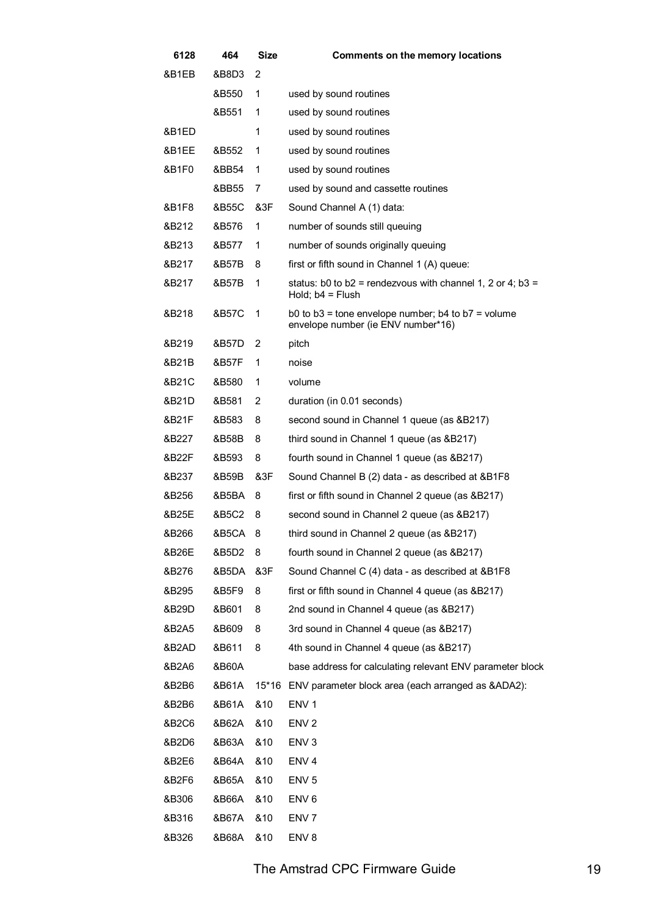| 6128 | 464 | Size | Comments on the memory locations |
|---|---|---|---|
| &B1EB | &B8D3 | 2 | |
| | &B550 | 1 | used by sound routines |
| | &B551 | 1 | used by sound routines |
| &B1ED | | 1 | used by sound routines |
| &B1EE | &B552 | 1 | used by sound routines |
| &B1F0 | &BB54 | 1 | used by sound routines |
| | &BB55 | 7 | used by sound and cassette routines |
| &B1F8 | &B55C | &3F | Sound Channel A (1) data: |
| &B212 | &B576 | 1 | number of sounds still queuing |
| &B213 | &B577 | 1 | number of sounds originally queuing |
| &B217 | &B57B | 8 | first or fifth sound in Channel 1 (A) queue: |
| &B217 | &B57B | 1 | status: b0 to b2 = rendezvous with channel 1, 2 or 4; b3 = Hold; b4 = Flush |
| &B218 | &B57C | 1 | b0 to b3 = tone envelope number; b4 to b7 = volume envelope number (ie ENV number*16) |
| &B219 | &B57D | 2 | pitch |
| &B21B | &B57F | 1 | noise |
| &B21C | &B580 | 1 | volume |
| &B21D | &B581 | 2 | duration (in 0.01 seconds) |
| &B21F | &B583 | 8 | second sound in Channel 1 queue (as &B217) |
| &B227 | &B58B | 8 | third sound in Channel 1 queue (as &B217) |
| &B22F | &B593 | 8 | fourth sound in Channel 1 queue (as &B217) |
| &B237 | &B59B | &3F | Sound Channel B (2) data - as described at &B1F8 |
| &B256 | &B5BA | 8 | first or fifth sound in Channel 2 queue (as &B217) |
| &B25E | &B5C2 | 8 | second sound in Channel 2 queue (as &B217) |
| &B266 | &B5CA | 8 | third sound in Channel 2 queue (as &B217) |
| &B26E | &B5D2 | 8 | fourth sound in Channel 2 queue (as &B217) |
| &B276 | &B5DA | &3F | Sound Channel C (4) data - as described at &B1F8 |
| &B295 | &B5F9 | 8 | first or fifth sound in Channel 4 queue (as &B217) |
| &B29D | &B601 | 8 | 2nd sound in Channel 4 queue (as &B217) |
| &B2A5 | &B609 | 8 | 3rd sound in Channel 4 queue (as &B217) |
| &B2AD | &B611 | 8 | 4th sound in Channel 4 queue (as &B217) |
| &B2A6 | &B60A | | base address for calculating relevant ENV parameter block |
| &B2B6 | &B61A | 15*16 | ENV parameter block area (each arranged as &ADA2): |
| &B2B6 | &B61A | &10 | ENV 1 |
| &B2C6 | &B62A | &10 | ENV 2 |
| &B2D6 | &B63A | &10 | ENV 3 |
| &B2E6 | &B64A | &10 | ENV 4 |
| &B2F6 | &B65A | &10 | ENV 5 |
| &B306 | &B66A | &10 | ENV 6 |
| &B316 | &B67A | &10 | ENV 7 |
| &B326 | &B68A | &10 | ENV 8 |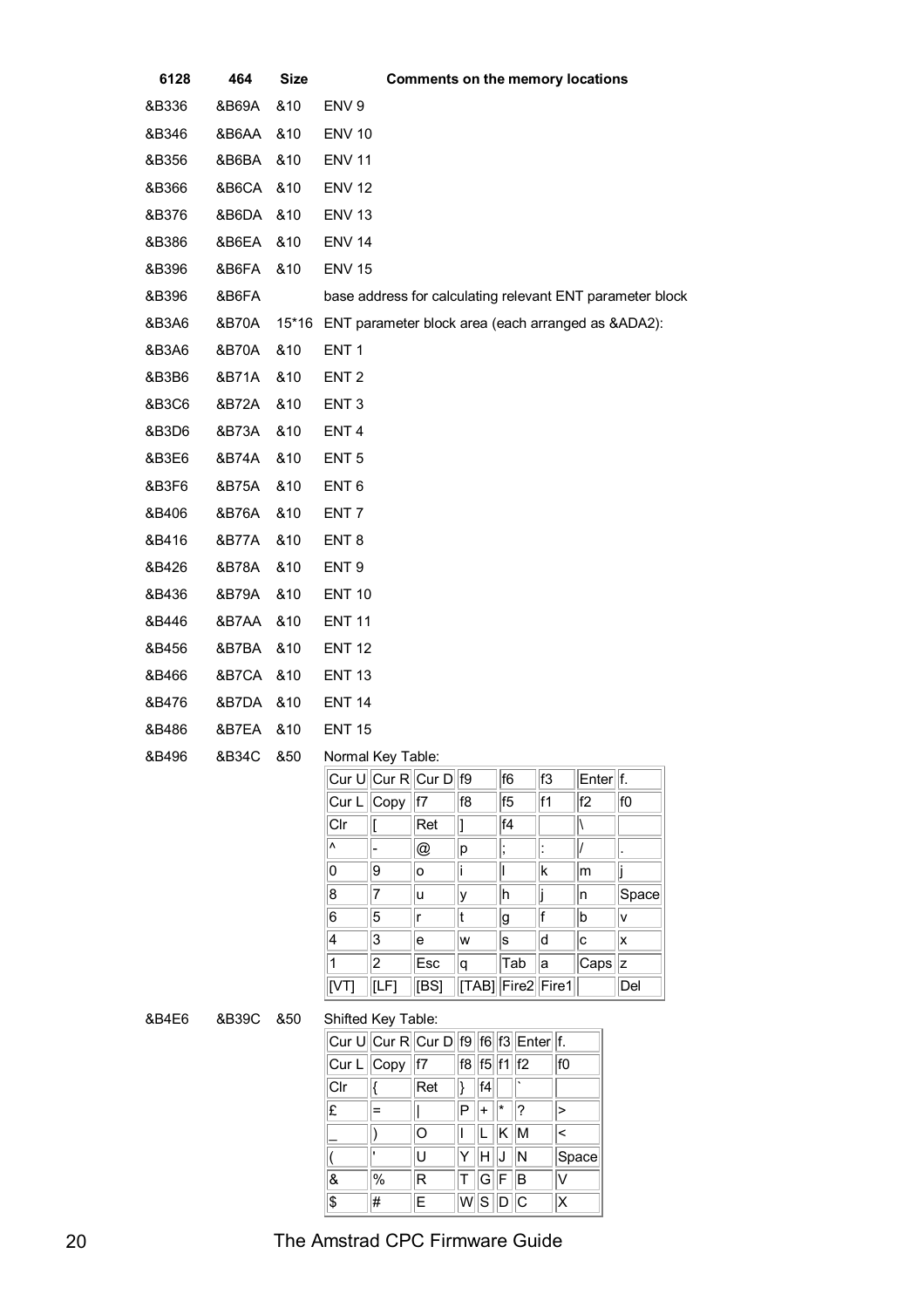| 6128 | 464 | Size | Comments on the memory locations |
|---|---|---|---|
| &B336 | &B69A | &10 | ENV 9 |
| &B346 | &B6AA | &10 | ENV 10 |
| &B356 | &B6BA | &10 | ENV 11 |
| &B366 | &B6CA | &10 | ENV 12 |
| &B376 | &B6DA | &10 | ENV 13 |
| &B386 | &B6EA | &10 | ENV 14 |
| &B396 | &B6FA | &10 | ENV 15 |
| &B396 | &B6FA | | base address for calculating relevant ENT parameter block |
| &B3A6 | &B70A | 15*16 | ENT parameter block area (each arranged as &ADA2): |
| &B3A6 | &B70A | &10 | ENT 1 |
| &B3B6 | &B71A | &10 | ENT 2 |
| &B3C6 | &B72A | &10 | ENT 3 |
| &B3D6 | &B73A | &10 | ENT 4 |
| &B3E6 | &B74A | &10 | ENT 5 |
| &B3F6 | &B75A | &10 | ENT 6 |
| &B406 | &B76A | &10 | ENT 7 |
| &B416 | &B77A | &10 | ENT 8 |
| &B426 | &B78A | &10 | ENT 9 |
| &B436 | &B79A | &10 | ENT 10 |
| &B446 | &B7AA | &10 | ENT 11 |
| &B456 | &B7BA | &10 | ENT 12 |
| &B466 | &B7CA | &10 | ENT 13 |
| &B476 | &B7DA | &10 | ENT 14 |
| &B486 | &B7EA | &10 | ENT 15 |
| &B496 | &B34C | &50 | Normal Key Table: |

| Cur U | Cur R | Cur D | f9 | f6 | f3 | Enter | f. |
|---|---|---|---|---|---|---|---|
| Cur L | Copy | f7 | f8 | f5 | f1 | f2 | f0 |
| Clr | [ | Ret | ] | f4 | | \ | |
| ^ | - | @ | p | ; | : | / | . |
| 0 | 9 | o | i | l | k | m | j |
| 8 | 7 | u | y | h | j | n | Space |
| 6 | 5 | r | t | g | f | b | v |
| 4 | 3 | e | w | s | d | c | x |
| 1 | 2 | Esc | q | Tab | a | Caps | z |
| [VT] | [LF] | [BS] | [TAB] | Fire2 | Fire1 | | Del |

| 6128 | 464 | Size | Comments on the memory locations |
|---|---|---|---|
| &B4E6 | &B39C | &50 | Shifted Key Table: |

| Cur U | Cur R | Cur D | f9 | f6 | f3 | Enter | f. |
|---|---|---|---|---|---|---|---|
| Cur L | Copy | f7 | f8 | f5 | f1 | f2 | f0 |
| Clr | { | Ret | } | f4 | | ` | |
| £ | = | \| | P | + | * | ? | > |
| _ | ) | O | I | L | K | M | < |
| ( | ' | U | Y | H | J | N | Space |
| & | % | R | T | G | F | B | V |
| $ | # | E | W | S | D | C | X |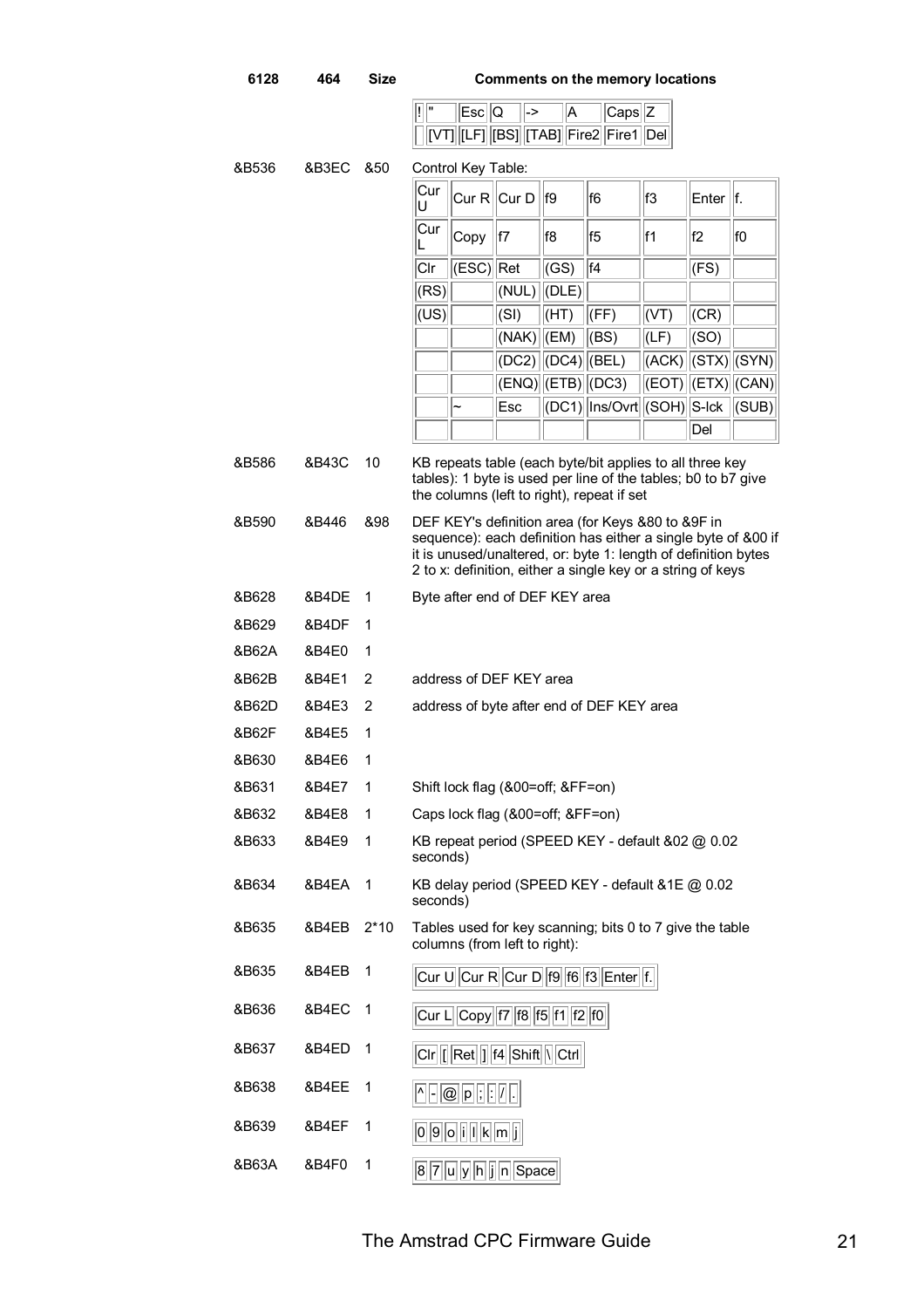| 6128 | 464 | Size | Comments on the memory locations |
|---|---|---|---|

| ! | " | Esc | Q | -> | A | Caps | Z |
|---|---|---|---|---|---|---|---|
| | [VT] | [LF] | [BS] | [TAB] | Fire2 | Fire1 | Del |

&B536 &B3EC &50 Control Key Table:

| Cur U | Cur R | Cur D | f9 | f6 | f3 | Enter | f. |
|---|---|---|---|---|---|---|---|
| Cur L | Copy | f7 | f8 | f5 | f1 | f2 | f0 |
| Clr | (ESC) | Ret | (GS) | f4 | | (FS) | |
| (RS) | | (NUL) | (DLE) | | | | |
| (US) | | (SI) | (HT) | (FF) | (VT) | (CR) | |
| | | (NAK) | (EM) | (BS) | (LF) | (SO) | |
| | | (DC2) | (DC4) | (BEL) | (ACK) | (STX) | (SYN) |
| | | (ENQ) | (ETB) | (DC3) | (EOT) | (ETX) | (CAN) |
| | ~ | Esc | (DC1) | Ins/Ovrt | (SOH) | S-lck | (SUB) |
| | | | | | | Del | |

| 6128 | 464 | Size | Comments on the memory locations |
|---|---|---|---|
| &B586 | &B43C | 10 | KB repeats table (each byte/bit applies to all three key tables): 1 byte is used per line of the tables; b0 to b7 give the columns (left to right), repeat if set |
| &B590 | &B446 | &98 | DEF KEY's definition area (for Keys &80 to &9F in sequence): each definition has either a single byte of &00 if it is unused/unaltered, or: byte 1: length of definition bytes 2 to x: definition, either a single key or a string of keys |
| &B628 | &B4DE | 1 | Byte after end of DEF KEY area |
| &B629 | &B4DF | 1 | |
| &B62A | &B4E0 | 1 | |
| &B62B | &B4E1 | 2 | address of DEF KEY area |
| &B62D | &B4E3 | 2 | address of byte after end of DEF KEY area |
| &B62F | &B4E5 | 1 | |
| &B630 | &B4E6 | 1 | |
| &B631 | &B4E7 | 1 | Shift lock flag (&00=off; &FF=on) |
| &B632 | &B4E8 | 1 | Caps lock flag (&00=off; &FF=on) |
| &B633 | &B4E9 | 1 | KB repeat period (SPEED KEY - default &02 @ 0.02 seconds) |
| &B634 | &B4EA | 1 | KB delay period (SPEED KEY - default &1E @ 0.02 seconds) |
| &B635 | &B4EB | 2*10 | Tables used for key scanning; bits 0 to 7 give the table columns (from left to right): |
| &B635 | &B4EB | 1 | Cur U, Cur R, Cur D, f9, f6, f3, Enter, f. |
| &B636 | &B4EC | 1 | Cur L, Copy, f7, f8, f5, f1, f2, f0 |
| &B637 | &B4ED | 1 | Clr, [, Ret, ], f4, Shift, \, Ctrl |
| &B638 | &B4EE | 1 | ^, -, @, p, ;, :, /, . |
| &B639 | &B4EF | 1 | 0, 9, o, i, l, k, m, j |
| &B63A | &B4F0 | 1 | 8, 7, u, y, h, j, n, Space |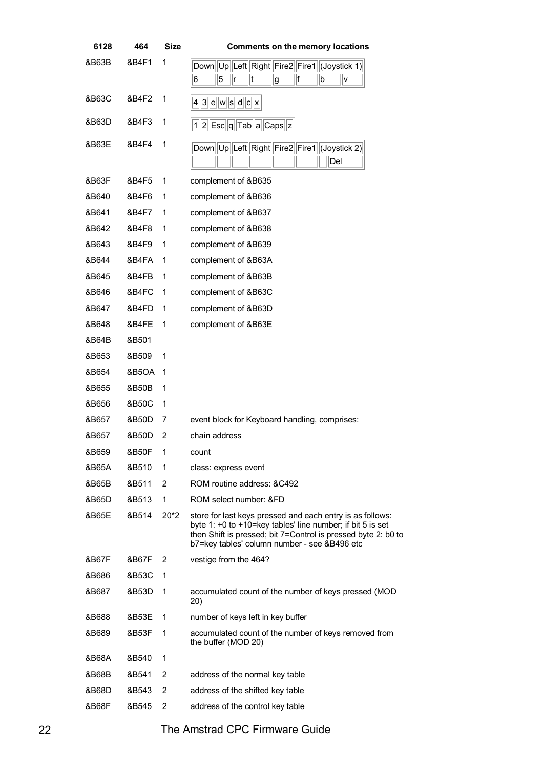| 6128 | 464 | Size | Comments on the memory locations |
|---|---|---|---|
| &B63B | &B4F1 | 1 | Down \| Up \| Left \| Right \| Fire2 \| Fire1 \| (Joystick 1) / 6 \| 5 \| r \| t \| g \| f \| b \| v |
| &B63C | &B4F2 | 1 | 4 \| 3 \| e \| w \| s \| d \| c \| x |
| &B63D | &B4F3 | 1 | 1 \| 2 \| Esc \| q \| Tab \| a \| Caps \| z |
| &B63E | &B4F4 | 1 | Down \| Up \| Left \| Right \| Fire2 \| Fire1 \| (Joystick 2) / \| \| \| \| \| \| \| Del |
| &B63F | &B4F5 | 1 | complement of &B635 |
| &B640 | &B4F6 | 1 | complement of &B636 |
| &B641 | &B4F7 | 1 | complement of &B637 |
| &B642 | &B4F8 | 1 | complement of &B638 |
| &B643 | &B4F9 | 1 | complement of &B639 |
| &B644 | &B4FA | 1 | complement of &B63A |
| &B645 | &B4FB | 1 | complement of &B63B |
| &B646 | &B4FC | 1 | complement of &B63C |
| &B647 | &B4FD | 1 | complement of &B63D |
| &B648 | &B4FE | 1 | complement of &B63E |
| &B64B | &B501 | | |
| &B653 | &B509 | 1 | |
| &B654 | &B5OA | 1 | |
| &B655 | &B50B | 1 | |
| &B656 | &B50C | 1 | |
| &B657 | &B50D | 7 | event block for Keyboard handling, comprises: |
| &B657 | &B50D | 2 | chain address |
| &B659 | &B50F | 1 | count |
| &B65A | &B510 | 1 | class: express event |
| &B65B | &B511 | 2 | ROM routine address: &C492 |
| &B65D | &B513 | 1 | ROM select number: &FD |
| &B65E | &B514 | 20*2 | store for last keys pressed and each entry is as follows: byte 1: +0 to +10=key tables' line number; if bit 5 is set then Shift is pressed; bit 7=Control is pressed byte 2: b0 to b7=key tables' column number - see &B496 etc |
| &B67F | &B67F | 2 | vestige from the 464? |
| &B686 | &B53C | 1 | |
| &B687 | &B53D | 1 | accumulated count of the number of keys pressed (MOD 20) |
| &B688 | &B53E | 1 | number of keys left in key buffer |
| &B689 | &B53F | 1 | accumulated count of the number of keys removed from the buffer (MOD 20) |
| &B68A | &B540 | 1 | |
| &B68B | &B541 | 2 | address of the normal key table |
| &B68D | &B543 | 2 | address of the shifted key table |
| &B68F | &B545 | 2 | address of the control key table |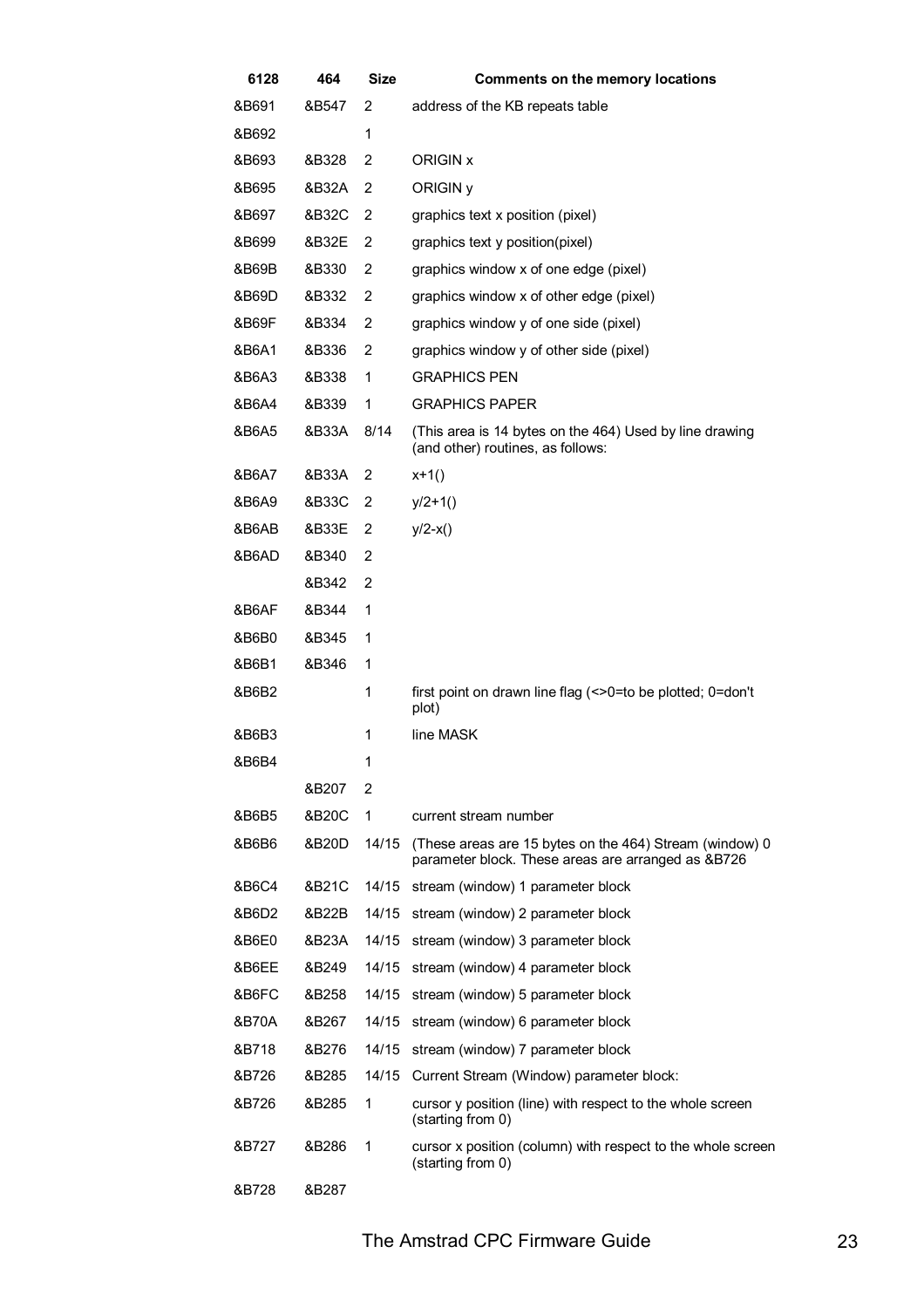| 6128 | 464 | Size | Comments on the memory locations |
|---|---|---|---|
| &B691 | &B547 | 2 | address of the KB repeats table |
| &B692 | | 1 | |
| &B693 | &B328 | 2 | ORIGIN x |
| &B695 | &B32A | 2 | ORIGIN y |
| &B697 | &B32C | 2 | graphics text x position (pixel) |
| &B699 | &B32E | 2 | graphics text y position(pixel) |
| &B69B | &B330 | 2 | graphics window x of one edge (pixel) |
| &B69D | &B332 | 2 | graphics window x of other edge (pixel) |
| &B69F | &B334 | 2 | graphics window y of one side (pixel) |
| &B6A1 | &B336 | 2 | graphics window y of other side (pixel) |
| &B6A3 | &B338 | 1 | GRAPHICS PEN |
| &B6A4 | &B339 | 1 | GRAPHICS PAPER |
| &B6A5 | &B33A | 8/14 | (This area is 14 bytes on the 464) Used by line drawing (and other) routines, as follows: |
| &B6A7 | &B33A | 2 | x+1() |
| &B6A9 | &B33C | 2 | y/2+1() |
| &B6AB | &B33E | 2 | y/2-x() |
| &B6AD | &B340 | 2 | |
| | &B342 | 2 | |
| &B6AF | &B344 | 1 | |
| &B6B0 | &B345 | 1 | |
| &B6B1 | &B346 | 1 | |
| &B6B2 | | 1 | first point on drawn line flag (<>0=to be plotted; 0=don't plot) |
| &B6B3 | | 1 | line MASK |
| &B6B4 | | 1 | |
| | &B207 | 2 | |
| &B6B5 | &B20C | 1 | current stream number |
| &B6B6 | &B20D | 14/15 | (These areas are 15 bytes on the 464) Stream (window) 0 parameter block. These areas are arranged as &B726 |
| &B6C4 | &B21C | 14/15 | stream (window) 1 parameter block |
| &B6D2 | &B22B | 14/15 | stream (window) 2 parameter block |
| &B6E0 | &B23A | 14/15 | stream (window) 3 parameter block |
| &B6EE | &B249 | 14/15 | stream (window) 4 parameter block |
| &B6FC | &B258 | 14/15 | stream (window) 5 parameter block |
| &B70A | &B267 | 14/15 | stream (window) 6 parameter block |
| &B718 | &B276 | 14/15 | stream (window) 7 parameter block |
| &B726 | &B285 | 14/15 | Current Stream (Window) parameter block: |
| &B726 | &B285 | 1 | cursor y position (line) with respect to the whole screen (starting from 0) |
| &B727 | &B286 | 1 | cursor x position (column) with respect to the whole screen (starting from 0) |
| &B728 | &B287 | | |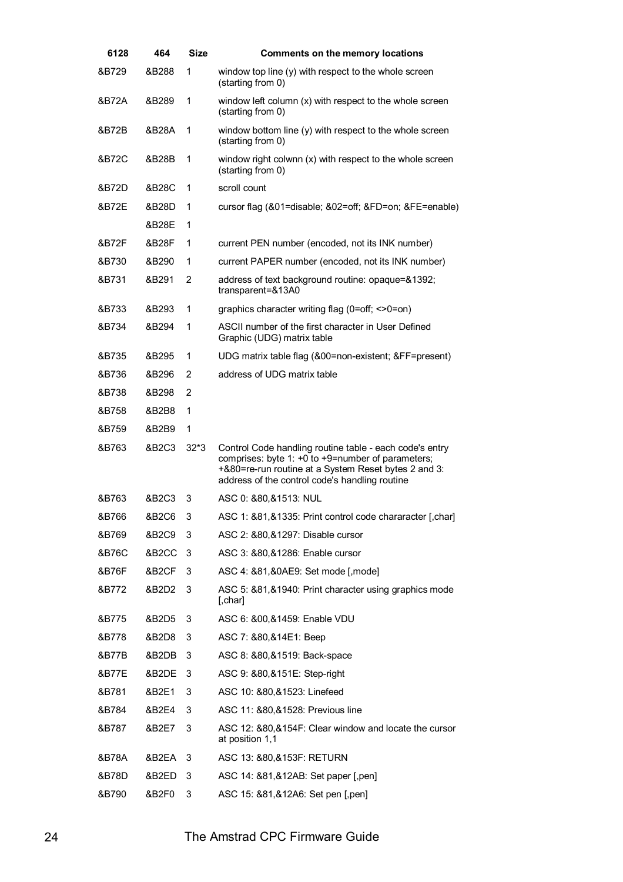| 6128 | 464 | Size | Comments on the memory locations |
|---|---|---|---|
| &B729 | &B288 | 1 | window top line (y) with respect to the whole screen (starting from 0) |
| &B72A | &B289 | 1 | window left column (x) with respect to the whole screen (starting from 0) |
| &B72B | &B28A | 1 | window bottom line (y) with respect to the whole screen (starting from 0) |
| &B72C | &B28B | 1 | window right colwnn (x) with respect to the whole screen (starting from 0) |
| &B72D | &B28C | 1 | scroll count |
| &B72E | &B28D | 1 | cursor flag (&01=disable; &02=off; &FD=on; &FE=enable) |
| | &B28E | 1 | |
| &B72F | &B28F | 1 | current PEN number (encoded, not its INK number) |
| &B730 | &B290 | 1 | current PAPER number (encoded, not its INK number) |
| &B731 | &B291 | 2 | address of text background routine: opaque=&1392; transparent=&13A0 |
| &B733 | &B293 | 1 | graphics character writing flag (0=off; <>0=on) |
| &B734 | &B294 | 1 | ASCII number of the first character in User Defined Graphic (UDG) matrix table |
| &B735 | &B295 | 1 | UDG matrix table flag (&00=non-existent; &FF=present) |
| &B736 | &B296 | 2 | address of UDG matrix table |
| &B738 | &B298 | 2 | |
| &B758 | &B2B8 | 1 | |
| &B759 | &B2B9 | 1 | |
| &B763 | &B2C3 | 32*3 | Control Code handling routine table - each code's entry comprises: byte 1: +0 to +9=number of parameters; +&80=re-run routine at a System Reset bytes 2 and 3: address of the control code's handling routine |
| &B763 | &B2C3 | 3 | ASC 0: &80,&1513: NUL |
| &B766 | &B2C6 | 3 | ASC 1: &81,&1335: Print control code chararacter [,char] |
| &B769 | &B2C9 | 3 | ASC 2: &80,&1297: Disable cursor |
| &B76C | &B2CC | 3 | ASC 3: &80,&1286: Enable cursor |
| &B76F | &B2CF | 3 | ASC 4: &81,&0AE9: Set mode [,mode] |
| &B772 | &B2D2 | 3 | ASC 5: &81,&1940: Print character using graphics mode [,char] |
| &B775 | &B2D5 | 3 | ASC 6: &00,&1459: Enable VDU |
| &B778 | &B2D8 | 3 | ASC 7: &80,&14E1: Beep |
| &B77B | &B2DB | 3 | ASC 8: &80,&1519: Back-space |
| &B77E | &B2DE | 3 | ASC 9: &80,&151E: Step-right |
| &B781 | &B2E1 | 3 | ASC 10: &80,&1523: Linefeed |
| &B784 | &B2E4 | 3 | ASC 11: &80,&1528: Previous line |
| &B787 | &B2E7 | 3 | ASC 12: &80,&154F: Clear window and locate the cursor at position 1,1 |
| &B78A | &B2EA | 3 | ASC 13: &80,&153F: RETURN |
| &B78D | &B2ED | 3 | ASC 14: &81,&12AB: Set paper [,pen] |
| &B790 | &B2F0 | 3 | ASC 15: &81,&12A6: Set pen [,pen] |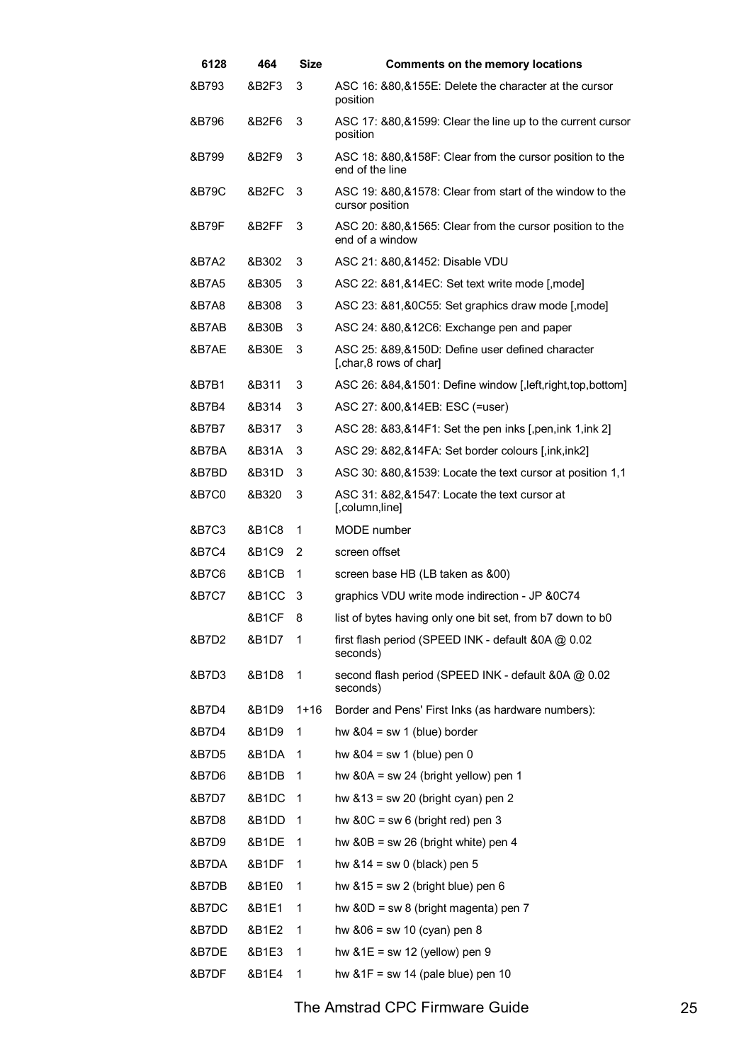| 6128 | 464 | Size | Comments on the memory locations |
|---|---|---|---|
| &B793 | &B2F3 | 3 | ASC 16: &80,&155E: Delete the character at the cursor position |
| &B796 | &B2F6 | 3 | ASC 17: &80,&1599: Clear the line up to the current cursor position |
| &B799 | &B2F9 | 3 | ASC 18: &80,&158F: Clear from the cursor position to the end of the line |
| &B79C | &B2FC | 3 | ASC 19: &80,&1578: Clear from start of the window to the cursor position |
| &B79F | &B2FF | 3 | ASC 20: &80,&1565: Clear from the cursor position to the end of a window |
| &B7A2 | &B302 | 3 | ASC 21: &80,&1452: Disable VDU |
| &B7A5 | &B305 | 3 | ASC 22: &81,&14EC: Set text write mode [,mode] |
| &B7A8 | &B308 | 3 | ASC 23: &81,&0C55: Set graphics draw mode [,mode] |
| &B7AB | &B30B | 3 | ASC 24: &80,&12C6: Exchange pen and paper |
| &B7AE | &B30E | 3 | ASC 25: &89,&150D: Define user defined character [,char,8 rows of char] |
| &B7B1 | &B311 | 3 | ASC 26: &84,&1501: Define window [,left,right,top,bottom] |
| &B7B4 | &B314 | 3 | ASC 27: &00,&14EB: ESC (=user) |
| &B7B7 | &B317 | 3 | ASC 28: &83,&14F1: Set the pen inks [,pen,ink 1,ink 2] |
| &B7BA | &B31A | 3 | ASC 29: &82,&14FA: Set border colours [,ink,ink2] |
| &B7BD | &B31D | 3 | ASC 30: &80,&1539: Locate the text cursor at position 1,1 |
| &B7C0 | &B320 | 3 | ASC 31: &82,&1547: Locate the text cursor at [,column,line] |
| &B7C3 | &B1C8 | 1 | MODE number |
| &B7C4 | &B1C9 | 2 | screen offset |
| &B7C6 | &B1CB | 1 | screen base HB (LB taken as &00) |
| &B7C7 | &B1CC | 3 | graphics VDU write mode indirection - JP &0C74 |
| | &B1CF | 8 | list of bytes having only one bit set, from b7 down to b0 |
| &B7D2 | &B1D7 | 1 | first flash period (SPEED INK - default &0A @ 0.02 seconds) |
| &B7D3 | &B1D8 | 1 | second flash period (SPEED INK - default &0A @ 0.02 seconds) |
| &B7D4 | &B1D9 | 1+16 | Border and Pens' First Inks (as hardware numbers): |
| &B7D4 | &B1D9 | 1 | hw &04 = sw 1 (blue) border |
| &B7D5 | &B1DA | 1 | hw &04 = sw 1 (blue) pen 0 |
| &B7D6 | &B1DB | 1 | hw &0A = sw 24 (bright yellow) pen 1 |
| &B7D7 | &B1DC | 1 | hw &13 = sw 20 (bright cyan) pen 2 |
| &B7D8 | &B1DD | 1 | hw &0C = sw 6 (bright red) pen 3 |
| &B7D9 | &B1DE | 1 | hw &0B = sw 26 (bright white) pen 4 |
| &B7DA | &B1DF | 1 | hw &14 = sw 0 (black) pen 5 |
| &B7DB | &B1E0 | 1 | hw &15 = sw 2 (bright blue) pen 6 |
| &B7DC | &B1E1 | 1 | hw &0D = sw 8 (bright magenta) pen 7 |
| &B7DD | &B1E2 | 1 | hw &06 = sw 10 (cyan) pen 8 |
| &B7DE | &B1E3 | 1 | hw &1E = sw 12 (yellow) pen 9 |
| &B7DF | &B1E4 | 1 | hw &1F = sw 14 (pale blue) pen 10 |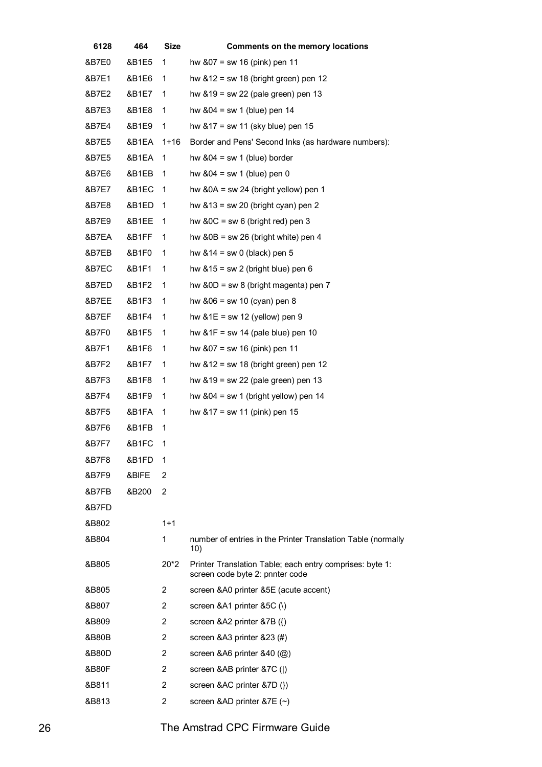| 6128 | 464 | Size | Comments on the memory locations |
|---|---|---|---|
| &B7E0 | &B1E5 | 1 | hw &07 = sw 16 (pink) pen 11 |
| &B7E1 | &B1E6 | 1 | hw &12 = sw 18 (bright green) pen 12 |
| &B7E2 | &B1E7 | 1 | hw &19 = sw 22 (pale green) pen 13 |
| &B7E3 | &B1E8 | 1 | hw &04 = sw 1 (blue) pen 14 |
| &B7E4 | &B1E9 | 1 | hw &17 = sw 11 (sky blue) pen 15 |
| &B7E5 | &B1EA | 1+16 | Border and Pens' Second Inks (as hardware numbers): |
| &B7E5 | &B1EA | 1 | hw &04 = sw 1 (blue) border |
| &B7E6 | &B1EB | 1 | hw &04 = sw 1 (blue) pen 0 |
| &B7E7 | &B1EC | 1 | hw &0A = sw 24 (bright yellow) pen 1 |
| &B7E8 | &B1ED | 1 | hw &13 = sw 20 (bright cyan) pen 2 |
| &B7E9 | &B1EE | 1 | hw &0C = sw 6 (bright red) pen 3 |
| &B7EA | &B1FF | 1 | hw &0B = sw 26 (bright white) pen 4 |
| &B7EB | &B1F0 | 1 | hw &14 = sw 0 (black) pen 5 |
| &B7EC | &B1F1 | 1 | hw &15 = sw 2 (bright blue) pen 6 |
| &B7ED | &B1F2 | 1 | hw &0D = sw 8 (bright magenta) pen 7 |
| &B7EE | &B1F3 | 1 | hw &06 = sw 10 (cyan) pen 8 |
| &B7EF | &B1F4 | 1 | hw &1E = sw 12 (yellow) pen 9 |
| &B7F0 | &B1F5 | 1 | hw &1F = sw 14 (pale blue) pen 10 |
| &B7F1 | &B1F6 | 1 | hw &07 = sw 16 (pink) pen 11 |
| &B7F2 | &B1F7 | 1 | hw &12 = sw 18 (bright green) pen 12 |
| &B7F3 | &B1F8 | 1 | hw &19 = sw 22 (pale green) pen 13 |
| &B7F4 | &B1F9 | 1 | hw &04 = sw 1 (bright yellow) pen 14 |
| &B7F5 | &B1FA | 1 | hw &17 = sw 11 (pink) pen 15 |
| &B7F6 | &B1FB | 1 | |
| &B7F7 | &B1FC | 1 | |
| &B7F8 | &B1FD | 1 | |
| &B7F9 | &BlFE | 2 | |
| &B7FB | &B200 | 2 | |
| &B7FD | | | |
| &B802 | | 1+1 | |
| &B804 | | 1 | number of entries in the Printer Translation Table (normally 10) |
| &B805 | | 20*2 | Printer Translation Table; each entry comprises: byte 1: screen code byte 2: pnnter code |
| &B805 | | 2 | screen &A0 printer &5E (acute accent) |
| &B807 | | 2 | screen &A1 printer &5C (\) |
| &B809 | | 2 | screen &A2 printer &7B ({) |
| &B80B | | 2 | screen &A3 printer &23 (#) |
| &B80D | | 2 | screen &A6 printer &40 (@) |
| &B80F | | 2 | screen &AB printer &7C (\|) |
| &B811 | | 2 | screen &AC printer &7D (}) |
| &B813 | | 2 | screen &AD printer &7E (~) |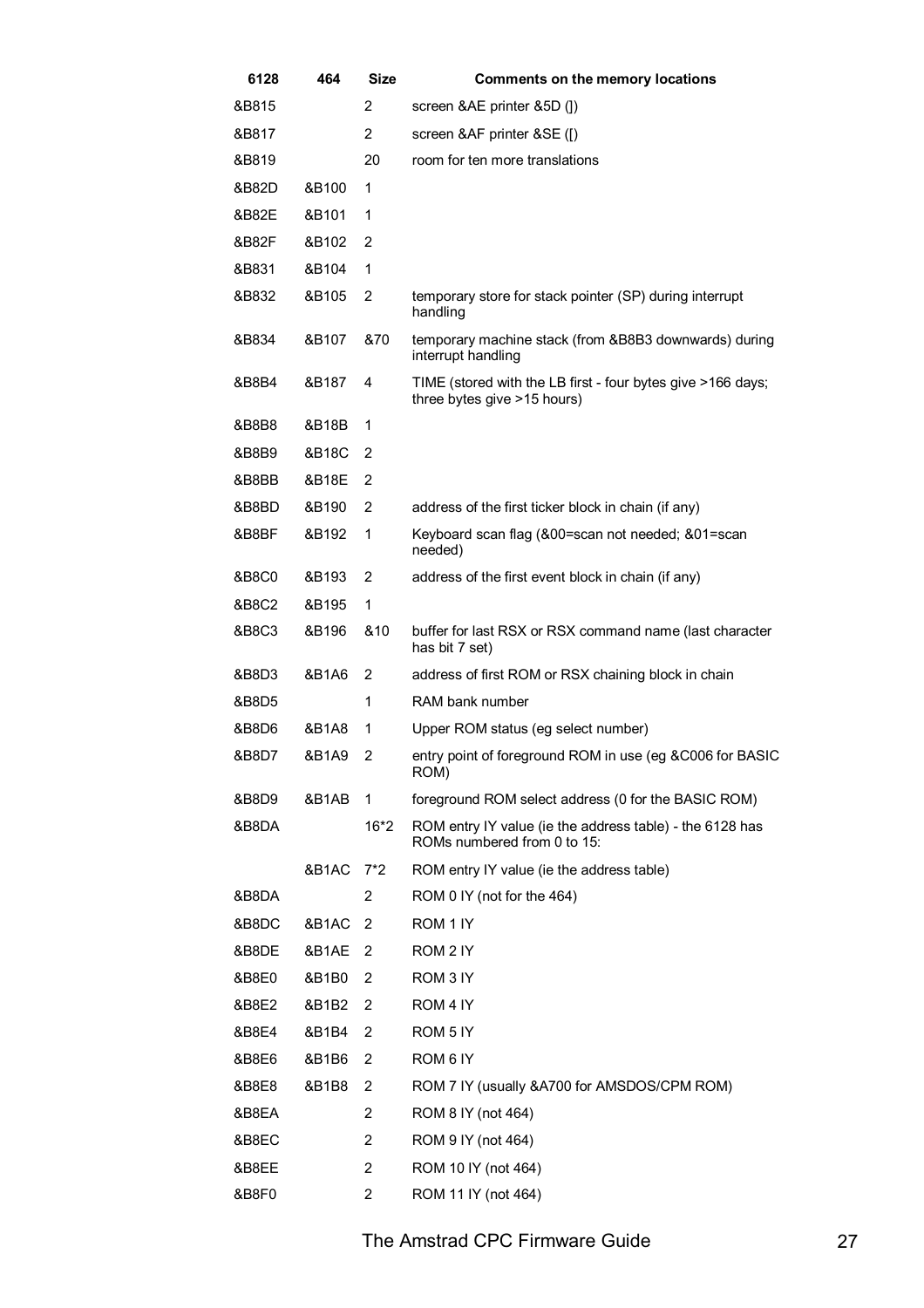| 6128 | 464 | Size | Comments on the memory locations |
|---|---|---|---|
| &B815 | | 2 | screen &AE printer &5D (]) |
| &B817 | | 2 | screen &AF printer &SE ([) |
| &B819 | | 20 | room for ten more translations |
| &B82D | &B100 | 1 | |
| &B82E | &B101 | 1 | |
| &B82F | &B102 | 2 | |
| &B831 | &B104 | 1 | |
| &B832 | &B105 | 2 | temporary store for stack pointer (SP) during interrupt handling |
| &B834 | &B107 | &70 | temporary machine stack (from &B8B3 downwards) during interrupt handling |
| &B8B4 | &B187 | 4 | TIME (stored with the LB first - four bytes give >166 days; three bytes give >15 hours) |
| &B8B8 | &B18B | 1 | |
| &B8B9 | &B18C | 2 | |
| &B8BB | &B18E | 2 | |
| &B8BD | &B190 | 2 | address of the first ticker block in chain (if any) |
| &B8BF | &B192 | 1 | Keyboard scan flag (&00=scan not needed; &01=scan needed) |
| &B8C0 | &B193 | 2 | address of the first event block in chain (if any) |
| &B8C2 | &B195 | 1 | |
| &B8C3 | &B196 | &10 | buffer for last RSX or RSX command name (last character has bit 7 set) |
| &B8D3 | &B1A6 | 2 | address of first ROM or RSX chaining block in chain |
| &B8D5 | | 1 | RAM bank number |
| &B8D6 | &B1A8 | 1 | Upper ROM status (eg select number) |
| &B8D7 | &B1A9 | 2 | entry point of foreground ROM in use (eg &C006 for BASIC ROM) |
| &B8D9 | &B1AB | 1 | foreground ROM select address (0 for the BASIC ROM) |
| &B8DA | | 16*2 | ROM entry IY value (ie the address table) - the 6128 has ROMs numbered from 0 to 15: |
| | &B1AC | 7*2 | ROM entry IY value (ie the address table) |
| &B8DA | | 2 | ROM 0 IY (not for the 464) |
| &B8DC | &B1AC | 2 | ROM 1 IY |
| &B8DE | &B1AE | 2 | ROM 2 IY |
| &B8E0 | &B1B0 | 2 | ROM 3 IY |
| &B8E2 | &B1B2 | 2 | ROM 4 IY |
| &B8E4 | &B1B4 | 2 | ROM 5 IY |
| &B8E6 | &B1B6 | 2 | ROM 6 IY |
| &B8E8 | &B1B8 | 2 | ROM 7 IY (usually &A700 for AMSDOS/CPM ROM) |
| &B8EA | | 2 | ROM 8 IY (not 464) |
| &B8EC | | 2 | ROM 9 IY (not 464) |
| &B8EE | | 2 | ROM 10 IY (not 464) |
| &B8F0 | | 2 | ROM 11 IY (not 464) |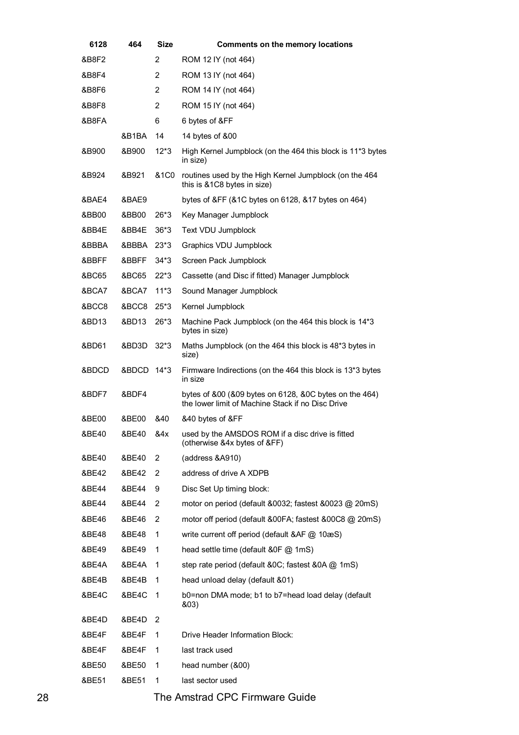| 6128 | 464 | Size | Comments on the memory locations |
|---|---|---|---|
| &B8F2 | | 2 | ROM 12 IY (not 464) |
| &B8F4 | | 2 | ROM 13 IY (not 464) |
| &B8F6 | | 2 | ROM 14 IY (not 464) |
| &B8F8 | | 2 | ROM 15 IY (not 464) |
| &B8FA | | 6 | 6 bytes of &FF |
| | &B1BA | 14 | 14 bytes of &00 |
| &B900 | &B900 | 12*3 | High Kernel Jumpblock (on the 464 this block is 11*3 bytes in size) |
| &B924 | &B921 | &1C0 | routines used by the High Kernel Jumpblock (on the 464 this is &1C8 bytes in size) |
| &BAE4 | &BAE9 | | bytes of &FF (&1C bytes on 6128, &17 bytes on 464) |
| &BB00 | &BB00 | 26*3 | Key Manager Jumpblock |
| &BB4E | &BB4E | 36*3 | Text VDU Jumpblock |
| &BBBA | &BBBA | 23*3 | Graphics VDU Jumpblock |
| &BBFF | &BBFF | 34*3 | Screen Pack Jumpblock |
| &BC65 | &BC65 | 22*3 | Cassette (and Disc if fitted) Manager Jumpblock |
| &BCA7 | &BCA7 | 11*3 | Sound Manager Jumpblock |
| &BCC8 | &BCC8 | 25*3 | Kernel Jumpblock |
| &BD13 | &BD13 | 26*3 | Machine Pack Jumpblock (on the 464 this block is 14*3 bytes in size) |
| &BD61 | &BD3D | 32*3 | Maths Jumpblock (on the 464 this block is 48*3 bytes in size) |
| &BDCD | &BDCD | 14*3 | Firmware Indirections (on the 464 this block is 13*3 bytes in size |
| &BDF7 | &BDF4 | | bytes of &00 (&09 bytes on 6128, &0C bytes on the 464) the lower limit of Machine Stack if no Disc Drive |
| &BE00 | &BE00 | &40 | &40 bytes of &FF |
| &BE40 | &BE40 | &4x | used by the AMSDOS ROM if a disc drive is fitted (otherwise &4x bytes of &FF) |
| &BE40 | &BE40 | 2 | (address &A910) |
| &BE42 | &BE42 | 2 | address of drive A XDPB |
| &BE44 | &BE44 | 9 | Disc Set Up timing block: |
| &BE44 | &BE44 | 2 | motor on period (default &0032; fastest &0023 @ 20mS) |
| &BE46 | &BE46 | 2 | motor off period (default &00FA; fastest &00C8 @ 20mS) |
| &BE48 | &BE48 | 1 | write current off period (default &AF @ 10æS) |
| &BE49 | &BE49 | 1 | head settle time (default &0F @ 1mS) |
| &BE4A | &BE4A | 1 | step rate period (default &0C; fastest &0A @ 1mS) |
| &BE4B | &BE4B | 1 | head unload delay (default &01) |
| &BE4C | &BE4C | 1 | b0=non DMA mode; b1 to b7=head load delay (default &03) |
| &BE4D | &BE4D | 2 | |
| &BE4F | &BE4F | 1 | Drive Header Information Block: |
| &BE4F | &BE4F | 1 | last track used |
| &BE50 | &BE50 | 1 | head number (&00) |
| &BE51 | &BE51 | 1 | last sector used |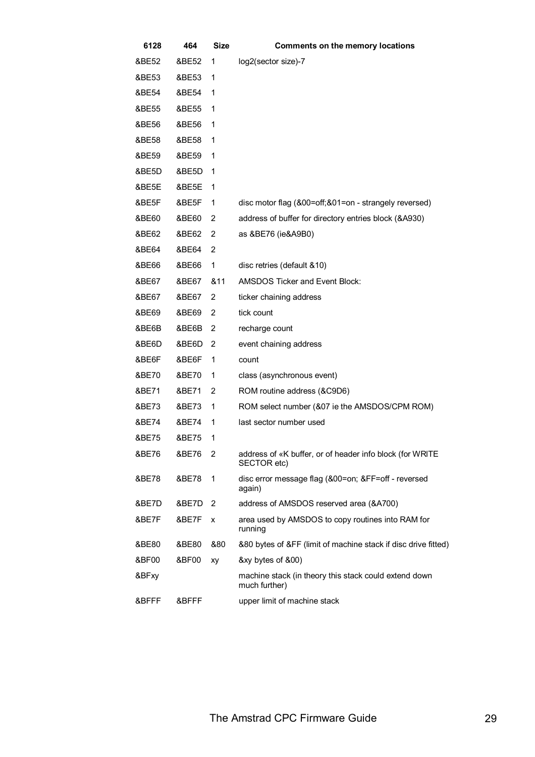| 6128 | 464 | Size | Comments on the memory locations |
|---|---|---|---|
| &BE52 | &BE52 | 1 | log2(sector size)-7 |
| &BE53 | &BE53 | 1 | |
| &BE54 | &BE54 | 1 | |
| &BE55 | &BE55 | 1 | |
| &BE56 | &BE56 | 1 | |
| &BE58 | &BE58 | 1 | |
| &BE59 | &BE59 | 1 | |
| &BE5D | &BE5D | 1 | |
| &BE5E | &BE5E | 1 | |
| &BE5F | &BE5F | 1 | disc motor flag (&00=off;&01=on - strangely reversed) |
| &BE60 | &BE60 | 2 | address of buffer for directory entries block (&A930) |
| &BE62 | &BE62 | 2 | as &BE76 (ie&A9B0) |
| &BE64 | &BE64 | 2 | |
| &BE66 | &BE66 | 1 | disc retries (default &10) |
| &BE67 | &BE67 | &11 | AMSDOS Ticker and Event Block: |
| &BE67 | &BE67 | 2 | ticker chaining address |
| &BE69 | &BE69 | 2 | tick count |
| &BE6B | &BE6B | 2 | recharge count |
| &BE6D | &BE6D | 2 | event chaining address |
| &BE6F | &BE6F | 1 | count |
| &BE70 | &BE70 | 1 | class (asynchronous event) |
| &BE71 | &BE71 | 2 | ROM routine address (&C9D6) |
| &BE73 | &BE73 | 1 | ROM select number (&07 ie the AMSDOS/CPM ROM) |
| &BE74 | &BE74 | 1 | last sector number used |
| &BE75 | &BE75 | 1 | |
| &BE76 | &BE76 | 2 | address of «K buffer, or of header info block (for WRITE SECTOR etc) |
| &BE78 | &BE78 | 1 | disc error message flag (&00=on; &FF=off - reversed again) |
| &BE7D | &BE7D | 2 | address of AMSDOS reserved area (&A700) |
| &BE7F | &BE7F | x | area used by AMSDOS to copy routines into RAM for running |
| &BE80 | &BE80 | &80 | &80 bytes of &FF (limit of machine stack if disc drive fitted) |
| &BF00 | &BF00 | xy | &xy bytes of &00) |
| &BFxy | | | machine stack (in theory this stack could extend down much further) |
| &BFFF | &BFFF | | upper limit of machine stack |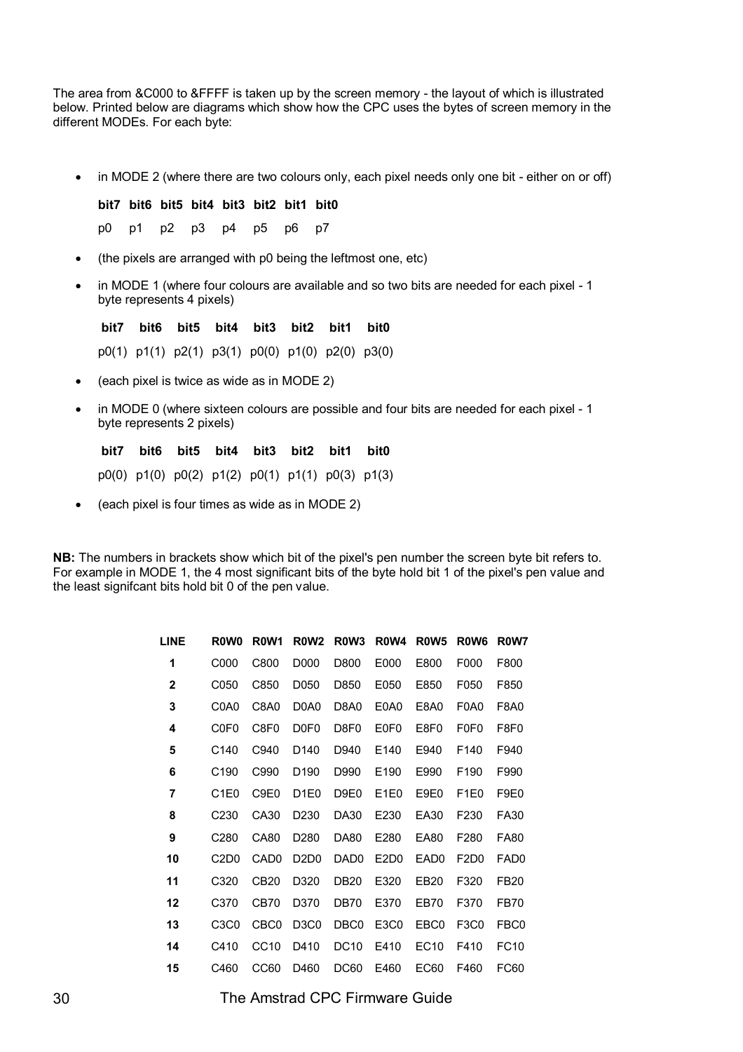The area from &C000 to &FFFF is taken up by the screen memory - the layout of which is illustrated below. Printed below are diagrams which show how the CPC uses the bytes of screen memory in the different MODEs. For each byte:

- in MODE 2 (where there are two colours only, each pixel needs only one bit - either on or off)

  | bit7 | bit6 | bit5 | bit4 | bit3 | bit2 | bit1 | bit0 |
  |---|---|---|---|---|---|---|---|
  | p0 | p1 | p2 | p3 | p4 | p5 | p6 | p7 |

- (the pixels are arranged with p0 being the leftmost one, etc)
- in MODE 1 (where four colours are available and so two bits are needed for each pixel - 1 byte represents 4 pixels)

  | bit7 | bit6 | bit5 | bit4 | bit3 | bit2 | bit1 | bit0 |
  |---|---|---|---|---|---|---|---|
  | p0(1) | p1(1) | p2(1) | p3(1) | p0(0) | p1(0) | p2(0) | p3(0) |

- (each pixel is twice as wide as in MODE 2)
- in MODE 0 (where sixteen colours are possible and four bits are needed for each pixel - 1 byte represents 2 pixels)

  | bit7 | bit6 | bit5 | bit4 | bit3 | bit2 | bit1 | bit0 |
  |---|---|---|---|---|---|---|---|
  | p0(0) | p1(0) | p0(2) | p1(2) | p0(1) | p1(1) | p0(3) | p1(3) |

- (each pixel is four times as wide as in MODE 2)

**NB:** The numbers in brackets show which bit of the pixel's pen number the screen byte bit refers to. For example in MODE 1, the 4 most significant bits of the byte hold bit 1 of the pixel's pen value and the least signifcant bits hold bit 0 of the pen value.

| LINE | R0W0 | R0W1 | R0W2 | R0W3 | R0W4 | R0W5 | R0W6 | R0W7 |
|---|---|---|---|---|---|---|---|---|
| 1 | C000 | C800 | D000 | D800 | E000 | E800 | F000 | F800 |
| 2 | C050 | C850 | D050 | D850 | E050 | E850 | F050 | F850 |
| 3 | C0A0 | C8A0 | D0A0 | D8A0 | E0A0 | E8A0 | F0A0 | F8A0 |
| 4 | C0F0 | C8F0 | D0F0 | D8F0 | E0F0 | E8F0 | F0F0 | F8F0 |
| 5 | C140 | C940 | D140 | D940 | E140 | E940 | F140 | F940 |
| 6 | C190 | C990 | D190 | D990 | E190 | E990 | F190 | F990 |
| 7 | C1E0 | C9E0 | D1E0 | D9E0 | E1E0 | E9E0 | F1E0 | F9E0 |
| 8 | C230 | CA30 | D230 | DA30 | E230 | EA30 | F230 | FA30 |
| 9 | C280 | CA80 | D280 | DA80 | E280 | EA80 | F280 | FA80 |
| 10 | C2D0 | CAD0 | D2D0 | DAD0 | E2D0 | EAD0 | F2D0 | FAD0 |
| 11 | C320 | CB20 | D320 | DB20 | E320 | EB20 | F320 | FB20 |
| 12 | C370 | CB70 | D370 | DB70 | E370 | EB70 | F370 | FB70 |
| 13 | C3C0 | CBC0 | D3C0 | DBC0 | E3C0 | EBC0 | F3C0 | FBC0 |
| 14 | C410 | CC10 | D410 | DC10 | E410 | EC10 | F410 | FC10 |
| 15 | C460 | CC60 | D460 | DC60 | E460 | EC60 | F460 | FC60 |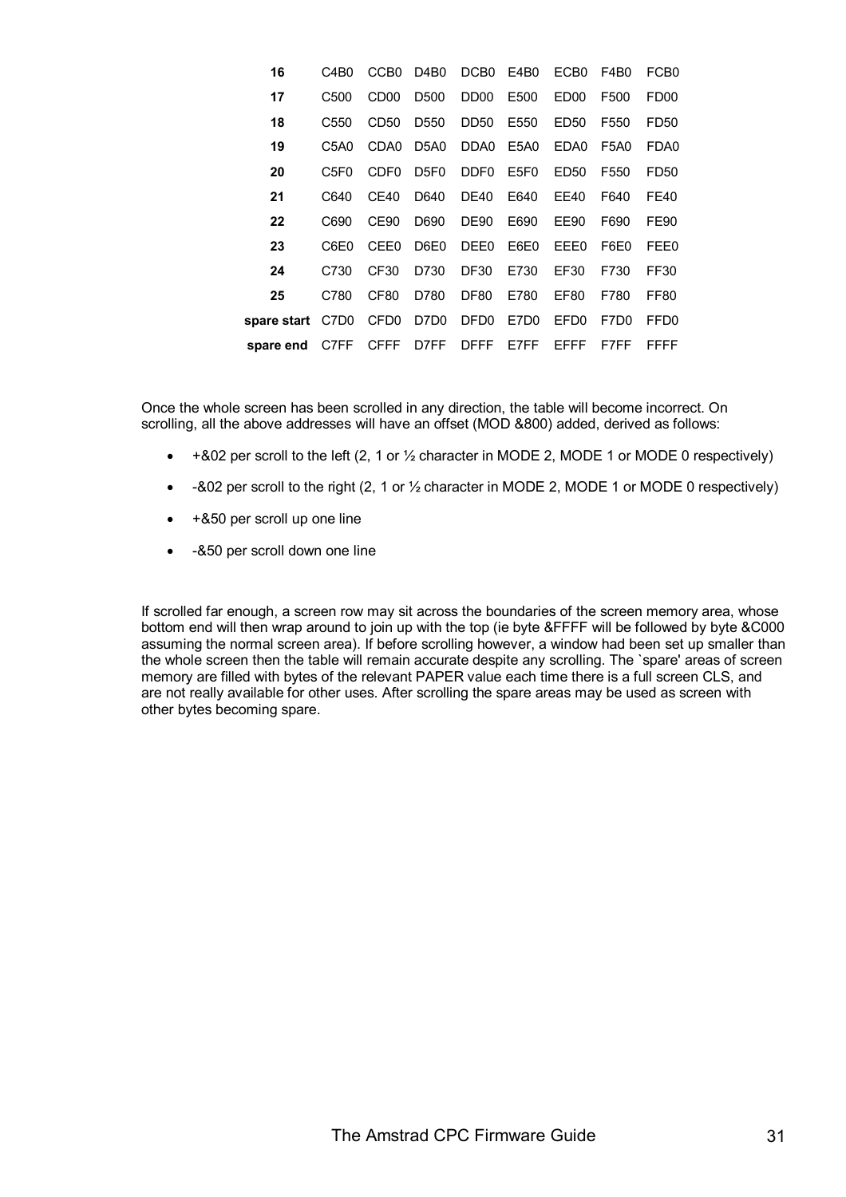| | | | | | | | | |
|---|---|---|---|---|---|---|---|---|
| **16** | C4B0 | CCB0 | D4B0 | DCB0 | E4B0 | ECB0 | F4B0 | FCB0 |
| **17** | C500 | CD00 | D500 | DD00 | E500 | ED00 | F500 | FD00 |
| **18** | C550 | CD50 | D550 | DD50 | E550 | ED50 | F550 | FD50 |
| **19** | C5A0 | CDA0 | D5A0 | DDA0 | E5A0 | EDA0 | F5A0 | FDA0 |
| **20** | C5F0 | CDF0 | D5F0 | DDF0 | E5F0 | ED50 | F550 | FD50 |
| **21** | C640 | CE40 | D640 | DE40 | E640 | EE40 | F640 | FE40 |
| **22** | C690 | CE90 | D690 | DE90 | E690 | EE90 | F690 | FE90 |
| **23** | C6E0 | CEE0 | D6E0 | DEE0 | E6E0 | EEE0 | F6E0 | FEE0 |
| **24** | C730 | CF30 | D730 | DF30 | E730 | EF30 | F730 | FF30 |
| **25** | C780 | CF80 | D780 | DF80 | E780 | EF80 | F780 | FF80 |
| **spare start** | C7D0 | CFD0 | D7D0 | DFD0 | E7D0 | EFD0 | F7D0 | FFD0 |
| **spare end** | C7FF | CFFF | D7FF | DFFF | E7FF | EFFF | F7FF | FFFF |

Once the whole screen has been scrolled in any direction, the table will become incorrect. On scrolling, all the above addresses will have an offset (MOD &800) added, derived as follows:

- +&02 per scroll to the left (2, 1 or ½ character in MODE 2, MODE 1 or MODE 0 respectively)
- -&02 per scroll to the right (2, 1 or ½ character in MODE 2, MODE 1 or MODE 0 respectively)
- +&50 per scroll up one line
- -&50 per scroll down one line

If scrolled far enough, a screen row may sit across the boundaries of the screen memory area, whose bottom end will then wrap around to join up with the top (ie byte &FFFF will be followed by byte &C000 assuming the normal screen area). If before scrolling however, a window had been set up smaller than the whole screen then the table will remain accurate despite any scrolling. The `spare' areas of screen memory are filled with bytes of the relevant PAPER value each time there is a full screen CLS, and are not really available for other uses. After scrolling the spare areas may be used as screen with other bytes becoming spare.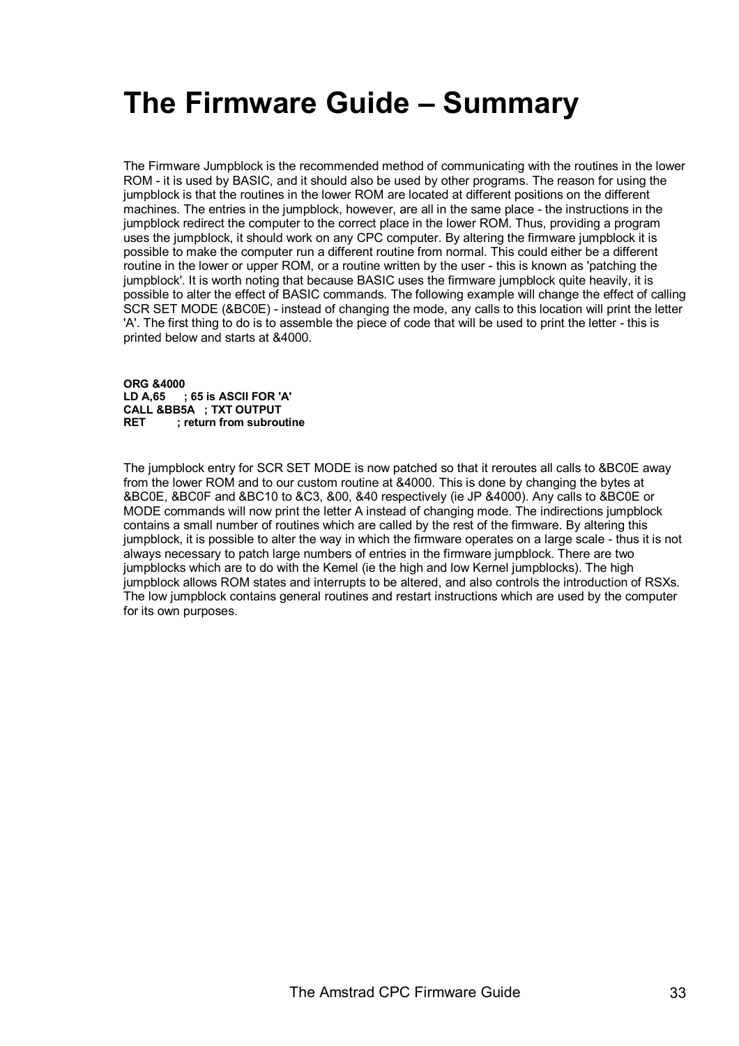# The Firmware Guide – Summary

The Firmware Jumpblock is the recommended method of communicating with the routines in the lower ROM - it is used by BASIC, and it should also be used by other programs. The reason for using the jumpblock is that the routines in the lower ROM are located at different positions on the different machines. The entries in the jumpblock, however, are all in the same place - the instructions in the jumpblock redirect the computer to the correct place in the lower ROM. Thus, providing a program uses the jumpblock, it should work on any CPC computer. By altering the firmware jumpblock it is possible to make the computer run a different routine from normal. This could either be a different routine in the lower or upper ROM, or a routine written by the user - this is known as 'patching the jumpblock'. It is worth noting that because BASIC uses the firmware jumpblock quite heavily, it is possible to alter the effect of BASIC commands. The following example will change the effect of calling SCR SET MODE (&BC0E) - instead of changing the mode, any calls to this location will print the letter 'A'. The first thing to do is to assemble the piece of code that will be used to print the letter - this is printed below and starts at &4000.

```
ORG &4000
LD A,65     ; 65 is ASCII FOR 'A'
CALL &BB5A  ; TXT OUTPUT
RET         ; return from subroutine
```

The jumpblock entry for SCR SET MODE is now patched so that it reroutes all calls to &BC0E away from the lower ROM and to our custom routine at &4000. This is done by changing the bytes at &BC0E, &BC0F and &BC10 to &C3, &00, &40 respectively (ie JP &4000). Any calls to &BC0E or MODE commands will now print the letter A instead of changing mode. The indirections jumpblock contains a small number of routines which are called by the rest of the firmware. By altering this jumpblock, it is possible to alter the way in which the firmware operates on a large scale - thus it is not always necessary to patch large numbers of entries in the firmware jumpblock. There are two jumpblocks which are to do with the Kemel (ie the high and low Kernel jumpblocks). The high jumpblock allows ROM states and interrupts to be altered, and also controls the introduction of RSXs. The low jumpblock contains general routines and restart instructions which are used by the computer for its own purposes.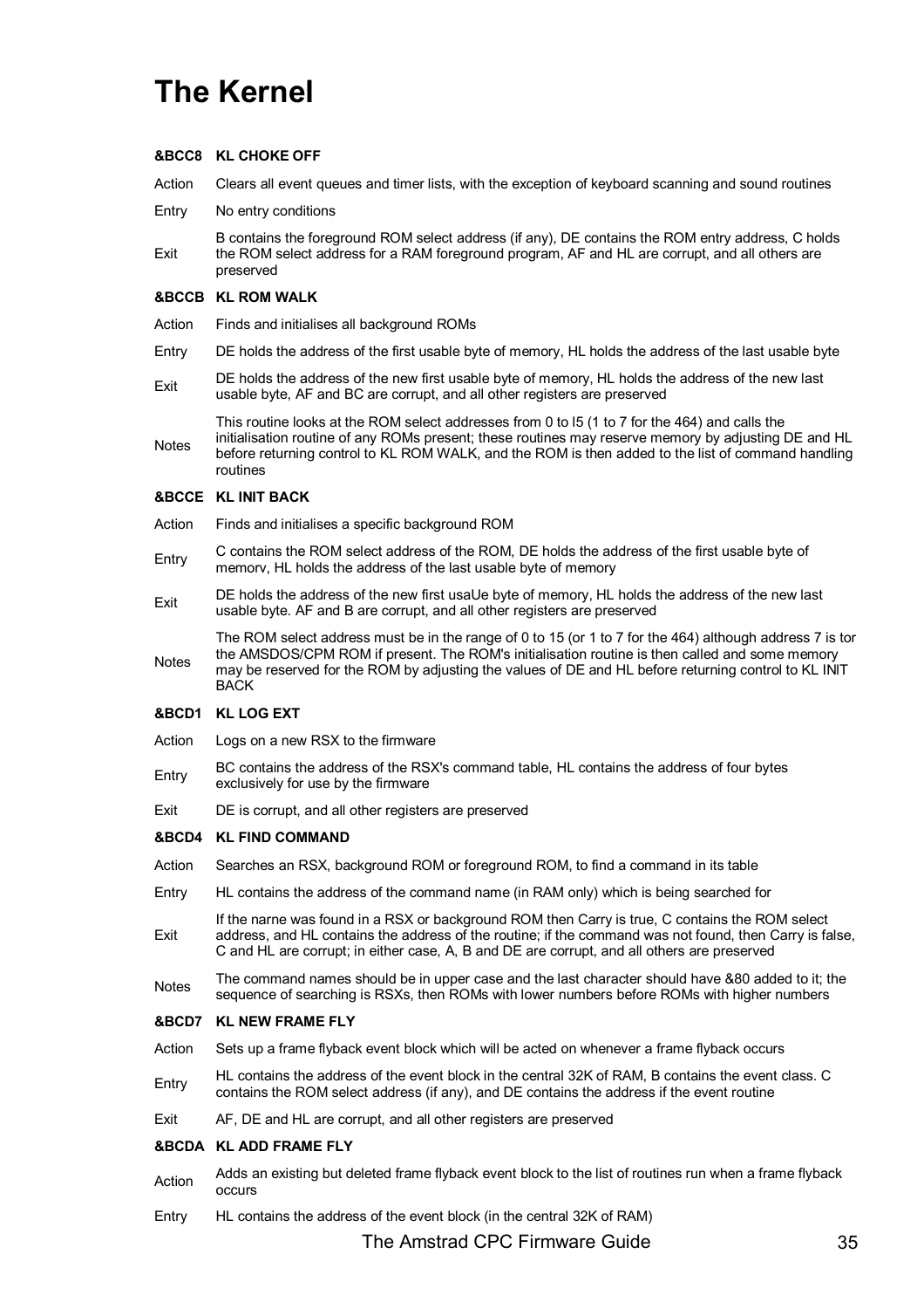# The Kernel

### &BCC8 KL CHOKE OFF

| | |
|---|---|
| Action | Clears all event queues and timer lists, with the exception of keyboard scanning and sound routines |
| Entry | No entry conditions |
| Exit | B contains the foreground ROM select address (if any), DE contains the ROM entry address, C holds the ROM select address for a RAM foreground program, AF and HL are corrupt, and all others are preserved |

### &BCCB KL ROM WALK

| | |
|---|---|
| Action | Finds and initialises all background ROMs |
| Entry | DE holds the address of the first usable byte of memory, HL holds the address of the last usable byte |
| Exit | DE holds the address of the new first usable byte of memory, HL holds the address of the new last usable byte, AF and BC are corrupt, and all other registers are preserved |
| Notes | This routine looks at the ROM select addresses from 0 to l5 (1 to 7 for the 464) and calls the initialisation routine of any ROMs present; these routines may reserve memory by adjusting DE and HL before returning control to KL ROM WALK, and the ROM is then added to the list of command handling routines |

### &BCCE KL INIT BACK

| | |
|---|---|
| Action | Finds and initialises a specific background ROM |
| Entry | C contains the ROM select address of the ROM, DE holds the address of the first usable byte of memorv, HL holds the address of the last usable byte of memory |
| Exit | DE holds the address of the new first usaUe byte of memory, HL holds the address of the new last usable byte. AF and B are corrupt, and all other registers are preserved |
| Notes | The ROM select address must be in the range of 0 to 15 (or 1 to 7 for the 464) although address 7 is tor the AMSDOS/CPM ROM if present. The ROM's initialisation routine is then called and some memory may be reserved for the ROM by adjusting the values of DE and HL before returning control to KL INIT BACK |

### &BCD1 KL LOG EXT

| | |
|---|---|
| Action | Logs on a new RSX to the firmware |
| Entry | BC contains the address of the RSX's command table, HL contains the address of four bytes exclusively for use by the firmware |
| Exit | DE is corrupt, and all other registers are preserved |

### &BCD4 KL FIND COMMAND

| | |
|---|---|
| Action | Searches an RSX, background ROM or foreground ROM, to find a command in its table |
| Entry | HL contains the address of the command name (in RAM only) which is being searched for |
| Exit | If the narne was found in a RSX or background ROM then Carry is true, C contains the ROM select address, and HL contains the address of the routine; if the command was not found, then Carry is false, C and HL are corrupt; in either case, A, B and DE are corrupt, and all others are preserved |
| Notes | The command names should be in upper case and the last character should have &80 added to it; the sequence of searching is RSXs, then ROMs with lower numbers before ROMs with higher numbers |

### &BCD7 KL NEW FRAME FLY

| | |
|---|---|
| Action | Sets up a frame flyback event block which will be acted on whenever a frame flyback occurs |
| Entry | HL contains the address of the event block in the central 32K of RAM, B contains the event class. C contains the ROM select address (if any), and DE contains the address if the event routine |
| Exit | AF, DE and HL are corrupt, and all other registers are preserved |

### &BCDA KL ADD FRAME FLY

| | |
|---|---|
| Action | Adds an existing but deleted frame flyback event block to the list of routines run when a frame flyback occurs |
| Entry | HL contains the address of the event block (in the central 32K of RAM) |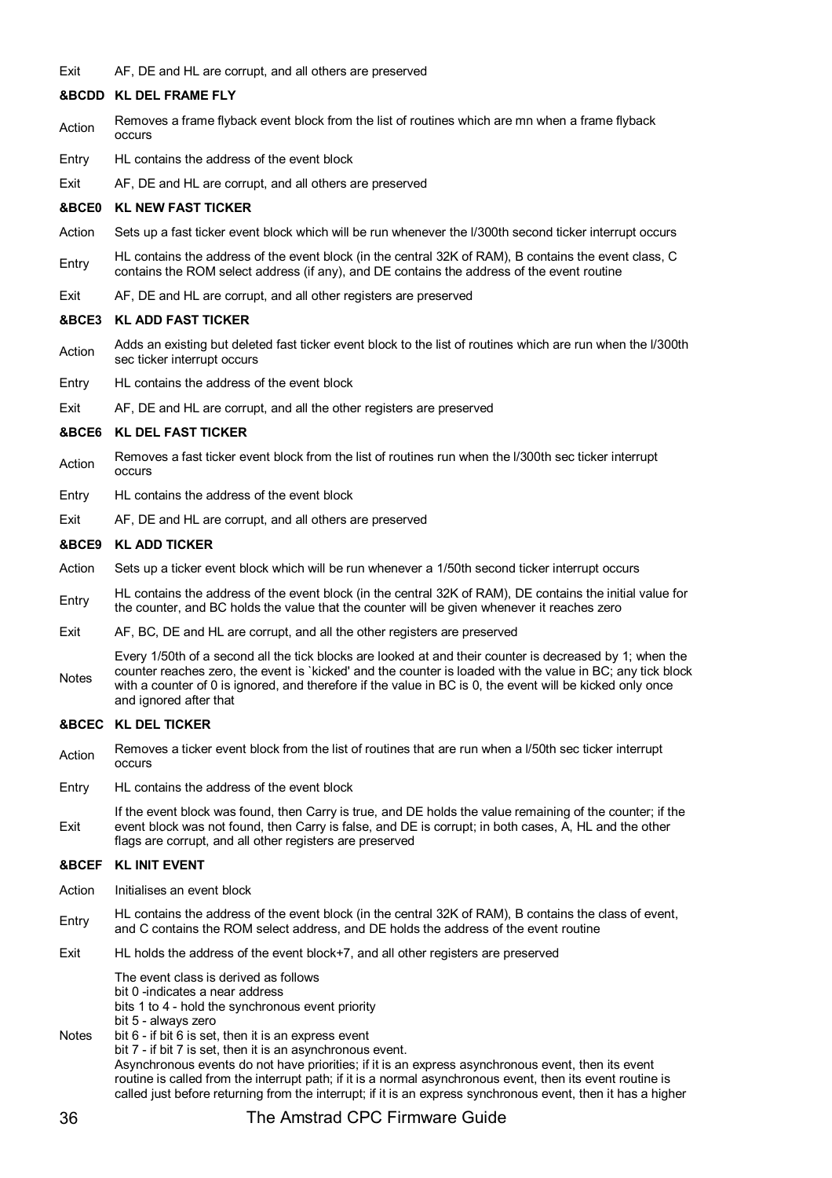Exit AF, DE and HL are corrupt, and all others are preserved

### &BCDD KL DEL FRAME FLY

Action Removes a frame flyback event block from the list of routines which are mn when a frame flyback occurs

Entry HL contains the address of the event block

Exit AF, DE and HL are corrupt, and all others are preserved

### &BCE0 KL NEW FAST TICKER

Action Sets up a fast ticker event block which will be run whenever the l/300th second ticker interrupt occurs

Entry HL contains the address of the event block (in the central 32K of RAM), B contains the event class, C contains the ROM select address (if any), and DE contains the address of the event routine

Exit AF, DE and HL are corrupt, and all other registers are preserved

### &BCE3 KL ADD FAST TICKER

Action Adds an existing but deleted fast ticker event block to the list of routines which are run when the l/300th sec ticker interrupt occurs

Entry HL contains the address of the event block

Exit AF, DE and HL are corrupt, and all the other registers are preserved

### &BCE6 KL DEL FAST TICKER

Action Removes a fast ticker event block from the list of routines run when the l/300th sec ticker interrupt occurs

Entry HL contains the address of the event block

Exit AF, DE and HL are corrupt, and all others are preserved

### &BCE9 KL ADD TICKER

Action Sets up a ticker event block which will be run whenever a 1/50th second ticker interrupt occurs

Entry HL contains the address of the event block (in the central 32K of RAM), DE contains the initial value for the counter, and BC holds the value that the counter will be given whenever it reaches zero

Exit AF, BC, DE and HL are corrupt, and all the other registers are preserved

Notes Every 1/50th of a second all the tick blocks are looked at and their counter is decreased by 1; when the counter reaches zero, the event is `kicked' and the counter is loaded with the value in BC; any tick block with a counter of 0 is ignored, and therefore if the value in BC is 0, the event will be kicked only once and ignored after that

### &BCEC KL DEL TICKER

Action Removes a ticker event block from the list of routines that are run when a l/50th sec ticker interrupt occurs

Entry HL contains the address of the event block

Exit If the event block was found, then Carry is true, and DE holds the value remaining of the counter; if the event block was not found, then Carry is false, and DE is corrupt; in both cases, A, HL and the other flags are corrupt, and all other registers are preserved

### &BCEF KL INIT EVENT

Action Initialises an event block

Entry HL contains the address of the event block (in the central 32K of RAM), B contains the class of event, and C contains the ROM select address, and DE holds the address of the event routine

Exit HL holds the address of the event block+7, and all other registers are preserved

Notes The event class is derived as follows
bit 0 -indicates a near address
bits 1 to 4 - hold the synchronous event priority
bit 5 - always zero
bit 6 - if bit 6 is set, then it is an express event
bit 7 - if bit 7 is set, then it is an asynchronous event.
Asynchronous events do not have priorities; if it is an express asynchronous event, then its event routine is called from the interrupt path; if it is a normal asynchronous event, then its event routine is called just before returning from the interrupt; if it is an express synchronous event, then it has a higher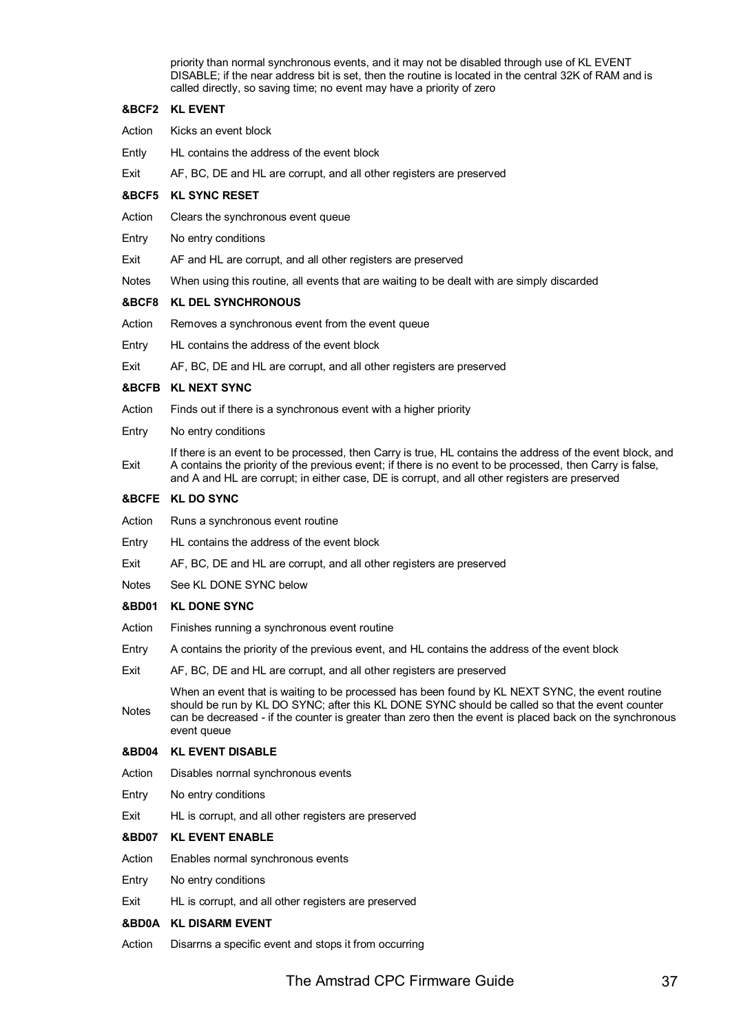priority than normal synchronous events, and it may not be disabled through use of KL EVENT DISABLE; if the near address bit is set, then the routine is located in the central 32K of RAM and is called directly, so saving time; no event may have a priority of zero

**&BCF2 KL EVENT**

| | |
|---|---|
| Action | Kicks an event block |
|Ently | HL contains the address of the event block |
| Exit | AF, BC, DE and HL are corrupt, and all other registers are preserved |

**&BCF5 KL SYNC RESET**

| | |
|---|---|
| Action | Clears the synchronous event queue |
| Entry | No entry conditions |
| Exit | AF and HL are corrupt, and all other registers are preserved |
| Notes | When using this routine, all events that are waiting to be dealt with are simply discarded |

**&BCF8 KL DEL SYNCHRONOUS**

| | |
|---|---|
| Action | Removes a synchronous event from the event queue |
| Entry | HL contains the address of the event block |
| Exit | AF, BC, DE and HL are corrupt, and all other registers are preserved |

**&BCFB KL NEXT SYNC**

| | |
|---|---|
| Action | Finds out if there is a synchronous event with a higher priority |
| Entry | No entry conditions |
| Exit | If there is an event to be processed, then Carry is true, HL contains the address of the event block, and A contains the priority of the previous event; if there is no event to be processed, then Carry is false, and A and HL are corrupt; in either case, DE is corrupt, and all other registers are preserved |

**&BCFE KL DO SYNC**

| | |
|---|---|
| Action | Runs a synchronous event routine |
| Entry | HL contains the address of the event block |
| Exit | AF, BC, DE and HL are corrupt, and all other registers are preserved |
| Notes | See KL DONE SYNC below |

**&BD01 KL DONE SYNC**

| | |
|---|---|
| Action | Finishes running a synchronous event routine |
| Entry | A contains the priority of the previous event, and HL contains the address of the event block |
| Exit | AF, BC, DE and HL are corrupt, and all other registers are preserved |
| Notes | When an event that is waiting to be processed has been found by KL NEXT SYNC, the event routine should be run by KL DO SYNC; after this KL DONE SYNC should be called so that the event counter can be decreased - if the counter is greater than zero then the event is placed back on the synchronous event queue |

**&BD04 KL EVENT DISABLE**

| | |
|---|---|
| Action | Disables norrnal synchronous events |
| Entry | No entry conditions |
| Exit | HL is corrupt, and all other registers are preserved |

**&BD07 KL EVENT ENABLE**

| | |
|---|---|
| Action | Enables normal synchronous events |
| Entry | No entry conditions |
| Exit | HL is corrupt, and all other registers are preserved |

**&BD0A KL DISARM EVENT**

| | |
|---|---|
| Action | Disarrns a specific event and stops it from occurring |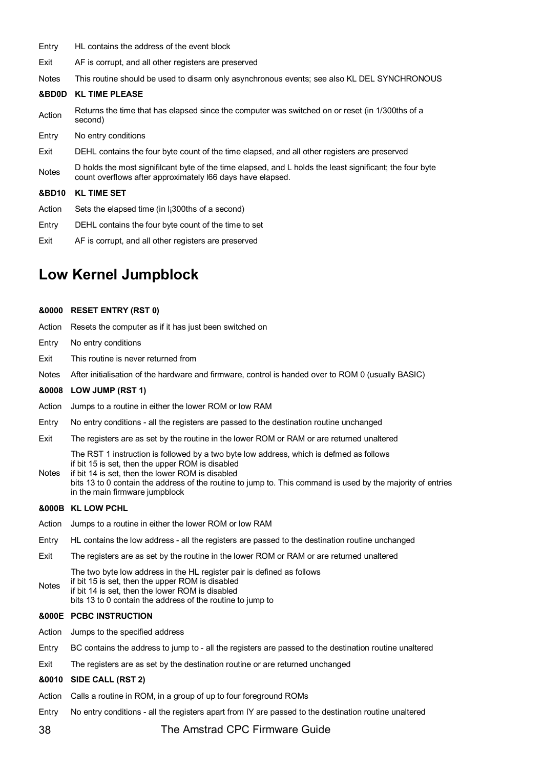| | |
|---|---|
| Entry | HL contains the address of the event block |
| Exit | AF is corrupt, and all other registers are preserved |
| Notes | This routine should be used to disarm only asynchronous events; see also KL DEL SYNCHRONOUS |

**&BD0D KL TIME PLEASE**

| | |
|---|---|
| Action | Returns the time that has elapsed since the computer was switched on or reset (in 1/300ths of a second) |
| Entry | No entry conditions |
| Exit | DEHL contains the four byte count of the time elapsed, and all other registers are preserved |
| Notes | D holds the most signifilcant byte of the time elapsed, and L holds the least significant; the four byte count overflows after approximately l66 days have elapsed. |

**&BD10 KL TIME SET**

| | |
|---|---|
| Action | Sets the elapsed time (in l¡300ths of a second) |
| Entry | DEHL contains the four byte count of the time to set |
| Exit | AF is corrupt, and all other registers are preserved |

## Low Kernel Jumpblock

**&0000 RESET ENTRY (RST 0)**

| | |
|---|---|
| Action | Resets the computer as if it has just been switched on |
| Entry | No entry conditions |
| Exit | This routine is never returned from |
| Notes | After initialisation of the hardware and firmware, control is handed over to ROM 0 (usually BASIC) |

**&0008 LOW JUMP (RST 1)**

| | |
|---|---|
| Action | Jumps to a routine in either the lower ROM or low RAM |
| Entry | No entry conditions - all the registers are passed to the destination routine unchanged |
| Exit | The registers are as set by the routine in the lower ROM or RAM or are returned unaltered |
| Notes | The RST 1 instruction is followed by a two byte low address, which is defmed as follows<br>if bit 15 is set, then the upper ROM is disabled<br>if bit 14 is set, then the lower ROM is disabled<br>bits 13 to 0 contain the address of the routine to jump to. This command is used by the majority of entries in the main firmware jumpblock |

**&000B KL LOW PCHL**

| | |
|---|---|
| Action | Jumps to a routine in either the lower ROM or low RAM |
| Entry | HL contains the low address - all the registers are passed to the destination routine unchanged |
| Exit | The registers are as set by the routine in the lower ROM or RAM or are returned unaltered |
| Notes | The two byte low address in the HL register pair is defined as follows<br>if bit 15 is set, then the upper ROM is disabled<br>if bit 14 is set, then the lower ROM is disabled<br>bits 13 to 0 contain the address of the routine to jump to |

**&000E PCBC INSTRUCTION**

| | |
|---|---|
| Action | Jumps to the specified address |
| Entry | BC contains the address to jump to - all the registers are passed to the destination routine unaltered |
| Exit | The registers are as set by the destination routine or are returned unchanged |

**&0010 SIDE CALL (RST 2)**

| | |
|---|---|
| Action | Calls a routine in ROM, in a group of up to four foreground ROMs |
| Entry | No entry conditions - all the registers apart from IY are passed to the destination routine unaltered |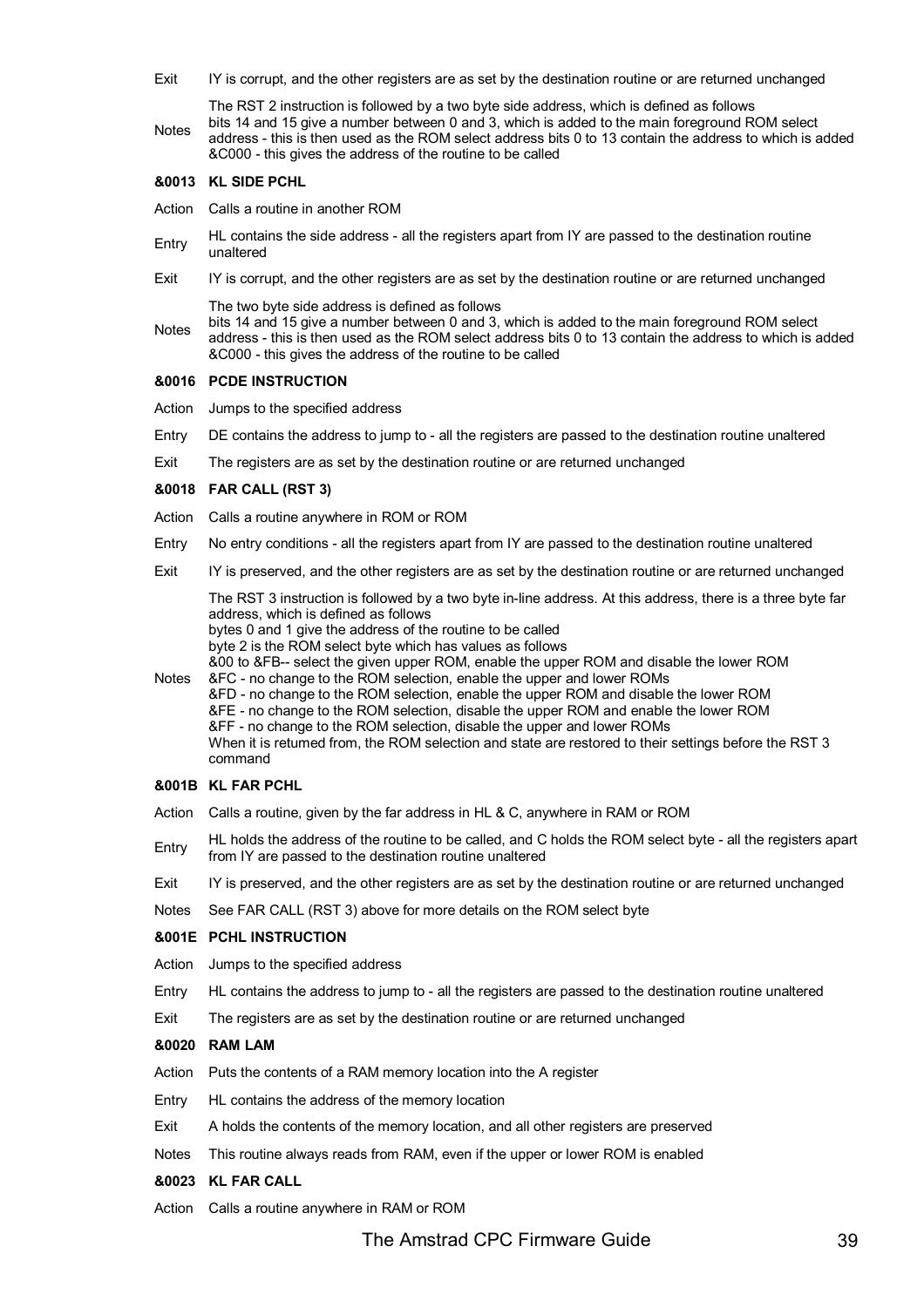Exit IY is corrupt, and the other registers are as set by the destination routine or are returned unchanged

Notes The RST 2 instruction is followed by a two byte side address, which is defined as follows
bits 14 and 15 give a number between 0 and 3, which is added to the main foreground ROM select address - this is then used as the ROM select address bits 0 to 13 contain the address to which is added &C000 - this gives the address of the routine to be called

### &0013 KL SIDE PCHL

Action Calls a routine in another ROM

Entry HL contains the side address - all the registers apart from IY are passed to the destination routine unaltered

Exit IY is corrupt, and the other registers are as set by the destination routine or are returned unchanged

Notes The two byte side address is defined as follows
bits 14 and 15 give a number between 0 and 3, which is added to the main foreground ROM select address - this is then used as the ROM select address bits 0 to 13 contain the address to which is added &C000 - this gives the address of the routine to be called

### &0016 PCDE INSTRUCTION

Action Jumps to the specified address

Entry DE contains the address to jump to - all the registers are passed to the destination routine unaltered

Exit The registers are as set by the destination routine or are returned unchanged

### &0018 FAR CALL (RST 3)

Action Calls a routine anywhere in ROM or ROM

Entry No entry conditions - all the registers apart from IY are passed to the destination routine unaltered

Exit IY is preserved, and the other registers are as set by the destination routine or are returned unchanged

Notes The RST 3 instruction is followed by a two byte in-line address. At this address, there is a three byte far address, which is defined as follows
bytes 0 and 1 give the address of the routine to be called
byte 2 is the ROM select byte which has values as follows
&00 to &FB-- select the given upper ROM, enable the upper ROM and disable the lower ROM
&FC - no change to the ROM selection, enable the upper and lower ROMs
&FD - no change to the ROM selection, enable the upper ROM and disable the lower ROM
&FE - no change to the ROM selection, disable the upper ROM and enable the lower ROM
&FF - no change to the ROM selection, disable the upper and lower ROMs
When it is retumed from, the ROM selection and state are restored to their settings before the RST 3 command

### &001B KL FAR PCHL

Action Calls a routine, given by the far address in HL & C, anywhere in RAM or ROM

Entry HL holds the address of the routine to be called, and C holds the ROM select byte - all the registers apart from IY are passed to the destination routine unaltered

Exit IY is preserved, and the other registers are as set by the destination routine or are returned unchanged

Notes See FAR CALL (RST 3) above for more details on the ROM select byte

### &001E PCHL INSTRUCTION

Action Jumps to the specified address

Entry HL contains the address to jump to - all the registers are passed to the destination routine unaltered

Exit The registers are as set by the destination routine or are returned unchanged

### &0020 RAM LAM

Action Puts the contents of a RAM memory location into the A register

Entry HL contains the address of the memory location

Exit A holds the contents of the memory location, and all other registers are preserved

Notes This routine always reads from RAM, even if the upper or lower ROM is enabled

### &0023 KL FAR CALL

Action Calls a routine anywhere in RAM or ROM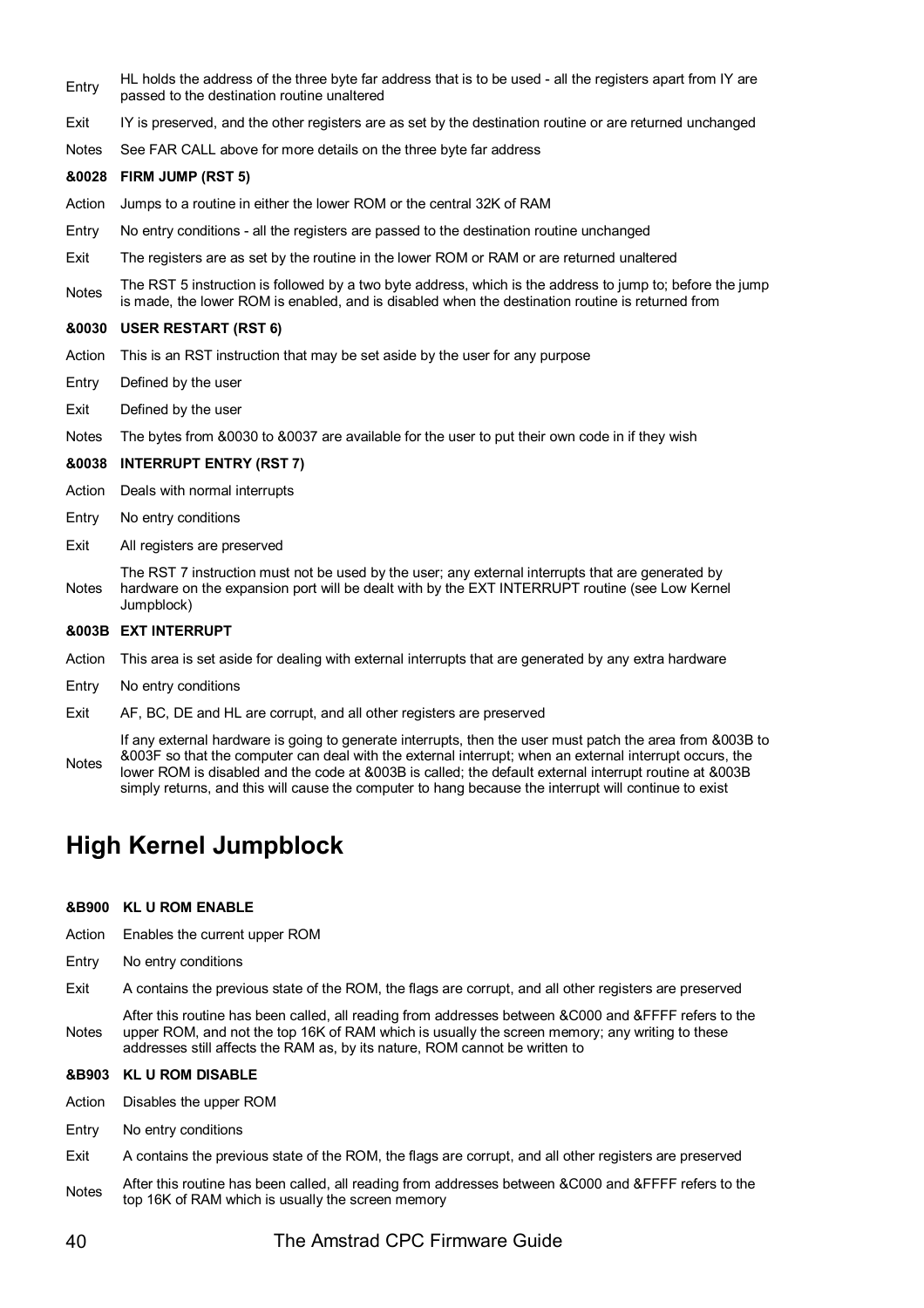Entry HL holds the address of the three byte far address that is to be used - all the registers apart from IY are passed to the destination routine unaltered

Exit IY is preserved, and the other registers are as set by the destination routine or are returned unchanged

Notes See FAR CALL above for more details on the three byte far address

**&0028 FIRM JUMP (RST 5)**

Action Jumps to a routine in either the lower ROM or the central 32K of RAM

Entry No entry conditions - all the registers are passed to the destination routine unchanged

Exit The registers are as set by the routine in the lower ROM or RAM or are returned unaltered

Notes The RST 5 instruction is followed by a two byte address, which is the address to jump to; before the jump is made, the lower ROM is enabled, and is disabled when the destination routine is returned from

**&0030 USER RESTART (RST 6)**

Action This is an RST instruction that may be set aside by the user for any purpose

Entry Defined by the user

Exit Defined by the user

Notes The bytes from &0030 to &0037 are available for the user to put their own code in if they wish

**&0038 INTERRUPT ENTRY (RST 7)**

Action Deals with normal interrupts

Entry No entry conditions

Exit All registers are preserved

Notes The RST 7 instruction must not be used by the user; any external interrupts that are generated by hardware on the expansion port will be dealt with by the EXT INTERRUPT routine (see Low Kernel Jumpblock)

**&003B EXT INTERRUPT**

Action This area is set aside for dealing with external interrupts that are generated by any extra hardware

Entry No entry conditions

Exit AF, BC, DE and HL are corrupt, and all other registers are preserved

Notes If any external hardware is going to generate interrupts, then the user must patch the area from &003B to &003F so that the computer can deal with the external interrupt; when an external interrupt occurs, the lower ROM is disabled and the code at &003B is called; the default external interrupt routine at &003B simply returns, and this will cause the computer to hang because the interrupt will continue to exist

# High Kernel Jumpblock

**&B900 KL U ROM ENABLE**

Action Enables the current upper ROM

Entry No entry conditions

Exit A contains the previous state of the ROM, the flags are corrupt, and all other registers are preserved

Notes After this routine has been called, all reading from addresses between &C000 and &FFFF refers to the upper ROM, and not the top 16K of RAM which is usually the screen memory; any writing to these addresses still affects the RAM as, by its nature, ROM cannot be written to

**&B903 KL U ROM DISABLE**

Action Disables the upper ROM

Entry No entry conditions

Exit A contains the previous state of the ROM, the flags are corrupt, and all other registers are preserved

Notes After this routine has been called, all reading from addresses between &C000 and &FFFF refers to the top 16K of RAM which is usually the screen memory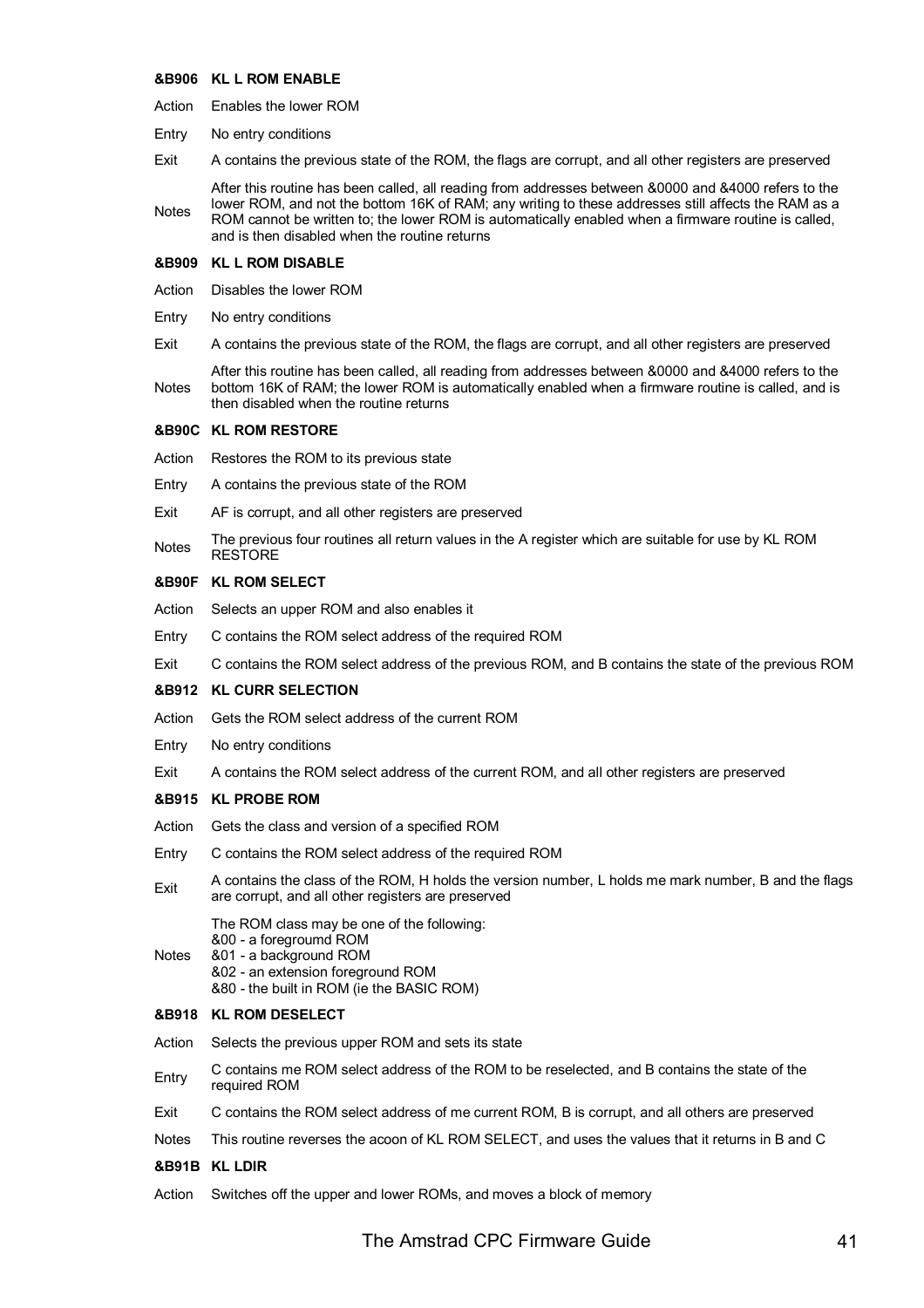#### &B906 KL L ROM ENABLE

| | |
|---|---|
| Action | Enables the lower ROM |
| Entry | No entry conditions |
| Exit | A contains the previous state of the ROM, the flags are corrupt, and all other registers are preserved |
| Notes | After this routine has been called, all reading from addresses between &0000 and &4000 refers to the lower ROM, and not the bottom 16K of RAM; any writing to these addresses still affects the RAM as a ROM cannot be written to; the lower ROM is automatically enabled when a firmware routine is called, and is then disabled when the routine returns |

#### &B909 KL L ROM DISABLE

| | |
|---|---|
| Action | Disables the lower ROM |
| Entry | No entry conditions |
| Exit | A contains the previous state of the ROM, the flags are corrupt, and all other registers are preserved |
| Notes | After this routine has been called, all reading from addresses between &0000 and &4000 refers to the bottom 16K of RAM; the lower ROM is automatically enabled when a firmware routine is called, and is then disabled when the routine returns |

#### &B90C KL ROM RESTORE

| | |
|---|---|
| Action | Restores the ROM to its previous state |
| Entry | A contains the previous state of the ROM |
| Exit | AF is corrupt, and all other registers are preserved |
| Notes | The previous four routines all return values in the A register which are suitable for use by KL ROM RESTORE |

#### &B90F KL ROM SELECT

| | |
|---|---|
| Action | Selects an upper ROM and also enables it |
| Entry | C contains the ROM select address of the required ROM |
| Exit | C contains the ROM select address of the previous ROM, and B contains the state of the previous ROM |

#### &B912 KL CURR SELECTION

| | |
|---|---|
| Action | Gets the ROM select address of the current ROM |
| Entry | No entry conditions |
| Exit | A contains the ROM select address of the current ROM, and all other registers are preserved |

#### &B915 KL PROBE ROM

| | |
|---|---|
| Action | Gets the class and version of a specified ROM |
| Entry | C contains the ROM select address of the required ROM |
| Exit | A contains the class of the ROM, H holds the version number, L holds me mark number, B and the flags are corrupt, and all other registers are preserved |
| Notes | The ROM class may be one of the following:<br>&00 - a foregroumd ROM<br>&01 - a background ROM<br>&02 - an extension foreground ROM<br>&80 - the built in ROM (ie the BASIC ROM) |

#### &B918 KL ROM DESELECT

| | |
|---|---|
| Action | Selects the previous upper ROM and sets its state |
| Entry | C contains me ROM select address of the ROM to be reselected, and B contains the state of the required ROM |
| Exit | C contains the ROM select address of me current ROM, B is corrupt, and all others are preserved |
| Notes | This routine reverses the acoon of KL ROM SELECT, and uses the values that it returns in B and C |

#### &B91B KL LDIR

| | |
|---|---|
| Action | Switches off the upper and lower ROMs, and moves a block of memory |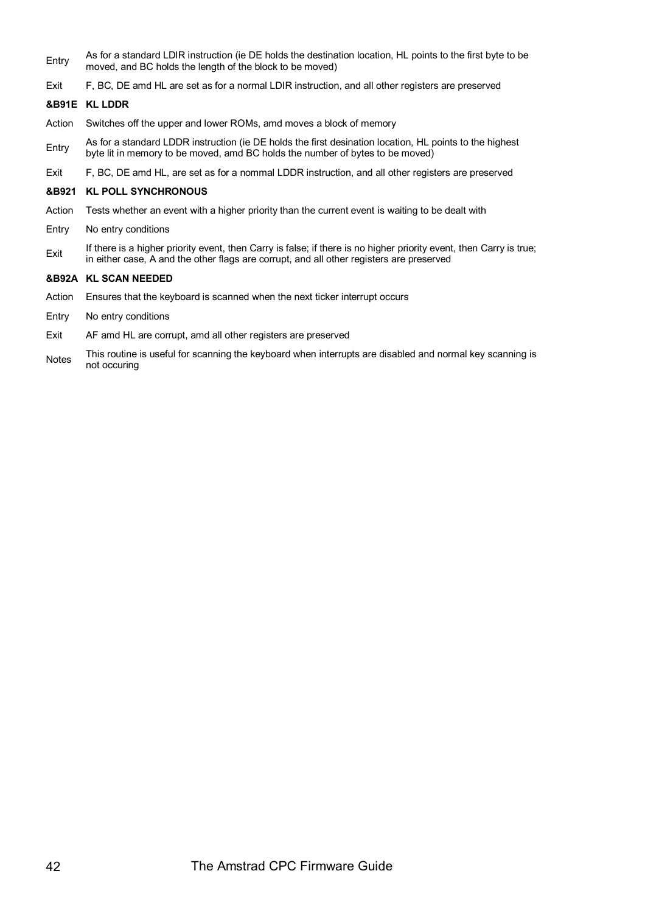Entry As for a standard LDIR instruction (ie DE holds the destination location, HL points to the first byte to be moved, and BC holds the length of the block to be moved)

Exit F, BC, DE amd HL are set as for a normal LDIR instruction, and all other registers are preserved

**&B91E KL LDDR**

Action Switches off the upper and lower ROMs, amd moves a block of memory

Entry As for a standard LDDR instruction (ie DE holds the first desination location, HL points to the highest byte lit in memory to be moved, amd BC holds the number of bytes to be moved)

Exit F, BC, DE amd HL, are set as for a nommal LDDR instruction, and all other registers are preserved

**&B921 KL POLL SYNCHRONOUS**

Action Tests whether an event with a higher priority than the current event is waiting to be dealt with

Entry No entry conditions

Exit If there is a higher priority event, then Carry is false; if there is no higher priority event, then Carry is true; in either case, A and the other flags are corrupt, and all other registers are preserved

**&B92A KL SCAN NEEDED**

Action Ensures that the keyboard is scanned when the next ticker interrupt occurs

Entry No entry conditions

Exit AF amd HL are corrupt, amd all other registers are preserved

Notes This routine is useful for scanning the keyboard when interrupts are disabled and normal key scanning is not occuring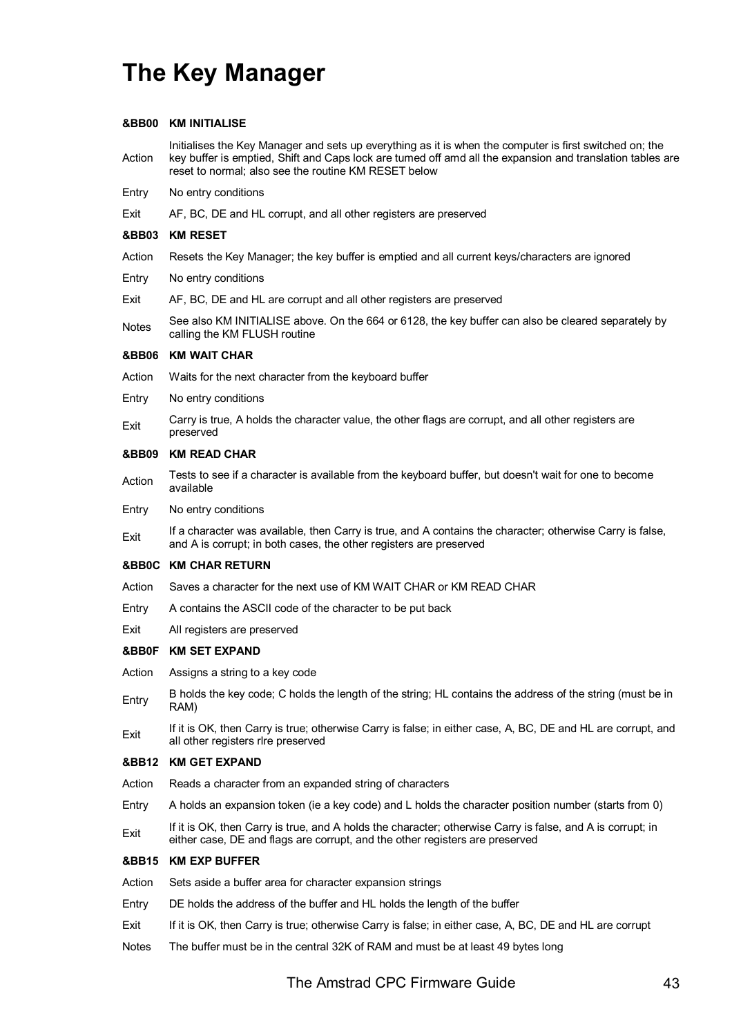# The Key Manager

### &BB00 KM INITIALISE

| | |
|---|---|
| Action | Initialises the Key Manager and sets up everything as it is when the computer is first switched on; the key buffer is emptied, Shift and Caps lock are turned off amd all the expansion and translation tables are reset to normal; also see the routine KM RESET below |
| Entry | No entry conditions |
| Exit | AF, BC, DE and HL corrupt, and all other registers are preserved |

### &BB03 KM RESET

| | |
|---|---|
| Action | Resets the Key Manager; the key buffer is emptied and all current keys/characters are ignored |
| Entry | No entry conditions |
| Exit | AF, BC, DE and HL are corrupt and all other registers are preserved |
| Notes | See also KM INITIALISE above. On the 664 or 6128, the key buffer can also be cleared separately by calling the KM FLUSH routine |

### &BB06 KM WAIT CHAR

| | |
|---|---|
| Action | Waits for the next character from the keyboard buffer |
| Entry | No entry conditions |
| Exit | Carry is true, A holds the character value, the other flags are corrupt, and all other registers are preserved |

### &BB09 KM READ CHAR

| | |
|---|---|
| Action | Tests to see if a character is available from the keyboard buffer, but doesn't wait for one to become available |
| Entry | No entry conditions |
| Exit | If a character was available, then Carry is true, and A contains the character; otherwise Carry is false, and A is corrupt; in both cases, the other registers are preserved |

### &BB0C KM CHAR RETURN

| | |
|---|---|
| Action | Saves a character for the next use of KM WAIT CHAR or KM READ CHAR |
| Entry | A contains the ASCII code of the character to be put back |
| Exit | All registers are preserved |

### &BB0F KM SET EXPAND

| | |
|---|---|
| Action | Assigns a string to a key code |
| Entry | B holds the key code; C holds the length of the string; HL contains the address of the string (must be in RAM) |
| Exit | If it is OK, then Carry is true; otherwise Carry is false; in either case, A, BC, DE and HL are corrupt, and all other registers rlre preserved |

### &BB12 KM GET EXPAND

| | |
|---|---|
| Action | Reads a character from an expanded string of characters |
| Entry | A holds an expansion token (ie a key code) and L holds the character position number (starts from 0) |
| Exit | If it is OK, then Carry is true, and A holds the character; otherwise Carry is false, and A is corrupt; in either case, DE and flags are corrupt, and the other registers are preserved |

### &BB15 KM EXP BUFFER

| | |
|---|---|
| Action | Sets aside a buffer area for character expansion strings |
| Entry | DE holds the address of the buffer and HL holds the length of the buffer |
| Exit | If it is OK, then Carry is true; otherwise Carry is false; in either case, A, BC, DE and HL are corrupt |
| Notes | The buffer must be in the central 32K of RAM and must be at least 49 bytes long |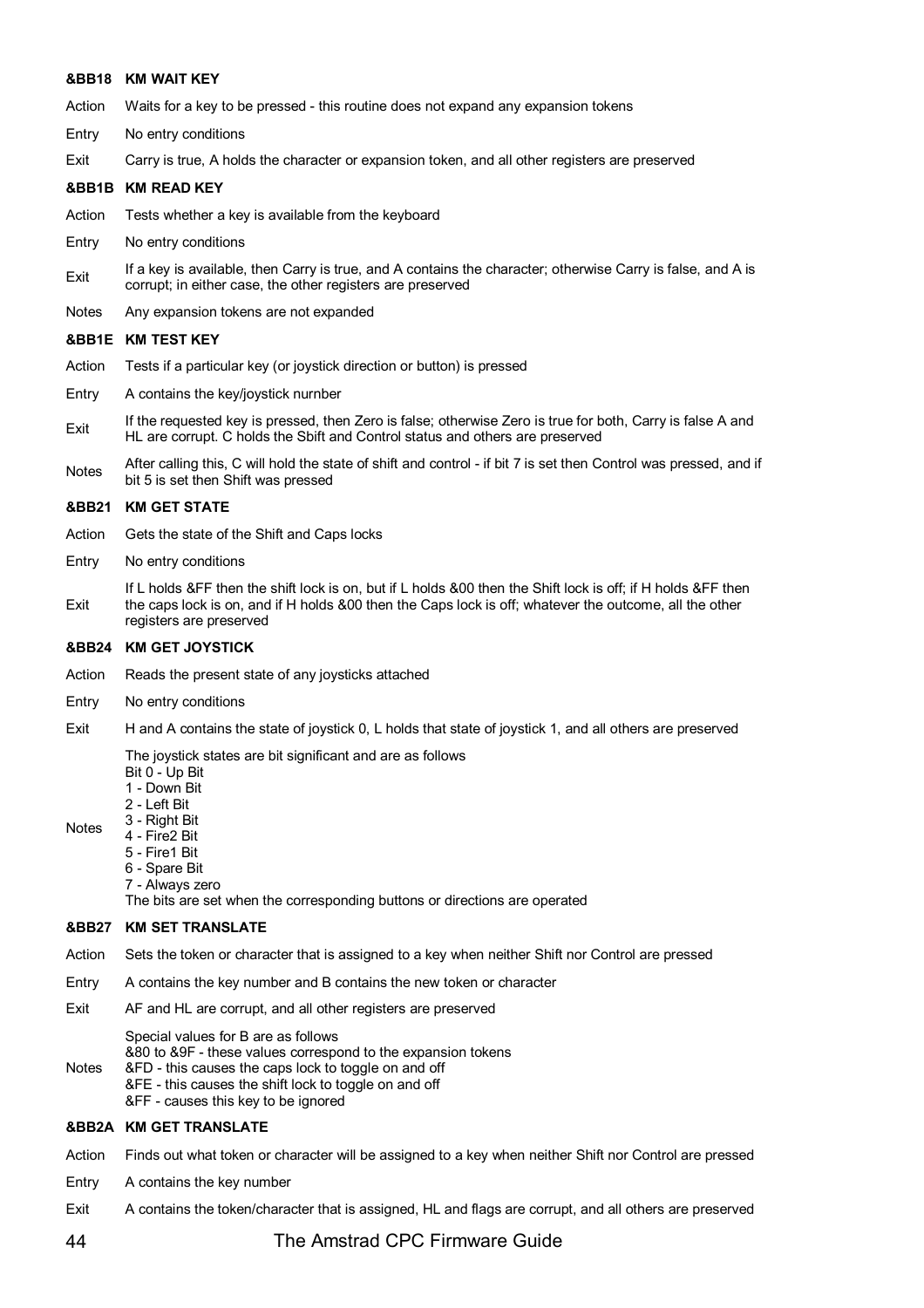### &BB18 KM WAIT KEY

Action Waits for a key to be pressed - this routine does not expand any expansion tokens

Entry No entry conditions

Exit Carry is true, A holds the character or expansion token, and all other registers are preserved

### &BB1B KM READ KEY

Action Tests whether a key is available from the keyboard

Entry No entry conditions

Exit If a key is available, then Carry is true, and A contains the character; otherwise Carry is false, and A is corrupt; in either case, the other registers are preserved

Notes Any expansion tokens are not expanded

### &BB1E KM TEST KEY

Action Tests if a particular key (or joystick direction or button) is pressed

Entry A contains the key/joystick nurnber

Exit If the requested key is pressed, then Zero is false; otherwise Zero is true for both, Carry is false A and HL are corrupt. C holds the Sbift and Control status and others are preserved

Notes After calling this, C will hold the state of shift and control - if bit 7 is set then Control was pressed, and if bit 5 is set then Shift was pressed

### &BB21 KM GET STATE

Action Gets the state of the Shift and Caps locks

Entry No entry conditions

Exit If L holds &FF then the shift lock is on, but if L holds &00 then the Shift lock is off; if H holds &FF then the caps lock is on, and if H holds &00 then the Caps lock is off; whatever the outcome, all the other registers are preserved

### &BB24 KM GET JOYSTICK

Action Reads the present state of any joysticks attached

Entry No entry conditions

Exit H and A contains the state of joystick 0, L holds that state of joystick 1, and all others are preserved

Notes The joystick states are bit significant and are as follows  
Bit 0 - Up Bit  
1 - Down Bit  
2 - Left Bit  
3 - Right Bit  
4 - Fire2 Bit  
5 - Fire1 Bit  
6 - Spare Bit  
7 - Always zero  
The bits are set when the corresponding buttons or directions are operated

### &BB27 KM SET TRANSLATE

Action Sets the token or character that is assigned to a key when neither Shift nor Control are pressed

Entry A contains the key number and B contains the new token or character

Exit AF and HL are corrupt, and all other registers are preserved

Notes Special values for B are as follows  
&80 to &9F - these values correspond to the expansion tokens  
&FD - this causes the caps lock to toggle on and off  
&FE - this causes the shift lock to toggle on and off  
&FF - causes this key to be ignored

### &BB2A KM GET TRANSLATE

Action Finds out what token or character will be assigned to a key when neither Shift nor Control are pressed

Entry A contains the key number

Exit A contains the token/character that is assigned, HL and flags are corrupt, and all others are preserved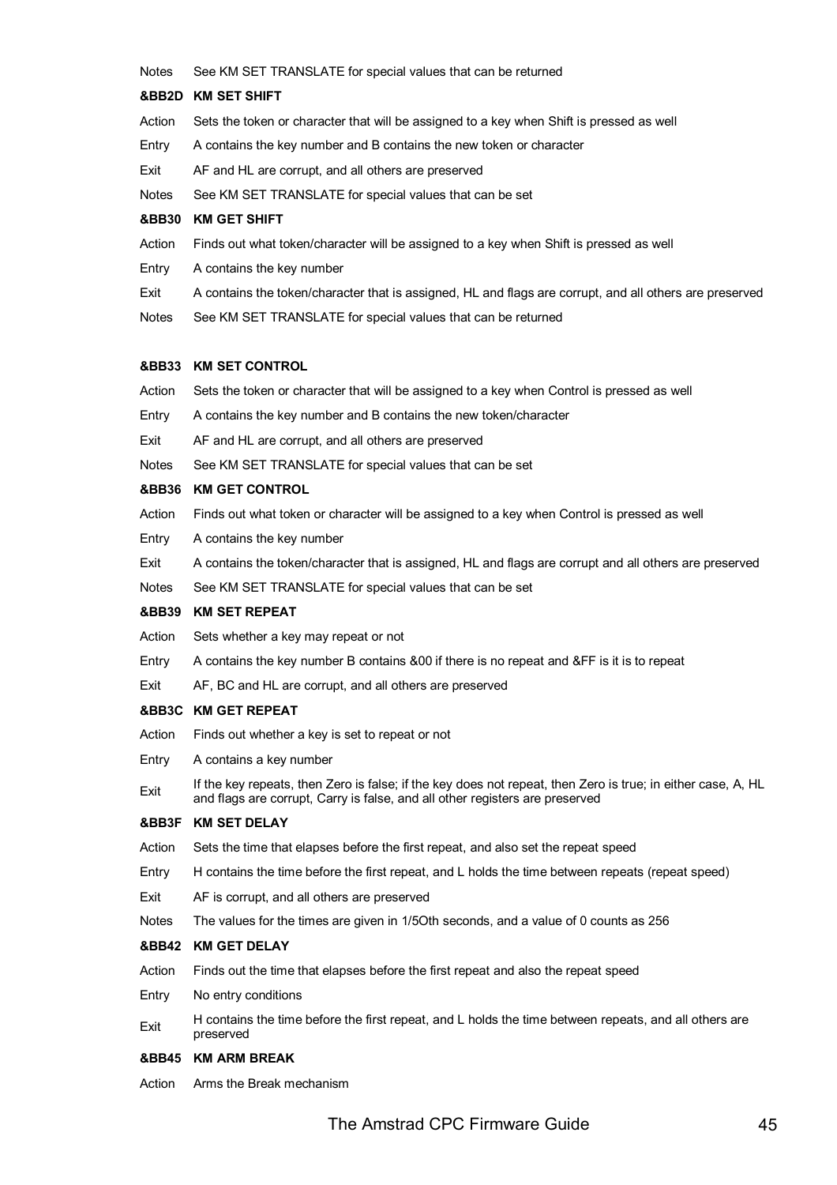| | |
|---|---|
| Notes | See KM SET TRANSLATE for special values that can be returned |

### &BB2D KM SET SHIFT

| | |
|---|---|
| Action | Sets the token or character that will be assigned to a key when Shift is pressed as well |
| Entry | A contains the key number and B contains the new token or character |
| Exit | AF and HL are corrupt, and all others are preserved |
| Notes | See KM SET TRANSLATE for special values that can be set |

### &BB30 KM GET SHIFT

| | |
|---|---|
| Action | Finds out what token/character will be assigned to a key when Shift is pressed as well |
| Entry | A contains the key number |
| Exit | A contains the token/character that is assigned, HL and flags are corrupt, and all others are preserved |
| Notes | See KM SET TRANSLATE for special values that can be returned |

### &BB33 KM SET CONTROL

| | |
|---|---|
| Action | Sets the token or character that will be assigned to a key when Control is pressed as well |
| Entry | A contains the key number and B contains the new token/character |
| Exit | AF and HL are corrupt, and all others are preserved |
| Notes | See KM SET TRANSLATE for special values that can be set |

### &BB36 KM GET CONTROL

| | |
|---|---|
| Action | Finds out what token or character will be assigned to a key when Control is pressed as well |
| Entry | A contains the key number |
| Exit | A contains the token/character that is assigned, HL and flags are corrupt and all others are preserved |
| Notes | See KM SET TRANSLATE for special values that can be set |

### &BB39 KM SET REPEAT

| | |
|---|---|
| Action | Sets whether a key may repeat or not |
| Entry | A contains the key number B contains &00 if there is no repeat and &FF is it is to repeat |
| Exit | AF, BC and HL are corrupt, and all others are preserved |

### &BB3C KM GET REPEAT

| | |
|---|---|
| Action | Finds out whether a key is set to repeat or not |
| Entry | A contains a key number |
| Exit | If the key repeats, then Zero is false; if the key does not repeat, then Zero is true; in either case, A, HL and flags are corrupt, Carry is false, and all other registers are preserved |

### &BB3F KM SET DELAY

| | |
|---|---|
| Action | Sets the time that elapses before the first repeat, and also set the repeat speed |
| Entry | H contains the time before the first repeat, and L holds the time between repeats (repeat speed) |
| Exit | AF is corrupt, and all others are preserved |
| Notes | The values for the times are given in 1/5Oth seconds, and a value of 0 counts as 256 |

### &BB42 KM GET DELAY

| | |
|---|---|
| Action | Finds out the time that elapses before the first repeat and also the repeat speed |
| Entry | No entry conditions |
| Exit | H contains the time before the first repeat, and L holds the time between repeats, and all others are preserved |

### &BB45 KM ARM BREAK

| | |
|---|---|
| Action | Arms the Break mechanism |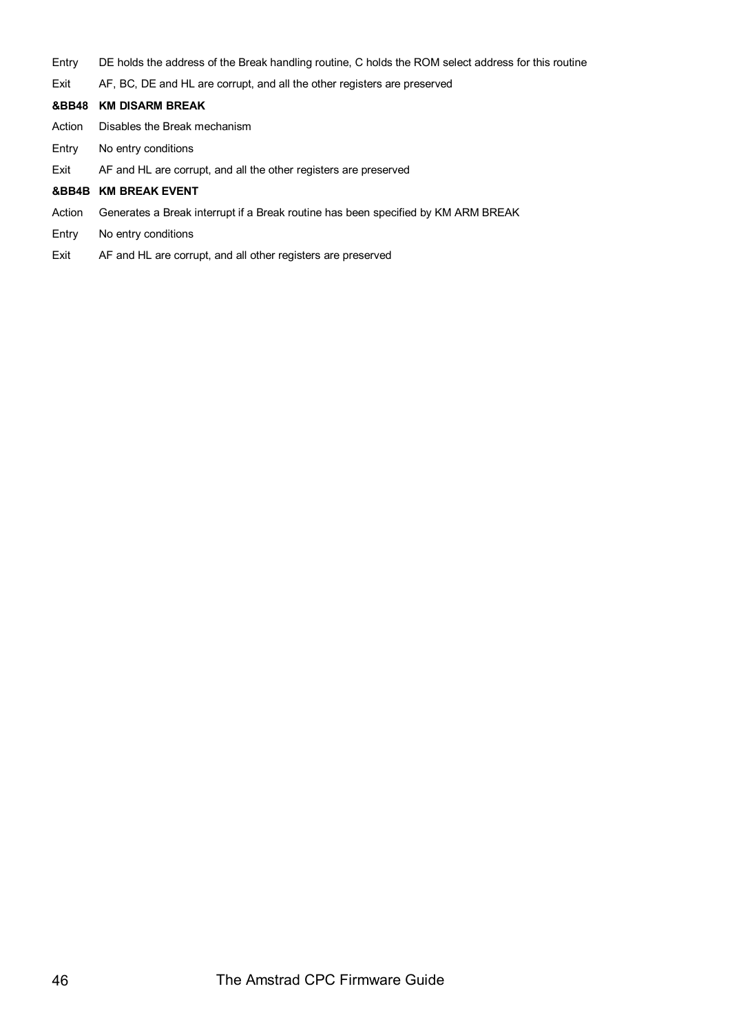Entry DE holds the address of the Break handling routine, C holds the ROM select address for this routine

Exit AF, BC, DE and HL are corrupt, and all the other registers are preserved

**&BB48 KM DISARM BREAK**

Action Disables the Break mechanism

Entry No entry conditions

Exit AF and HL are corrupt, and all the other registers are preserved

**&BB4B KM BREAK EVENT**

Action Generates a Break interrupt if a Break routine has been specified by KM ARM BREAK

Entry No entry conditions

Exit AF and HL are corrupt, and all other registers are preserved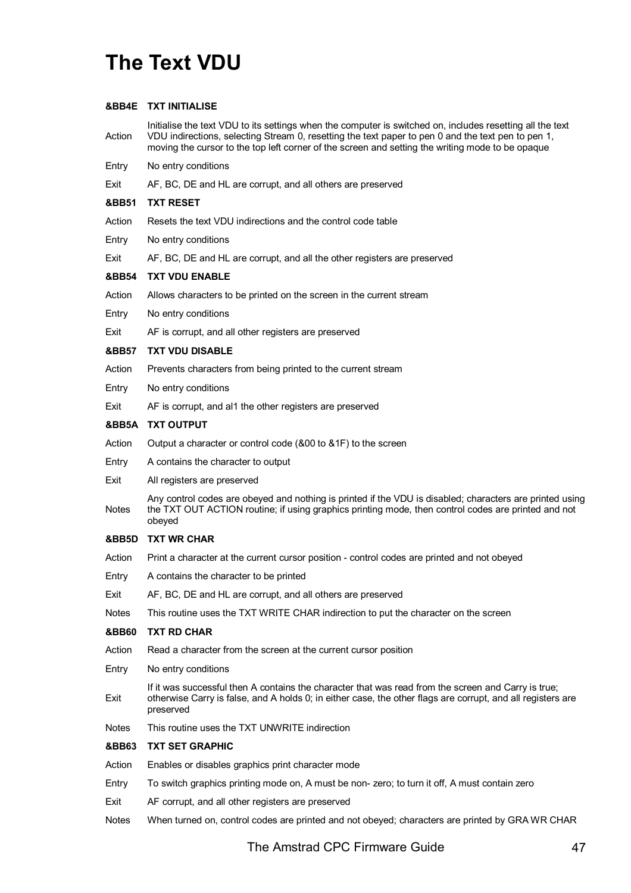# The Text VDU

**&BB4E TXT INITIALISE**

| | |
|---|---|
| Action | Initialise the text VDU to its settings when the computer is switched on, includes resetting all the text VDU indirections, selecting Stream 0, resetting the text paper to pen 0 and the text pen to pen 1, moving the cursor to the top left corner of the screen and setting the writing mode to be opaque |
| Entry | No entry conditions |
| Exit | AF, BC, DE and HL are corrupt, and all others are preserved |

**&BB51 TXT RESET**

| | |
|---|---|
| Action | Resets the text VDU indirections and the control code table |
| Entry | No entry conditions |
| Exit | AF, BC, DE and HL are corrupt, and all the other registers are preserved |

**&BB54 TXT VDU ENABLE**

| | |
|---|---|
| Action | Allows characters to be printed on the screen in the current stream |
| Entry | No entry conditions |
| Exit | AF is corrupt, and all other registers are preserved |

**&BB57 TXT VDU DISABLE**

| | |
|---|---|
| Action | Prevents characters from being printed to the current stream |
| Entry | No entry conditions |
| Exit | AF is corrupt, and al1 the other registers are preserved |

**&BB5A TXT OUTPUT**

| | |
|---|---|
| Action | Output a character or control code (&00 to &1F) to the screen |
| Entry | A contains the character to output |
| Exit | All registers are preserved |
| Notes | Any control codes are obeyed and nothing is printed if the VDU is disabled; characters are printed using the TXT OUT ACTION routine; if using graphics printing mode, then control codes are printed and not obeyed |

**&BB5D TXT WR CHAR**

| | |
|---|---|
| Action | Print a character at the current cursor position - control codes are printed and not obeyed |
| Entry | A contains the character to be printed |
| Exit | AF, BC, DE and HL are corrupt, and all others are preserved |
| Notes | This routine uses the TXT WRITE CHAR indirection to put the character on the screen |

**&BB60 TXT RD CHAR**

| | |
|---|---|
| Action | Read a character from the screen at the current cursor position |
| Entry | No entry conditions |
| Exit | If it was successful then A contains the character that was read from the screen and Carry is true; otherwise Carry is false, and A holds 0; in either case, the other flags are corrupt, and all registers are preserved |
| Notes | This routine uses the TXT UNWRITE indirection |

**&BB63 TXT SET GRAPHIC**

| | |
|---|---|
| Action | Enables or disables graphics print character mode |
| Entry | To switch graphics printing mode on, A must be non- zero; to turn it off, A must contain zero |
| Exit | AF corrupt, and all other registers are preserved |
| Notes | When turned on, control codes are printed and not obeyed; characters are printed by GRA WR CHAR |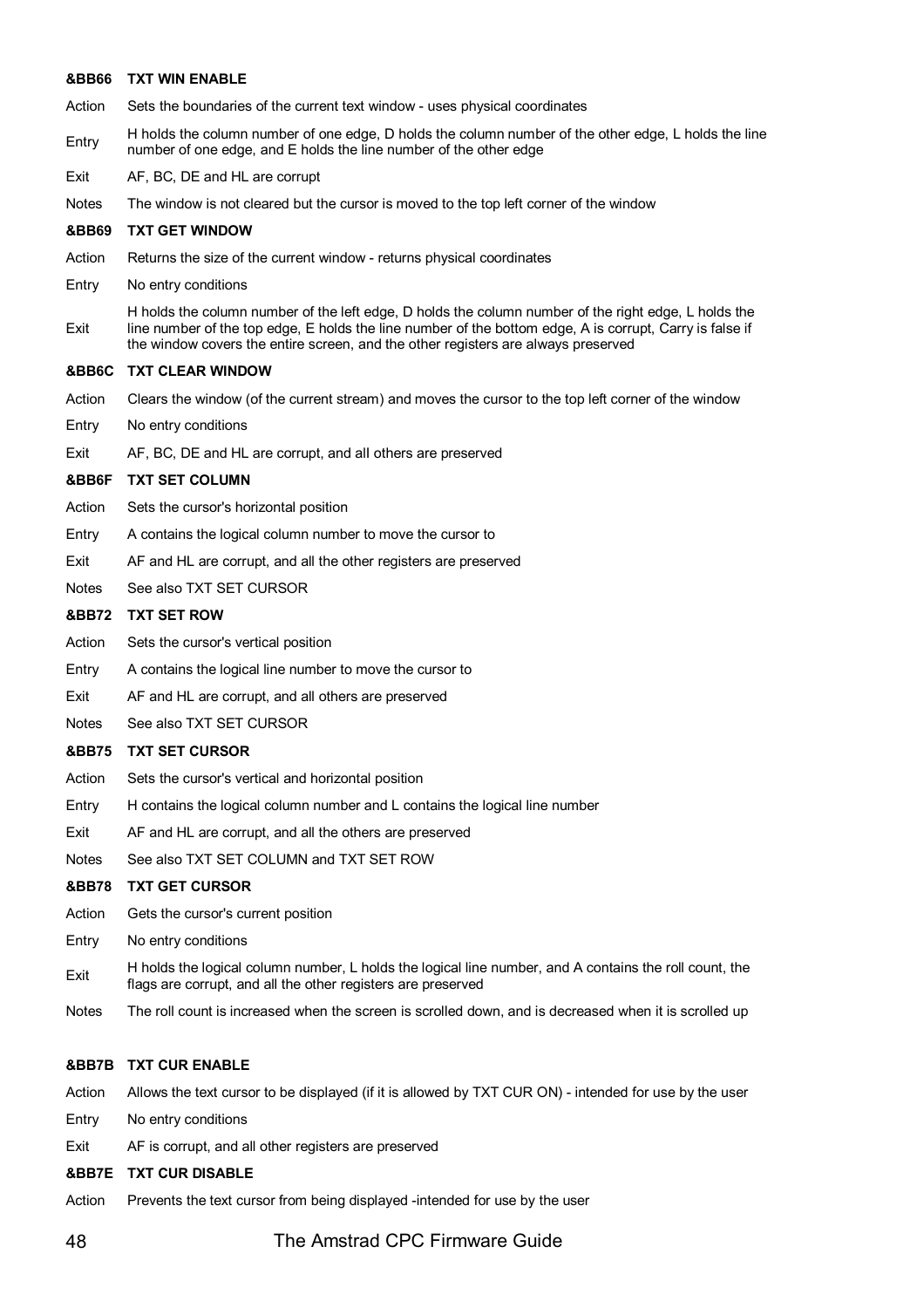#### &BB66 TXT WIN ENABLE

Action Sets the boundaries of the current text window - uses physical coordinates

Entry H holds the column number of one edge, D holds the column number of the other edge, L holds the line number of one edge, and E holds the line number of the other edge

Exit AF, BC, DE and HL are corrupt

Notes The window is not cleared but the cursor is moved to the top left corner of the window

#### &BB69 TXT GET WINDOW

Action Returns the size of the current window - returns physical coordinates

Entry No entry conditions

Exit H holds the column number of the left edge, D holds the column number of the right edge, L holds the line number of the top edge, E holds the line number of the bottom edge, A is corrupt, Carry is false if the window covers the entire screen, and the other registers are always preserved

#### &BB6C TXT CLEAR WINDOW

Action Clears the window (of the current stream) and moves the cursor to the top left corner of the window

Entry No entry conditions

Exit AF, BC, DE and HL are corrupt, and all others are preserved

#### &BB6F TXT SET COLUMN

Action Sets the cursor's horizontal position

Entry A contains the logical column number to move the cursor to

Exit AF and HL are corrupt, and all the other registers are preserved

Notes See also TXT SET CURSOR

#### &BB72 TXT SET ROW

Action Sets the cursor's vertical position

Entry A contains the logical line number to move the cursor to

Exit AF and HL are corrupt, and all others are preserved

Notes See also TXT SET CURSOR

#### &BB75 TXT SET CURSOR

Action Sets the cursor's vertical and horizontal position

Entry H contains the logical column number and L contains the logical line number

Exit AF and HL are corrupt, and all the others are preserved

Notes See also TXT SET COLUMN and TXT SET ROW

#### &BB78 TXT GET CURSOR

Action Gets the cursor's current position

Entry No entry conditions

Exit H holds the logical column number, L holds the logical line number, and A contains the roll count, the flags are corrupt, and all the other registers are preserved

Notes The roll count is increased when the screen is scrolled down, and is decreased when it is scrolled up

#### &BB7B TXT CUR ENABLE

Action Allows the text cursor to be displayed (if it is allowed by TXT CUR ON) - intended for use by the user

Entry No entry conditions

Exit AF is corrupt, and all other registers are preserved

#### &BB7E TXT CUR DISABLE

Action Prevents the text cursor from being displayed -intended for use by the user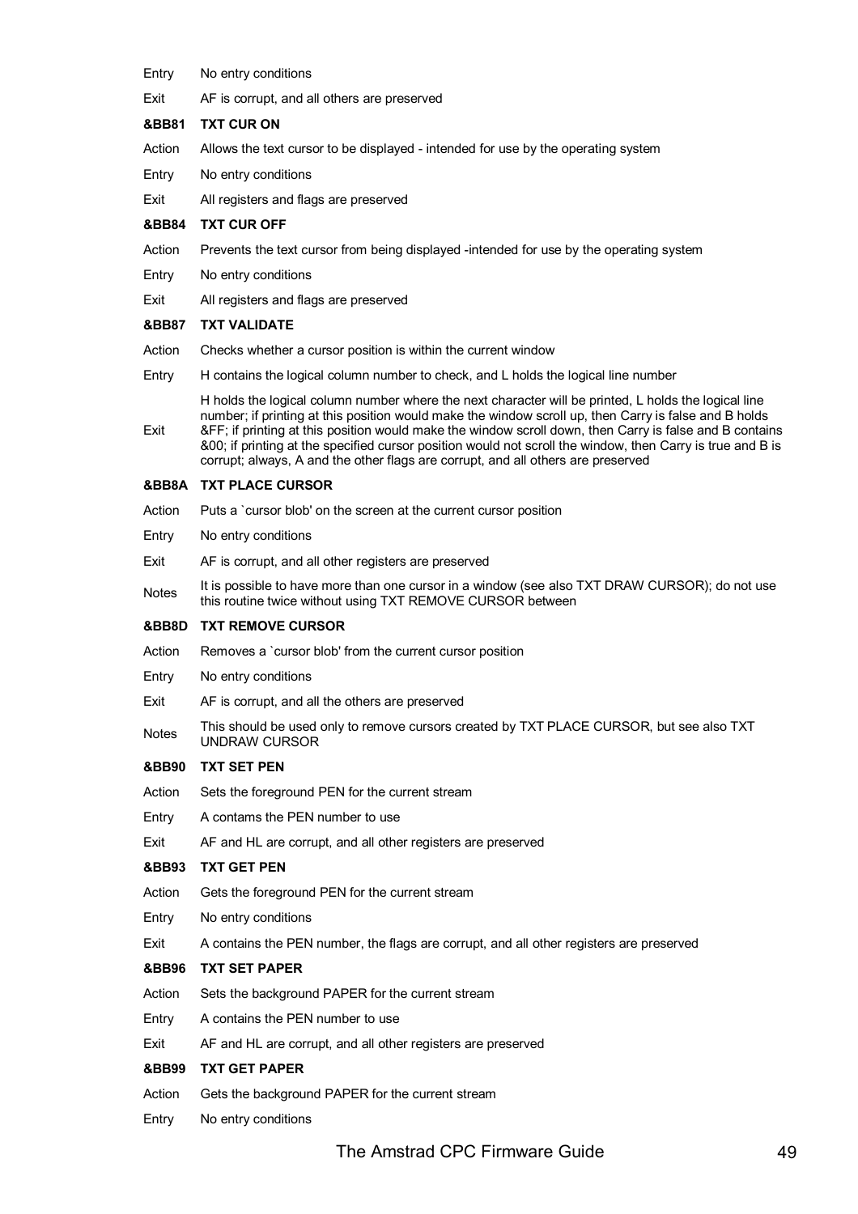Entry No entry conditions

Exit AF is corrupt, and all others are preserved

**&BB81 TXT CUR ON**

Action Allows the text cursor to be displayed - intended for use by the operating system

Entry No entry conditions

Exit All registers and flags are preserved

**&BB84 TXT CUR OFF**

Action Prevents the text cursor from being displayed -intended for use by the operating system

Entry No entry conditions

Exit All registers and flags are preserved

**&BB87 TXT VALIDATE**

Action Checks whether a cursor position is within the current window

Entry H contains the logical column number to check, and L holds the logical line number

Exit H holds the logical column number where the next character will be printed, L holds the logical line number; if printing at this position would make the window scroll up, then Carry is false and B holds &FF; if printing at this position would make the window scroll down, then Carry is false and B contains &00; if printing at the specified cursor position would not scroll the window, then Carry is true and B is corrupt; always, A and the other flags are corrupt, and all others are preserved

**&BB8A TXT PLACE CURSOR**

Action Puts a `cursor blob' on the screen at the current cursor position

Entry No entry conditions

Exit AF is corrupt, and all other registers are preserved

Notes It is possible to have more than one cursor in a window (see also TXT DRAW CURSOR); do not use this routine twice without using TXT REMOVE CURSOR between

**&BB8D TXT REMOVE CURSOR**

Action Removes a `cursor blob' from the current cursor position

Entry No entry conditions

Exit AF is corrupt, and all the others are preserved

Notes This should be used only to remove cursors created by TXT PLACE CURSOR, but see also TXT UNDRAW CURSOR

**&BB90 TXT SET PEN**

Action Sets the foreground PEN for the current stream

Entry A contams the PEN number to use

Exit AF and HL are corrupt, and all other registers are preserved

**&BB93 TXT GET PEN**

Action Gets the foreground PEN for the current stream

Entry No entry conditions

Exit A contains the PEN number, the flags are corrupt, and all other registers are preserved

**&BB96 TXT SET PAPER**

Action Sets the background PAPER for the current stream

Entry A contains the PEN number to use

Exit AF and HL are corrupt, and all other registers are preserved

**&BB99 TXT GET PAPER**

Action Gets the background PAPER for the current stream

Entry No entry conditions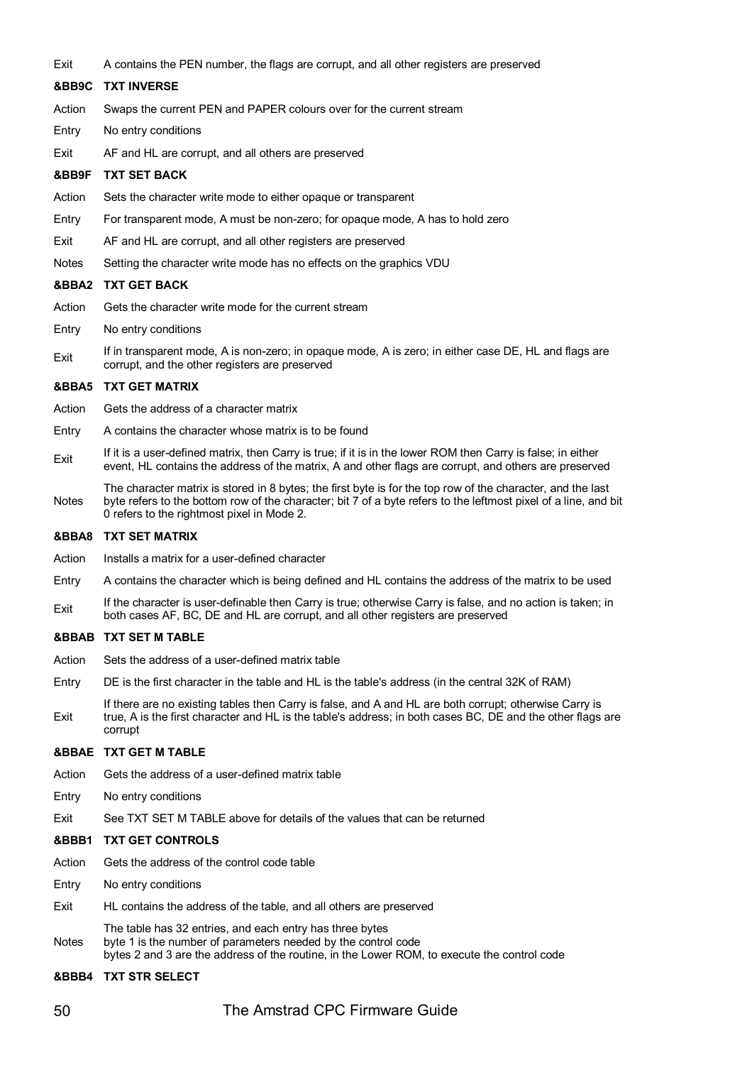| | |
|---|---|
| Exit | A contains the PEN number, the flags are corrupt, and all other registers are preserved |

### &BB9C TXT INVERSE

| | |
|---|---|
| Action | Swaps the current PEN and PAPER colours over for the current stream |
| Entry | No entry conditions |
| Exit | AF and HL are corrupt, and all others are preserved |

### &BB9F TXT SET BACK

| | |
|---|---|
| Action | Sets the character write mode to either opaque or transparent |
| Entry | For transparent mode, A must be non-zero; for opaque mode, A has to hold zero |
| Exit | AF and HL are corrupt, and all other registers are preserved |
| Notes | Setting the character write mode has no effects on the graphics VDU |

### &BBA2 TXT GET BACK

| | |
|---|---|
| Action | Gets the character write mode for the current stream |
| Entry | No entry conditions |
| Exit | If in transparent mode, A is non-zero; in opaque mode, A is zero; in either case DE, HL and flags are corrupt, and the other registers are preserved |

### &BBA5 TXT GET MATRIX

| | |
|---|---|
| Action | Gets the address of a character matrix |
| Entry | A contains the character whose matrix is to be found |
| Exit | If it is a user-defined matrix, then Carry is true; if it is in the lower ROM then Carry is false; in either event, HL contains the address of the matrix, A and other flags are corrupt, and others are preserved |
| Notes | The character matrix is stored in 8 bytes; the first byte is for the top row of the character, and the last byte refers to the bottom row of the character; bit 7 of a byte refers to the leftmost pixel of a line, and bit 0 refers to the rightmost pixel in Mode 2. |

### &BBA8 TXT SET MATRIX

| | |
|---|---|
| Action | Installs a matrix for a user-defined character |
| Entry | A contains the character which is being defined and HL contains the address of the matrix to be used |
| Exit | If the character is user-definable then Carry is true; otherwise Carry is false, and no action is taken; in both cases AF, BC, DE and HL are corrupt, and all other registers are preserved |

### &BBAB TXT SET M TABLE

| | |
|---|---|
| Action | Sets the address of a user-defined matrix table |
| Entry | DE is the first character in the table and HL is the table's address (in the central 32K of RAM) |
| Exit | If there are no existing tables then Carry is false, and A and HL are both corrupt; otherwise Carry is true, A is the first character and HL is the table's address; in both cases BC, DE and the other flags are corrupt |

### &BBAE TXT GET M TABLE

| | |
|---|---|
| Action | Gets the address of a user-defined matrix table |
| Entry | No entry conditions |
| Exit | See TXT SET M TABLE above for details of the values that can be returned |

### &BBB1 TXT GET CONTROLS

| | |
|---|---|
| Action | Gets the address of the control code table |
| Entry | No entry conditions |
| Exit | HL contains the address of the table, and all others are preserved |
| Notes | The table has 32 entries, and each entry has three bytes<br>byte 1 is the number of parameters needed by the control code<br>bytes 2 and 3 are the address of the routine, in the Lower ROM, to execute the control code |

### &BBB4 TXT STR SELECT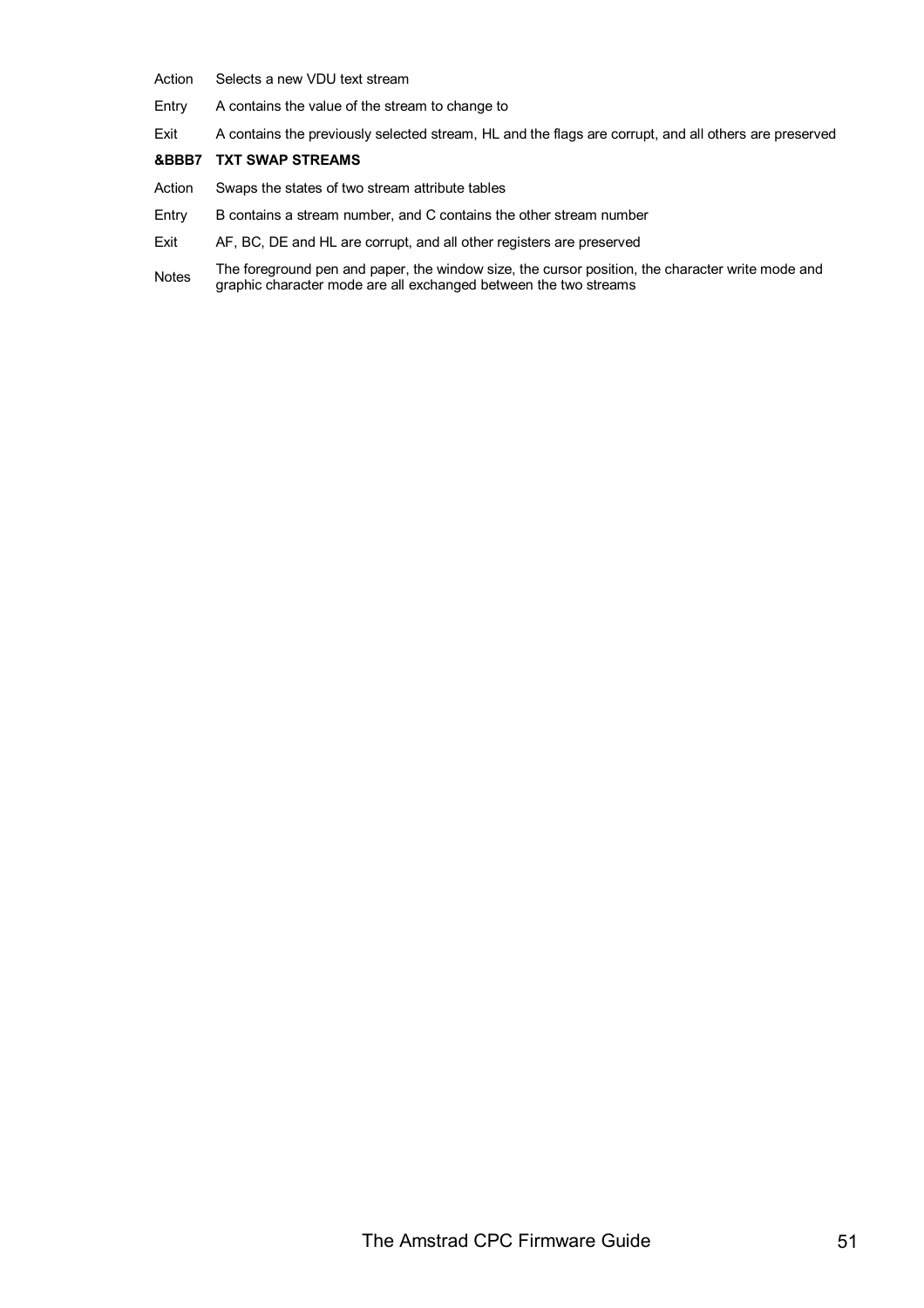Action Selects a new VDU text stream

Entry A contains the value of the stream to change to

Exit A contains the previously selected stream, HL and the flags are corrupt, and all others are preserved

**&BBB7 TXT SWAP STREAMS**

Action Swaps the states of two stream attribute tables

Entry B contains a stream number, and C contains the other stream number

Exit AF, BC, DE and HL are corrupt, and all other registers are preserved

Notes The foreground pen and paper, the window size, the cursor position, the character write mode and graphic character mode are all exchanged between the two streams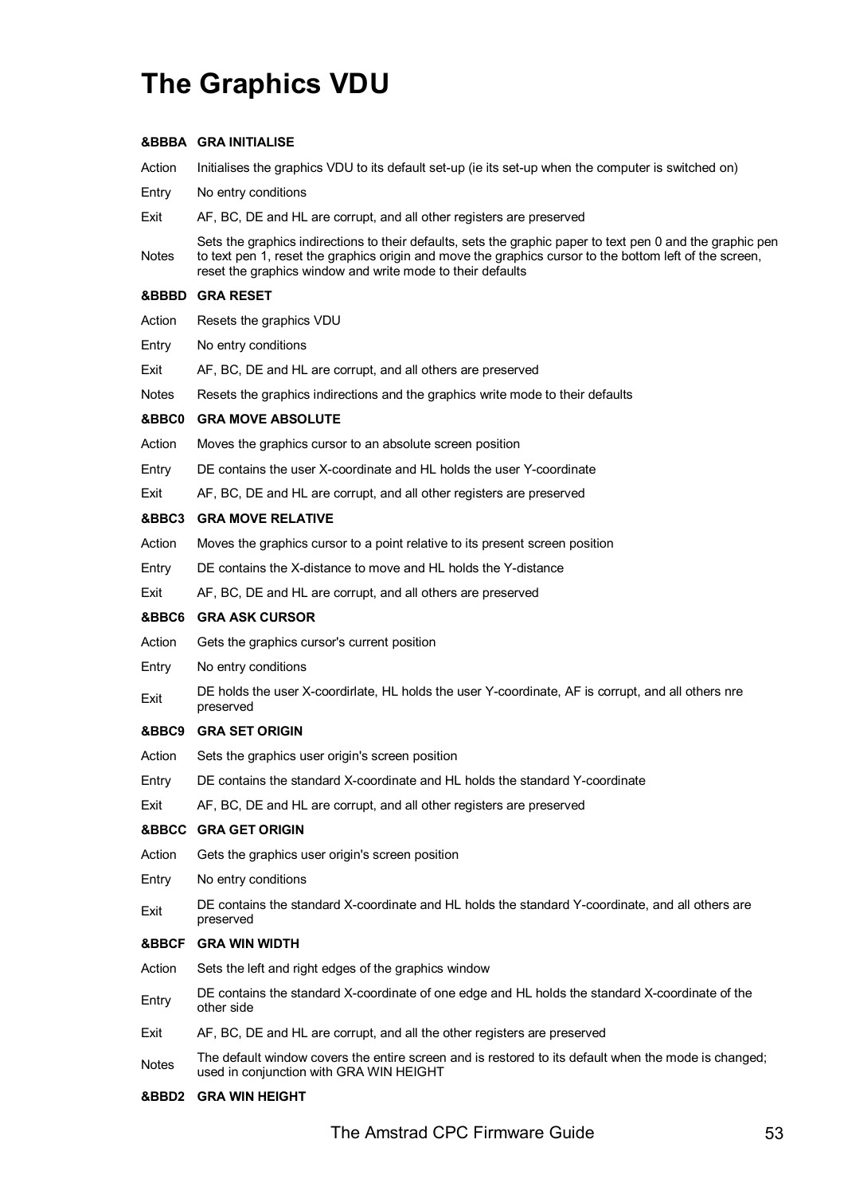# The Graphics VDU

**&BBBA GRA INITIALISE**

| | |
|---|---|
| Action | Initialises the graphics VDU to its default set-up (ie its set-up when the computer is switched on) |
| Entry | No entry conditions |
| Exit | AF, BC, DE and HL are corrupt, and all other registers are preserved |
| Notes | Sets the graphics indirections to their defaults, sets the graphic paper to text pen 0 and the graphic pen to text pen 1, reset the graphics origin and move the graphics cursor to the bottom left of the screen, reset the graphics window and write mode to their defaults |

**&BBBD GRA RESET**

| | |
|---|---|
| Action | Resets the graphics VDU |
| Entry | No entry conditions |
| Exit | AF, BC, DE and HL are corrupt, and all others are preserved |
| Notes | Resets the graphics indirections and the graphics write mode to their defaults |

**&BBC0 GRA MOVE ABSOLUTE**

| | |
|---|---|
| Action | Moves the graphics cursor to an absolute screen position |
| Entry | DE contains the user X-coordinate and HL holds the user Y-coordinate |
| Exit | AF, BC, DE and HL are corrupt, and all other registers are preserved |

**&BBC3 GRA MOVE RELATIVE**

| | |
|---|---|
| Action | Moves the graphics cursor to a point relative to its present screen position |
| Entry | DE contains the X-distance to move and HL holds the Y-distance |
| Exit | AF, BC, DE and HL are corrupt, and all others are preserved |

**&BBC6 GRA ASK CURSOR**

| | |
|---|---|
| Action | Gets the graphics cursor's current position |
| Entry | No entry conditions |
| Exit | DE holds the user X-coordirlate, HL holds the user Y-coordinate, AF is corrupt, and all others nre preserved |

**&BBC9 GRA SET ORIGIN**

| | |
|---|---|
| Action | Sets the graphics user origin's screen position |
| Entry | DE contains the standard X-coordinate and HL holds the standard Y-coordinate |
| Exit | AF, BC, DE and HL are corrupt, and all other registers are preserved |

**&BBCC GRA GET ORIGIN**

| | |
|---|---|
| Action | Gets the graphics user origin's screen position |
| Entry | No entry conditions |
| Exit | DE contains the standard X-coordinate and HL holds the standard Y-coordinate, and all others are preserved |

**&BBCF GRA WIN WIDTH**

| | |
|---|---|
| Action | Sets the left and right edges of the graphics window |
| Entry | DE contains the standard X-coordinate of one edge and HL holds the standard X-coordinate of the other side |
| Exit | AF, BC, DE and HL are corrupt, and all the other registers are preserved |
| Notes | The default window covers the entire screen and is restored to its default when the mode is changed; used in conjunction with GRA WIN HEIGHT |

**&BBD2 GRA WIN HEIGHT**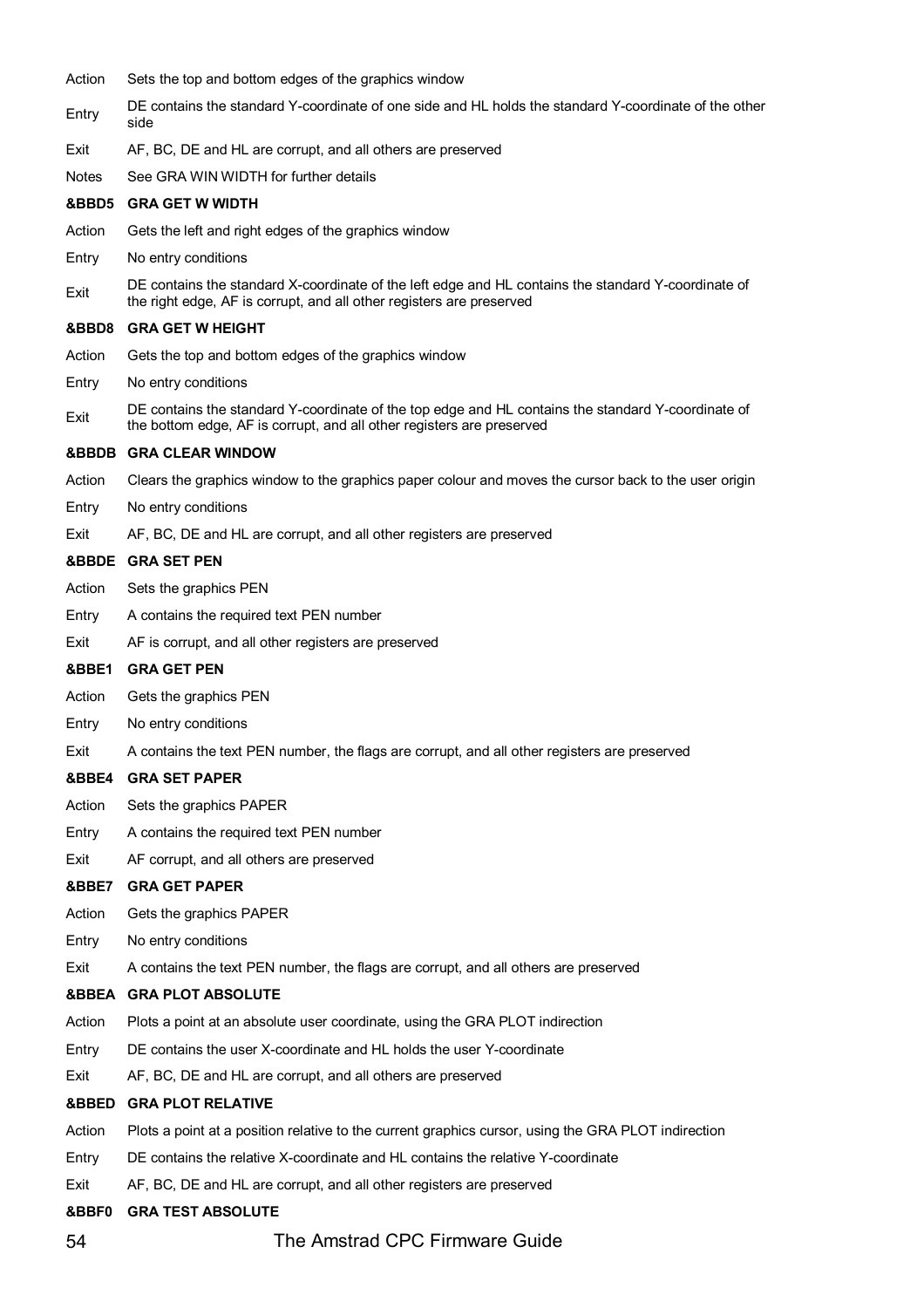Action	Sets the top and bottom edges of the graphics window

Entry	DE contains the standard Y-coordinate of one side and HL holds the standard Y-coordinate of the other side

Exit	AF, BC, DE and HL are corrupt, and all others are preserved

Notes	See GRA WIN WIDTH for further details

**&BBD5	GRA GET W WIDTH**

Action	Gets the left and right edges of the graphics window

Entry	No entry conditions

Exit	DE contains the standard X-coordinate of the left edge and HL contains the standard Y-coordinate of the right edge, AF is corrupt, and all other registers are preserved

**&BBD8	GRA GET W HEIGHT**

Action	Gets the top and bottom edges of the graphics window

Entry	No entry conditions

Exit	DE contains the standard Y-coordinate of the top edge and HL contains the standard Y-coordinate of the bottom edge, AF is corrupt, and all other registers are preserved

**&BBDB	GRA CLEAR WINDOW**

Action	Clears the graphics window to the graphics paper colour and moves the cursor back to the user origin

Entry	No entry conditions

Exit	AF, BC, DE and HL are corrupt, and all other registers are preserved

**&BBDE	GRA SET PEN**

Action	Sets the graphics PEN

Entry	A contains the required text PEN number

Exit	AF is corrupt, and all other registers are preserved

**&BBE1	GRA GET PEN**

Action	Gets the graphics PEN

Entry	No entry conditions

Exit	A contains the text PEN number, the flags are corrupt, and all other registers are preserved

**&BBE4	GRA SET PAPER**

Action	Sets the graphics PAPER

Entry	A contains the required text PEN number

Exit	AF corrupt, and all others are preserved

**&BBE7	GRA GET PAPER**

Action	Gets the graphics PAPER

Entry	No entry conditions

Exit	A contains the text PEN number, the flags are corrupt, and all others are preserved

**&BBEA	GRA PLOT ABSOLUTE**

Action	Plots a point at an absolute user coordinate, using the GRA PLOT indirection

Entry	DE contains the user X-coordinate and HL holds the user Y-coordinate

Exit	AF, BC, DE and HL are corrupt, and all others are preserved

**&BBED	GRA PLOT RELATIVE**

Action	Plots a point at a position relative to the current graphics cursor, using the GRA PLOT indirection

Entry	DE contains the relative X-coordinate and HL contains the relative Y-coordinate

Exit	AF, BC, DE and HL are corrupt, and all other registers are preserved

**&BBF0	GRA TEST ABSOLUTE**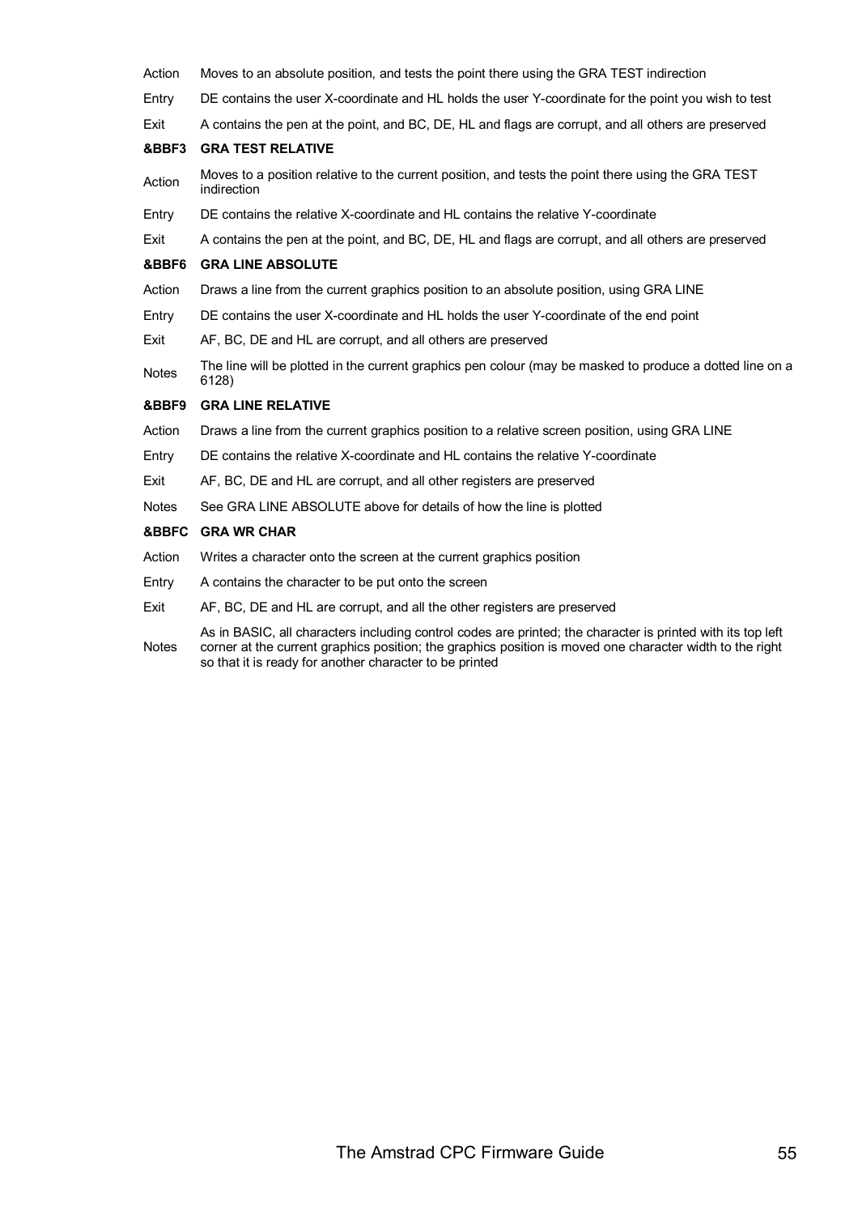Action Moves to an absolute position, and tests the point there using the GRA TEST indirection

Entry DE contains the user X-coordinate and HL holds the user Y-coordinate for the point you wish to test

Exit A contains the pen at the point, and BC, DE, HL and flags are corrupt, and all others are preserved

**&BBF3 GRA TEST RELATIVE**

Action Moves to a position relative to the current position, and tests the point there using the GRA TEST indirection

Entry DE contains the relative X-coordinate and HL contains the relative Y-coordinate

Exit A contains the pen at the point, and BC, DE, HL and flags are corrupt, and all others are preserved

**&BBF6 GRA LINE ABSOLUTE**

Action Draws a line from the current graphics position to an absolute position, using GRA LINE

Entry DE contains the user X-coordinate and HL holds the user Y-coordinate of the end point

Exit AF, BC, DE and HL are corrupt, and all others are preserved

Notes The line will be plotted in the current graphics pen colour (may be masked to produce a dotted line on a 6128)

**&BBF9 GRA LINE RELATIVE**

Action Draws a line from the current graphics position to a relative screen position, using GRA LINE

Entry DE contains the relative X-coordinate and HL contains the relative Y-coordinate

Exit AF, BC, DE and HL are corrupt, and all other registers are preserved

Notes See GRA LINE ABSOLUTE above for details of how the line is plotted

**&BBFC GRA WR CHAR**

Action Writes a character onto the screen at the current graphics position

Entry A contains the character to be put onto the screen

Exit AF, BC, DE and HL are corrupt, and all the other registers are preserved

Notes As in BASIC, all characters including control codes are printed; the character is printed with its top left corner at the current graphics position; the graphics position is moved one character width to the right so that it is ready for another character to be printed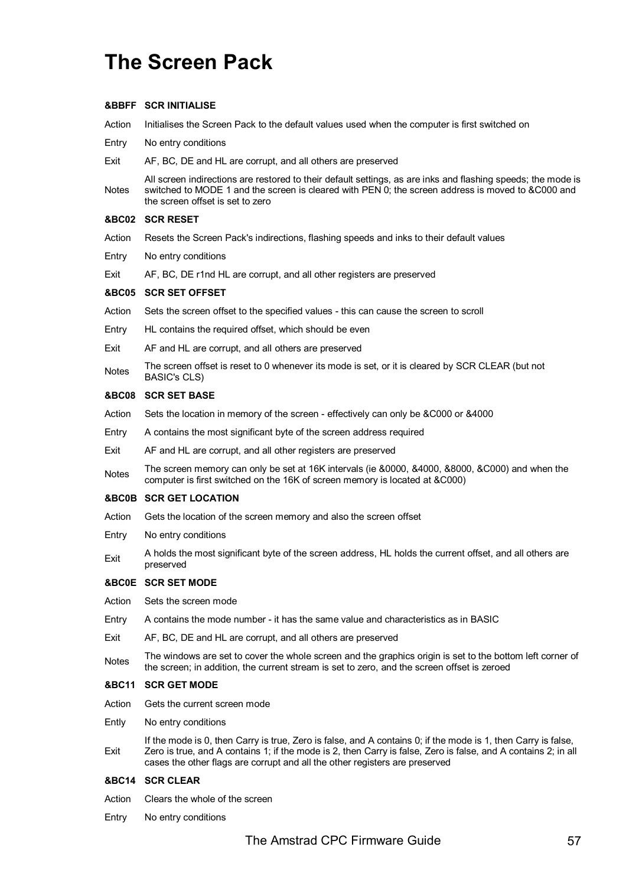# The Screen Pack

**&BBFF SCR INITIALISE**

Action Initialises the Screen Pack to the default values used when the computer is first switched on

Entry No entry conditions

Exit AF, BC, DE and HL are corrupt, and all others are preserved

Notes All screen indirections are restored to their default settings, as are inks and flashing speeds; the mode is switched to MODE 1 and the screen is cleared with PEN 0; the screen address is moved to &C000 and the screen offset is set to zero

**&BC02 SCR RESET**

Action Resets the Screen Pack's indirections, flashing speeds and inks to their default values

Entry No entry conditions

Exit AF, BC, DE r1nd HL are corrupt, and all other registers are preserved

**&BC05 SCR SET OFFSET**

Action Sets the screen offset to the specified values - this can cause the screen to scroll

Entry HL contains the required offset, which should be even

Exit AF and HL are corrupt, and all others are preserved

Notes The screen offset is reset to 0 whenever its mode is set, or it is cleared by SCR CLEAR (but not BASIC's CLS)

**&BC08 SCR SET BASE**

Action Sets the location in memory of the screen - effectively can only be &C000 or &4000

Entry A contains the most significant byte of the screen address required

Exit AF and HL are corrupt, and all other registers are preserved

Notes The screen memory can only be set at 16K intervals (ie &0000, &4000, &8000, &C000) and when the computer is first switched on the 16K of screen memory is located at &C000)

**&BC0B SCR GET LOCATION**

Action Gets the location of the screen memory and also the screen offset

Entry No entry conditions

Exit A holds the most significant byte of the screen address, HL holds the current offset, and all others are preserved

**&BC0E SCR SET MODE**

Action Sets the screen mode

Entry A contains the mode number - it has the same value and characteristics as in BASIC

Exit AF, BC, DE and HL are corrupt, and all others are preserved

Notes The windows are set to cover the whole screen and the graphics origin is set to the bottom left corner of the screen; in addition, the current stream is set to zero, and the screen offset is zeroed

**&BC11 SCR GET MODE**

Action Gets the current screen mode

Ently No entry conditions

Exit If the mode is 0, then Carry is true, Zero is false, and A contains 0; if the mode is 1, then Carry is false, Zero is true, and A contains 1; if the mode is 2, then Carry is false, Zero is false, and A contains 2; in all cases the other flags are corrupt and all the other registers are preserved

**&BC14 SCR CLEAR**

Action Clears the whole of the screen

Entry No entry conditions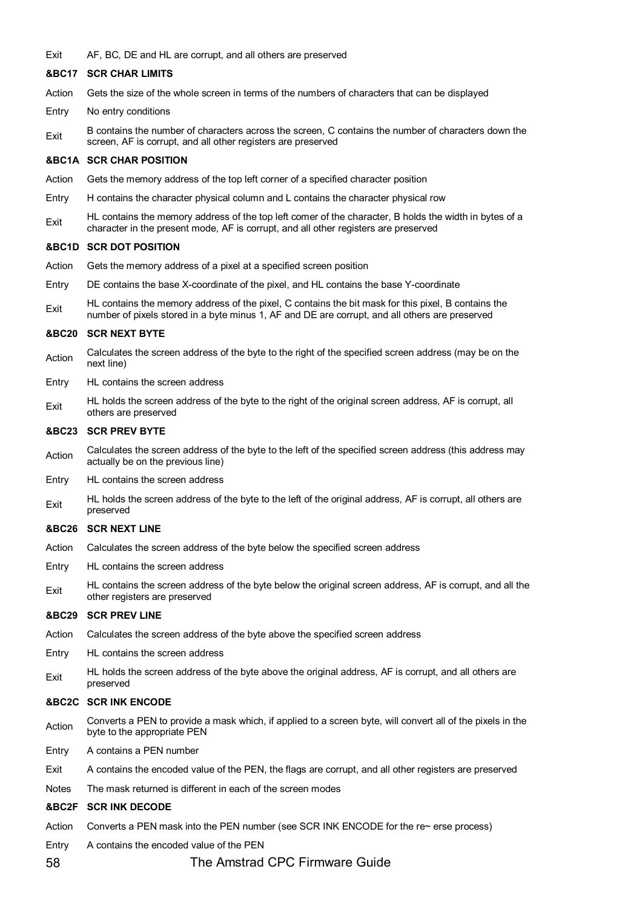Exit AF, BC, DE and HL are corrupt, and all others are preserved

### &BC17 SCR CHAR LIMITS

Action Gets the size of the whole screen in terms of the numbers of characters that can be displayed

Entry No entry conditions

Exit B contains the number of characters across the screen, C contains the number of characters down the screen, AF is corrupt, and all other registers are preserved

### &BC1A SCR CHAR POSITION

Action Gets the memory address of the top left corner of a specified character position

Entry H contains the character physical column and L contains the character physical row

Exit HL contains the memory address of the top left comer of the character, B holds the width in bytes of a character in the present mode, AF is corrupt, and all other registers are preserved

### &BC1D SCR DOT POSITION

Action Gets the memory address of a pixel at a specified screen position

Entry DE contains the base X-coordinate of the pixel, and HL contains the base Y-coordinate

Exit HL contains the memory address of the pixel, C contains the bit mask for this pixel, B contains the number of pixels stored in a byte minus 1, AF and DE are corrupt, and all others are preserved

### &BC20 SCR NEXT BYTE

Action Calculates the screen address of the byte to the right of the specified screen address (may be on the next line)

Entry HL contains the screen address

Exit HL holds the screen address of the byte to the right of the original screen address, AF is corrupt, all others are preserved

### &BC23 SCR PREV BYTE

Action Calculates the screen address of the byte to the left of the specified screen address (this address may actually be on the previous line)

Entry HL contains the screen address

Exit HL holds the screen address of the byte to the left of the original address, AF is corrupt, all others are preserved

### &BC26 SCR NEXT LINE

Action Calculates the screen address of the byte below the specified screen address

Entry HL contains the screen address

Exit HL contains the screen address of the byte below the original screen address, AF is corrupt, and all the other registers are preserved

### &BC29 SCR PREV LINE

Action Calculates the screen address of the byte above the specified screen address

Entry HL contains the screen address

Exit HL holds the screen address of the byte above the original address, AF is corrupt, and all others are preserved

### &BC2C SCR INK ENCODE

Action Converts a PEN to provide a mask which, if applied to a screen byte, will convert all of the pixels in the byte to the appropriate PEN

Entry A contains a PEN number

Exit A contains the encoded value of the PEN, the flags are corrupt, and all other registers are preserved

Notes The mask returned is different in each of the screen modes

### &BC2F SCR INK DECODE

Action Converts a PEN mask into the PEN number (see SCR INK ENCODE for the re~ erse process)

Entry A contains the encoded value of the PEN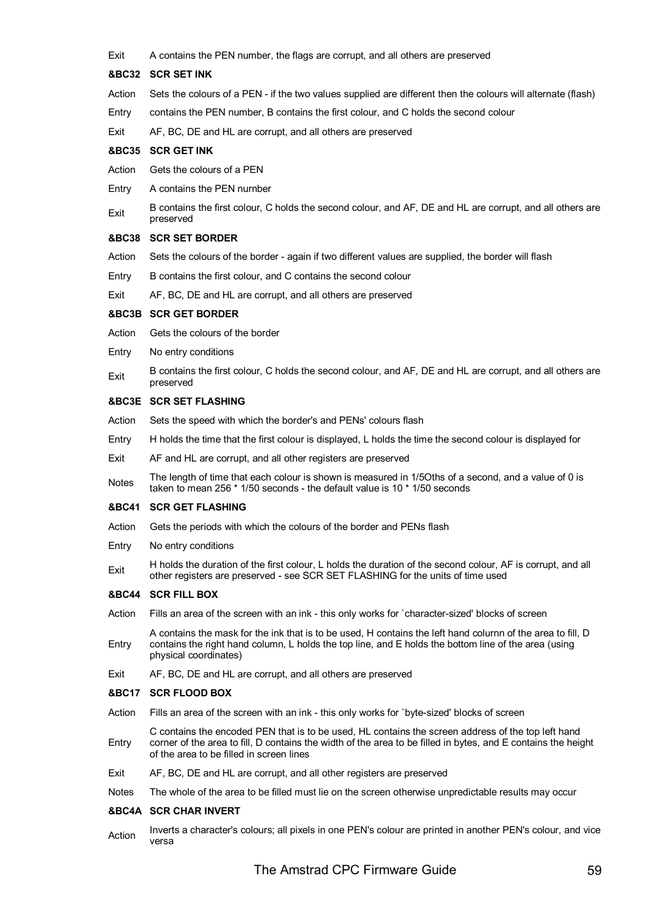| | |
|---|---|
| Exit | A contains the PEN number, the flags are corrupt, and all others are preserved |

**&BC32 SCR SET INK**

| | |
|---|---|
| Action | Sets the colours of a PEN - if the two values supplied are different then the colours will alternate (flash) |
| Entry | contains the PEN number, B contains the first colour, and C holds the second colour |
| Exit | AF, BC, DE and HL are corrupt, and all others are preserved |

**&BC35 SCR GET INK**

| | |
|---|---|
| Action | Gets the colours of a PEN |
| Entry | A contains the PEN nurnber |
| Exit | B contains the first colour, C holds the second colour, and AF, DE and HL are corrupt, and all others are preserved |

**&BC38 SCR SET BORDER**

| | |
|---|---|
| Action | Sets the colours of the border - again if two different values are supplied, the border will flash |
| Entry | B contains the first colour, and C contains the second colour |
| Exit | AF, BC, DE and HL are corrupt, and all others are preserved |

**&BC3B SCR GET BORDER**

| | |
|---|---|
| Action | Gets the colours of the border |
| Entry | No entry conditions |
| Exit | B contains the first colour, C holds the second colour, and AF, DE and HL are corrupt, and all others are preserved |

**&BC3E SCR SET FLASHING**

| | |
|---|---|
| Action | Sets the speed with which the border's and PENs' colours flash |
| Entry | H holds the time that the first colour is displayed, L holds the time the second colour is displayed for |
| Exit | AF and HL are corrupt, and all other registers are preserved |
| Notes | The length of time that each colour is shown is measured in 1/5Oths of a second, and a value of 0 is taken to mean 256 * 1/50 seconds - the default value is 10 * 1/50 seconds |

**&BC41 SCR GET FLASHING**

| | |
|---|---|
| Action | Gets the periods with which the colours of the border and PENs flash |
| Entry | No entry conditions |
| Exit | H holds the duration of the first colour, L holds the duration of the second colour, AF is corrupt, and all other registers are preserved - see SCR SET FLASHING for the units of time used |

**&BC44 SCR FILL BOX**

| | |
|---|---|
| Action | Fills an area of the screen with an ink - this only works for `character-sized' blocks of screen |
| Entry | A contains the mask for the ink that is to be used, H contains the left hand colurnn of the area to fill, D contains the right hand column, L holds the top line, and E holds the bottom line of the area (using physical coordinates) |
| Exit | AF, BC, DE and HL are corrupt, and all others are preserved |

**&BC17 SCR FLOOD BOX**

| | |
|---|---|
| Action | Fills an area of the screen with an ink - this only works for `byte-sized' blocks of screen |
| Entry | C contains the encoded PEN that is to be used, HL contains the screen address of the top left hand corner of the area to fill, D contains the width of the area to be filled in bytes, and E contains the height of the area to be filled in screen lines |
| Exit | AF, BC, DE and HL are corrupt, and all other registers are preserved |
| Notes | The whole of the area to be filled must lie on the screen otherwise unpredictable results may occur |

**&BC4A SCR CHAR INVERT**

| | |
|---|---|
| Action | Inverts a character's colours; all pixels in one PEN's colour are printed in another PEN's colour, and vice versa |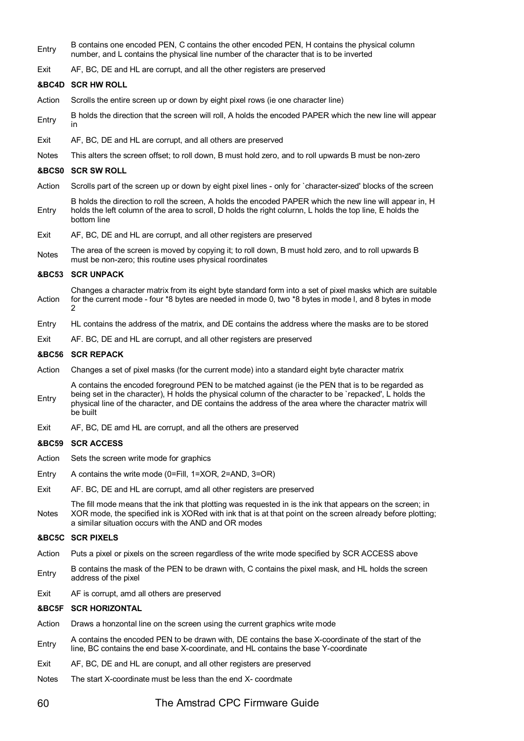| | |
|---|---|
| Entry | B contains one encoded PEN, C contains the other encoded PEN, H contains the physical column number, and L contains the physical line number of the character that is to be inverted |
| Exit | AF, BC, DE and HL are corrupt, and all the other registers are preserved |

**&BC4D SCR HW ROLL**

| | |
|---|---|
| Action | Scrolls the entire screen up or down by eight pixel rows (ie one character line) |
| Entry | B holds the direction that the screen will roll, A holds the encoded PAPER which the new line will appear in |
| Exit | AF, BC, DE and HL are corrupt, and all others are preserved |
| Notes | This alters the screen offset; to roll down, B must hold zero, and to roll upwards B must be non-zero |

**&BCS0 SCR SW ROLL**

| | |
|---|---|
| Action | Scrolls part of the screen up or down by eight pixel lines - only for `character-sized' blocks of the screen |
| Entry | B holds the direction to roll the screen, A holds the encoded PAPER which the new line will appear in, H holds the left column of the area to scroll, D holds the right colurnn, L holds the top line, E holds the bottom line |
| Exit | AF, BC, DE and HL are corrupt, and all other registers are preserved |
| Notes | The area of the screen is moved by copying it; to roll down, B must hold zero, and to roll upwards B must be non-zero; this routine uses physical roordinates |

**&BC53 SCR UNPACK**

| | |
|---|---|
| Action | Changes a character matrix from its eight byte standard form into a set of pixel masks which are suitable for the current mode - four *8 bytes are needed in mode 0, two *8 bytes in mode l, and 8 bytes in mode 2 |
| Entry | HL contains the address of the matrix, and DE contains the address where the masks are to be stored |
| Exit | AF. BC, DE and HL are corrupt, and all other registers are preserved |

**&BC56 SCR REPACK**

| | |
|---|---|
| Action | Changes a set of pixel masks (for the current mode) into a standard eight byte character matrix |
| Entry | A contains the encoded foreground PEN to be matched against (ie the PEN that is to be regarded as being set in the character), H holds the physical column of the character to be `repacked', L holds the physical line of the character, and DE contains the address of the area where the character matrix will be built |
| Exit | AF, BC, DE amd HL are corrupt, and all the others are preserved |

**&BC59 SCR ACCESS**

| | |
|---|---|
| Action | Sets the screen write mode for graphics |
| Entry | A contains the write mode (0=Fill, 1=XOR, 2=AND, 3=OR) |
| Exit | AF. BC, DE and HL are corrupt, amd all other registers are preserved |
| Notes | The fill mode means that the ink that plotting was requested in is the ink that appears on the screen; in XOR mode, the specified ink is XORed with ink that is at that point on the screen already before plotting; a similar situation occurs with the AND and OR modes |

**&BC5C SCR PIXELS**

| | |
|---|---|
| Action | Puts a pixel or pixels on the screen regardless of the write mode specified by SCR ACCESS above |
| Entry | B contains the mask of the PEN to be drawn with, C contains the pixel mask, and HL holds the screen address of the pixel |
| Exit | AF is corrupt, amd all others are preserved |

**&BC5F SCR HORIZONTAL**

| | |
|---|---|
| Action | Draws a honzontal line on the screen using the current graphics write mode |
| Entry | A contains the encoded PEN to be drawn with, DE contains the base X-coordinate of the start of the line, BC contains the end base X-coordinate, and HL contains the base Y-coordinate |
| Exit | AF, BC, DE and HL are conupt, and all other registers are preserved |
| Notes | The start X-coordinate must be less than the end X- coordmate |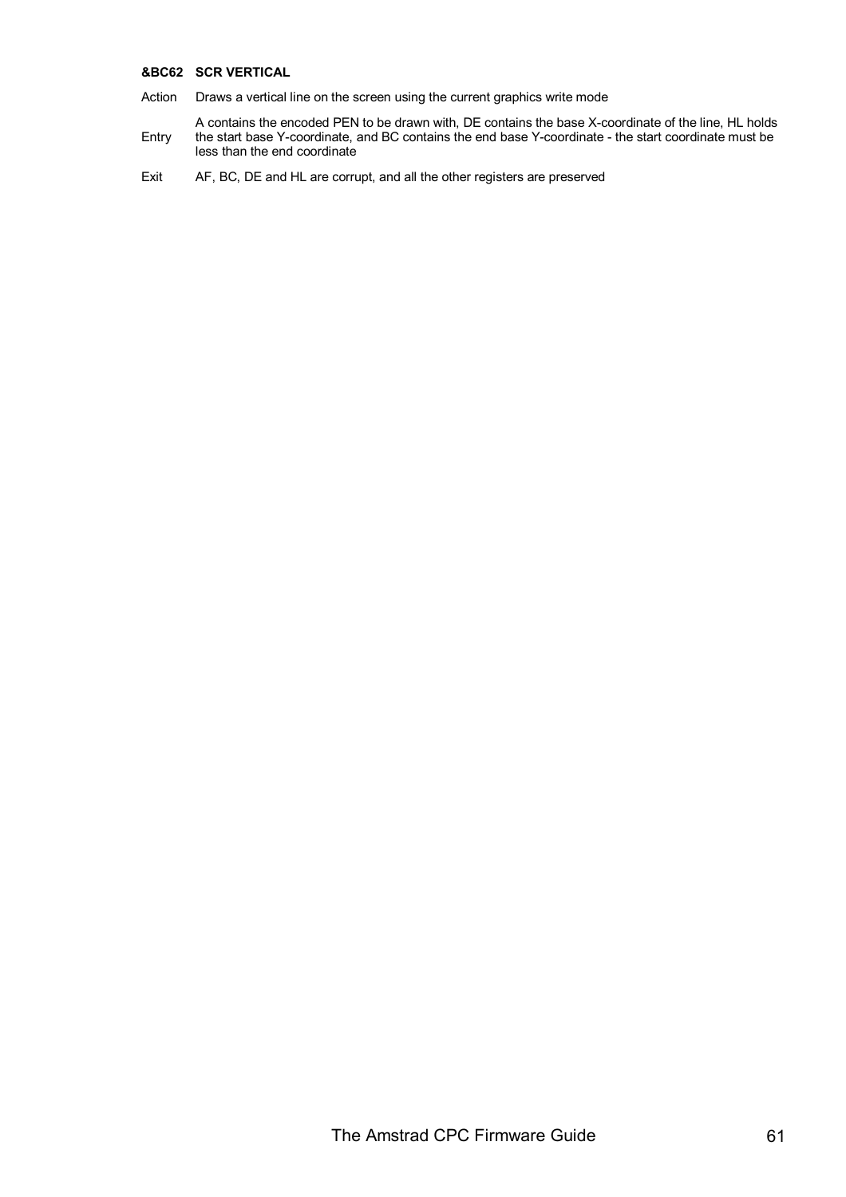**&BC62 SCR VERTICAL**

Action Draws a vertical line on the screen using the current graphics write mode

Entry A contains the encoded PEN to be drawn with, DE contains the base X-coordinate of the line, HL holds the start base Y-coordinate, and BC contains the end base Y-coordinate - the start coordinate must be less than the end coordinate

Exit AF, BC, DE and HL are corrupt, and all the other registers are preserved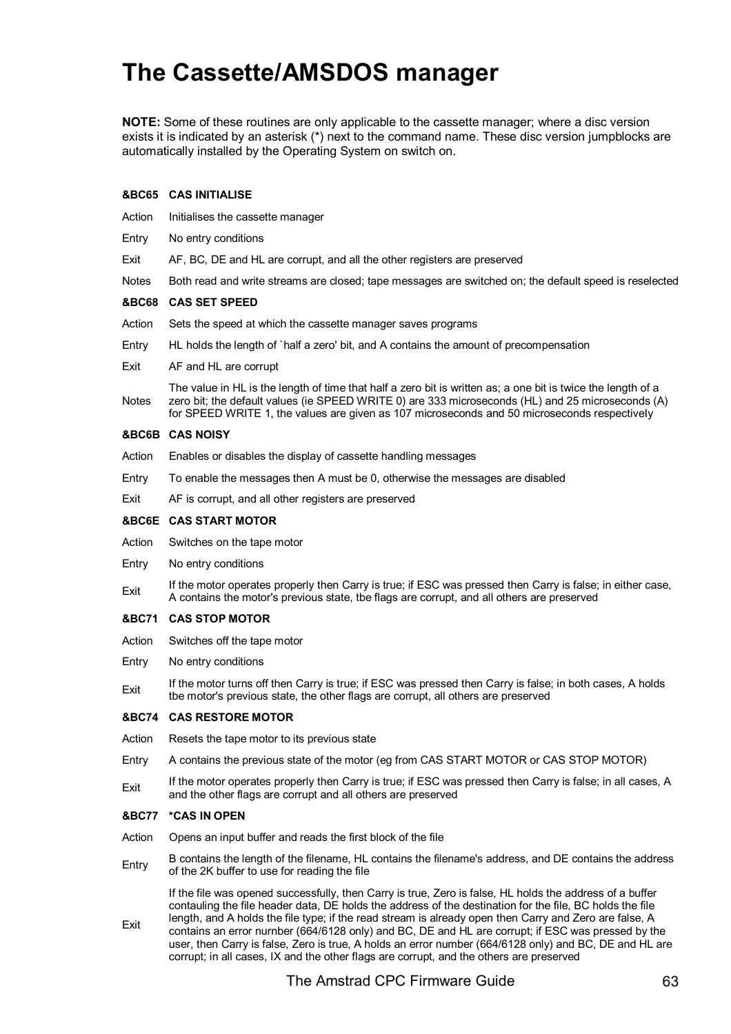# The Cassette/AMSDOS manager

**NOTE:** Some of these routines are only applicable to the cassette manager; where a disc version exists it is indicated by an asterisk (*) next to the command name. These disc version jumpblocks are automatically installed by the Operating System on switch on.

### &BC65 CAS INITIALISE

| | |
|---|---|
| Action | Initialises the cassette manager |
| Entry | No entry conditions |
| Exit | AF, BC, DE and HL are corrupt, and all the other registers are preserved |
| Notes | Both read and write streams are closed; tape messages are switched on; the default speed is reselected |

### &BC68 CAS SET SPEED

| | |
|---|---|
| Action | Sets the speed at which the cassette manager saves programs |
| Entry | HL holds the length of `half a zero' bit, and A contains the amount of precompensation |
| Exit | AF and HL are corrupt |
| Notes | The value in HL is the length of time that half a zero bit is written as; a one bit is twice the length of a zero bit; the default values (ie SPEED WRITE 0) are 333 microseconds (HL) and 25 microseconds (A) for SPEED WRITE 1, the values are given as 107 microseconds and 50 microseconds respectively |

### &BC6B CAS NOISY

| | |
|---|---|
| Action | Enables or disables the display of cassette handling messages |
| Entry | To enable the messages then A must be 0, otherwise the messages are disabled |
| Exit | AF is corrupt, and all other registers are preserved |

### &BC6E CAS START MOTOR

| | |
|---|---|
| Action | Switches on the tape motor |
| Entry | No entry conditions |
| Exit | If the motor operates properly then Carry is true; if ESC was pressed then Carry is false; in either case, A contains the motor's previous state, tbe flags are corrupt, and all others are preserved |

### &BC71 CAS STOP MOTOR

| | |
|---|---|
| Action | Switches off the tape motor |
| Entry | No entry conditions |
| Exit | If the motor turns off then Carry is true; if ESC was pressed then Carry is false; in both cases, A holds tbe motor's previous state, the other flags are corrupt, all others are preserved |

### &BC74 CAS RESTORE MOTOR

| | |
|---|---|
| Action | Resets the tape motor to its previous state |
| Entry | A contains the previous state of the motor (eg from CAS START MOTOR or CAS STOP MOTOR) |
| Exit | If the motor operates properly then Carry is true; if ESC was pressed then Carry is false; in all cases, A and the other flags are corrupt and all others are preserved |

### &BC77 *CAS IN OPEN

| | |
|---|---|
| Action | Opens an input buffer and reads the first block of the file |
| Entry | B contains the length of the filename, HL contains the filename's address, and DE contains the address of the 2K buffer to use for reading the file |
| Exit | If the file was opened successfully, then Carry is true, Zero is false, HL holds the address of a buffer contauling the file header data, DE holds the address of the destination for the file, BC holds the file length, and A holds the file type; if the read stream is already open then Carry and Zero are false, A contains an error nurnber (664/6128 only) and BC, DE and HL are corrupt; if ESC was pressed by the user, then Carry is false, Zero is true, A holds an error number (664/6128 only) and BC, DE and HL are corrupt; in all cases, IX and the other flags are corrupt, and the others are preserved |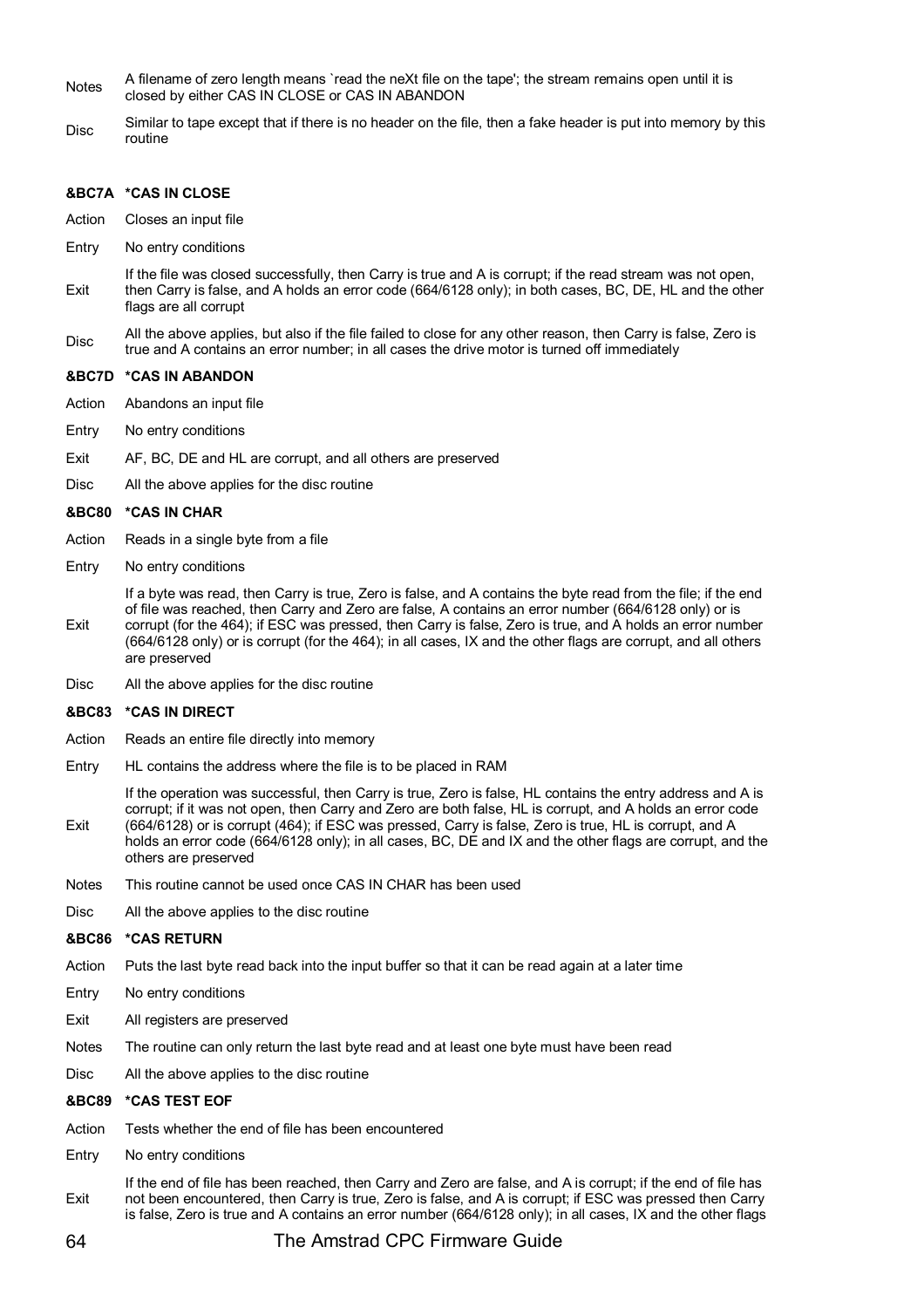Notes A filename of zero length means `read the neXt file on the tape'; the stream remains open until it is closed by either CAS IN CLOSE or CAS IN ABANDON

Disc Similar to tape except that if there is no header on the file, then a fake header is put into memory by this routine

### &BC7A *CAS IN CLOSE

Action Closes an input file

Entry No entry conditions

Exit If the file was closed successfully, then Carry is true and A is corrupt; if the read stream was not open, then Carry is false, and A holds an error code (664/6128 only); in both cases, BC, DE, HL and the other flags are all corrupt

Disc All the above applies, but also if the file failed to close for any other reason, then Carry is false, Zero is true and A contains an error number; in all cases the drive motor is turned off immediately

### &BC7D *CAS IN ABANDON

Action Abandons an input file

Entry No entry conditions

Exit AF, BC, DE and HL are corrupt, and all others are preserved

Disc All the above applies for the disc routine

### &BC80 *CAS IN CHAR

Action Reads in a single byte from a file

Entry No entry conditions

Exit If a byte was read, then Carry is true, Zero is false, and A contains the byte read from the file; if the end of file was reached, then Carry and Zero are false, A contains an error number (664/6128 only) or is corrupt (for the 464); if ESC was pressed, then Carry is false, Zero is true, and A holds an error number (664/6128 only) or is corrupt (for the 464); in all cases, IX and the other flags are corrupt, and all others are preserved

Disc All the above applies for the disc routine

### &BC83 *CAS IN DIRECT

Action Reads an entire file directly into memory

Entry HL contains the address where the file is to be placed in RAM

Exit If the operation was successful, then Carry is true, Zero is false, HL contains the entry address and A is corrupt; if it was not open, then Carry and Zero are both false, HL is corrupt, and A holds an error code (664/6128) or is corrupt (464); if ESC was pressed, Carry is false, Zero is true, HL is corrupt, and A holds an error code (664/6128 only); in all cases, BC, DE and IX and the other flags are corrupt, and the others are preserved

Notes This routine cannot be used once CAS IN CHAR has been used

Disc All the above applies to the disc routine

### &BC86 *CAS RETURN

Action Puts the last byte read back into the input buffer so that it can be read again at a later time

Entry No entry conditions

Exit All registers are preserved

Notes The routine can only return the last byte read and at least one byte must have been read

Disc All the above applies to the disc routine

### &BC89 *CAS TEST EOF

Action Tests whether the end of file has been encountered

Entry No entry conditions

Exit If the end of file has been reached, then Carry and Zero are false, and A is corrupt; if the end of file has not been encountered, then Carry is true, Zero is false, and A is corrupt; if ESC was pressed then Carry is false, Zero is true and A contains an error number (664/6128 only); in all cases, IX and the other flags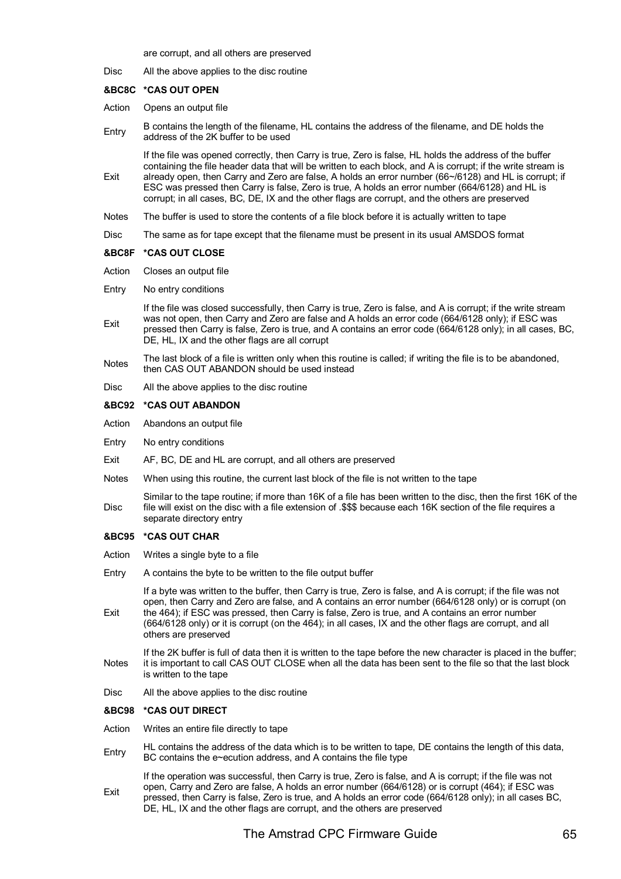are corrupt, and all others are preserved

Disc All the above applies to the disc routine

**&BC8C \*CAS OUT OPEN**

Action Opens an output file

Entry B contains the length of the filename, HL contains the address of the filename, and DE holds the address of the 2K buffer to be used

Exit If the file was opened correctly, then Carry is true, Zero is false, HL holds the address of the buffer containing the file header data that will be written to each block, and A is corrupt; if the write stream is already open, then Carry and Zero are false, A holds an error number (66~/6128) and HL is corrupt; if ESC was pressed then Carry is false, Zero is true, A holds an error number (664/6128) and HL is corrupt; in all cases, BC, DE, IX and the other flags are corrupt, and the others are preserved

Notes The buffer is used to store the contents of a file block before it is actually written to tape

Disc The same as for tape except that the filename must be present in its usual AMSDOS format

**&BC8F \*CAS OUT CLOSE**

Action Closes an output file

Entry No entry conditions

Exit If the file was closed successfully, then Carry is true, Zero is false, and A is corrupt; if the write stream was not open, then Carry and Zero are false and A holds an error code (664/6128 only); if ESC was pressed then Carry is false, Zero is true, and A contains an error code (664/6128 only); in all cases, BC, DE, HL, IX and the other flags are all corrupt

Notes The last block of a file is written only when this routine is called; if writing the file is to be abandoned, then CAS OUT ABANDON should be used instead

Disc All the above applies to the disc routine

**&BC92 \*CAS OUT ABANDON**

Action Abandons an output file

Entry No entry conditions

Exit AF, BC, DE and HL are corrupt, and all others are preserved

Notes When using this routine, the current last block of the file is not written to the tape

Disc Similar to the tape routine; if more than 16K of a file has been written to the disc, then the first 16K of the file will exist on the disc with a file extension of .$$$ because each 16K section of the file requires a separate directory entry

**&BC95 \*CAS OUT CHAR**

Action Writes a single byte to a file

Entry A contains the byte to be written to the file output buffer

Exit If a byte was written to the buffer, then Carry is true, Zero is false, and A is corrupt; if the file was not open, then Carry and Zero are false, and A contains an error number (664/6128 only) or is corrupt (on the 464); if ESC was pressed, then Carry is false, Zero is true, and A contains an error number (664/6128 only) or it is corrupt (on the 464); in all cases, IX and the other flags are corrupt, and all others are preserved

Notes If the 2K buffer is full of data then it is written to the tape before the new character is placed in the buffer; it is important to call CAS OUT CLOSE when all the data has been sent to the file so that the last block is written to the tape

Disc All the above applies to the disc routine

**&BC98 \*CAS OUT DIRECT**

Action Writes an entire file directly to tape

Entry HL contains the address of the data which is to be written to tape, DE contains the length of this data, BC contains the e~ecution address, and A contains the file type

Exit If the operation was successful, then Carry is true, Zero is false, and A is corrupt; if the file was not open, Carry and Zero are false, A holds an error number (664/6128) or is corrupt (464); if ESC was pressed, then Carry is false, Zero is true, and A holds an error code (664/6128 only); in all cases BC, DE, HL, IX and the other flags are corrupt, and the others are preserved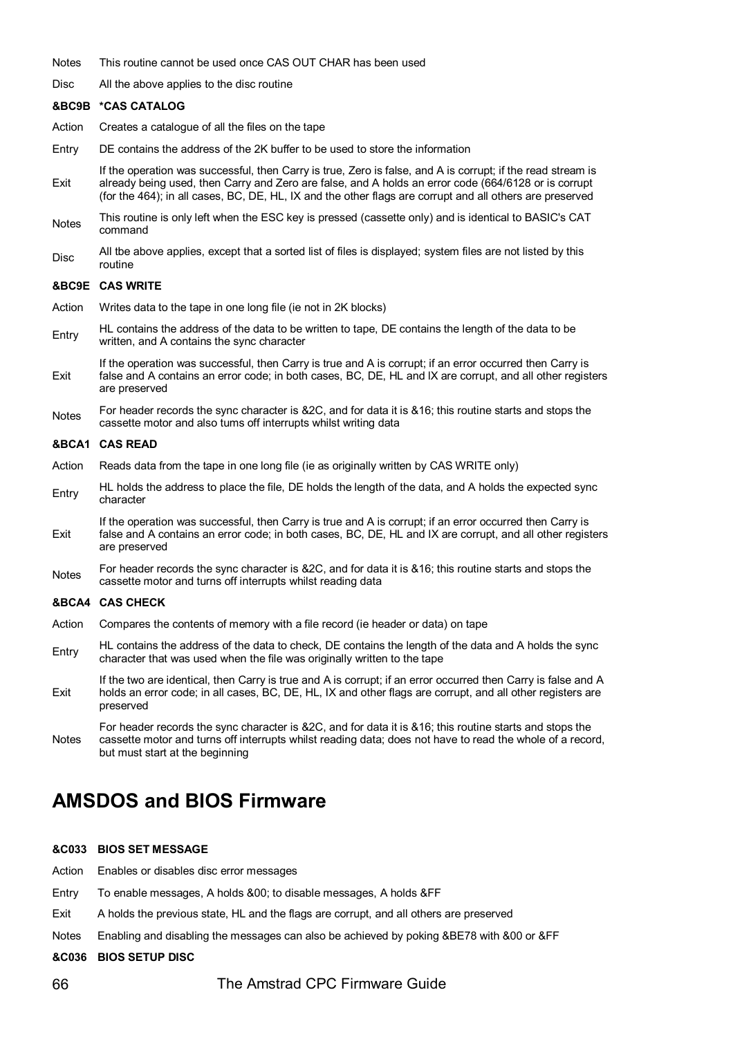Notes This routine cannot be used once CAS OUT CHAR has been used

Disc All the above applies to the disc routine

**&BC9B \*CAS CATALOG**

Action Creates a catalogue of all the files on the tape

Entry DE contains the address of the 2K buffer to be used to store the information

Exit If the operation was successful, then Carry is true, Zero is false, and A is corrupt; if the read stream is already being used, then Carry and Zero are false, and A holds an error code (664/6128 or is corrupt (for the 464); in all cases, BC, DE, HL, IX and the other flags are corrupt and all others are preserved

Notes This routine is only left when the ESC key is pressed (cassette only) and is identical to BASIC's CAT command

Disc All tbe above applies, except that a sorted list of files is displayed; system files are not listed by this routine

**&BC9E CAS WRITE**

Action Writes data to the tape in one long file (ie not in 2K blocks)

Entry HL contains the address of the data to be written to tape, DE contains the length of the data to be written, and A contains the sync character

Exit If the operation was successful, then Carry is true and A is corrupt; if an error occurred then Carry is false and A contains an error code; in both cases, BC, DE, HL and IX are corrupt, and all other registers are preserved

Notes For header records the sync character is &2C, and for data it is &16; this routine starts and stops the cassette motor and also tums off interrupts whilst writing data

**&BCA1 CAS READ**

Action Reads data from the tape in one long file (ie as originally written by CAS WRITE only)

Entry HL holds the address to place the file, DE holds the length of the data, and A holds the expected sync character

Exit If the operation was successful, then Carry is true and A is corrupt; if an error occurred then Carry is false and A contains an error code; in both cases, BC, DE, HL and IX are corrupt, and all other registers are preserved

Notes For header records the sync character is &2C, and for data it is &16; this routine starts and stops the cassette motor and turns off interrupts whilst reading data

**&BCA4 CAS CHECK**

Action Compares the contents of memory with a file record (ie header or data) on tape

Entry HL contains the address of the data to check, DE contains the length of the data and A holds the sync character that was used when the file was originally written to the tape

Exit If the two are identical, then Carry is true and A is corrupt; if an error occurred then Carry is false and A holds an error code; in all cases, BC, DE, HL, IX and other flags are corrupt, and all other registers are preserved

Notes For header records the sync character is &2C, and for data it is &16; this routine starts and stops the cassette motor and turns off interrupts whilst reading data; does not have to read the whole of a record, but must start at the beginning

# AMSDOS and BIOS Firmware

**&C033 BIOS SET MESSAGE**

Action Enables or disables disc error messages

Entry To enable messages, A holds &00; to disable messages, A holds &FF

Exit A holds the previous state, HL and the flags are corrupt, and all others are preserved

Notes Enabling and disabling the messages can also be achieved by poking &BE78 with &00 or &FF

**&C036 BIOS SETUP DISC**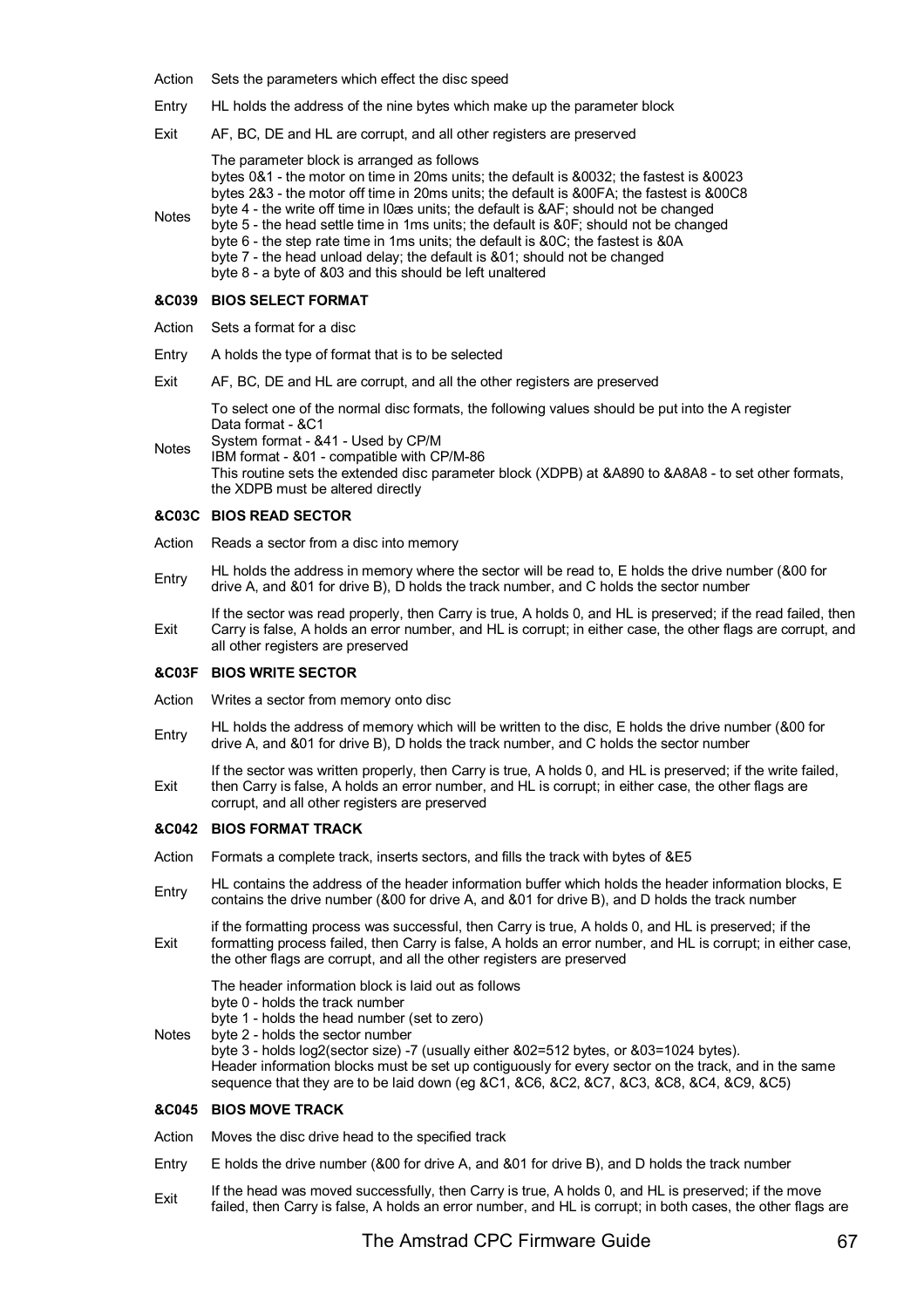Action Sets the parameters which effect the disc speed

Entry HL holds the address of the nine bytes which make up the parameter block

Exit AF, BC, DE and HL are corrupt, and all other registers are preserved

Notes The parameter block is arranged as follows
bytes 0&1 - the motor on time in 20ms units; the default is &0032; the fastest is &0023
bytes 2&3 - the motor off time in 20ms units; the default is &00FA; the fastest is &00C8
byte 4 - the write off time in l0æs units; the default is &AF; should not be changed
byte 5 - the head settle time in 1ms units; the default is &0F; should not be changed
byte 6 - the step rate time in 1ms units; the default is &0C; the fastest is &0A
byte 7 - the head unload delay; the default is &01; should not be changed
byte 8 - a byte of &03 and this should be left unaltered

**&C039 BIOS SELECT FORMAT**

Action Sets a format for a disc

Entry A holds the type of format that is to be selected

Exit AF, BC, DE and HL are corrupt, and all the other registers are preserved

Notes To select one of the normal disc formats, the following values should be put into the A register
Data format - &C1
System format - &41 - Used by CP/M
IBM format - &01 - compatible with CP/M-86
This routine sets the extended disc parameter block (XDPB) at &A890 to &A8A8 - to set other formats, the XDPB must be altered directly

**&C03C BIOS READ SECTOR**

Action Reads a sector from a disc into memory

Entry HL holds the address in memory where the sector will be read to, E holds the drive number (&00 for drive A, and &01 for drive B), D holds the track number, and C holds the sector number

Exit If the sector was read properly, then Carry is true, A holds 0, and HL is preserved; if the read failed, then Carry is false, A holds an error number, and HL is corrupt; in either case, the other flags are corrupt, and all other registers are preserved

**&C03F BIOS WRITE SECTOR**

Action Writes a sector from memory onto disc

Entry HL holds the address of memory which will be written to the disc, E holds the drive number (&00 for drive A, and &01 for drive B), D holds the track number, and C holds the sector number

Exit If the sector was written properly, then Carry is true, A holds 0, and HL is preserved; if the write failed, then Carry is false, A holds an error number, and HL is corrupt; in either case, the other flags are corrupt, and all other registers are preserved

**&C042 BIOS FORMAT TRACK**

Action Formats a complete track, inserts sectors, and fills the track with bytes of &E5

Entry HL contains the address of the header information buffer which holds the header information blocks, E contains the drive number (&00 for drive A, and &01 for drive B), and D holds the track number

Exit if the formatting process was successful, then Carry is true, A holds 0, and HL is preserved; if the formatting process failed, then Carry is false, A holds an error number, and HL is corrupt; in either case, the other flags are corrupt, and all the other registers are preserved

Notes The header information block is laid out as follows
byte 0 - holds the track number
byte 1 - holds the head number (set to zero)
byte 2 - holds the sector number
byte 3 - holds log2(sector size) -7 (usually either &02=512 bytes, or &03=1024 bytes).
Header information blocks must be set up contiguously for every sector on the track, and in the same sequence that they are to be laid down (eg &C1, &C6, &C2, &C7, &C3, &C8, &C4, &C9, &C5)

**&C045 BIOS MOVE TRACK**

Action Moves the disc drive head to the specified track

Entry E holds the drive number (&00 for drive A, and &01 for drive B), and D holds the track number

Exit If the head was moved successfully, then Carry is true, A holds 0, and HL is preserved; if the move failed, then Carry is false, A holds an error number, and HL is corrupt; in both cases, the other flags are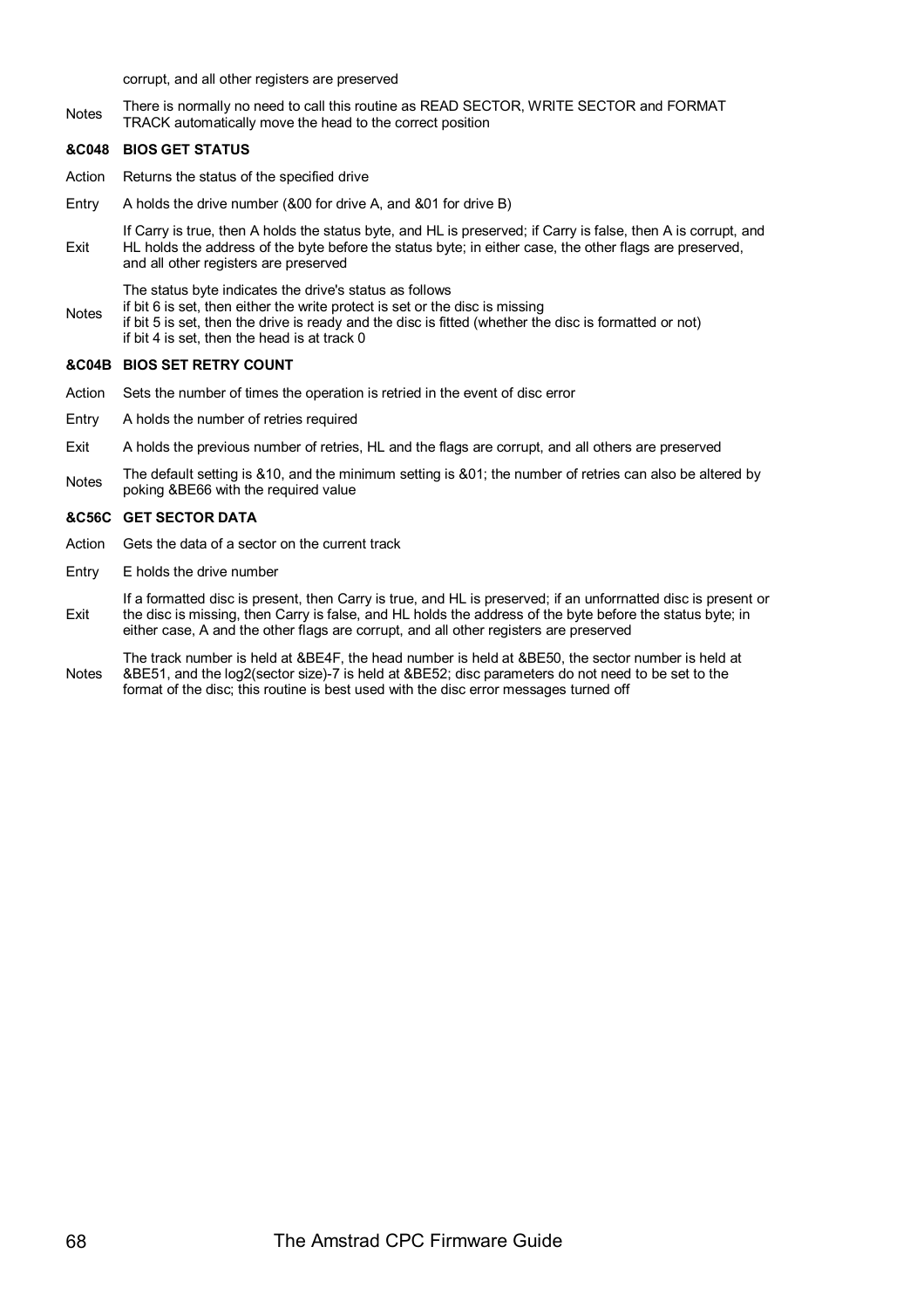corrupt, and all other registers are preserved

| | |
|---|---|
| Notes | There is normally no need to call this routine as READ SECTOR, WRITE SECTOR and FORMAT TRACK automatically move the head to the correct position |

### &C048 BIOS GET STATUS

| | |
|---|---|
| Action | Returns the status of the specified drive |
| Entry | A holds the drive number (&00 for drive A, and &01 for drive B) |
| Exit | If Carry is true, then A holds the status byte, and HL is preserved; if Carry is false, then A is corrupt, and HL holds the address of the byte before the status byte; in either case, the other flags are preserved, and all other registers are preserved |
| Notes | The status byte indicates the drive's status as follows<br>if bit 6 is set, then either the write protect is set or the disc is missing<br>if bit 5 is set, then the drive is ready and the disc is fitted (whether the disc is formatted or not)<br>if bit 4 is set, then the head is at track 0 |

### &C04B BIOS SET RETRY COUNT

| | |
|---|---|
| Action | Sets the number of times the operation is retried in the event of disc error |
| Entry | A holds the number of retries required |
| Exit | A holds the previous number of retries, HL and the flags are corrupt, and all others are preserved |
| Notes | The default setting is &10, and the minimum setting is &01; the number of retries can also be altered by poking &BE66 with the required value |

### &C56C GET SECTOR DATA

| | |
|---|---|
| Action | Gets the data of a sector on the current track |
| Entry | E holds the drive number |
| Exit | If a formatted disc is present, then Carry is true, and HL is preserved; if an unforrnatted disc is present or the disc is missing, then Carry is false, and HL holds the address of the byte before the status byte; in either case, A and the other flags are corrupt, and all other registers are preserved |
| Notes | The track number is held at &BE4F, the head number is held at &BE50, the sector number is held at &BE51, and the log2(sector size)-7 is held at &BE52; disc parameters do not need to be set to the format of the disc; this routine is best used with the disc error messages turned off |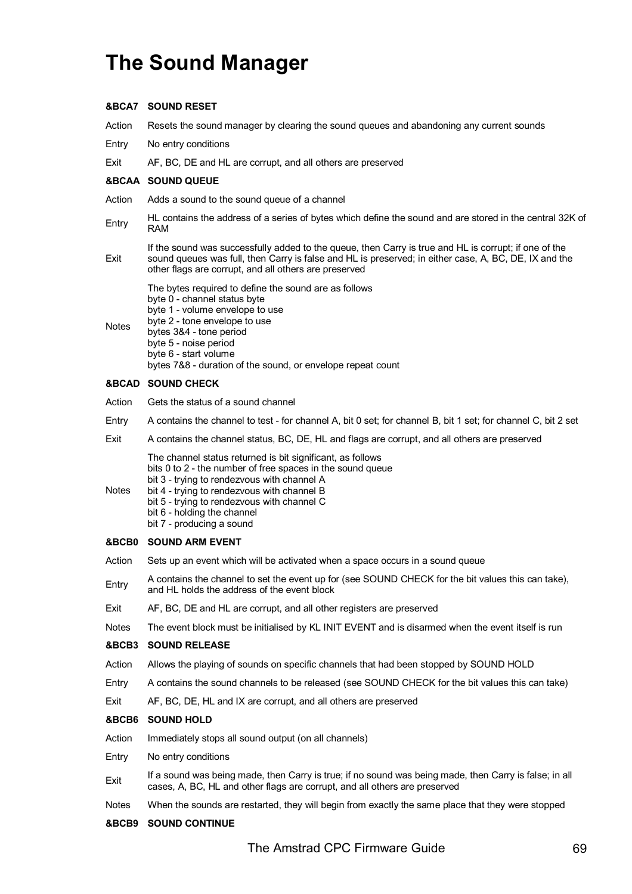# The Sound Manager

### &BCA7 SOUND RESET

| | |
|---|---|
| Action | Resets the sound manager by clearing the sound queues and abandoning any current sounds |
| Entry | No entry conditions |
| Exit | AF, BC, DE and HL are corrupt, and all others are preserved |

### &BCAA SOUND QUEUE

| | |
|---|---|
| Action | Adds a sound to the sound queue of a channel |
| Entry | HL contains the address of a series of bytes which define the sound and are stored in the central 32K of RAM |
| Exit | If the sound was successfully added to the queue, then Carry is true and HL is corrupt; if one of the sound queues was full, then Carry is false and HL is preserved; in either case, A, BC, DE, IX and the other flags are corrupt, and all others are preserved |
| Notes | The bytes required to define the sound are as follows<br>byte 0 - channel status byte<br>byte 1 - volume envelope to use<br>byte 2 - tone envelope to use<br>bytes 3&4 - tone period<br>byte 5 - noise period<br>byte 6 - start volume<br>bytes 7&8 - duration of the sound, or envelope repeat count |

### &BCAD SOUND CHECK

| | |
|---|---|
| Action | Gets the status of a sound channel |
| Entry | A contains the channel to test - for channel A, bit 0 set; for channel B, bit 1 set; for channel C, bit 2 set |
| Exit | A contains the channel status, BC, DE, HL and flags are corrupt, and all others are preserved |
| Notes | The channel status returned is bit significant, as follows<br>bits 0 to 2 - the number of free spaces in the sound queue<br>bit 3 - trying to rendezvous with channel A<br>bit 4 - trying to rendezvous with channel B<br>bit 5 - trying to rendezvous with channel C<br>bit 6 - holding the channel<br>bit 7 - producing a sound |

### &BCB0 SOUND ARM EVENT

| | |
|---|---|
| Action | Sets up an event which will be activated when a space occurs in a sound queue |
| Entry | A contains the channel to set the event up for (see SOUND CHECK for the bit values this can take), and HL holds the address of the event block |
| Exit | AF, BC, DE and HL are corrupt, and all other registers are preserved |
| Notes | The event block must be initialised by KL INIT EVENT and is disarmed when the event itself is run |

### &BCB3 SOUND RELEASE

| | |
|---|---|
| Action | Allows the playing of sounds on specific channels that had been stopped by SOUND HOLD |
| Entry | A contains the sound channels to be released (see SOUND CHECK for the bit values this can take) |
| Exit | AF, BC, DE, HL and IX are corrupt, and all others are preserved |

### &BCB6 SOUND HOLD

| | |
|---|---|
| Action | Immediately stops all sound output (on all channels) |
| Entry | No entry conditions |
| Exit | If a sound was being made, then Carry is true; if no sound was being made, then Carry is false; in all cases, A, BC, HL and other flags are corrupt, and all others are preserved |
| Notes | When the sounds are restarted, they will begin from exactly the same place that they were stopped |

### &BCB9 SOUND CONTINUE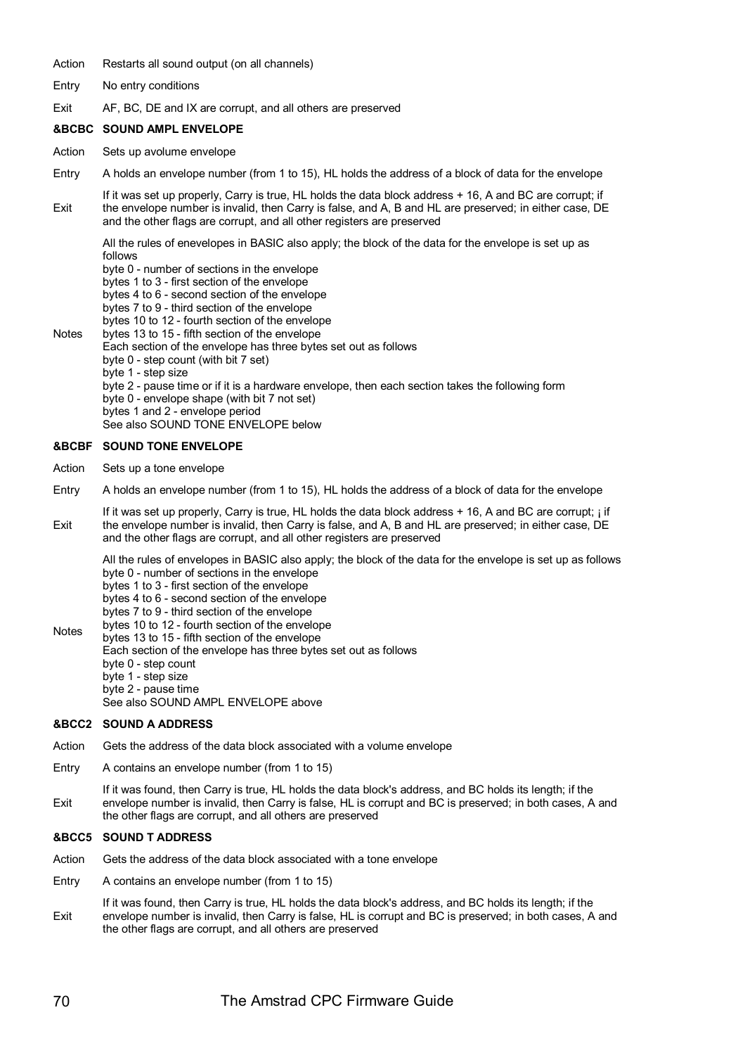Action Restarts all sound output (on all channels)

Entry No entry conditions

Exit AF, BC, DE and IX are corrupt, and all others are preserved

### &BCBC SOUND AMPL ENVELOPE

Action Sets up avolume envelope

Entry A holds an envelope number (from 1 to 15), HL holds the address of a block of data for the envelope

Exit If it was set up properly, Carry is true, HL holds the data block address + 16, A and BC are corrupt; if the envelope number is invalid, then Carry is false, and A, B and HL are preserved; in either case, DE and the other flags are corrupt, and all other registers are preserved

Notes All the rules of enevelopes in BASIC also apply; the block of the data for the envelope is set up as follows
byte 0 - number of sections in the envelope
bytes 1 to 3 - first section of the envelope
bytes 4 to 6 - second section of the envelope
bytes 7 to 9 - third section of the envelope
bytes 10 to 12 - fourth section of the envelope
bytes 13 to 15 - fifth section of the envelope
Each section of the envelope has three bytes set out as follows
byte 0 - step count (with bit 7 set)
byte 1 - step size
byte 2 - pause time or if it is a hardware envelope, then each section takes the following form
byte 0 - envelope shape (with bit 7 not set)
bytes 1 and 2 - envelope period
See also SOUND TONE ENVELOPE below

### &BCBF SOUND TONE ENVELOPE

Action Sets up a tone envelope

Entry A holds an envelope number (from 1 to 15), HL holds the address of a block of data for the envelope

Exit If it was set up properly, Carry is true, HL holds the data block address + 16, A and BC are corrupt; ¡ if the envelope number is invalid, then Carry is false, and A, B and HL are preserved; in either case, DE and the other flags are corrupt, and all other registers are preserved

Notes All the rules of envelopes in BASIC also apply; the block of the data for the envelope is set up as follows
byte 0 - number of sections in the envelope
bytes 1 to 3 - first section of the envelope
bytes 4 to 6 - second section of the envelope
bytes 7 to 9 - third section of the envelope
bytes 10 to 12 - fourth section of the envelope
bytes 13 to 15 - fifth section of the envelope
Each section of the envelope has three bytes set out as follows
byte 0 - step count
byte 1 - step size
byte 2 - pause time
See also SOUND AMPL ENVELOPE above

### &BCC2 SOUND A ADDRESS

Action Gets the address of the data block associated with a volume envelope

Entry A contains an envelope number (from 1 to 15)

Exit If it was found, then Carry is true, HL holds the data block's address, and BC holds its length; if the envelope number is invalid, then Carry is false, HL is corrupt and BC is preserved; in both cases, A and the other flags are corrupt, and all others are preserved

### &BCC5 SOUND T ADDRESS

Action Gets the address of the data block associated with a tone envelope

Entry A contains an envelope number (from 1 to 15)

Exit If it was found, then Carry is true, HL holds the data block's address, and BC holds its length; if the envelope number is invalid, then Carry is false, HL is corrupt and BC is preserved; in both cases, A and the other flags are corrupt, and all others are preserved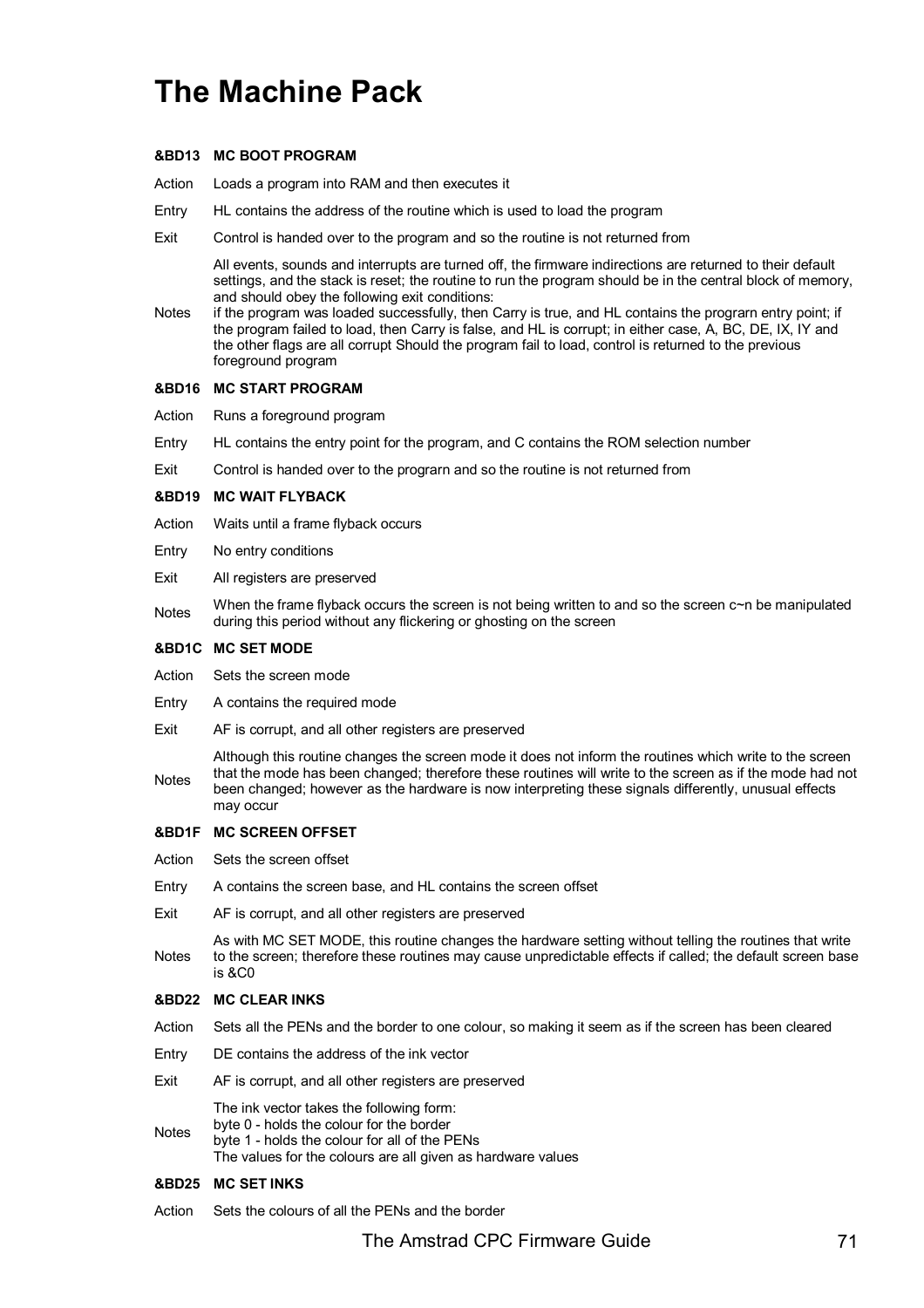# The Machine Pack

### &BD13 MC BOOT PROGRAM

| | |
|---|---|
| Action | Loads a program into RAM and then executes it |
| Entry | HL contains the address of the routine which is used to load the program |
| Exit | Control is handed over to the program and so the routine is not returned from |
| Notes | All events, sounds and interrupts are turned off, the firmware indirections are returned to their default settings, and the stack is reset; the routine to run the program should be in the central block of memory, and should obey the following exit conditions: if the program was loaded successfully, then Carry is true, and HL contains the prograrn entry point; if the program failed to load, then Carry is false, and HL is corrupt; in either case, A, BC, DE, IX, IY and the other flags are all corrupt Should the program fail to load, control is returned to the previous foreground program |

### &BD16 MC START PROGRAM

| | |
|---|---|
| Action | Runs a foreground program |
| Entry | HL contains the entry point for the program, and C contains the ROM selection number |
| Exit | Control is handed over to the prograrn and so the routine is not returned from |

### &BD19 MC WAIT FLYBACK

| | |
|---|---|
| Action | Waits until a frame flyback occurs |
| Entry | No entry conditions |
| Exit | All registers are preserved |
| Notes | When the frame flyback occurs the screen is not being written to and so the screen c~n be manipulated during this period without any flickering or ghosting on the screen |

### &BD1C MC SET MODE

| | |
|---|---|
| Action | Sets the screen mode |
| Entry | A contains the required mode |
| Exit | AF is corrupt, and all other registers are preserved |
| Notes | Although this routine changes the screen mode it does not inform the routines which write to the screen that the mode has been changed; therefore these routines will write to the screen as if the mode had not been changed; however as the hardware is now interpreting these signals differently, unusual effects may occur |

### &BD1F MC SCREEN OFFSET

| | |
|---|---|
| Action | Sets the screen offset |
| Entry | A contains the screen base, and HL contains the screen offset |
| Exit | AF is corrupt, and all other registers are preserved |
| Notes | As with MC SET MODE, this routine changes the hardware setting without telling the routines that write to the screen; therefore these routines may cause unpredictable effects if called; the default screen base is &C0 |

### &BD22 MC CLEAR INKS

| | |
|---|---|
| Action | Sets all the PENs and the border to one colour, so making it seem as if the screen has been cleared |
| Entry | DE contains the address of the ink vector |
| Exit | AF is corrupt, and all other registers are preserved |
| Notes | The ink vector takes the following form:<br>byte 0 - holds the colour for the border<br>byte 1 - holds the colour for all of the PENs<br>The values for the colours are all given as hardware values |

### &BD25 MC SET INKS

| | |
|---|---|
| Action | Sets the colours of all the PENs and the border |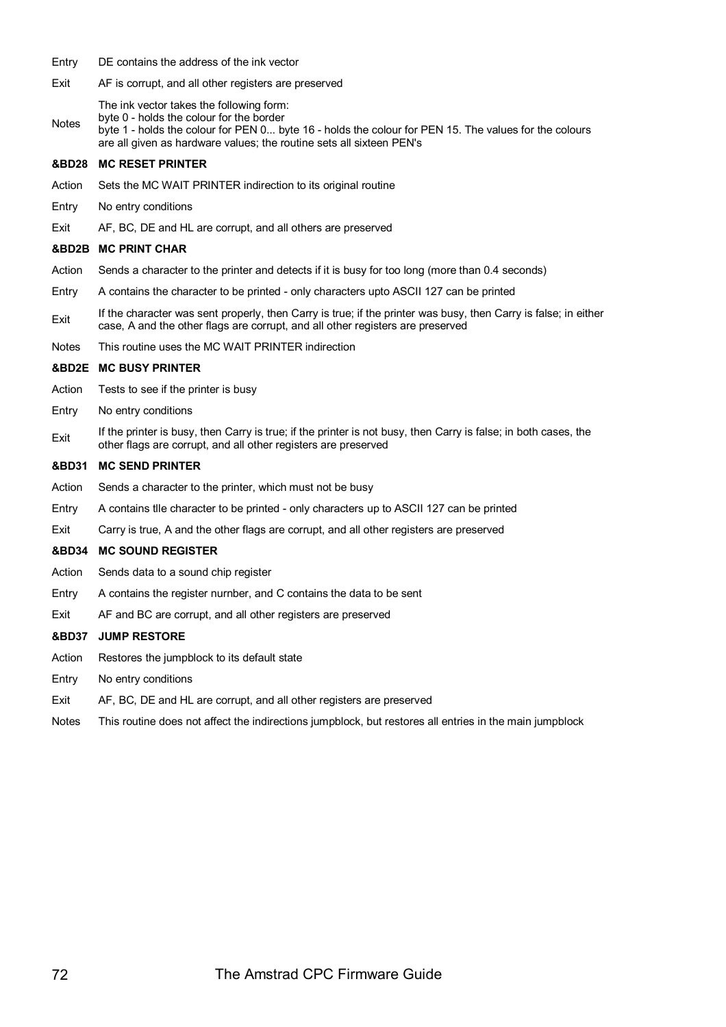Entry DE contains the address of the ink vector

Exit AF is corrupt, and all other registers are preserved

Notes The ink vector takes the following form:
byte 0 - holds the colour for the border
byte 1 - holds the colour for PEN 0... byte 16 - holds the colour for PEN 15. The values for the colours are all given as hardware values; the routine sets all sixteen PEN's

### &BD28 MC RESET PRINTER

Action Sets the MC WAIT PRINTER indirection to its original routine

Entry No entry conditions

Exit AF, BC, DE and HL are corrupt, and all others are preserved

### &BD2B MC PRINT CHAR

Action Sends a character to the printer and detects if it is busy for too long (more than 0.4 seconds)

Entry A contains the character to be printed - only characters upto ASCII 127 can be printed

Exit If the character was sent properly, then Carry is true; if the printer was busy, then Carry is false; in either case, A and the other flags are corrupt, and all other registers are preserved

Notes This routine uses the MC WAIT PRINTER indirection

### &BD2E MC BUSY PRINTER

Action Tests to see if the printer is busy

Entry No entry conditions

Exit If the printer is busy, then Carry is true; if the printer is not busy, then Carry is false; in both cases, the other flags are corrupt, and all other registers are preserved

### &BD31 MC SEND PRINTER

Action Sends a character to the printer, which must not be busy

Entry A contains tlle character to be printed - only characters up to ASCII 127 can be printed

Exit Carry is true, A and the other flags are corrupt, and all other registers are preserved

### &BD34 MC SOUND REGISTER

Action Sends data to a sound chip register

Entry A contains the register nurnber, and C contains the data to be sent

Exit AF and BC are corrupt, and all other registers are preserved

### &BD37 JUMP RESTORE

Action Restores the jumpblock to its default state

Entry No entry conditions

Exit AF, BC, DE and HL are corrupt, and all other registers are preserved

Notes This routine does not affect the indirections jumpblock, but restores all entries in the main jumpblock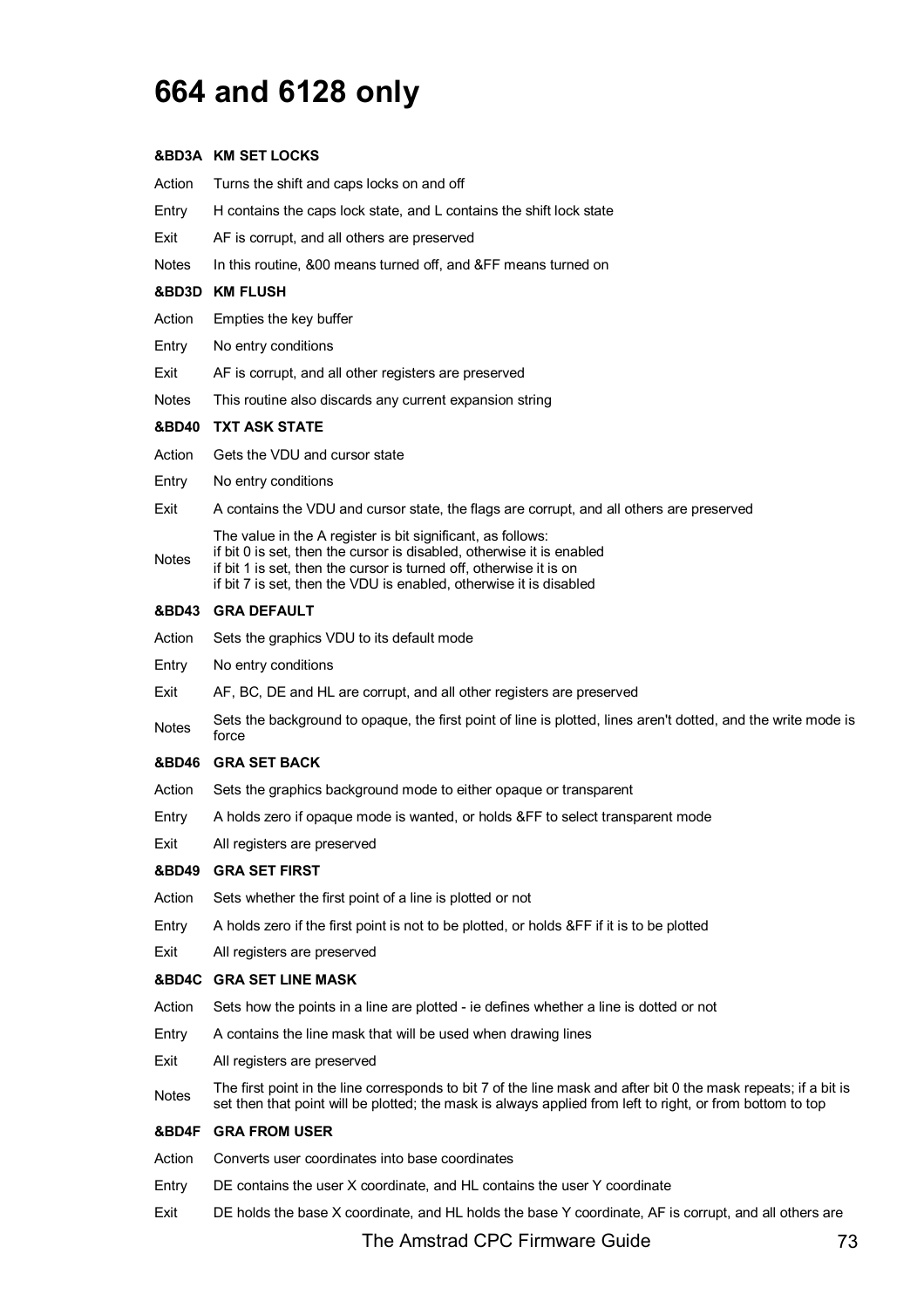# 664 and 6128 only

### &BD3A KM SET LOCKS

Action Turns the shift and caps locks on and off

Entry H contains the caps lock state, and L contains the shift lock state

Exit AF is corrupt, and all others are preserved

Notes In this routine, &00 means turned off, and &FF means turned on

### &BD3D KM FLUSH

Action Empties the key buffer

Entry No entry conditions

Exit AF is corrupt, and all other registers are preserved

Notes This routine also discards any current expansion string

### &BD40 TXT ASK STATE

Action Gets the VDU and cursor state

Entry No entry conditions

Exit A contains the VDU and cursor state, the flags are corrupt, and all others are preserved

Notes The value in the A register is bit significant, as follows:
if bit 0 is set, then the cursor is disabled, otherwise it is enabled
if bit 1 is set, then the cursor is turned off, otherwise it is on
if bit 7 is set, then the VDU is enabled, otherwise it is disabled

### &BD43 GRA DEFAULT

Action Sets the graphics VDU to its default mode

Entry No entry conditions

Exit AF, BC, DE and HL are corrupt, and all other registers are preserved

Notes Sets the background to opaque, the first point of line is plotted, lines aren't dotted, and the write mode is force

### &BD46 GRA SET BACK

Action Sets the graphics background mode to either opaque or transparent

Entry A holds zero if opaque mode is wanted, or holds &FF to select transparent mode

Exit All registers are preserved

### &BD49 GRA SET FIRST

Action Sets whether the first point of a line is plotted or not

Entry A holds zero if the first point is not to be plotted, or holds &FF if it is to be plotted

Exit All registers are preserved

### &BD4C GRA SET LINE MASK

Action Sets how the points in a line are plotted - ie defines whether a line is dotted or not

Entry A contains the line mask that will be used when drawing lines

Exit All registers are preserved

Notes The first point in the line corresponds to bit 7 of the line mask and after bit 0 the mask repeats; if a bit is set then that point will be plotted; the mask is always applied from left to right, or from bottom to top

### &BD4F GRA FROM USER

Action Converts user coordinates into base coordinates

Entry DE contains the user X coordinate, and HL contains the user Y coordinate

Exit DE holds the base X coordinate, and HL holds the base Y coordinate, AF is corrupt, and all others are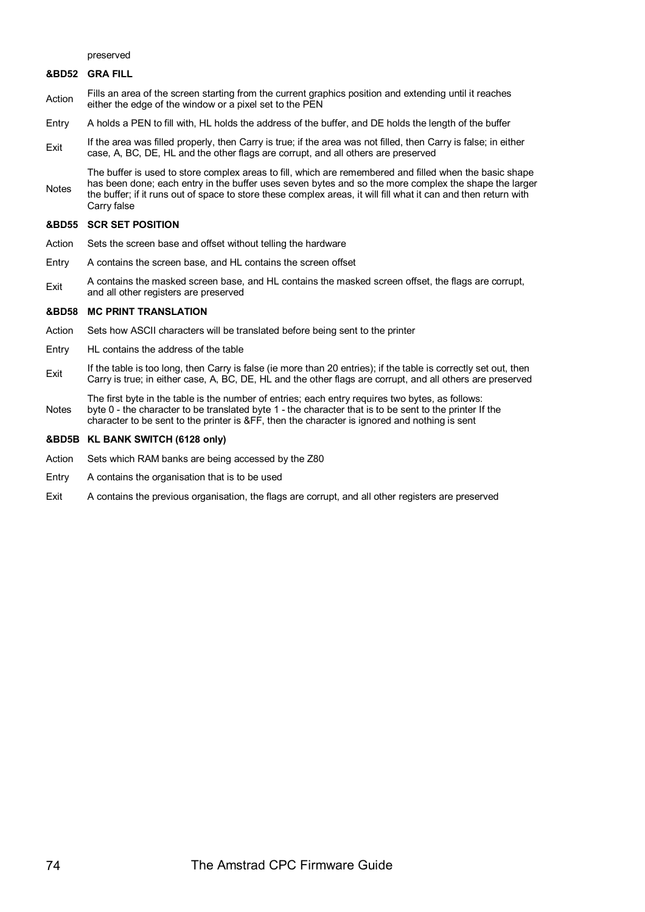preserved

### &BD52 GRA FILL

**Action** Fills an area of the screen starting from the current graphics position and extending until it reaches either the edge of the window or a pixel set to the PEN

**Entry** A holds a PEN to fill with, HL holds the address of the buffer, and DE holds the length of the buffer

**Exit** If the area was filled properly, then Carry is true; if the area was not filled, then Carry is false; in either case, A, BC, DE, HL and the other flags are corrupt, and all others are preserved

**Notes** The buffer is used to store complex areas to fill, which are remembered and filled when the basic shape has been done; each entry in the buffer uses seven bytes and so the more complex the shape the larger the buffer; if it runs out of space to store these complex areas, it will fill what it can and then return with Carry false

### &BD55 SCR SET POSITION

**Action** Sets the screen base and offset without telling the hardware

**Entry** A contains the screen base, and HL contains the screen offset

**Exit** A contains the masked screen base, and HL contains the masked screen offset, the flags are corrupt, and all other registers are preserved

### &BD58 MC PRINT TRANSLATION

**Action** Sets how ASCII characters will be translated before being sent to the printer

**Entry** HL contains the address of the table

**Exit** If the table is too long, then Carry is false (ie more than 20 entries); if the table is correctly set out, then Carry is true; in either case, A, BC, DE, HL and the other flags are corrupt, and all others are preserved

**Notes** The first byte in the table is the number of entries; each entry requires two bytes, as follows: byte 0 - the character to be translated byte 1 - the character that is to be sent to the printer If the character to be sent to the printer is &FF, then the character is ignored and nothing is sent

### &BD5B KL BANK SWITCH (6128 only)

**Action** Sets which RAM banks are being accessed by the Z80

**Entry** A contains the organisation that is to be used

**Exit** A contains the previous organisation, the flags are corrupt, and all other registers are preserved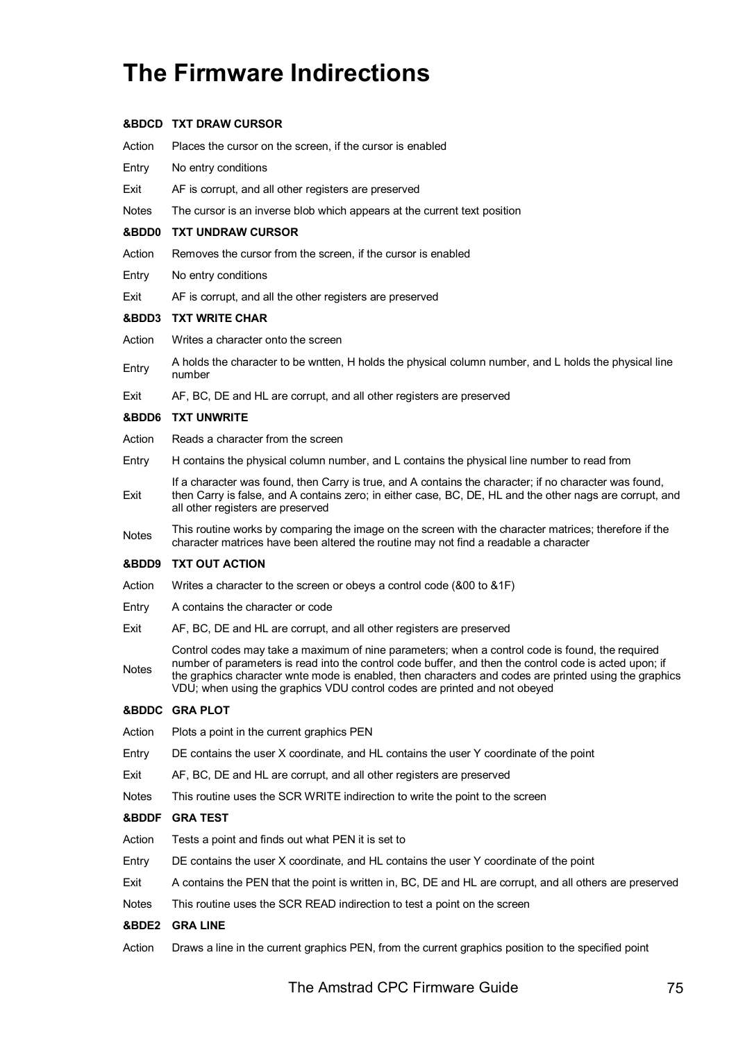# The Firmware Indirections

**&BDCD TXT DRAW CURSOR**

Action Places the cursor on the screen, if the cursor is enabled

Entry No entry conditions

Exit AF is corrupt, and all other registers are preserved

Notes The cursor is an inverse blob which appears at the current text position

**&BDD0 TXT UNDRAW CURSOR**

Action Removes the cursor from the screen, if the cursor is enabled

Entry No entry conditions

Exit AF is corrupt, and all the other registers are preserved

**&BDD3 TXT WRITE CHAR**

Action Writes a character onto the screen

Entry A holds the character to be wntten, H holds the physical column number, and L holds the physical line number

Exit AF, BC, DE and HL are corrupt, and all other registers are preserved

**&BDD6 TXT UNWRITE**

Action Reads a character from the screen

Entry H contains the physical column number, and L contains the physical line number to read from

Exit If a character was found, then Carry is true, and A contains the character; if no character was found, then Carry is false, and A contains zero; in either case, BC, DE, HL and the other nags are corrupt, and all other registers are preserved

Notes This routine works by comparing the image on the screen with the character matrices; therefore if the character matrices have been altered the routine may not find a readable a character

**&BDD9 TXT OUT ACTION**

Action Writes a character to the screen or obeys a control code (&00 to &1F)

Entry A contains the character or code

Exit AF, BC, DE and HL are corrupt, and all other registers are preserved

Notes Control codes may take a maximum of nine parameters; when a control code is found, the required number of parameters is read into the control code buffer, and then the control code is acted upon; if the graphics character wnte mode is enabled, then characters and codes are printed using the graphics VDU; when using the graphics VDU control codes are printed and not obeyed

**&BDDC GRA PLOT**

Action Plots a point in the current graphics PEN

Entry DE contains the user X coordinate, and HL contains the user Y coordinate of the point

Exit AF, BC, DE and HL are corrupt, and all other registers are preserved

Notes This routine uses the SCR WRITE indirection to write the point to the screen

**&BDDF GRA TEST**

Action Tests a point and finds out what PEN it is set to

Entry DE contains the user X coordinate, and HL contains the user Y coordinate of the point

Exit A contains the PEN that the point is written in, BC, DE and HL are corrupt, and all others are preserved

Notes This routine uses the SCR READ indirection to test a point on the screen

**&BDE2 GRA LINE**

Action Draws a line in the current graphics PEN, from the current graphics position to the specified point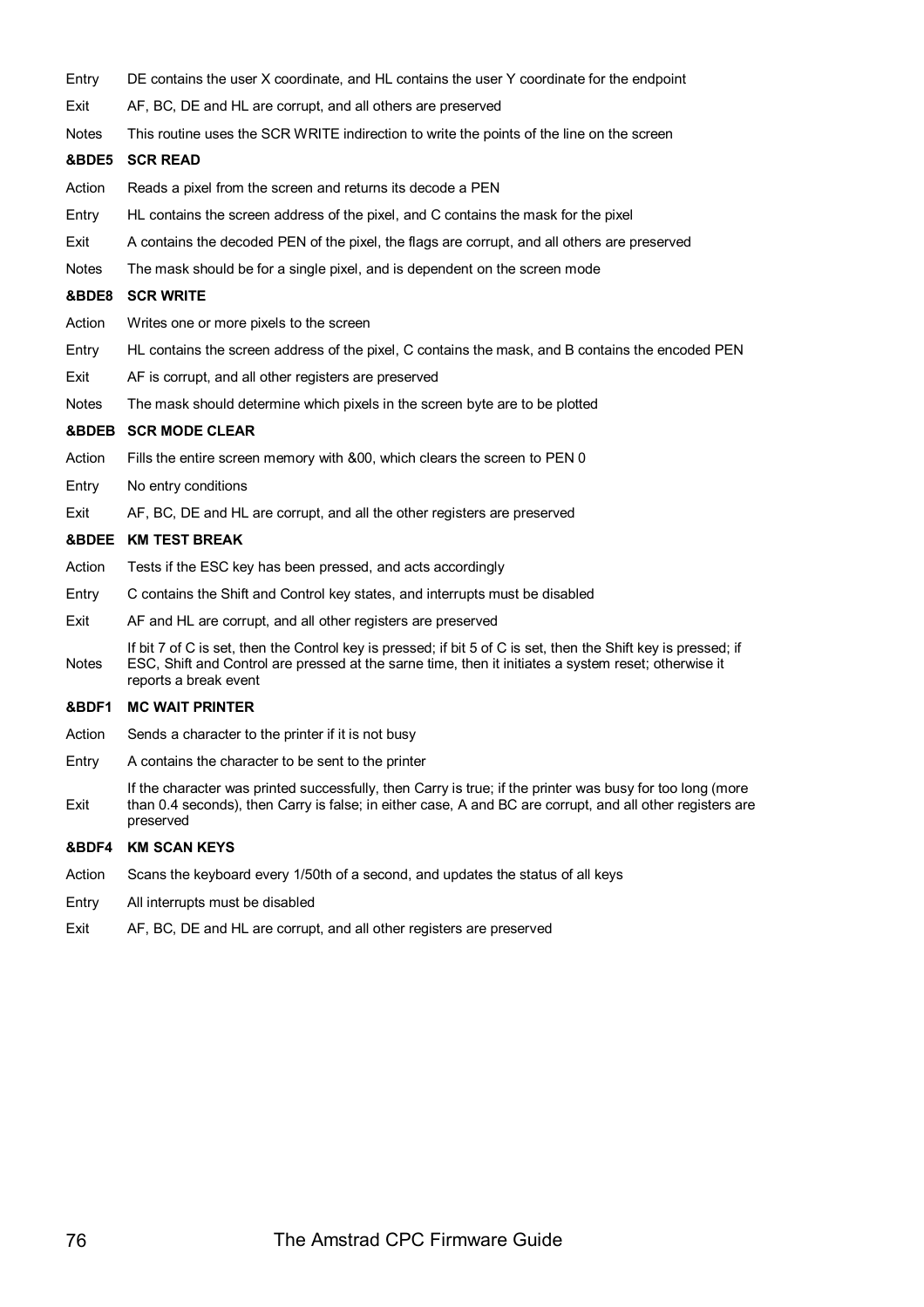Entry DE contains the user X coordinate, and HL contains the user Y coordinate for the endpoint

Exit AF, BC, DE and HL are corrupt, and all others are preserved

Notes This routine uses the SCR WRITE indirection to write the points of the line on the screen

**&BDE5 SCR READ**

Action Reads a pixel from the screen and returns its decode a PEN

Entry HL contains the screen address of the pixel, and C contains the mask for the pixel

Exit A contains the decoded PEN of the pixel, the flags are corrupt, and all others are preserved

Notes The mask should be for a single pixel, and is dependent on the screen mode

**&BDE8 SCR WRITE**

Action Writes one or more pixels to the screen

Entry HL contains the screen address of the pixel, C contains the mask, and B contains the encoded PEN

Exit AF is corrupt, and all other registers are preserved

Notes The mask should determine which pixels in the screen byte are to be plotted

**&BDEB SCR MODE CLEAR**

Action Fills the entire screen memory with &00, which clears the screen to PEN 0

Entry No entry conditions

Exit AF, BC, DE and HL are corrupt, and all the other registers are preserved

**&BDEE KM TEST BREAK**

Action Tests if the ESC key has been pressed, and acts accordingly

Entry C contains the Shift and Control key states, and interrupts must be disabled

Exit AF and HL are corrupt, and all other registers are preserved

Notes If bit 7 of C is set, then the Control key is pressed; if bit 5 of C is set, then the Shift key is pressed; if ESC, Shift and Control are pressed at the sarne time, then it initiates a system reset; otherwise it reports a break event

**&BDF1 MC WAIT PRINTER**

Action Sends a character to the printer if it is not busy

Entry A contains the character to be sent to the printer

Exit If the character was printed successfully, then Carry is true; if the printer was busy for too long (more than 0.4 seconds), then Carry is false; in either case, A and BC are corrupt, and all other registers are preserved

**&BDF4 KM SCAN KEYS**

Action Scans the keyboard every 1/50th of a second, and updates the status of all keys

Entry All interrupts must be disabled

Exit AF, BC, DE and HL are corrupt, and all other registers are preserved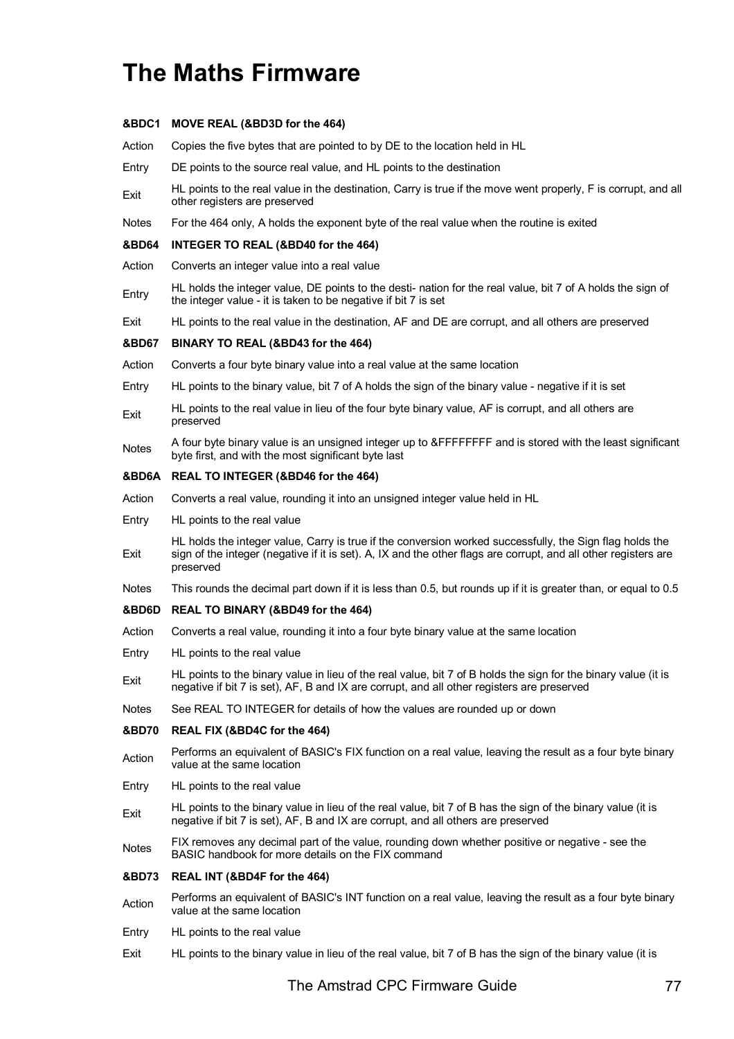# The Maths Firmware

**&BDC1 MOVE REAL (&BD3D for the 464)**

Action — Copies the five bytes that are pointed to by DE to the location held in HL

Entry — DE points to the source real value, and HL points to the destination

Exit — HL points to the real value in the destination, Carry is true if the move went properly, F is corrupt, and all other registers are preserved

Notes — For the 464 only, A holds the exponent byte of the real value when the routine is exited

**&BD64 INTEGER TO REAL (&BD40 for the 464)**

Action — Converts an integer value into a real value

Entry — HL holds the integer value, DE points to the desti- nation for the real value, bit 7 of A holds the sign of the integer value - it is taken to be negative if bit 7 is set

Exit — HL points to the real value in the destination, AF and DE are corrupt, and all others are preserved

**&BD67 BINARY TO REAL (&BD43 for the 464)**

Action — Converts a four byte binary value into a real value at the same location

Entry — HL points to the binary value, bit 7 of A holds the sign of the binary value - negative if it is set

Exit — HL points to the real value in lieu of the four byte binary value, AF is corrupt, and all others are preserved

Notes — A four byte binary value is an unsigned integer up to &FFFFFFFF and is stored with the least significant byte first, and with the most significant byte last

**&BD6A REAL TO INTEGER (&BD46 for the 464)**

Action — Converts a real value, rounding it into an unsigned integer value held in HL

Entry — HL points to the real value

Exit — HL holds the integer value, Carry is true if the conversion worked successfully, the Sign flag holds the sign of the integer (negative if it is set). A, IX and the other flags are corrupt, and all other registers are preserved

Notes — This rounds the decimal part down if it is less than 0.5, but rounds up if it is greater than, or equal to 0.5

**&BD6D REAL TO BINARY (&BD49 for the 464)**

Action — Converts a real value, rounding it into a four byte binary value at the same location

Entry — HL points to the real value

Exit — HL points to the binary value in lieu of the real value, bit 7 of B holds the sign for the binary value (it is negative if bit 7 is set), AF, B and IX are corrupt, and all other registers are preserved

Notes — See REAL TO INTEGER for details of how the values are rounded up or down

**&BD70 REAL FIX (&BD4C for the 464)**

Action — Performs an equivalent of BASIC's FIX function on a real value, leaving the result as a four byte binary value at the same location

Entry — HL points to the real value

Exit — HL points to the binary value in lieu of the real value, bit 7 of B has the sign of the binary value (it is negative if bit 7 is set), AF, B and IX are corrupt, and all others are preserved

Notes — FIX removes any decimal part of the value, rounding down whether positive or negative - see the BASIC handbook for more details on the FIX command

**&BD73 REAL INT (&BD4F for the 464)**

Action — Performs an equivalent of BASIC's INT function on a real value, leaving the result as a four byte binary value at the same location

Entry — HL points to the real value

Exit — HL points to the binary value in lieu of the real value, bit 7 of B has the sign of the binary value (it is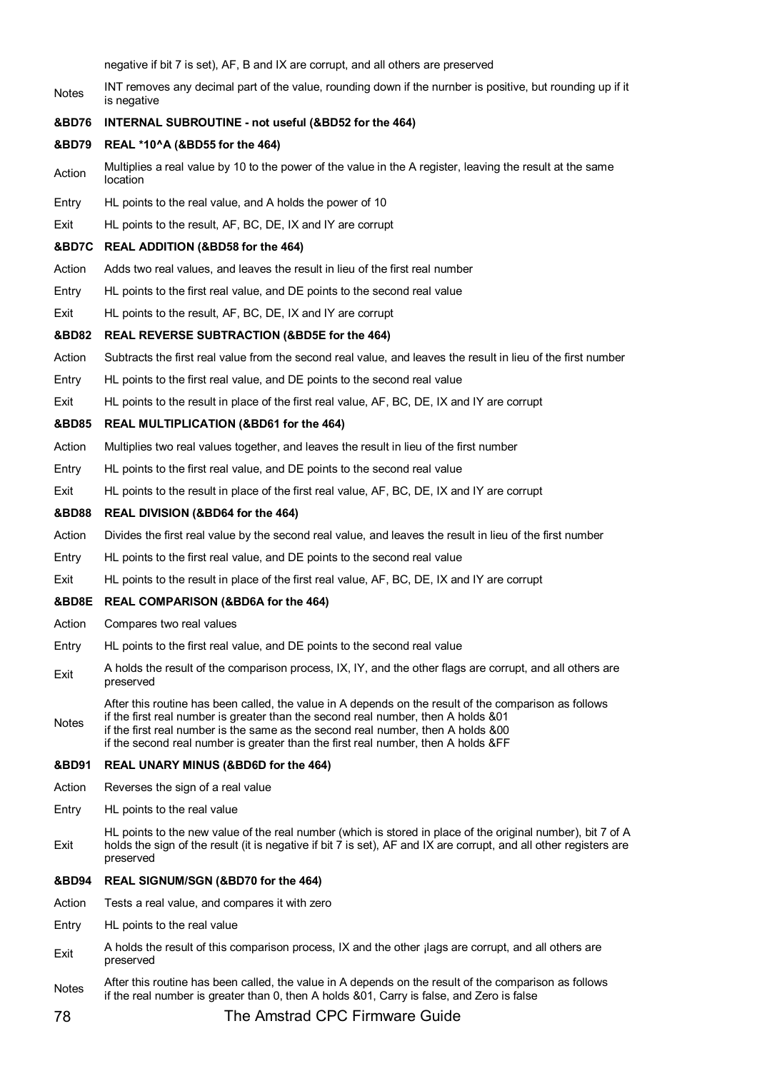negative if bit 7 is set), AF, B and IX are corrupt, and all others are preserved

Notes INT removes any decimal part of the value, rounding down if the nurnber is positive, but rounding up if it is negative

**&BD76 INTERNAL SUBROUTINE - not useful (&BD52 for the 464)**

**&BD79 REAL *10^A (&BD55 for the 464)**

Action Multiplies a real value by 10 to the power of the value in the A register, leaving the result at the same location

Entry HL points to the real value, and A holds the power of 10

Exit HL points to the result, AF, BC, DE, IX and IY are corrupt

**&BD7C REAL ADDITION (&BD58 for the 464)**

Action Adds two real values, and leaves the result in lieu of the first real number

Entry HL points to the first real value, and DE points to the second real value

Exit HL points to the result, AF, BC, DE, IX and IY are corrupt

**&BD82 REAL REVERSE SUBTRACTION (&BD5E for the 464)**

Action Subtracts the first real value from the second real value, and leaves the result in lieu of the first number

Entry HL points to the first real value, and DE points to the second real value

Exit HL points to the result in place of the first real value, AF, BC, DE, IX and IY are corrupt

**&BD85 REAL MULTIPLICATION (&BD61 for the 464)**

Action Multiplies two real values together, and leaves the result in lieu of the first number

Entry HL points to the first real value, and DE points to the second real value

Exit HL points to the result in place of the first real value, AF, BC, DE, IX and IY are corrupt

**&BD88 REAL DIVISION (&BD64 for the 464)**

Action Divides the first real value by the second real value, and leaves the result in lieu of the first number

Entry HL points to the first real value, and DE points to the second real value

Exit HL points to the result in place of the first real value, AF, BC, DE, IX and IY are corrupt

**&BD8E REAL COMPARISON (&BD6A for the 464)**

Action Compares two real values

Entry HL points to the first real value, and DE points to the second real value

Exit A holds the result of the comparison process, IX, IY, and the other flags are corrupt, and all others are preserved

Notes After this routine has been called, the value in A depends on the result of the comparison as follows
if the first real number is greater than the second real number, then A holds &01
if the first real number is the same as the second real number, then A holds &00
if the second real number is greater than the first real number, then A holds &FF

**&BD91 REAL UNARY MINUS (&BD6D for the 464)**

Action Reverses the sign of a real value

Entry HL points to the real value

Exit HL points to the new value of the real number (which is stored in place of the original number), bit 7 of A holds the sign of the result (it is negative if bit 7 is set), AF and IX are corrupt, and all other registers are preserved

**&BD94 REAL SIGNUM/SGN (&BD70 for the 464)**

Action Tests a real value, and compares it with zero

Entry HL points to the real value

Exit A holds the result of this comparison process, IX and the other ¡lags are corrupt, and all others are preserved

Notes After this routine has been called, the value in A depends on the result of the comparison as follows
if the real number is greater than 0, then A holds &01, Carry is false, and Zero is false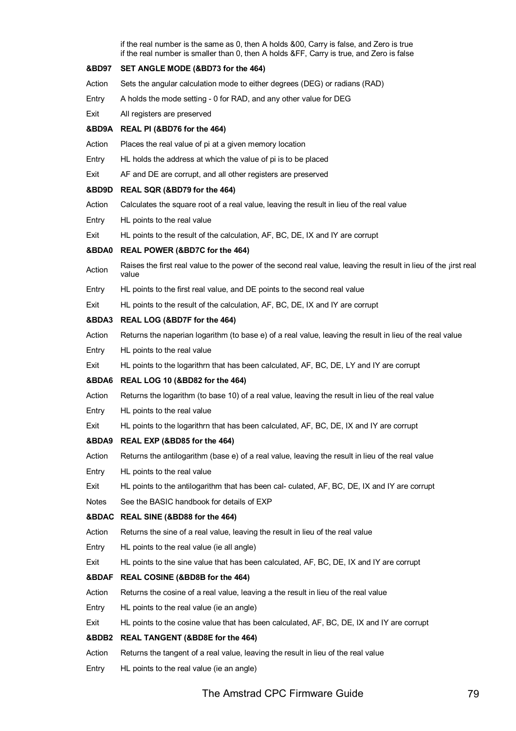if the real number is the same as 0, then A holds &00, Carry is false, and Zero is true
if the real number is smaller than 0, then A holds &FF, Carry is true, and Zero is false

**&BD97 SET ANGLE MODE (&BD73 for the 464)**

| | |
|---|---|
| Action | Sets the angular calculation mode to either degrees (DEG) or radians (RAD) |
| Entry | A holds the mode setting - 0 for RAD, and any other value for DEG |
| Exit | All registers are preserved |

**&BD9A REAL PI (&BD76 for the 464)**

| | |
|---|---|
| Action | Places the real value of pi at a given memory location |
| Entry | HL holds the address at which the value of pi is to be placed |
| Exit | AF and DE are corrupt, and all other registers are preserved |

**&BD9D REAL SQR (&BD79 for the 464)**

| | |
|---|---|
| Action | Calculates the square root of a real value, leaving the result in lieu of the real value |
| Entry | HL points to the real value |
| Exit | HL points to the result of the calculation, AF, BC, DE, IX and IY are corrupt |

**&BDA0 REAL POWER (&BD7C for the 464)**

| | |
|---|---|
| Action | Raises the first real value to the power of the second real value, leaving the result in lieu of the ¡irst real value |
| Entry | HL points to the first real value, and DE points to the second real value |
| Exit | HL points to the result of the calculation, AF, BC, DE, IX and IY are corrupt |

**&BDA3 REAL LOG (&BD7F for the 464)**

| | |
|---|---|
| Action | Returns the naperian logarithm (to base e) of a real value, leaving the result in lieu of the real value |
| Entry | HL points to the real value |
| Exit | HL points to the logarithrn that has been calculated, AF, BC, DE, LY and IY are corrupt |

**&BDA6 REAL LOG 10 (&BD82 for the 464)**

| | |
|---|---|
| Action | Returns the logarithm (to base 10) of a real value, leaving the result in lieu of the real value |
| Entry | HL points to the real value |
| Exit | HL points to the logarithrn that has been calculated, AF, BC, DE, IX and IY are corrupt |

**&BDA9 REAL EXP (&BD85 for the 464)**

| | |
|---|---|
| Action | Returns the antilogarithm (base e) of a real value, leaving the result in lieu of the real value |
| Entry | HL points to the real value |
| Exit | HL points to the antilogarithm that has been cal- culated, AF, BC, DE, IX and IY are corrupt |
| Notes | See the BASIC handbook for details of EXP |

**&BDAC REAL SINE (&BD88 for the 464)**

| | |
|---|---|
| Action | Returns the sine of a real value, leaving the result in lieu of the real value |
| Entry | HL points to the real value (ie all angle) |
| Exit | HL points to the sine value that has been calculated, AF, BC, DE, IX and IY are corrupt |

**&BDAF REAL COSINE (&BD8B for the 464)**

| | |
|---|---|
| Action | Returns the cosine of a real value, leaving a the result in lieu of the real value |
| Entry | HL points to the real value (ie an angle) |
| Exit | HL points to the cosine value that has been calculated, AF, BC, DE, IX and IY are corrupt |

**&BDB2 REAL TANGENT (&BD8E for the 464)**

| | |
|---|---|
| Action | Returns the tangent of a real value, leaving the result in lieu of the real value |
| Entry | HL points to the real value (ie an angle) |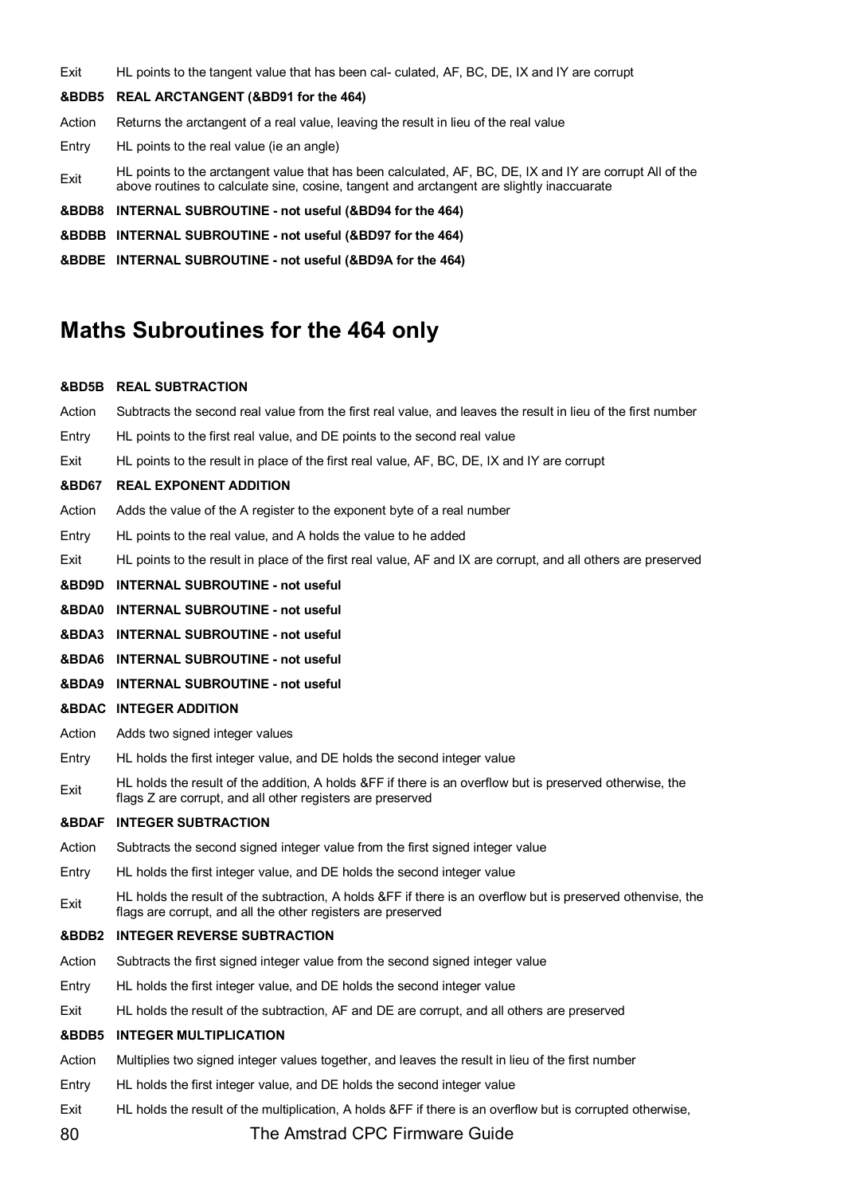Exit HL points to the tangent value that has been cal- culated, AF, BC, DE, IX and IY are corrupt

**&BDB5 REAL ARCTANGENT (&BD91 for the 464)**

Action Returns the arctangent of a real value, leaving the result in lieu of the real value

Entry HL points to the real value (ie an angle)

Exit HL points to the arctangent value that has been calculated, AF, BC, DE, IX and IY are corrupt All of the above routines to calculate sine, cosine, tangent and arctangent are slightly inaccuarate

**&BDB8 INTERNAL SUBROUTINE - not useful (&BD94 for the 464)**

**&BDBB INTERNAL SUBROUTINE - not useful (&BD97 for the 464)**

**&BDBE INTERNAL SUBROUTINE - not useful (&BD9A for the 464)**

## Maths Subroutines for the 464 only

**&BD5B REAL SUBTRACTION**

Action Subtracts the second real value from the first real value, and leaves the result in lieu of the first number

Entry HL points to the first real value, and DE points to the second real value

Exit HL points to the result in place of the first real value, AF, BC, DE, IX and IY are corrupt

**&BD67 REAL EXPONENT ADDITION**

Action Adds the value of the A register to the exponent byte of a real number

Entry HL points to the real value, and A holds the value to he added

Exit HL points to the result in place of the first real value, AF and IX are corrupt, and all others are preserved

**&BD9D INTERNAL SUBROUTINE - not useful**

**&BDA0 INTERNAL SUBROUTINE - not useful**

**&BDA3 INTERNAL SUBROUTINE - not useful**

**&BDA6 INTERNAL SUBROUTINE - not useful**

**&BDA9 INTERNAL SUBROUTINE - not useful**

**&BDAC INTEGER ADDITION**

Action Adds two signed integer values

Entry HL holds the first integer value, and DE holds the second integer value

Exit HL holds the result of the addition, A holds &FF if there is an overflow but is preserved otherwise, the flags Z are corrupt, and all other registers are preserved

**&BDAF INTEGER SUBTRACTION**

Action Subtracts the second signed integer value from the first signed integer value

Entry HL holds the first integer value, and DE holds the second integer value

Exit HL holds the result of the subtraction, A holds &FF if there is an overflow but is preserved othenvise, the flags are corrupt, and all the other registers are preserved

**&BDB2 INTEGER REVERSE SUBTRACTION**

Action Subtracts the first signed integer value from the second signed integer value

Entry HL holds the first integer value, and DE holds the second integer value

Exit HL holds the result of the subtraction, AF and DE are corrupt, and all others are preserved

**&BDB5 INTEGER MULTIPLICATION**

Action Multiplies two signed integer values together, and leaves the result in lieu of the first number

Entry HL holds the first integer value, and DE holds the second integer value

Exit HL holds the result of the multiplication, A holds &FF if there is an overflow but is corrupted otherwise,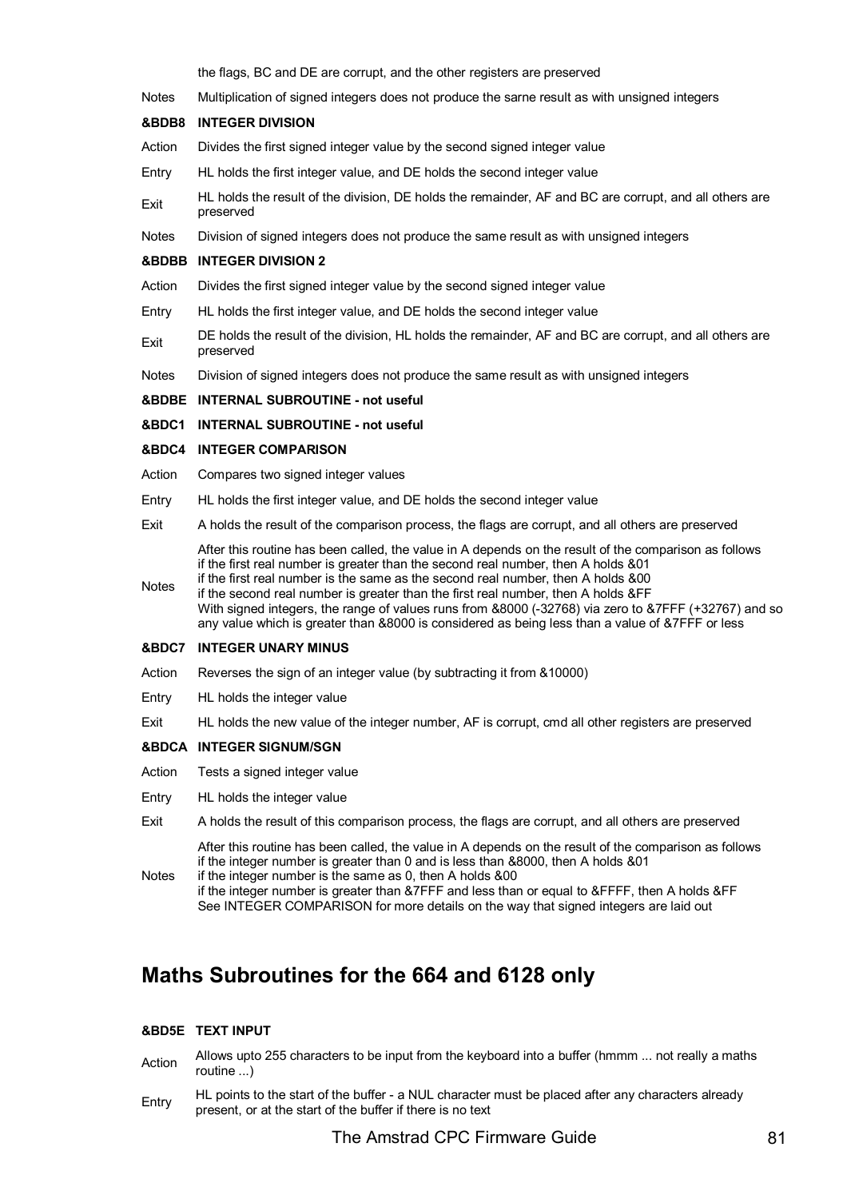| | |
|---|---|
| | the flags, BC and DE are corrupt, and the other registers are preserved |
| Notes | Multiplication of signed integers does not produce the sarne result as with unsigned integers |

### &BDB8 INTEGER DIVISION

| | |
|---|---|
| Action | Divides the first signed integer value by the second signed integer value |
| Entry | HL holds the first integer value, and DE holds the second integer value |
| Exit | HL holds the result of the division, DE holds the remainder, AF and BC are corrupt, and all others are preserved |
| Notes | Division of signed integers does not produce the same result as with unsigned integers |

### &BDBB INTEGER DIVISION 2

| | |
|---|---|
| Action | Divides the first signed integer value by the second signed integer value |
| Entry | HL holds the first integer value, and DE holds the second integer value |
| Exit | DE holds the result of the division, HL holds the remainder, AF and BC are corrupt, and all others are preserved |
| Notes | Division of signed integers does not produce the same result as with unsigned integers |

### &BDBE INTERNAL SUBROUTINE - not useful

### &BDC1 INTERNAL SUBROUTINE - not useful

### &BDC4 INTEGER COMPARISON

| | |
|---|---|
| Action | Compares two signed integer values |
| Entry | HL holds the first integer value, and DE holds the second integer value |
| Exit | A holds the result of the comparison process, the flags are corrupt, and all others are preserved |
| Notes | After this routine has been called, the value in A depends on the result of the comparison as follows<br>if the first real number is greater than the second real number, then A holds &01<br>if the first real number is the same as the second real number, then A holds &00<br>if the second real number is greater than the first real number, then A holds &FF<br>With signed integers, the range of values runs from &8000 (-32768) via zero to &7FFF (+32767) and so any value which is greater than &8000 is considered as being less than a value of &7FFF or less |

### &BDC7 INTEGER UNARY MINUS

| | |
|---|---|
| Action | Reverses the sign of an integer value (by subtracting it from &10000) |
| Entry | HL holds the integer value |
| Exit | HL holds the new value of the integer number, AF is corrupt, cmd all other registers are preserved |

### &BDCA INTEGER SIGNUM/SGN

| | |
|---|---|
| Action | Tests a signed integer value |
| Entry | HL holds the integer value |
| Exit | A holds the result of this comparison process, the flags are corrupt, and all others are preserved |
| Notes | After this routine has been called, the value in A depends on the result of the comparison as follows<br>if the integer number is greater than 0 and is less than &8000, then A holds &01<br>if the integer number is the same as 0, then A holds &00<br>if the integer number is greater than &7FFF and less than or equal to &FFFF, then A holds &FF<br>See INTEGER COMPARISON for more details on the way that signed integers are laid out |

## Maths Subroutines for the 664 and 6128 only

### &BD5E TEXT INPUT

| | |
|---|---|
| Action | Allows upto 255 characters to be input from the keyboard into a buffer (hmmm ... not really a maths routine ...) |
| Entry | HL points to the start of the buffer - a NUL character must be placed after any characters already present, or at the start of the buffer if there is no text |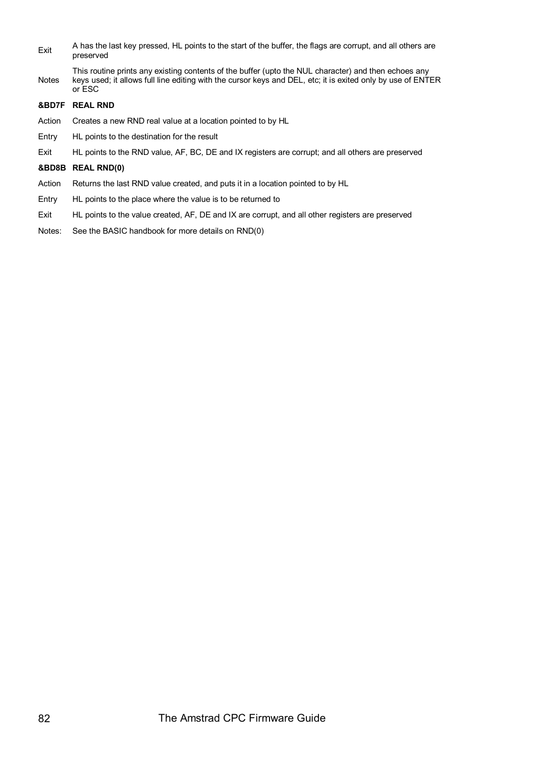Exit — A has the last key pressed, HL points to the start of the buffer, the flags are corrupt, and all others are preserved

Notes — This routine prints any existing contents of the buffer (upto the NUL character) and then echoes any keys used; it allows full line editing with the cursor keys and DEL, etc; it is exited only by use of ENTER or ESC

**&BD7F REAL RND**

Action — Creates a new RND real value at a location pointed to by HL

Entry — HL points to the destination for the result

Exit — HL points to the RND value, AF, BC, DE and IX registers are corrupt; and all others are preserved

**&BD8B REAL RND(0)**

Action — Returns the last RND value created, and puts it in a location pointed to by HL

Entry — HL points to the place where the value is to be returned to

Exit — HL points to the value created, AF, DE and IX are corrupt, and all other registers are preserved

Notes: — See the BASIC handbook for more details on RND(0)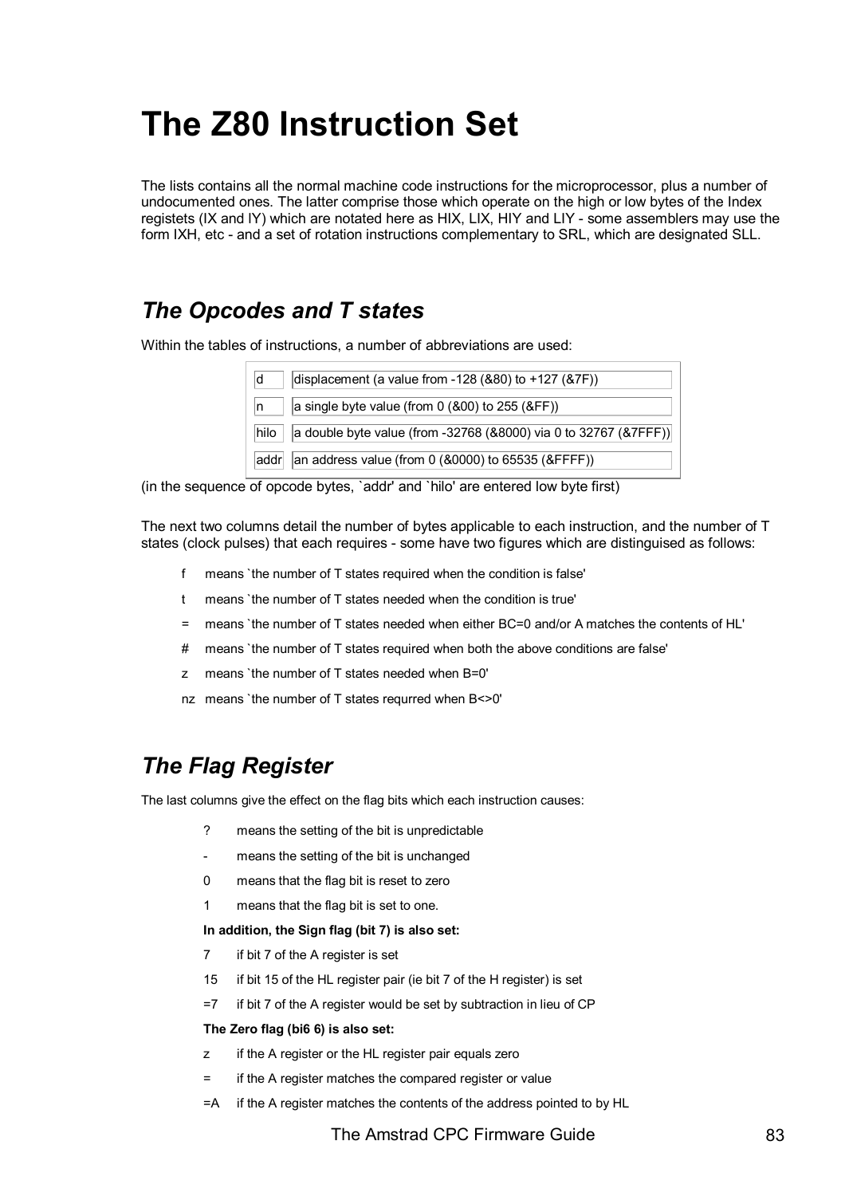# The Z80 Instruction Set

The lists contains all the normal machine code instructions for the microprocessor, plus a number of undocumented ones. The latter comprise those which operate on the high or low bytes of the Index registets (IX and IY) which are notated here as HIX, LIX, HIY and LIY - some assemblers may use the form IXH, etc - and a set of rotation instructions complementary to SRL, which are designated SLL.

## The Opcodes and T states

Within the tables of instructions, a number of abbreviations are used:

| | |
|---|---|
| d | displacement (a value from -128 (&80) to +127 (&7F)) |
| n | a single byte value (from 0 (&00) to 255 (&FF)) |
| hilo | a double byte value (from -32768 (&8000) via 0 to 32767 (&7FFF)) |
| addr | an address value (from 0 (&0000) to 65535 (&FFFF)) |

(in the sequence of opcode bytes, `addr' and `hilo' are entered low byte first)

The next two columns detail the number of bytes applicable to each instruction, and the number of T states (clock pulses) that each requires - some have two figures which are distinguised as follows:

- f means `the number of T states required when the condition is false'
- t means `the number of T states needed when the condition is true'
- = means `the number of T states needed when either BC=0 and/or A matches the contents of HL'
- # means `the number of T states required when both the above conditions are false'
- z means `the number of T states needed when B=0'
- nz means `the number of T states requrred when B<>0'

## The Flag Register

The last columns give the effect on the flag bits which each instruction causes:

- ? means the setting of the bit is unpredictable
- \- means the setting of the bit is unchanged
- 0 means that the flag bit is reset to zero
- 1 means that the flag bit is set to one.

**In addition, the Sign flag (bit 7) is also set:**

- 7 if bit 7 of the A register is set
- 15 if bit 15 of the HL register pair (ie bit 7 of the H register) is set
- =7 if bit 7 of the A register would be set by subtraction in lieu of CP

**The Zero flag (bi6 6) is also set:**

- z if the A register or the HL register pair equals zero
- = if the A register matches the compared register or value
- =A if the A register matches the contents of the address pointed to by HL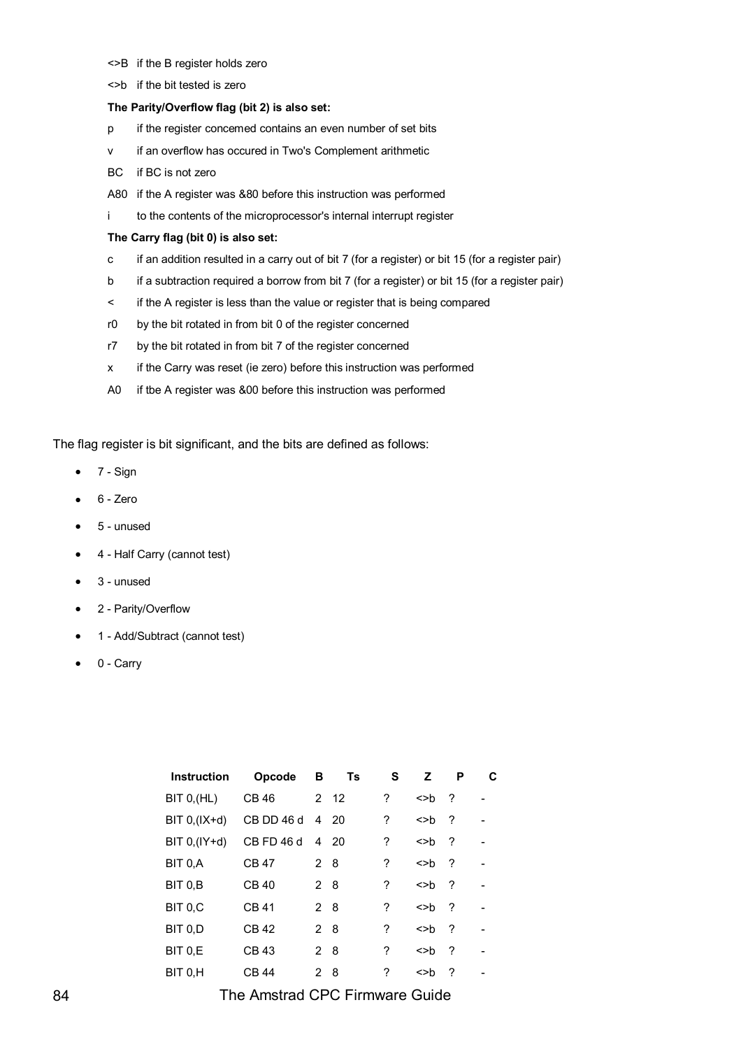<>B   if the B register holds zero

<>b   if the bit tested is zero

**The Parity/Overflow flag (bit 2) is also set:**

p   if the register concemed contains an even number of set bits

v   if an overflow has occured in Two's Complement arithmetic

BC   if BC is not zero

A80   if the A register was &80 before this instruction was performed

i   to the contents of the microprocessor's internal interrupt register

**The Carry flag (bit 0) is also set:**

c   if an addition resulted in a carry out of bit 7 (for a register) or bit 15 (for a register pair)

b   if a subtraction required a borrow from bit 7 (for a register) or bit 15 (for a register pair)

<   if the A register is less than the value or register that is being compared

r0   by the bit rotated in from bit 0 of the register concerned

r7   by the bit rotated in from bit 7 of the register concerned

x   if the Carry was reset (ie zero) before this instruction was performed

A0   if tbe A register was &00 before this instruction was performed

The flag register is bit significant, and the bits are defined as follows:

- 7 - Sign
- 6 - Zero
- 5 - unused
- 4 - Half Carry (cannot test)
- 3 - unused
- 2 - Parity/Overflow
- 1 - Add/Subtract (cannot test)
- 0 - Carry

| Instruction | Opcode | B | Ts | S | Z | P | C |
|---|---|---|---|---|---|---|---|
| BIT 0,(HL) | CB 46 | 2 | 12 | ? | <>b | ? | - |
| BIT 0,(IX+d) | CB DD 46 d | 4 | 20 | ? | <>b | ? | - |
| BIT 0,(IY+d) | CB FD 46 d | 4 | 20 | ? | <>b | ? | - |
| BIT 0,A | CB 47 | 2 | 8 | ? | <>b | ? | - |
| BIT 0,B | CB 40 | 2 | 8 | ? | <>b | ? | - |
| BIT 0,C | CB 41 | 2 | 8 | ? | <>b | ? | - |
| BIT 0,D | CB 42 | 2 | 8 | ? | <>b | ? | - |
| BIT 0,E | CB 43 | 2 | 8 | ? | <>b | ? | - |
| BIT 0,H | CB 44 | 2 | 8 | ? | <>b | ? | - |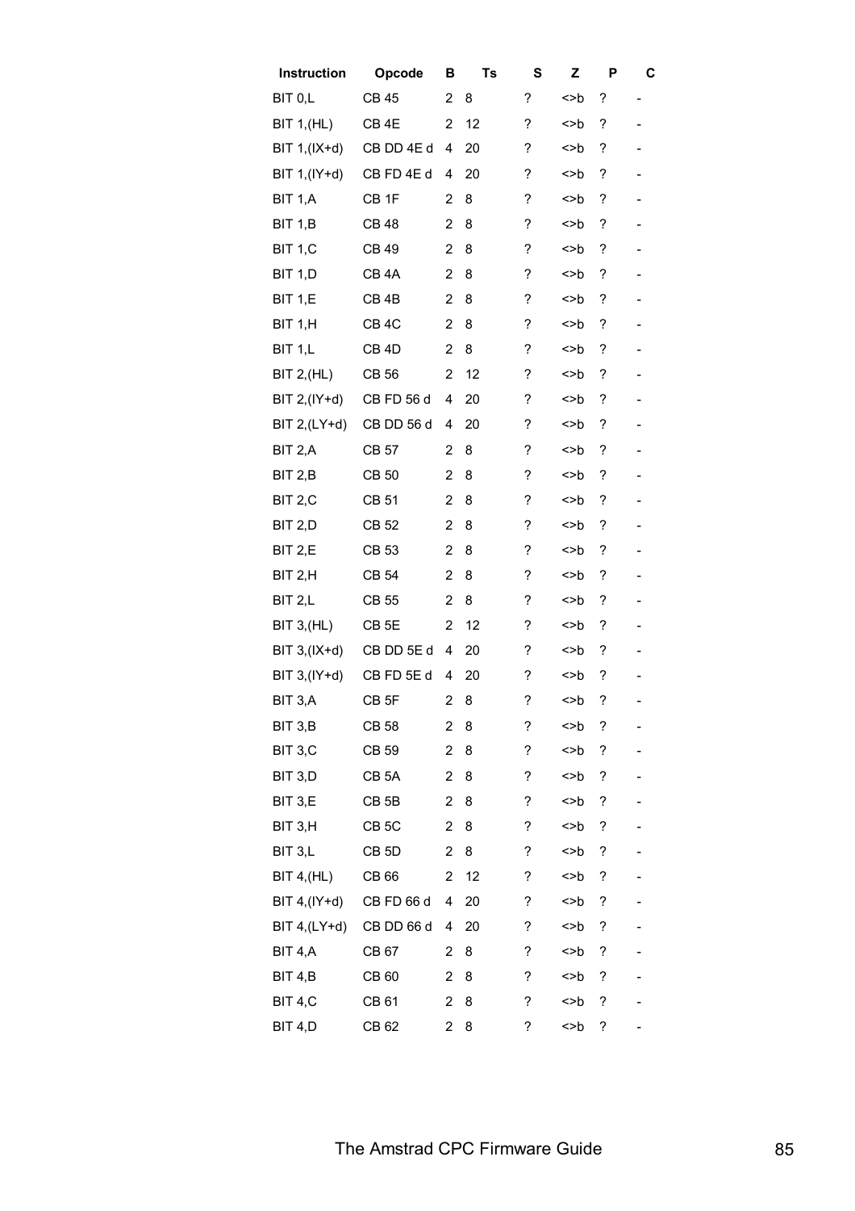| Instruction | Opcode | B | Ts | S | Z | P | C |
|---|---|---|---|---|---|---|---|
| BIT 0,L | CB 45 | 2 | 8 | ? | <>b | ? | - |
| BIT 1,(HL) | CB 4E | 2 | 12 | ? | <>b | ? | - |
| BIT 1,(IX+d) | CB DD 4E d | 4 | 20 | ? | <>b | ? | - |
| BIT 1,(IY+d) | CB FD 4E d | 4 | 20 | ? | <>b | ? | - |
| BIT 1,A | CB 1F | 2 | 8 | ? | <>b | ? | - |
| BIT 1,B | CB 48 | 2 | 8 | ? | <>b | ? | - |
| BIT 1,C | CB 49 | 2 | 8 | ? | <>b | ? | - |
| BIT 1,D | CB 4A | 2 | 8 | ? | <>b | ? | - |
| BIT 1,E | CB 4B | 2 | 8 | ? | <>b | ? | - |
| BIT 1,H | CB 4C | 2 | 8 | ? | <>b | ? | - |
| BIT 1,L | CB 4D | 2 | 8 | ? | <>b | ? | - |
| BIT 2,(HL) | CB 56 | 2 | 12 | ? | <>b | ? | - |
| BIT 2,(IY+d) | CB FD 56 d | 4 | 20 | ? | <>b | ? | - |
| BIT 2,(LY+d) | CB DD 56 d | 4 | 20 | ? | <>b | ? | - |
| BIT 2,A | CB 57 | 2 | 8 | ? | <>b | ? | - |
| BIT 2,B | CB 50 | 2 | 8 | ? | <>b | ? | - |
| BIT 2,C | CB 51 | 2 | 8 | ? | <>b | ? | - |
| BIT 2,D | CB 52 | 2 | 8 | ? | <>b | ? | - |
| BIT 2,E | CB 53 | 2 | 8 | ? | <>b | ? | - |
| BIT 2,H | CB 54 | 2 | 8 | ? | <>b | ? | - |
| BIT 2,L | CB 55 | 2 | 8 | ? | <>b | ? | - |
| BIT 3,(HL) | CB 5E | 2 | 12 | ? | <>b | ? | - |
| BIT 3,(IX+d) | CB DD 5E d | 4 | 20 | ? | <>b | ? | - |
| BIT 3,(IY+d) | CB FD 5E d | 4 | 20 | ? | <>b | ? | - |
| BIT 3,A | CB 5F | 2 | 8 | ? | <>b | ? | - |
| BIT 3,B | CB 58 | 2 | 8 | ? | <>b | ? | - |
| BIT 3,C | CB 59 | 2 | 8 | ? | <>b | ? | - |
| BIT 3,D | CB 5A | 2 | 8 | ? | <>b | ? | - |
| BIT 3,E | CB 5B | 2 | 8 | ? | <>b | ? | - |
| BIT 3,H | CB 5C | 2 | 8 | ? | <>b | ? | - |
| BIT 3,L | CB 5D | 2 | 8 | ? | <>b | ? | - |
| BIT 4,(HL) | CB 66 | 2 | 12 | ? | <>b | ? | - |
| BIT 4,(IY+d) | CB FD 66 d | 4 | 20 | ? | <>b | ? | - |
| BIT 4,(LY+d) | CB DD 66 d | 4 | 20 | ? | <>b | ? | - |
| BIT 4,A | CB 67 | 2 | 8 | ? | <>b | ? | - |
| BIT 4,B | CB 60 | 2 | 8 | ? | <>b | ? | - |
| BIT 4,C | CB 61 | 2 | 8 | ? | <>b | ? | - |
| BIT 4,D | CB 62 | 2 | 8 | ? | <>b | ? | - |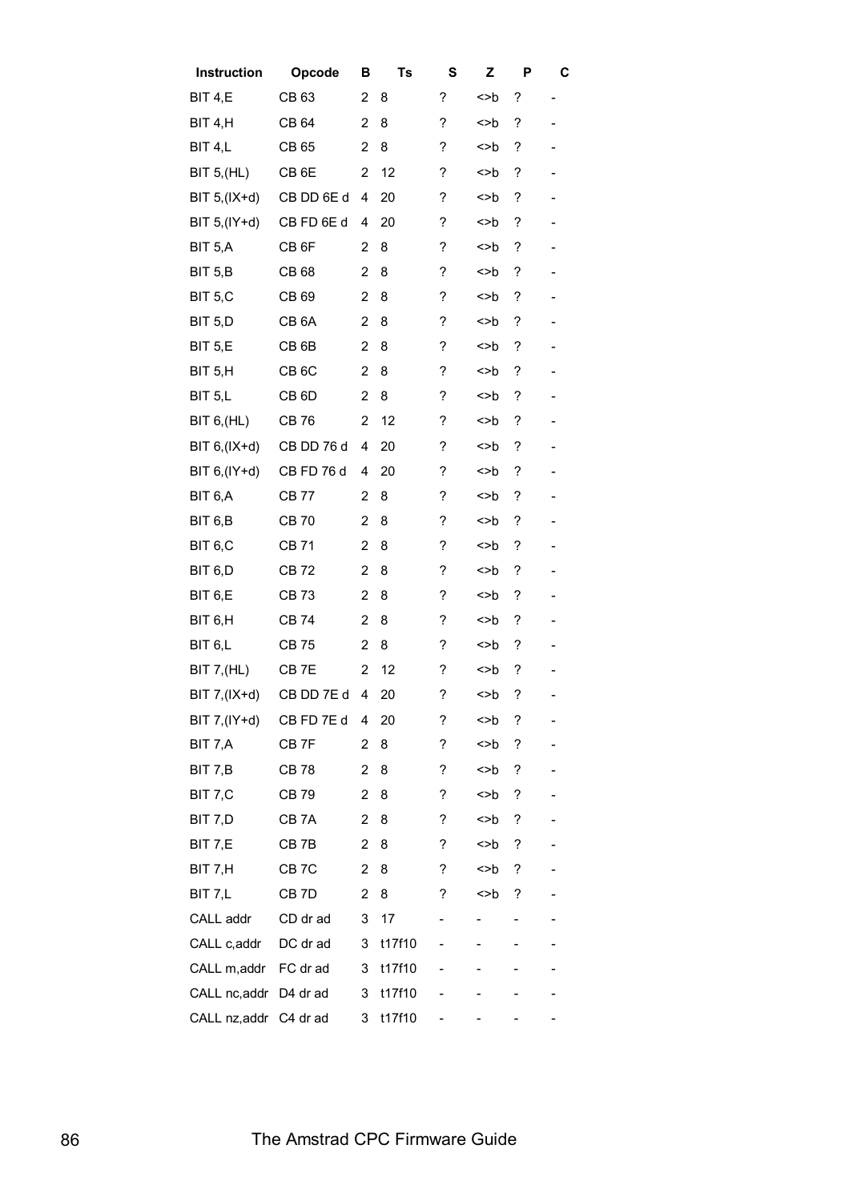| Instruction | Opcode | B | Ts | S | Z | P | C |
|---|---|---|---|---|---|---|---|
| BIT 4,E | CB 63 | 2 | 8 | ? | <>b | ? | - |
| BIT 4,H | CB 64 | 2 | 8 | ? | <>b | ? | - |
| BIT 4,L | CB 65 | 2 | 8 | ? | <>b | ? | - |
| BIT 5,(HL) | CB 6E | 2 | 12 | ? | <>b | ? | - |
| BIT 5,(IX+d) | CB DD 6E d | 4 | 20 | ? | <>b | ? | - |
| BIT 5,(IY+d) | CB FD 6E d | 4 | 20 | ? | <>b | ? | - |
| BIT 5,A | CB 6F | 2 | 8 | ? | <>b | ? | - |
| BIT 5,B | CB 68 | 2 | 8 | ? | <>b | ? | - |
| BIT 5,C | CB 69 | 2 | 8 | ? | <>b | ? | - |
| BIT 5,D | CB 6A | 2 | 8 | ? | <>b | ? | - |
| BIT 5,E | CB 6B | 2 | 8 | ? | <>b | ? | - |
| BIT 5,H | CB 6C | 2 | 8 | ? | <>b | ? | - |
| BIT 5,L | CB 6D | 2 | 8 | ? | <>b | ? | - |
| BIT 6,(HL) | CB 76 | 2 | 12 | ? | <>b | ? | - |
| BIT 6,(IX+d) | CB DD 76 d | 4 | 20 | ? | <>b | ? | - |
| BIT 6,(IY+d) | CB FD 76 d | 4 | 20 | ? | <>b | ? | - |
| BIT 6,A | CB 77 | 2 | 8 | ? | <>b | ? | - |
| BIT 6,B | CB 70 | 2 | 8 | ? | <>b | ? | - |
| BIT 6,C | CB 71 | 2 | 8 | ? | <>b | ? | - |
| BIT 6,D | CB 72 | 2 | 8 | ? | <>b | ? | - |
| BIT 6,E | CB 73 | 2 | 8 | ? | <>b | ? | - |
| BIT 6,H | CB 74 | 2 | 8 | ? | <>b | ? | - |
| BIT 6,L | CB 75 | 2 | 8 | ? | <>b | ? | - |
| BIT 7,(HL) | CB 7E | 2 | 12 | ? | <>b | ? | - |
| BIT 7,(IX+d) | CB DD 7E d | 4 | 20 | ? | <>b | ? | - |
| BIT 7,(IY+d) | CB FD 7E d | 4 | 20 | ? | <>b | ? | - |
| BIT 7,A | CB 7F | 2 | 8 | ? | <>b | ? | - |
| BIT 7,B | CB 78 | 2 | 8 | ? | <>b | ? | - |
| BIT 7,C | CB 79 | 2 | 8 | ? | <>b | ? | - |
| BIT 7,D | CB 7A | 2 | 8 | ? | <>b | ? | - |
| BIT 7,E | CB 7B | 2 | 8 | ? | <>b | ? | - |
| BIT 7,H | CB 7C | 2 | 8 | ? | <>b | ? | - |
| BIT 7,L | CB 7D | 2 | 8 | ? | <>b | ? | - |
| CALL addr | CD dr ad | 3 | 17 | - | - | - | - |
| CALL c,addr | DC dr ad | 3 | t17f10 | - | - | - | - |
| CALL m,addr | FC dr ad | 3 | t17f10 | - | - | - | - |
| CALL nc,addr | D4 dr ad | 3 | t17f10 | - | - | - | - |
| CALL nz,addr | C4 dr ad | 3 | t17f10 | - | - | - | - |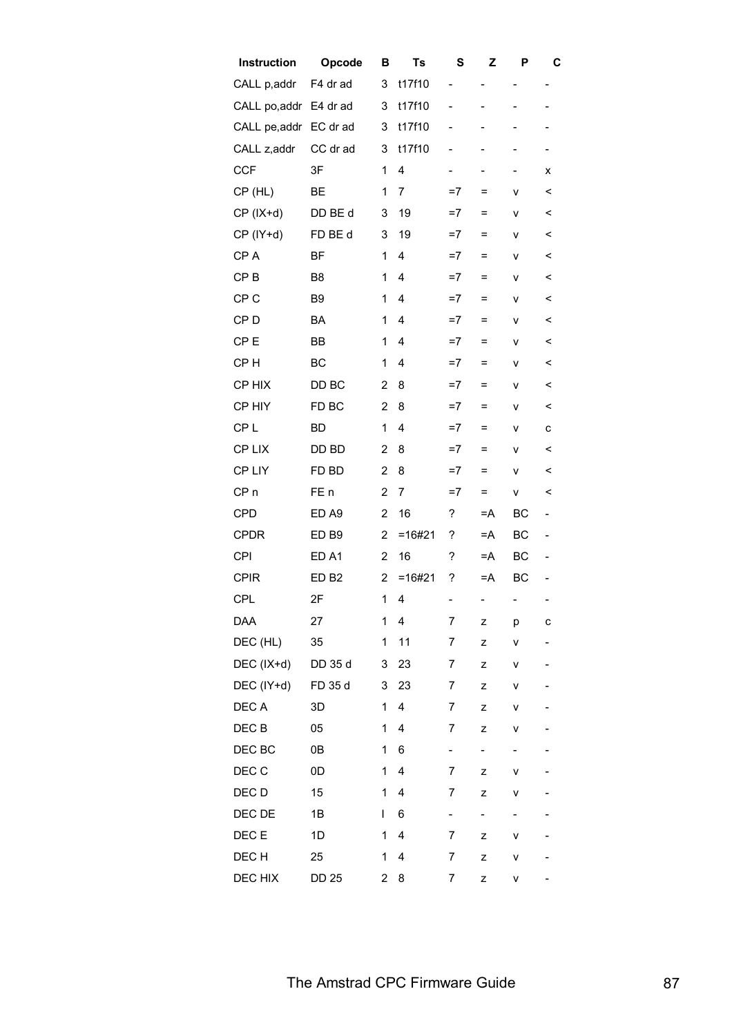| Instruction | Opcode | B | Ts | S | Z | P | C |
|---|---|---|---|---|---|---|---|
| CALL p,addr | F4 dr ad | 3 | t17f10 | - | - | - | - |
| CALL po,addr | E4 dr ad | 3 | t17f10 | - | - | - | - |
| CALL pe,addr | EC dr ad | 3 | t17f10 | - | - | - | - |
| CALL z,addr | CC dr ad | 3 | t17f10 | - | - | - | - |
| CCF | 3F | 1 | 4 | - | - | - | x |
| CP (HL) | BE | 1 | 7 | =7 | = | v | < |
| CP (IX+d) | DD BE d | 3 | 19 | =7 | = | v | < |
| CP (IY+d) | FD BE d | 3 | 19 | =7 | = | v | < |
| CP A | BF | 1 | 4 | =7 | = | v | < |
| CP B | B8 | 1 | 4 | =7 | = | v | < |
| CP C | B9 | 1 | 4 | =7 | = | v | < |
| CP D | BA | 1 | 4 | =7 | = | v | < |
| CP E | BB | 1 | 4 | =7 | = | v | < |
| CP H | BC | 1 | 4 | =7 | = | v | < |
| CP HIX | DD BC | 2 | 8 | =7 | = | v | < |
| CP HIY | FD BC | 2 | 8 | =7 | = | v | < |
| CP L | BD | 1 | 4 | =7 | = | v | c |
| CP LIX | DD BD | 2 | 8 | =7 | = | v | < |
| CP LIY | FD BD | 2 | 8 | =7 | = | v | < |
| CP n | FE n | 2 | 7 | =7 | = | v | < |
| CPD | ED A9 | 2 | 16 | ? | =A | BC | - |
| CPDR | ED B9 | 2 | =16#21 | ? | =A | BC | - |
| CPI | ED A1 | 2 | 16 | ? | =A | BC | - |
| CPIR | ED B2 | 2 | =16#21 | ? | =A | BC | - |
| CPL | 2F | 1 | 4 | - | - | - | - |
| DAA | 27 | 1 | 4 | 7 | z | p | c |
| DEC (HL) | 35 | 1 | 11 | 7 | z | v | - |
| DEC (IX+d) | DD 35 d | 3 | 23 | 7 | z | v | - |
| DEC (IY+d) | FD 35 d | 3 | 23 | 7 | z | v | - |
| DEC A | 3D | 1 | 4 | 7 | z | v | - |
| DEC B | 05 | 1 | 4 | 7 | z | v | - |
| DEC BC | 0B | 1 | 6 | - | - | - | - |
| DEC C | 0D | 1 | 4 | 7 | z | v | - |
| DEC D | 15 | 1 | 4 | 7 | z | v | - |
| DEC DE | 1B | I | 6 | - | - | - | - |
| DEC E | 1D | 1 | 4 | 7 | z | v | - |
| DEC H | 25 | 1 | 4 | 7 | z | v | - |
| DEC HIX | DD 25 | 2 | 8 | 7 | z | v | - |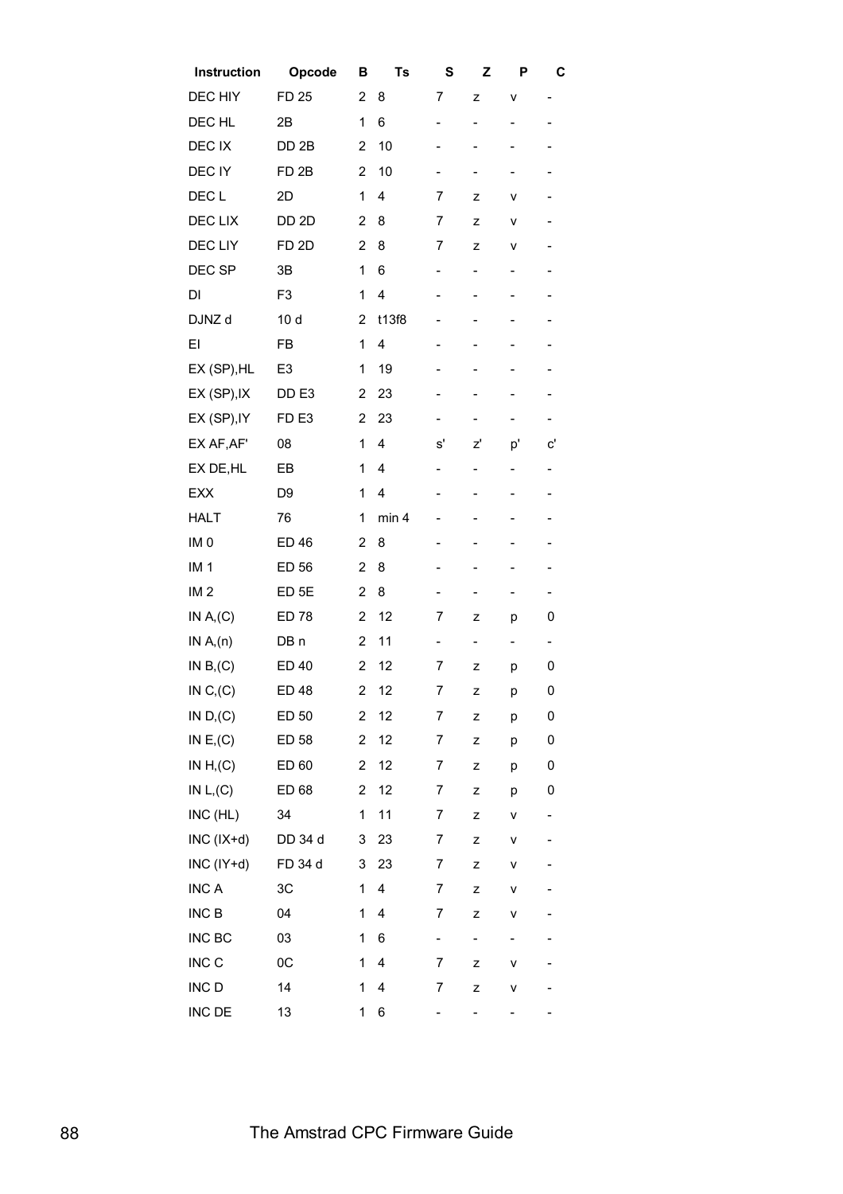| Instruction | Opcode | B | Ts | S | Z | P | C |
|---|---|---|---|---|---|---|---|
| DEC HIY | FD 25 | 2 | 8 | 7 | z | v | - |
| DEC HL | 2B | 1 | 6 | - | - | - | - |
| DEC IX | DD 2B | 2 | 10 | - | - | - | - |
| DEC IY | FD 2B | 2 | 10 | - | - | - | - |
| DEC L | 2D | 1 | 4 | 7 | z | v | - |
| DEC LIX | DD 2D | 2 | 8 | 7 | z | v | - |
| DEC LIY | FD 2D | 2 | 8 | 7 | z | v | - |
| DEC SP | 3B | 1 | 6 | - | - | - | - |
| DI | F3 | 1 | 4 | - | - | - | - |
| DJNZ d | 10 d | 2 | t13f8 | - | - | - | - |
| EI | FB | 1 | 4 | - | - | - | - |
| EX (SP),HL | E3 | 1 | 19 | - | - | - | - |
| EX (SP),IX | DD E3 | 2 | 23 | - | - | - | - |
| EX (SP),IY | FD E3 | 2 | 23 | - | - | - | - |
| EX AF,AF' | 08 | 1 | 4 | s' | z' | p' | c' |
| EX DE,HL | EB | 1 | 4 | - | - | - | - |
| EXX | D9 | 1 | 4 | - | - | - | - |
| HALT | 76 | 1 | min 4 | - | - | - | - |
| IM 0 | ED 46 | 2 | 8 | - | - | - | - |
| IM 1 | ED 56 | 2 | 8 | - | - | - | - |
| IM 2 | ED 5E | 2 | 8 | - | - | - | - |
| IN A,(C) | ED 78 | 2 | 12 | 7 | z | p | 0 |
| IN A,(n) | DB n | 2 | 11 | - | - | - | - |
| IN B,(C) | ED 40 | 2 | 12 | 7 | z | p | 0 |
| IN C,(C) | ED 48 | 2 | 12 | 7 | z | p | 0 |
| IN D,(C) | ED 50 | 2 | 12 | 7 | z | p | 0 |
| IN E,(C) | ED 58 | 2 | 12 | 7 | z | p | 0 |
| IN H,(C) | ED 60 | 2 | 12 | 7 | z | p | 0 |
| IN L,(C) | ED 68 | 2 | 12 | 7 | z | p | 0 |
| INC (HL) | 34 | 1 | 11 | 7 | z | v | - |
| INC (IX+d) | DD 34 d | 3 | 23 | 7 | z | v | - |
| INC (IY+d) | FD 34 d | 3 | 23 | 7 | z | v | - |
| INC A | 3C | 1 | 4 | 7 | z | v | - |
| INC B | 04 | 1 | 4 | 7 | z | v | - |
| INC BC | 03 | 1 | 6 | - | - | - | - |
| INC C | 0C | 1 | 4 | 7 | z | v | - |
| INC D | 14 | 1 | 4 | 7 | z | v | - |
| INC DE | 13 | 1 | 6 | - | - | - | - |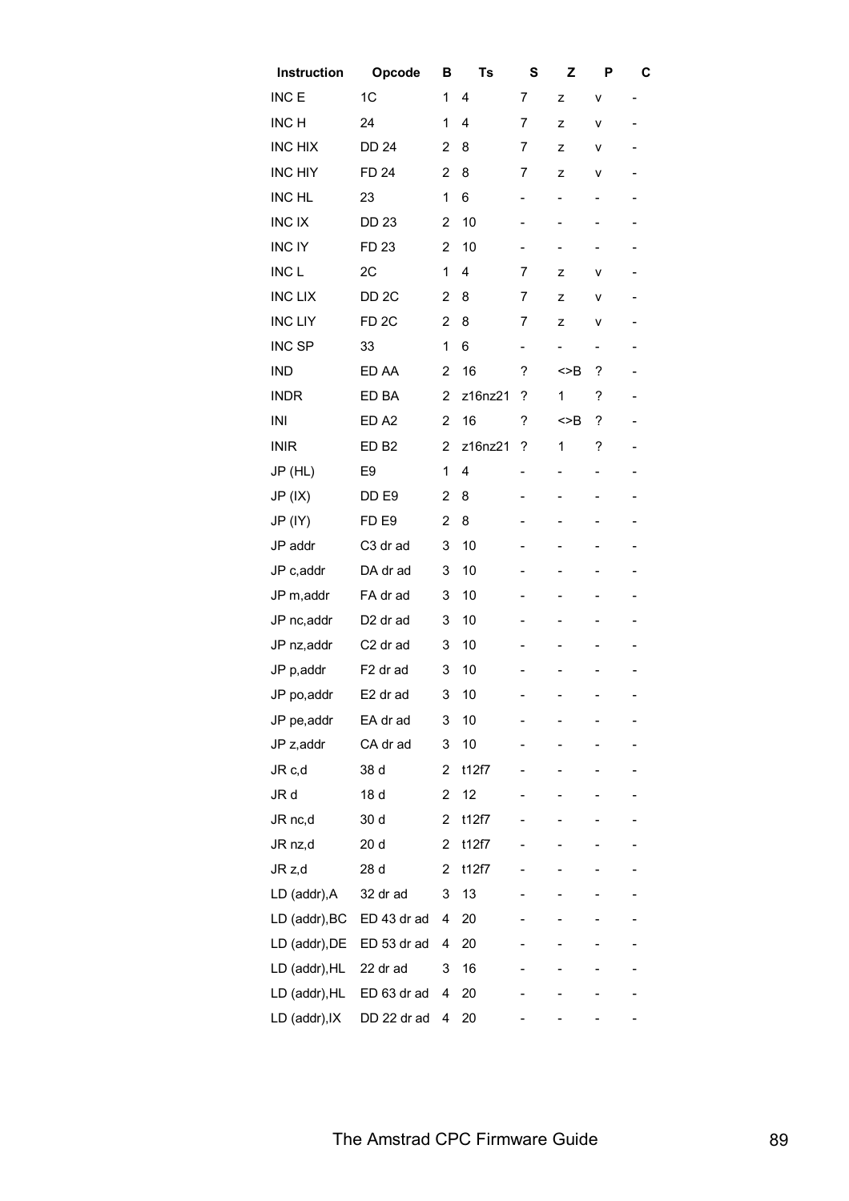| Instruction | Opcode | B | Ts | S | Z | P | C |
|---|---|---|---|---|---|---|---|
| INC E | 1C | 1 | 4 | 7 | z | v | - |
| INC H | 24 | 1 | 4 | 7 | z | v | - |
| INC HIX | DD 24 | 2 | 8 | 7 | z | v | - |
| INC HIY | FD 24 | 2 | 8 | 7 | z | v | - |
| INC HL | 23 | 1 | 6 | - | - | - | - |
| INC IX | DD 23 | 2 | 10 | - | - | - | - |
| INC IY | FD 23 | 2 | 10 | - | - | - | - |
| INC L | 2C | 1 | 4 | 7 | z | v | - |
| INC LIX | DD 2C | 2 | 8 | 7 | z | v | - |
| INC LIY | FD 2C | 2 | 8 | 7 | z | v | - |
| INC SP | 33 | 1 | 6 | - | - | - | - |
| IND | ED AA | 2 | 16 | ? | <>B | ? | - |
| INDR | ED BA | 2 | z16nz21 | ? | 1 | ? | - |
| INI | ED A2 | 2 | 16 | ? | <>B | ? | - |
| INIR | ED B2 | 2 | z16nz21 | ? | 1 | ? | - |
| JP (HL) | E9 | 1 | 4 | - | - | - | - |
| JP (IX) | DD E9 | 2 | 8 | - | - | - | - |
| JP (IY) | FD E9 | 2 | 8 | - | - | - | - |
| JP addr | C3 dr ad | 3 | 10 | - | - | - | - |
| JP c,addr | DA dr ad | 3 | 10 | - | - | - | - |
| JP m,addr | FA dr ad | 3 | 10 | - | - | - | - |
| JP nc,addr | D2 dr ad | 3 | 10 | - | - | - | - |
| JP nz,addr | C2 dr ad | 3 | 10 | - | - | - | - |
| JP p,addr | F2 dr ad | 3 | 10 | - | - | - | - |
| JP po,addr | E2 dr ad | 3 | 10 | - | - | - | - |
| JP pe,addr | EA dr ad | 3 | 10 | - | - | - | - |
| JP z,addr | CA dr ad | 3 | 10 | - | - | - | - |
| JR c,d | 38 d | 2 | t12f7 | - | - | - | - |
| JR d | 18 d | 2 | 12 | - | - | - | - |
| JR nc,d | 30 d | 2 | t12f7 | - | - | - | - |
| JR nz,d | 20 d | 2 | t12f7 | - | - | - | - |
| JR z,d | 28 d | 2 | t12f7 | - | - | - | - |
| LD (addr),A | 32 dr ad | 3 | 13 | - | - | - | - |
| LD (addr),BC | ED 43 dr ad | 4 | 20 | - | - | - | - |
| LD (addr),DE | ED 53 dr ad | 4 | 20 | - | - | - | - |
| LD (addr),HL | 22 dr ad | 3 | 16 | - | - | - | - |
| LD (addr),HL | ED 63 dr ad | 4 | 20 | - | - | - | - |
| LD (addr),IX | DD 22 dr ad | 4 | 20 | - | - | - | - |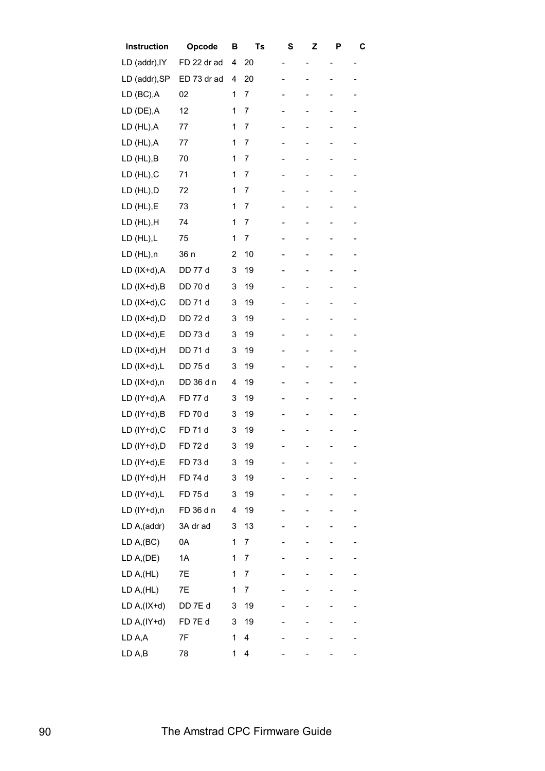| Instruction | Opcode | B | Ts | S | Z | P | C |
|---|---|---|---|---|---|---|---|
| LD (addr),IY | FD 22 dr ad | 4 | 20 | - | - | - | - |
| LD (addr),SP | ED 73 dr ad | 4 | 20 | - | - | - | - |
| LD (BC),A | 02 | 1 | 7 | - | - | - | - |
| LD (DE),A | 12 | 1 | 7 | - | - | - | - |
| LD (HL),A | 77 | 1 | 7 | - | - | - | - |
| LD (HL),A | 77 | 1 | 7 | - | - | - | - |
| LD (HL),B | 70 | 1 | 7 | - | - | - | - |
| LD (HL),C | 71 | 1 | 7 | - | - | - | - |
| LD (HL),D | 72 | 1 | 7 | - | - | - | - |
| LD (HL),E | 73 | 1 | 7 | - | - | - | - |
| LD (HL),H | 74 | 1 | 7 | - | - | - | - |
| LD (HL),L | 75 | 1 | 7 | - | - | - | - |
| LD (HL),n | 36 n | 2 | 10 | - | - | - | - |
| LD (IX+d),A | DD 77 d | 3 | 19 | - | - | - | - |
| LD (IX+d),B | DD 70 d | 3 | 19 | - | - | - | - |
| LD (IX+d),C | DD 71 d | 3 | 19 | - | - | - | - |
| LD (IX+d),D | DD 72 d | 3 | 19 | - | - | - | - |
| LD (IX+d),E | DD 73 d | 3 | 19 | - | - | - | - |
| LD (IX+d),H | DD 71 d | 3 | 19 | - | - | - | - |
| LD (IX+d),L | DD 75 d | 3 | 19 | - | - | - | - |
| LD (IX+d),n | DD 36 d n | 4 | 19 | - | - | - | - |
| LD (IY+d),A | FD 77 d | 3 | 19 | - | - | - | - |
| LD (IY+d),B | FD 70 d | 3 | 19 | - | - | - | - |
| LD (IY+d),C | FD 71 d | 3 | 19 | - | - | - | - |
| LD (IY+d),D | FD 72 d | 3 | 19 | - | - | - | - |
| LD (IY+d),E | FD 73 d | 3 | 19 | - | - | - | - |
| LD (IY+d),H | FD 74 d | 3 | 19 | - | - | - | - |
| LD (IY+d),L | FD 75 d | 3 | 19 | - | - | - | - |
| LD (IY+d),n | FD 36 d n | 4 | 19 | - | - | - | - |
| LD A,(addr) | 3A dr ad | 3 | 13 | - | - | - | - |
| LD A,(BC) | 0A | 1 | 7 | - | - | - | - |
| LD A,(DE) | 1A | 1 | 7 | - | - | - | - |
| LD A,(HL) | 7E | 1 | 7 | - | - | - | - |
| LD A,(HL) | 7E | 1 | 7 | - | - | - | - |
| LD A,(IX+d) | DD 7E d | 3 | 19 | - | - | - | - |
| LD A,(IY+d) | FD 7E d | 3 | 19 | - | - | - | - |
| LD A,A | 7F | 1 | 4 | - | - | - | - |
| LD A,B | 78 | 1 | 4 | - | - | - | - |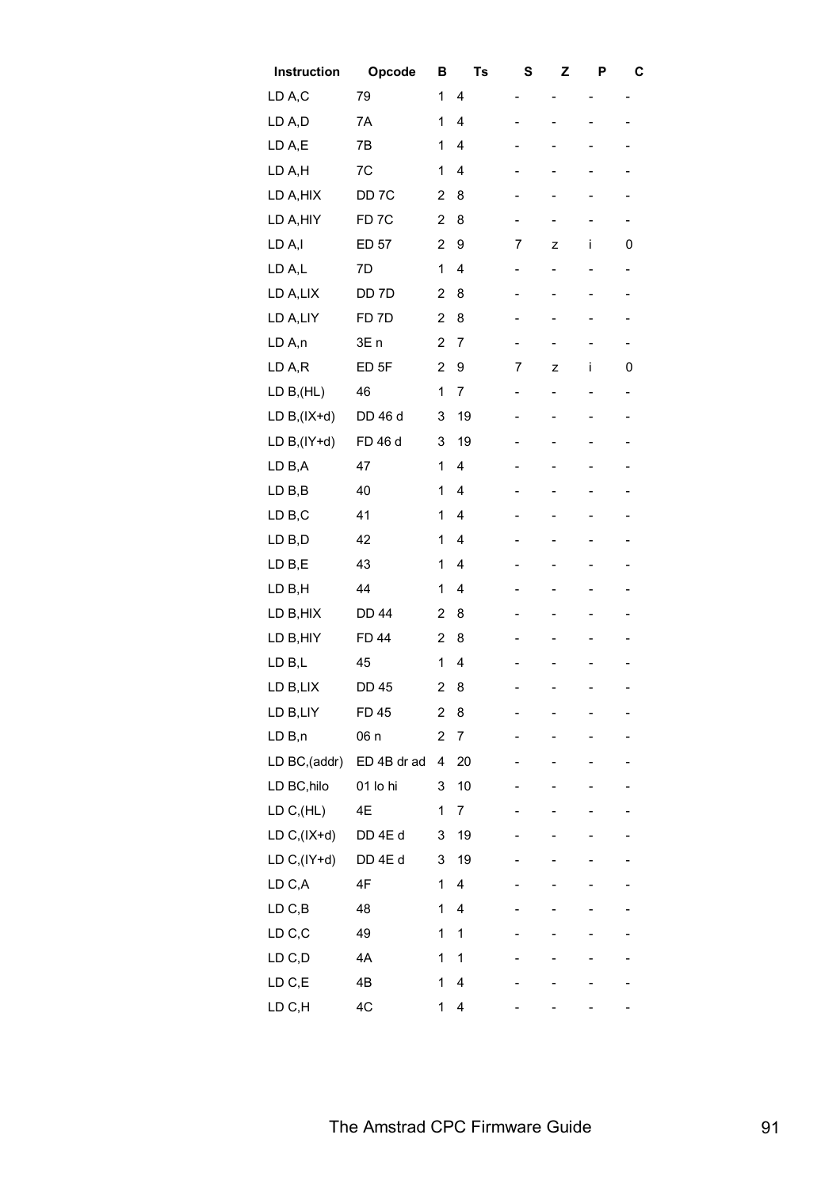| Instruction | Opcode | B | Ts | S | Z | P | C |
|---|---|---|---|---|---|---|---|
| LD A,C | 79 | 1 | 4 | - | - | - | - |
| LD A,D | 7A | 1 | 4 | - | - | - | - |
| LD A,E | 7B | 1 | 4 | - | - | - | - |
| LD A,H | 7C | 1 | 4 | - | - | - | - |
| LD A,HIX | DD 7C | 2 | 8 | - | - | - | - |
| LD A,HIY | FD 7C | 2 | 8 | - | - | - | - |
| LD A,I | ED 57 | 2 | 9 | 7 | z | i | 0 |
| LD A,L | 7D | 1 | 4 | - | - | - | - |
| LD A,LIX | DD 7D | 2 | 8 | - | - | - | - |
| LD A,LIY | FD 7D | 2 | 8 | - | - | - | - |
| LD A,n | 3E n | 2 | 7 | - | - | - | - |
| LD A,R | ED 5F | 2 | 9 | 7 | z | i | 0 |
| LD B,(HL) | 46 | 1 | 7 | - | - | - | - |
| LD B,(IX+d) | DD 46 d | 3 | 19 | - | - | - | - |
| LD B,(IY+d) | FD 46 d | 3 | 19 | - | - | - | - |
| LD B,A | 47 | 1 | 4 | - | - | - | - |
| LD B,B | 40 | 1 | 4 | - | - | - | - |
| LD B,C | 41 | 1 | 4 | - | - | - | - |
| LD B,D | 42 | 1 | 4 | - | - | - | - |
| LD B,E | 43 | 1 | 4 | - | - | - | - |
| LD B,H | 44 | 1 | 4 | - | - | - | - |
| LD B,HIX | DD 44 | 2 | 8 | - | - | - | - |
| LD B,HIY | FD 44 | 2 | 8 | - | - | - | - |
| LD B,L | 45 | 1 | 4 | - | - | - | - |
| LD B,LIX | DD 45 | 2 | 8 | - | - | - | - |
| LD B,LIY | FD 45 | 2 | 8 | - | - | - | - |
| LD B,n | 06 n | 2 | 7 | - | - | - | - |
| LD BC,(addr) | ED 4B dr ad | 4 | 20 | - | - | - | - |
| LD BC,hilo | 01 lo hi | 3 | 10 | - | - | - | - |
| LD C,(HL) | 4E | 1 | 7 | - | - | - | - |
| LD C,(IX+d) | DD 4E d | 3 | 19 | - | - | - | - |
| LD C,(IY+d) | DD 4E d | 3 | 19 | - | - | - | - |
| LD C,A | 4F | 1 | 4 | - | - | - | - |
| LD C,B | 48 | 1 | 4 | - | - | - | - |
| LD C,C | 49 | 1 | 1 | - | - | - | - |
| LD C,D | 4A | 1 | 1 | - | - | - | - |
| LD C,E | 4B | 1 | 4 | - | - | - | - |
| LD C,H | 4C | 1 | 4 | - | - | - | - |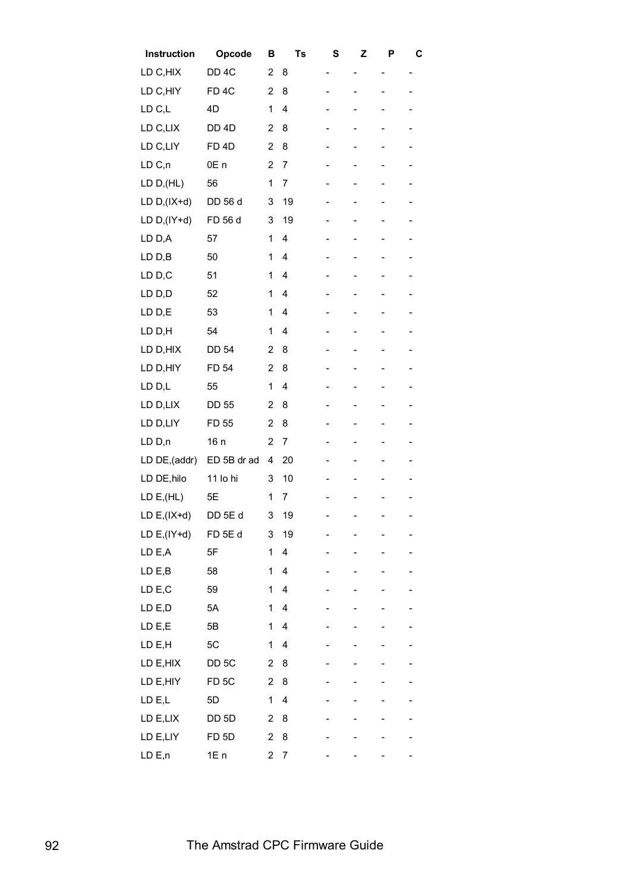| Instruction | Opcode | B | Ts | S | Z | P | C |
|---|---|---|---|---|---|---|---|
| LD C,HIX | DD 4C | 2 | 8 | - | - | - | - |
| LD C,HIY | FD 4C | 2 | 8 | - | - | - | - |
| LD C,L | 4D | 1 | 4 | - | - | - | - |
| LD C,LIX | DD 4D | 2 | 8 | - | - | - | - |
| LD C,LIY | FD 4D | 2 | 8 | - | - | - | - |
| LD C,n | 0E n | 2 | 7 | - | - | - | - |
| LD D,(HL) | 56 | 1 | 7 | - | - | - | - |
| LD D,(IX+d) | DD 56 d | 3 | 19 | - | - | - | - |
| LD D,(IY+d) | FD 56 d | 3 | 19 | - | - | - | - |
| LD D,A | 57 | 1 | 4 | - | - | - | - |
| LD D,B | 50 | 1 | 4 | - | - | - | - |
| LD D,C | 51 | 1 | 4 | - | - | - | - |
| LD D,D | 52 | 1 | 4 | - | - | - | - |
| LD D,E | 53 | 1 | 4 | - | - | - | - |
| LD D,H | 54 | 1 | 4 | - | - | - | - |
| LD D,HIX | DD 54 | 2 | 8 | - | - | - | - |
| LD D,HIY | FD 54 | 2 | 8 | - | - | - | - |
| LD D,L | 55 | 1 | 4 | - | - | - | - |
| LD D,LIX | DD 55 | 2 | 8 | - | - | - | - |
| LD D,LIY | FD 55 | 2 | 8 | - | - | - | - |
| LD D,n | 16 n | 2 | 7 | - | - | - | - |
| LD DE,(addr) | ED 5B dr ad | 4 | 20 | - | - | - | - |
| LD DE,hilo | 11 lo hi | 3 | 10 | - | - | - | - |
| LD E,(HL) | 5E | 1 | 7 | - | - | - | - |
| LD E,(IX+d) | DD 5E d | 3 | 19 | - | - | - | - |
| LD E,(IY+d) | FD 5E d | 3 | 19 | - | - | - | - |
| LD E,A | 5F | 1 | 4 | - | - | - | - |
| LD E,B | 58 | 1 | 4 | - | - | - | - |
| LD E,C | 59 | 1 | 4 | - | - | - | - |
| LD E,D | 5A | 1 | 4 | - | - | - | - |
| LD E,E | 5B | 1 | 4 | - | - | - | - |
| LD E,H | 5C | 1 | 4 | - | - | - | - |
| LD E,HIX | DD 5C | 2 | 8 | - | - | - | - |
| LD E,HIY | FD 5C | 2 | 8 | - | - | - | - |
| LD E,L | 5D | 1 | 4 | - | - | - | - |
| LD E,LIX | DD 5D | 2 | 8 | - | - | - | - |
| LD E,LIY | FD 5D | 2 | 8 | - | - | - | - |
| LD E,n | 1E n | 2 | 7 | - | - | - | - |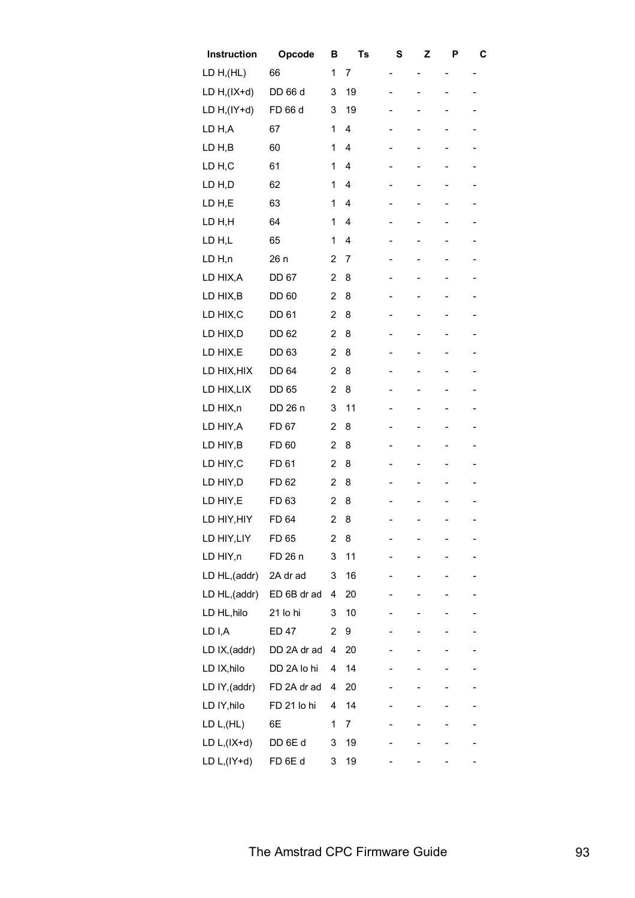| Instruction | Opcode | B | Ts | S | Z | P | C |
|---|---|---|---|---|---|---|---|
| LD H,(HL) | 66 | 1 | 7 | - | - | - | - |
| LD H,(IX+d) | DD 66 d | 3 | 19 | - | - | - | - |
| LD H,(IY+d) | FD 66 d | 3 | 19 | - | - | - | - |
| LD H,A | 67 | 1 | 4 | - | - | - | - |
| LD H,B | 60 | 1 | 4 | - | - | - | - |
| LD H,C | 61 | 1 | 4 | - | - | - | - |
| LD H,D | 62 | 1 | 4 | - | - | - | - |
| LD H,E | 63 | 1 | 4 | - | - | - | - |
| LD H,H | 64 | 1 | 4 | - | - | - | - |
| LD H,L | 65 | 1 | 4 | - | - | - | - |
| LD H,n | 26 n | 2 | 7 | - | - | - | - |
| LD HIX,A | DD 67 | 2 | 8 | - | - | - | - |
| LD HIX,B | DD 60 | 2 | 8 | - | - | - | - |
| LD HIX,C | DD 61 | 2 | 8 | - | - | - | - |
| LD HIX,D | DD 62 | 2 | 8 | - | - | - | - |
| LD HIX,E | DD 63 | 2 | 8 | - | - | - | - |
| LD HIX,HIX | DD 64 | 2 | 8 | - | - | - | - |
| LD HIX,LIX | DD 65 | 2 | 8 | - | - | - | - |
| LD HIX,n | DD 26 n | 3 | 11 | - | - | - | - |
| LD HIY,A | FD 67 | 2 | 8 | - | - | - | - |
| LD HIY,B | FD 60 | 2 | 8 | - | - | - | - |
| LD HIY,C | FD 61 | 2 | 8 | - | - | - | - |
| LD HIY,D | FD 62 | 2 | 8 | - | - | - | - |
| LD HIY,E | FD 63 | 2 | 8 | - | - | - | - |
| LD HIY,HIY | FD 64 | 2 | 8 | - | - | - | - |
| LD HIY,LIY | FD 65 | 2 | 8 | - | - | - | - |
| LD HIY,n | FD 26 n | 3 | 11 | - | - | - | - |
| LD HL,(addr) | 2A dr ad | 3 | 16 | - | - | - | - |
| LD HL,(addr) | ED 6B dr ad | 4 | 20 | - | - | - | - |
| LD HL,hilo | 21 lo hi | 3 | 10 | - | - | - | - |
| LD I,A | ED 47 | 2 | 9 | - | - | - | - |
| LD IX,(addr) | DD 2A dr ad | 4 | 20 | - | - | - | - |
| LD IX,hilo | DD 2A lo hi | 4 | 14 | - | - | - | - |
| LD IY,(addr) | FD 2A dr ad | 4 | 20 | - | - | - | - |
| LD IY,hilo | FD 21 lo hi | 4 | 14 | - | - | - | - |
| LD L,(HL) | 6E | 1 | 7 | - | - | - | - |
| LD L,(IX+d) | DD 6E d | 3 | 19 | - | - | - | - |
| LD L,(IY+d) | FD 6E d | 3 | 19 | - | - | - | - |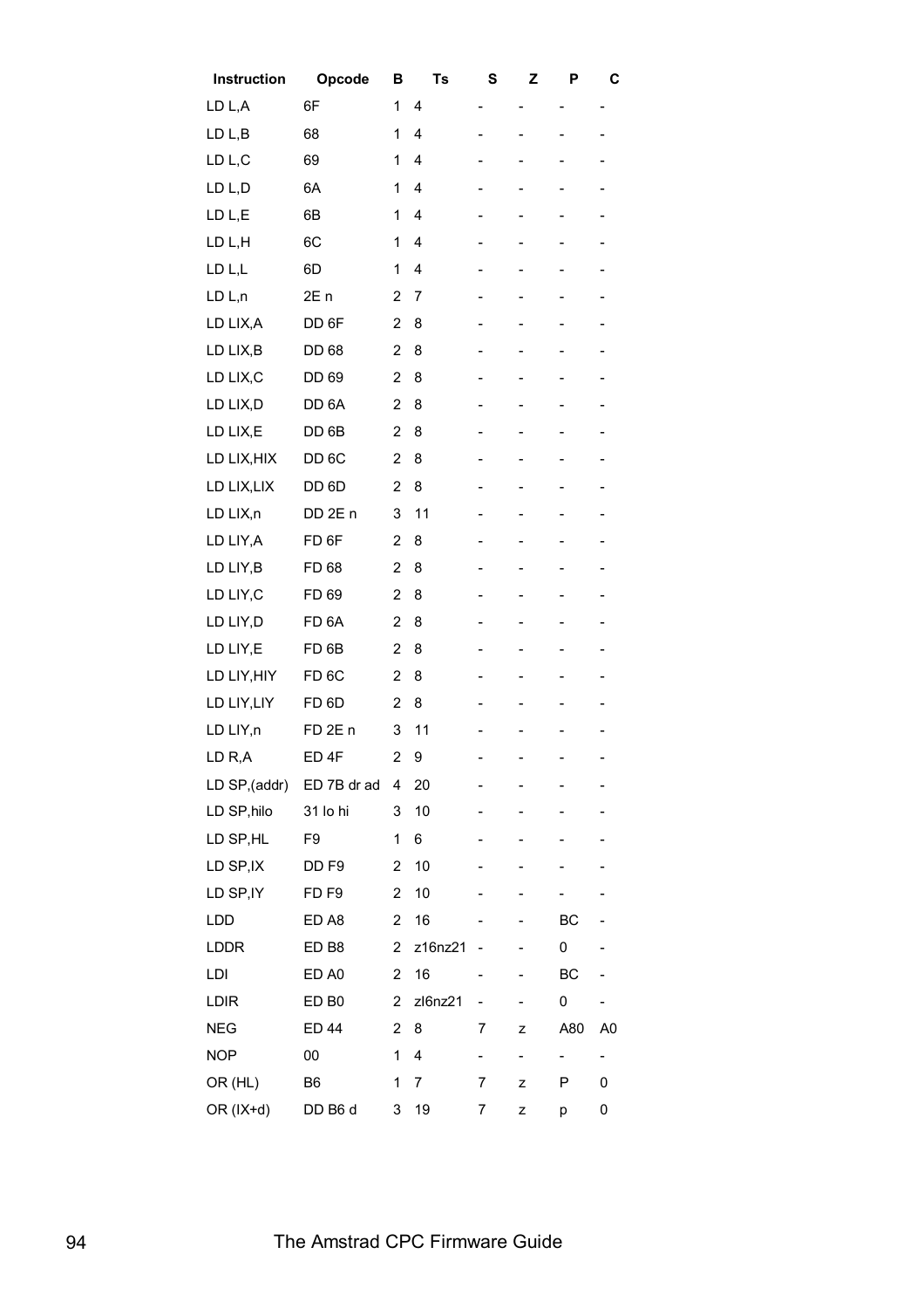| Instruction | Opcode | B | Ts | S | Z | P | C |
|---|---|---|---|---|---|---|---|
| LD L,A | 6F | 1 | 4 | - | - | - | - |
| LD L,B | 68 | 1 | 4 | - | - | - | - |
| LD L,C | 69 | 1 | 4 | - | - | - | - |
| LD L,D | 6A | 1 | 4 | - | - | - | - |
| LD L,E | 6B | 1 | 4 | - | - | - | - |
| LD L,H | 6C | 1 | 4 | - | - | - | - |
| LD L,L | 6D | 1 | 4 | - | - | - | - |
| LD L,n | 2E n | 2 | 7 | - | - | - | - |
| LD LIX,A | DD 6F | 2 | 8 | - | - | - | - |
| LD LIX,B | DD 68 | 2 | 8 | - | - | - | - |
| LD LIX,C | DD 69 | 2 | 8 | - | - | - | - |
| LD LIX,D | DD 6A | 2 | 8 | - | - | - | - |
| LD LIX,E | DD 6B | 2 | 8 | - | - | - | - |
| LD LIX,HIX | DD 6C | 2 | 8 | - | - | - | - |
| LD LIX,LIX | DD 6D | 2 | 8 | - | - | - | - |
| LD LIX,n | DD 2E n | 3 | 11 | - | - | - | - |
| LD LIY,A | FD 6F | 2 | 8 | - | - | - | - |
| LD LIY,B | FD 68 | 2 | 8 | - | - | - | - |
| LD LIY,C | FD 69 | 2 | 8 | - | - | - | - |
| LD LIY,D | FD 6A | 2 | 8 | - | - | - | - |
| LD LIY,E | FD 6B | 2 | 8 | - | - | - | - |
| LD LIY,HIY | FD 6C | 2 | 8 | - | - | - | - |
| LD LIY,LIY | FD 6D | 2 | 8 | - | - | - | - |
| LD LIY,n | FD 2E n | 3 | 11 | - | - | - | - |
| LD R,A | ED 4F | 2 | 9 | - | - | - | - |
| LD SP,(addr) | ED 7B dr ad | 4 | 20 | - | - | - | - |
| LD SP,hilo | 31 lo hi | 3 | 10 | - | - | - | - |
| LD SP,HL | F9 | 1 | 6 | - | - | - | - |
| LD SP,IX | DD F9 | 2 | 10 | - | - | - | - |
| LD SP,IY | FD F9 | 2 | 10 | - | - | - | - |
| LDD | ED A8 | 2 | 16 | - | - | BC | - |
| LDDR | ED B8 | 2 | z16nz21 | - | - | 0 | - |
| LDI | ED A0 | 2 | 16 | - | - | BC | - |
| LDIR | ED B0 | 2 | zl6nz21 | - | - | 0 | - |
| NEG | ED 44 | 2 | 8 | 7 | z | A80 | A0 |
| NOP | 00 | 1 | 4 | - | - | - | - |
| OR (HL) | B6 | 1 | 7 | 7 | z | P | 0 |
| OR (IX+d) | DD B6 d | 3 | 19 | 7 | z | p | 0 |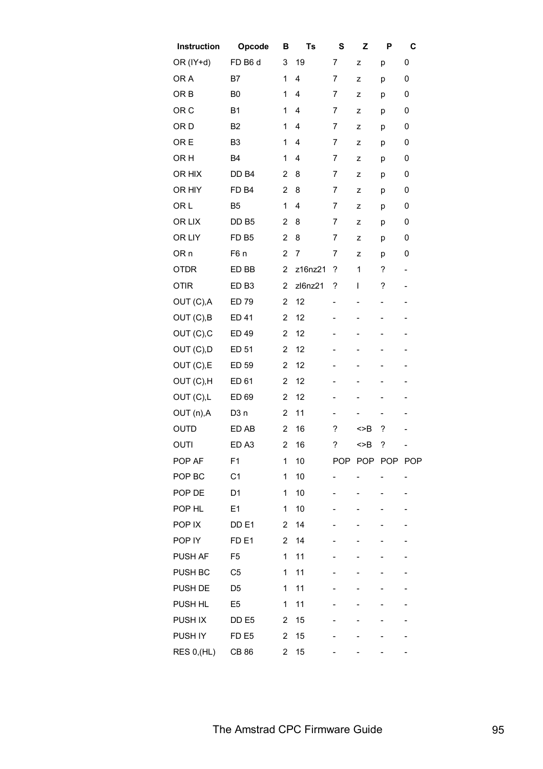| Instruction | Opcode | B | Ts | S | Z | P | C |
|---|---|---|---|---|---|---|---|
| OR (IY+d) | FD B6 d | 3 | 19 | 7 | z | p | 0 |
| OR A | B7 | 1 | 4 | 7 | z | p | 0 |
| OR B | B0 | 1 | 4 | 7 | z | p | 0 |
| OR C | B1 | 1 | 4 | 7 | z | p | 0 |
| OR D | B2 | 1 | 4 | 7 | z | p | 0 |
| OR E | B3 | 1 | 4 | 7 | z | p | 0 |
| OR H | B4 | 1 | 4 | 7 | z | p | 0 |
| OR HIX | DD B4 | 2 | 8 | 7 | z | p | 0 |
| OR HIY | FD B4 | 2 | 8 | 7 | z | p | 0 |
| OR L | B5 | 1 | 4 | 7 | z | p | 0 |
| OR LIX | DD B5 | 2 | 8 | 7 | z | p | 0 |
| OR LIY | FD B5 | 2 | 8 | 7 | z | p | 0 |
| OR n | F6 n | 2 | 7 | 7 | z | p | 0 |
| OTDR | ED BB | 2 | z16nz21 | ? | 1 | ? | - |
| OTIR | ED B3 | 2 | zl6nz21 | ? | l | ? | - |
| OUT (C),A | ED 79 | 2 | 12 | - | - | - | - |
| OUT (C),B | ED 41 | 2 | 12 | - | - | - | - |
| OUT (C),C | ED 49 | 2 | 12 | - | - | - | - |
| OUT (C),D | ED 51 | 2 | 12 | - | - | - | - |
| OUT (C),E | ED 59 | 2 | 12 | - | - | - | - |
| OUT (C),H | ED 61 | 2 | 12 | - | - | - | - |
| OUT (C),L | ED 69 | 2 | 12 | - | - | - | - |
| OUT (n),A | D3 n | 2 | 11 | - | - | - | - |
| OUTD | ED AB | 2 | 16 | ? | <>B | ? | - |
| OUTI | ED A3 | 2 | 16 | ? | <>B | ? | - |
| POP AF | F1 | 1 | 10 | POP | POP | POP | POP |
| POP BC | C1 | 1 | 10 | - | - | - | - |
| POP DE | D1 | 1 | 10 | - | - | - | - |
| POP HL | E1 | 1 | 10 | - | - | - | - |
| POP IX | DD E1 | 2 | 14 | - | - | - | - |
| POP IY | FD E1 | 2 | 14 | - | - | - | - |
| PUSH AF | F5 | 1 | 11 | - | - | - | - |
| PUSH BC | C5 | 1 | 11 | - | - | - | - |
| PUSH DE | D5 | 1 | 11 | - | - | - | - |
| PUSH HL | E5 | 1 | 11 | - | - | - | - |
| PUSH IX | DD E5 | 2 | 15 | - | - | - | - |
| PUSH IY | FD E5 | 2 | 15 | - | - | - | - |
| RES 0,(HL) | CB 86 | 2 | 15 | - | - | - | - |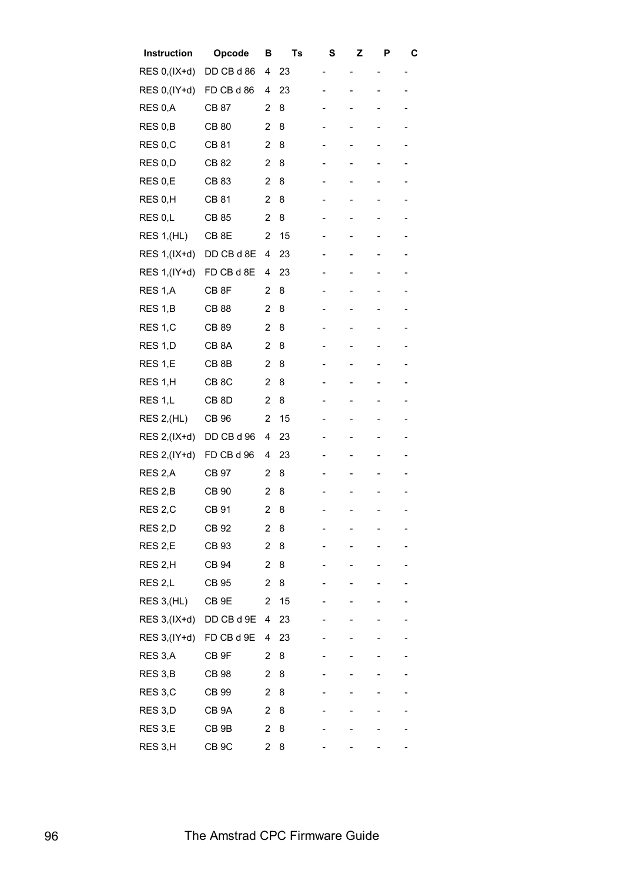| Instruction | Opcode | B | Ts | S | Z | P | C |
|---|---|---|---|---|---|---|---|
| RES 0,(IX+d) | DD CB d 86 | 4 | 23 | - | - | - | - |
| RES 0,(IY+d) | FD CB d 86 | 4 | 23 | - | - | - | - |
| RES 0,A | CB 87 | 2 | 8 | - | - | - | - |
| RES 0,B | CB 80 | 2 | 8 | - | - | - | - |
| RES 0,C | CB 81 | 2 | 8 | - | - | - | - |
| RES 0,D | CB 82 | 2 | 8 | - | - | - | - |
| RES 0,E | CB 83 | 2 | 8 | - | - | - | - |
| RES 0,H | CB 81 | 2 | 8 | - | - | - | - |
| RES 0,L | CB 85 | 2 | 8 | - | - | - | - |
| RES 1,(HL) | CB 8E | 2 | 15 | - | - | - | - |
| RES 1,(IX+d) | DD CB d 8E | 4 | 23 | - | - | - | - |
| RES 1,(IY+d) | FD CB d 8E | 4 | 23 | - | - | - | - |
| RES 1,A | CB 8F | 2 | 8 | - | - | - | - |
| RES 1,B | CB 88 | 2 | 8 | - | - | - | - |
| RES 1,C | CB 89 | 2 | 8 | - | - | - | - |
| RES 1,D | CB 8A | 2 | 8 | - | - | - | - |
| RES 1,E | CB 8B | 2 | 8 | - | - | - | - |
| RES 1,H | CB 8C | 2 | 8 | - | - | - | - |
| RES 1,L | CB 8D | 2 | 8 | - | - | - | - |
| RES 2,(HL) | CB 96 | 2 | 15 | - | - | - | - |
| RES 2,(IX+d) | DD CB d 96 | 4 | 23 | - | - | - | - |
| RES 2,(IY+d) | FD CB d 96 | 4 | 23 | - | - | - | - |
| RES 2,A | CB 97 | 2 | 8 | - | - | - | - |
| RES 2,B | CB 90 | 2 | 8 | - | - | - | - |
| RES 2,C | CB 91 | 2 | 8 | - | - | - | - |
| RES 2,D | CB 92 | 2 | 8 | - | - | - | - |
| RES 2,E | CB 93 | 2 | 8 | - | - | - | - |
| RES 2,H | CB 94 | 2 | 8 | - | - | - | - |
| RES 2,L | CB 95 | 2 | 8 | - | - | - | - |
| RES 3,(HL) | CB 9E | 2 | 15 | - | - | - | - |
| RES 3,(IX+d) | DD CB d 9E | 4 | 23 | - | - | - | - |
| RES 3,(IY+d) | FD CB d 9E | 4 | 23 | - | - | - | - |
| RES 3,A | CB 9F | 2 | 8 | - | - | - | - |
| RES 3,B | CB 98 | 2 | 8 | - | - | - | - |
| RES 3,C | CB 99 | 2 | 8 | - | - | - | - |
| RES 3,D | CB 9A | 2 | 8 | - | - | - | - |
| RES 3,E | CB 9B | 2 | 8 | - | - | - | - |
| RES 3,H | CB 9C | 2 | 8 | - | - | - | - |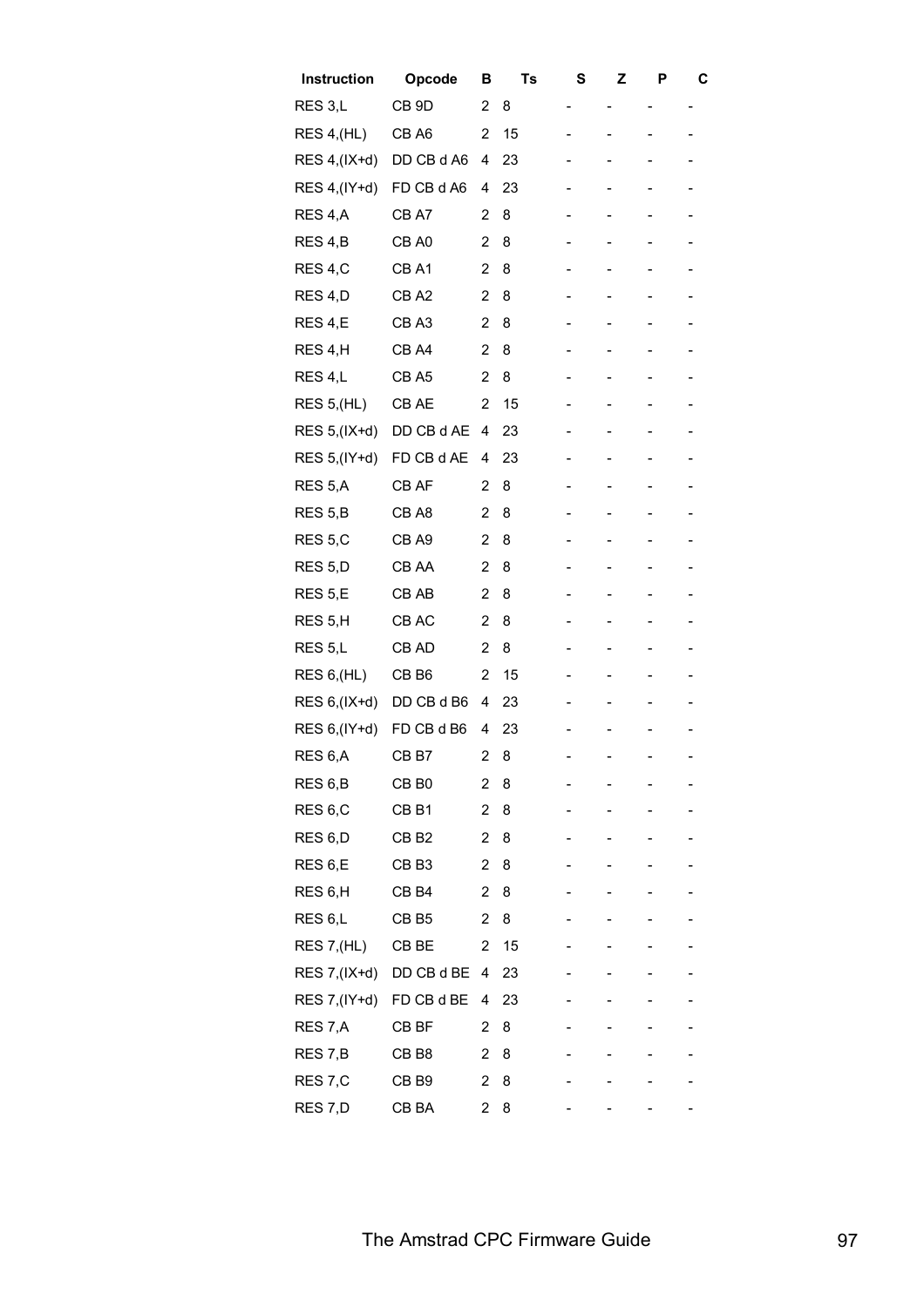| Instruction | Opcode | B | Ts | S | Z | P | C |
|---|---|---|---|---|---|---|---|
| RES 3,L | CB 9D | 2 | 8 | - | - | - | - |
| RES 4,(HL) | CB A6 | 2 | 15 | - | - | - | - |
| RES 4,(IX+d) | DD CB d A6 | 4 | 23 | - | - | - | - |
| RES 4,(IY+d) | FD CB d A6 | 4 | 23 | - | - | - | - |
| RES 4,A | CB A7 | 2 | 8 | - | - | - | - |
| RES 4,B | CB A0 | 2 | 8 | - | - | - | - |
| RES 4,C | CB A1 | 2 | 8 | - | - | - | - |
| RES 4,D | CB A2 | 2 | 8 | - | - | - | - |
| RES 4,E | CB A3 | 2 | 8 | - | - | - | - |
| RES 4,H | CB A4 | 2 | 8 | - | - | - | - |
| RES 4,L | CB A5 | 2 | 8 | - | - | - | - |
| RES 5,(HL) | CB AE | 2 | 15 | - | - | - | - |
| RES 5,(IX+d) | DD CB d AE | 4 | 23 | - | - | - | - |
| RES 5,(IY+d) | FD CB d AE | 4 | 23 | - | - | - | - |
| RES 5,A | CB AF | 2 | 8 | - | - | - | - |
| RES 5,B | CB A8 | 2 | 8 | - | - | - | - |
| RES 5,C | CB A9 | 2 | 8 | - | - | - | - |
| RES 5,D | CB AA | 2 | 8 | - | - | - | - |
| RES 5,E | CB AB | 2 | 8 | - | - | - | - |
| RES 5,H | CB AC | 2 | 8 | - | - | - | - |
| RES 5,L | CB AD | 2 | 8 | - | - | - | - |
| RES 6,(HL) | CB B6 | 2 | 15 | - | - | - | - |
| RES 6,(IX+d) | DD CB d B6 | 4 | 23 | - | - | - | - |
| RES 6,(IY+d) | FD CB d B6 | 4 | 23 | - | - | - | - |
| RES 6,A | CB B7 | 2 | 8 | - | - | - | - |
| RES 6,B | CB B0 | 2 | 8 | - | - | - | - |
| RES 6,C | CB B1 | 2 | 8 | - | - | - | - |
| RES 6,D | CB B2 | 2 | 8 | - | - | - | - |
| RES 6,E | CB B3 | 2 | 8 | - | - | - | - |
| RES 6,H | CB B4 | 2 | 8 | - | - | - | - |
| RES 6,L | CB B5 | 2 | 8 | - | - | - | - |
| RES 7,(HL) | CB BE | 2 | 15 | - | - | - | - |
| RES 7,(IX+d) | DD CB d BE | 4 | 23 | - | - | - | - |
| RES 7,(IY+d) | FD CB d BE | 4 | 23 | - | - | - | - |
| RES 7,A | CB BF | 2 | 8 | - | - | - | - |
| RES 7,B | CB B8 | 2 | 8 | - | - | - | - |
| RES 7,C | CB B9 | 2 | 8 | - | - | - | - |
| RES 7,D | CB BA | 2 | 8 | - | - | - | - |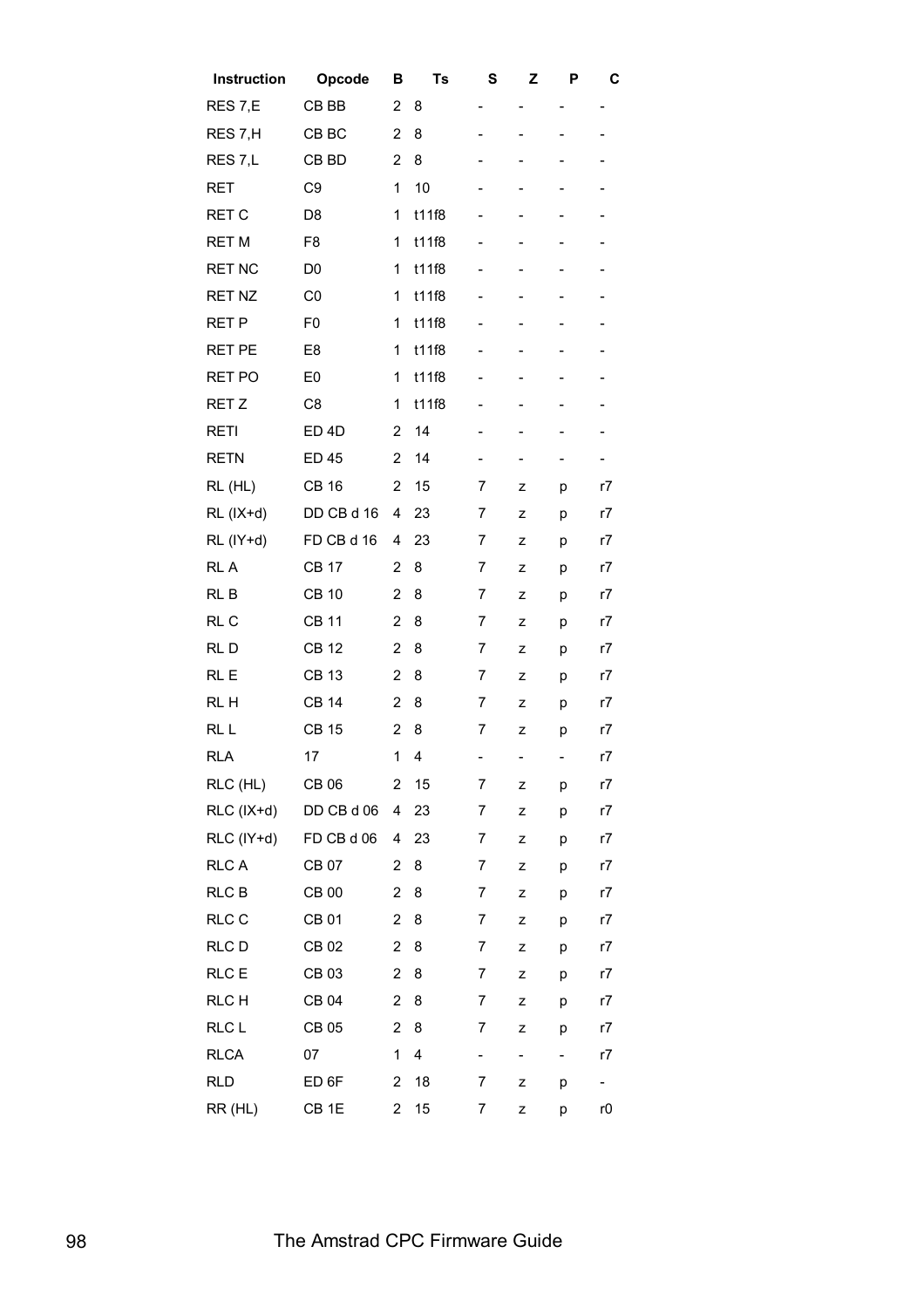| Instruction | Opcode | B | Ts | S | Z | P | C |
|---|---|---|---|---|---|---|---|
| RES 7,E | CB BB | 2 | 8 | - | - | - | - |
| RES 7,H | CB BC | 2 | 8 | - | - | - | - |
| RES 7,L | CB BD | 2 | 8 | - | - | - | - |
| RET | C9 | 1 | 10 | - | - | - | - |
| RET C | D8 | 1 | t11f8 | - | - | - | - |
| RET M | F8 | 1 | t11f8 | - | - | - | - |
| RET NC | D0 | 1 | t11f8 | - | - | - | - |
| RET NZ | C0 | 1 | t11f8 | - | - | - | - |
| RET P | F0 | 1 | t11f8 | - | - | - | - |
| RET PE | E8 | 1 | t11f8 | - | - | - | - |
| RET PO | E0 | 1 | t11f8 | - | - | - | - |
| RET Z | C8 | 1 | t11f8 | - | - | - | - |
| RETI | ED 4D | 2 | 14 | - | - | - | - |
| RETN | ED 45 | 2 | 14 | - | - | - | - |
| RL (HL) | CB 16 | 2 | 15 | 7 | z | p | r7 |
| RL (IX+d) | DD CB d 16 | 4 | 23 | 7 | z | p | r7 |
| RL (IY+d) | FD CB d 16 | 4 | 23 | 7 | z | p | r7 |
| RL A | CB 17 | 2 | 8 | 7 | z | p | r7 |
| RL B | CB 10 | 2 | 8 | 7 | z | p | r7 |
| RL C | CB 11 | 2 | 8 | 7 | z | p | r7 |
| RL D | CB 12 | 2 | 8 | 7 | z | p | r7 |
| RL E | CB 13 | 2 | 8 | 7 | z | p | r7 |
| RL H | CB 14 | 2 | 8 | 7 | z | p | r7 |
| RL L | CB 15 | 2 | 8 | 7 | z | p | r7 |
| RLA | 17 | 1 | 4 | - | - | - | r7 |
| RLC (HL) | CB 06 | 2 | 15 | 7 | z | p | r7 |
| RLC (IX+d) | DD CB d 06 | 4 | 23 | 7 | z | p | r7 |
| RLC (IY+d) | FD CB d 06 | 4 | 23 | 7 | z | p | r7 |
| RLC A | CB 07 | 2 | 8 | 7 | z | p | r7 |
| RLC B | CB 00 | 2 | 8 | 7 | z | p | r7 |
| RLC C | CB 01 | 2 | 8 | 7 | z | p | r7 |
| RLC D | CB 02 | 2 | 8 | 7 | z | p | r7 |
| RLC E | CB 03 | 2 | 8 | 7 | z | p | r7 |
| RLC H | CB 04 | 2 | 8 | 7 | z | p | r7 |
| RLC L | CB 05 | 2 | 8 | 7 | z | p | r7 |
| RLCA | 07 | 1 | 4 | - | - | - | r7 |
| RLD | ED 6F | 2 | 18 | 7 | z | p | - |
| RR (HL) | CB 1E | 2 | 15 | 7 | z | p | r0 |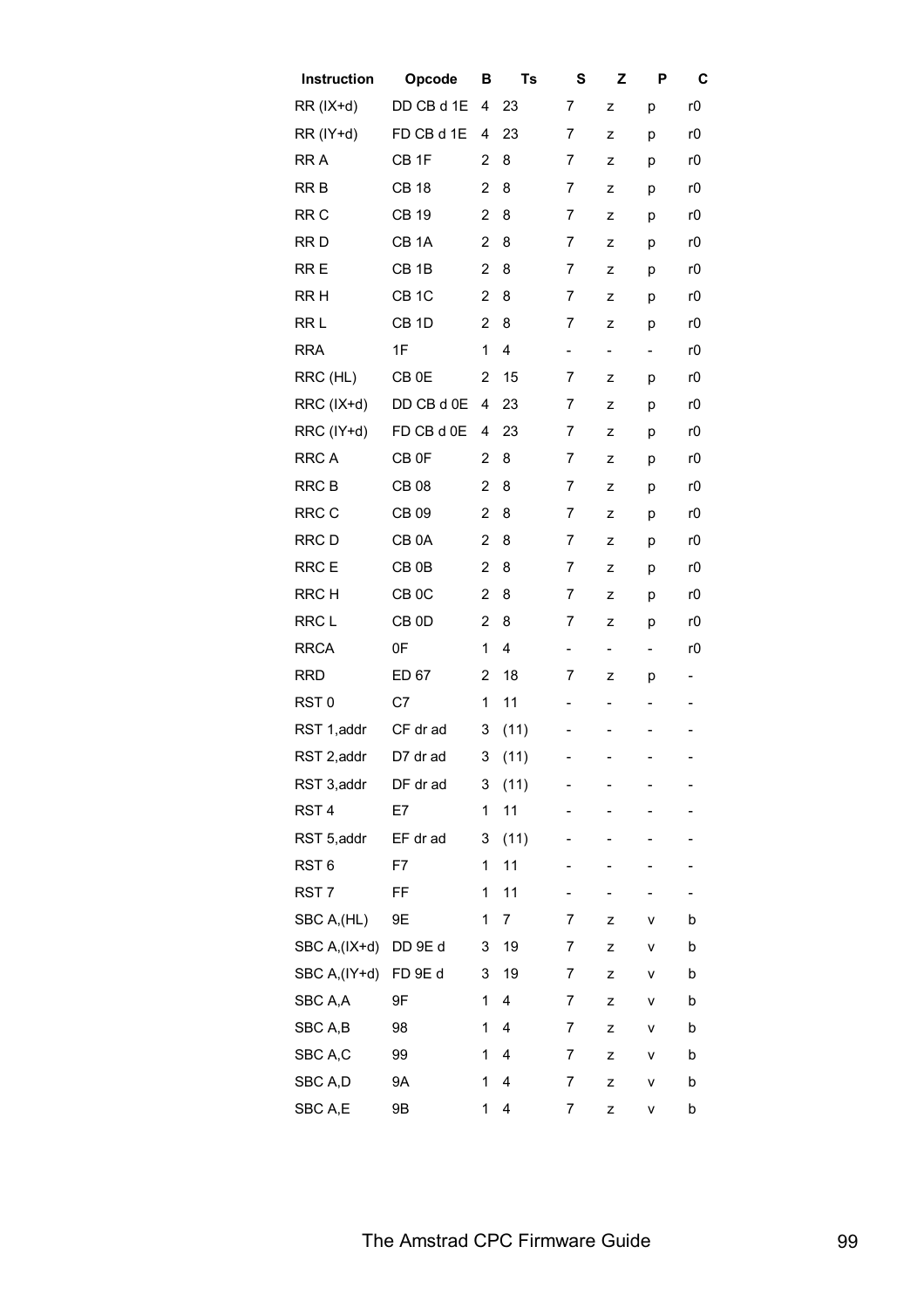| Instruction | Opcode | B | Ts | S | Z | P | C |
|---|---|---|---|---|---|---|---|
| RR (IX+d) | DD CB d 1E | 4 | 23 | 7 | z | p | r0 |
| RR (IY+d) | FD CB d 1E | 4 | 23 | 7 | z | p | r0 |
| RR A | CB 1F | 2 | 8 | 7 | z | p | r0 |
| RR B | CB 18 | 2 | 8 | 7 | z | p | r0 |
| RR C | CB 19 | 2 | 8 | 7 | z | p | r0 |
| RR D | CB 1A | 2 | 8 | 7 | z | p | r0 |
| RR E | CB 1B | 2 | 8 | 7 | z | p | r0 |
| RR H | CB 1C | 2 | 8 | 7 | z | p | r0 |
| RR L | CB 1D | 2 | 8 | 7 | z | p | r0 |
| RRA | 1F | 1 | 4 | - | - | - | r0 |
| RRC (HL) | CB 0E | 2 | 15 | 7 | z | p | r0 |
| RRC (IX+d) | DD CB d 0E | 4 | 23 | 7 | z | p | r0 |
| RRC (IY+d) | FD CB d 0E | 4 | 23 | 7 | z | p | r0 |
| RRC A | CB 0F | 2 | 8 | 7 | z | p | r0 |
| RRC B | CB 08 | 2 | 8 | 7 | z | p | r0 |
| RRC C | CB 09 | 2 | 8 | 7 | z | p | r0 |
| RRC D | CB 0A | 2 | 8 | 7 | z | p | r0 |
| RRC E | CB 0B | 2 | 8 | 7 | z | p | r0 |
| RRC H | CB 0C | 2 | 8 | 7 | z | p | r0 |
| RRC L | CB 0D | 2 | 8 | 7 | z | p | r0 |
| RRCA | 0F | 1 | 4 | - | - | - | r0 |
| RRD | ED 67 | 2 | 18 | 7 | z | p | - |
| RST 0 | C7 | 1 | 11 | - | - | - | - |
| RST 1,addr | CF dr ad | 3 | (11) | - | - | - | - |
| RST 2,addr | D7 dr ad | 3 | (11) | - | - | - | - |
| RST 3,addr | DF dr ad | 3 | (11) | - | - | - | - |
| RST 4 | E7 | 1 | 11 | - | - | - | - |
| RST 5,addr | EF dr ad | 3 | (11) | - | - | - | - |
| RST 6 | F7 | 1 | 11 | - | - | - | - |
| RST 7 | FF | 1 | 11 | - | - | - | - |
| SBC A,(HL) | 9E | 1 | 7 | 7 | z | v | b |
| SBC A,(IX+d) | DD 9E d | 3 | 19 | 7 | z | v | b |
| SBC A,(IY+d) | FD 9E d | 3 | 19 | 7 | z | v | b |
| SBC A,A | 9F | 1 | 4 | 7 | z | v | b |
| SBC A,B | 98 | 1 | 4 | 7 | z | v | b |
| SBC A,C | 99 | 1 | 4 | 7 | z | v | b |
| SBC A,D | 9A | 1 | 4 | 7 | z | v | b |
| SBC A,E | 9B | 1 | 4 | 7 | z | v | b |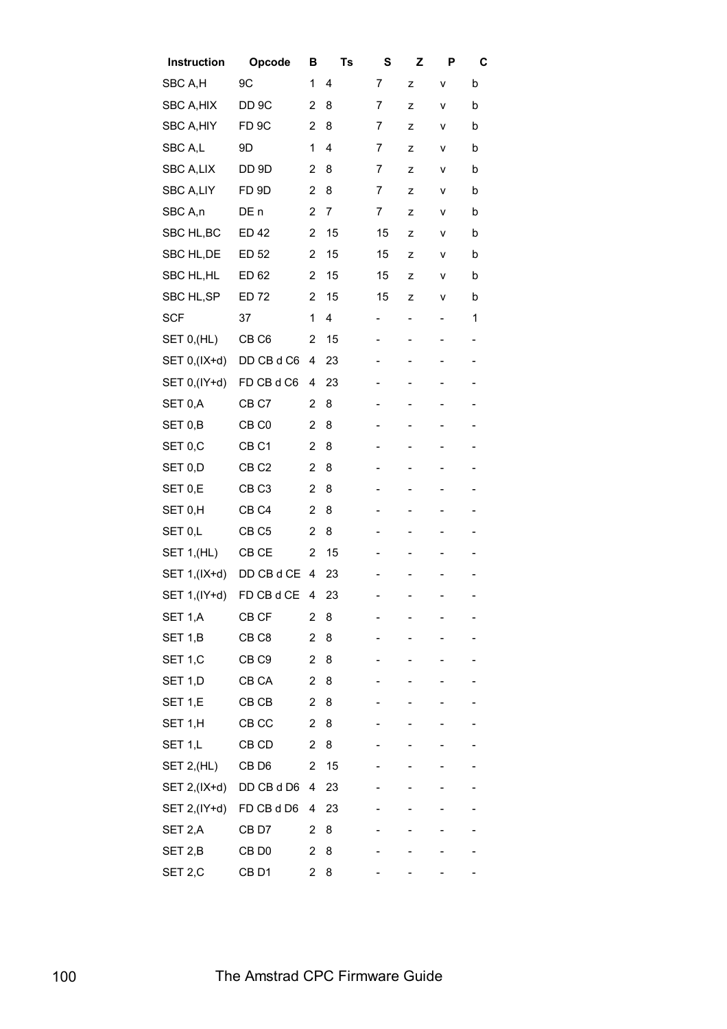| Instruction | Opcode | B | Ts | S | Z | P | C |
|---|---|---|---|---|---|---|---|
| SBC A,H | 9C | 1 | 4 | 7 | z | v | b |
| SBC A,HIX | DD 9C | 2 | 8 | 7 | z | v | b |
| SBC A,HIY | FD 9C | 2 | 8 | 7 | z | v | b |
| SBC A,L | 9D | 1 | 4 | 7 | z | v | b |
| SBC A,LIX | DD 9D | 2 | 8 | 7 | z | v | b |
| SBC A,LIY | FD 9D | 2 | 8 | 7 | z | v | b |
| SBC A,n | DE n | 2 | 7 | 7 | z | v | b |
| SBC HL,BC | ED 42 | 2 | 15 | 15 | z | v | b |
| SBC HL,DE | ED 52 | 2 | 15 | 15 | z | v | b |
| SBC HL,HL | ED 62 | 2 | 15 | 15 | z | v | b |
| SBC HL,SP | ED 72 | 2 | 15 | 15 | z | v | b |
| SCF | 37 | 1 | 4 | - | - | - | 1 |
| SET 0,(HL) | CB C6 | 2 | 15 | - | - | - | - |
| SET 0,(IX+d) | DD CB d C6 | 4 | 23 | - | - | - | - |
| SET 0,(IY+d) | FD CB d C6 | 4 | 23 | - | - | - | - |
| SET 0,A | CB C7 | 2 | 8 | - | - | - | - |
| SET 0,B | CB C0 | 2 | 8 | - | - | - | - |
| SET 0,C | CB C1 | 2 | 8 | - | - | - | - |
| SET 0,D | CB C2 | 2 | 8 | - | - | - | - |
| SET 0,E | CB C3 | 2 | 8 | - | - | - | - |
| SET 0,H | CB C4 | 2 | 8 | - | - | - | - |
| SET 0,L | CB C5 | 2 | 8 | - | - | - | - |
| SET 1,(HL) | CB CE | 2 | 15 | - | - | - | - |
| SET 1,(IX+d) | DD CB d CE | 4 | 23 | - | - | - | - |
| SET 1,(IY+d) | FD CB d CE | 4 | 23 | - | - | - | - |
| SET 1,A | CB CF | 2 | 8 | - | - | - | - |
| SET 1,B | CB C8 | 2 | 8 | - | - | - | - |
| SET 1,C | CB C9 | 2 | 8 | - | - | - | - |
| SET 1,D | CB CA | 2 | 8 | - | - | - | - |
| SET 1,E | CB CB | 2 | 8 | - | - | - | - |
| SET 1,H | CB CC | 2 | 8 | - | - | - | - |
| SET 1,L | CB CD | 2 | 8 | - | - | - | - |
| SET 2,(HL) | CB D6 | 2 | 15 | - | - | - | - |
| SET 2,(IX+d) | DD CB d D6 | 4 | 23 | - | - | - | - |
| SET 2,(IY+d) | FD CB d D6 | 4 | 23 | - | - | - | - |
| SET 2,A | CB D7 | 2 | 8 | - | - | - | - |
| SET 2,B | CB D0 | 2 | 8 | - | - | - | - |
| SET 2,C | CB D1 | 2 | 8 | - | - | - | - |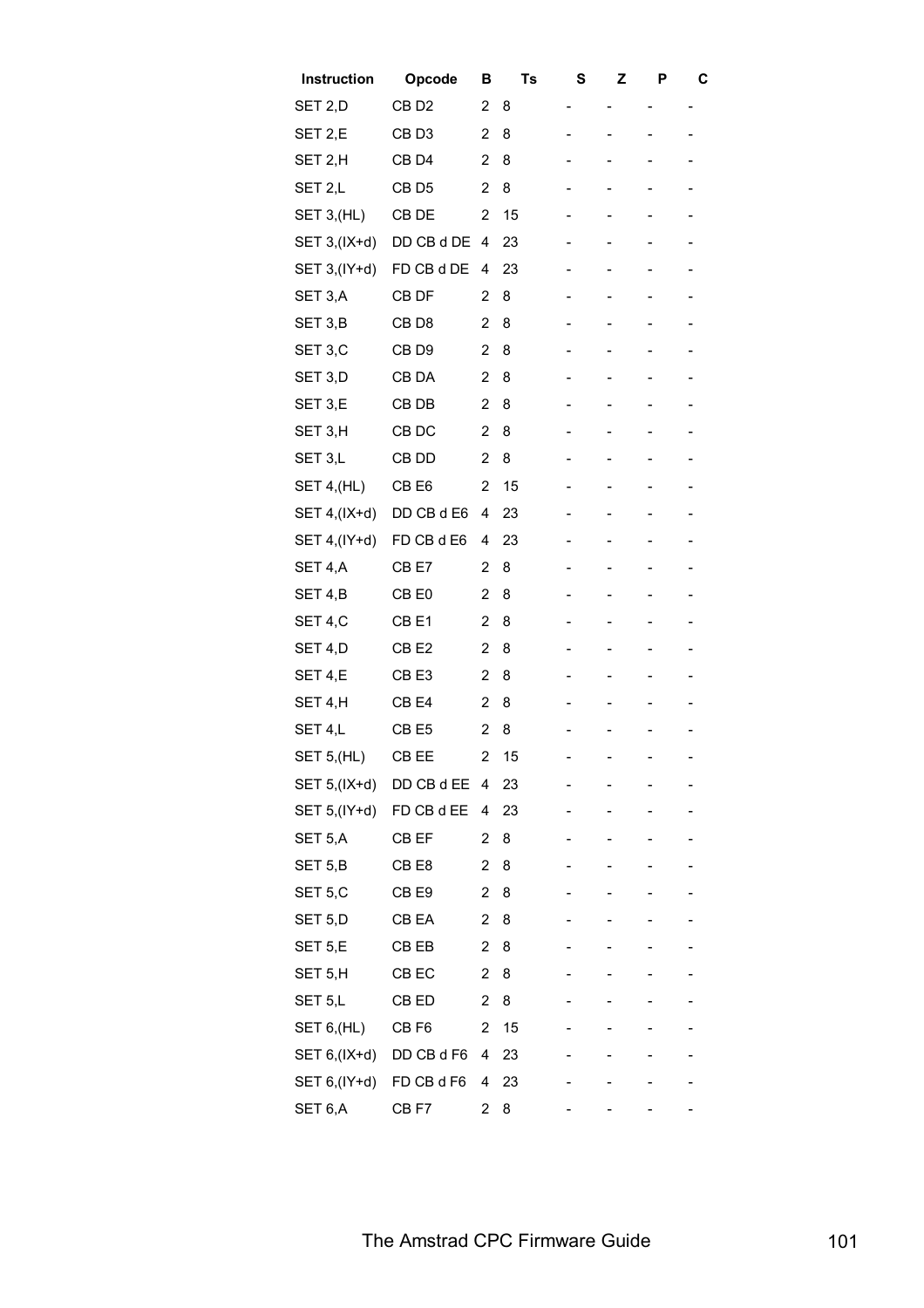| Instruction | Opcode | B | Ts | S | Z | P | C |
|---|---|---|---|---|---|---|---|
| SET 2,D | CB D2 | 2 | 8 | - | - | - | - |
| SET 2,E | CB D3 | 2 | 8 | - | - | - | - |
| SET 2,H | CB D4 | 2 | 8 | - | - | - | - |
| SET 2,L | CB D5 | 2 | 8 | - | - | - | - |
| SET 3,(HL) | CB DE | 2 | 15 | - | - | - | - |
| SET 3,(IX+d) | DD CB d DE | 4 | 23 | - | - | - | - |
| SET 3,(IY+d) | FD CB d DE | 4 | 23 | - | - | - | - |
| SET 3,A | CB DF | 2 | 8 | - | - | - | - |
| SET 3,B | CB D8 | 2 | 8 | - | - | - | - |
| SET 3,C | CB D9 | 2 | 8 | - | - | - | - |
| SET 3,D | CB DA | 2 | 8 | - | - | - | - |
| SET 3,E | CB DB | 2 | 8 | - | - | - | - |
| SET 3,H | CB DC | 2 | 8 | - | - | - | - |
| SET 3,L | CB DD | 2 | 8 | - | - | - | - |
| SET 4,(HL) | CB E6 | 2 | 15 | - | - | - | - |
| SET 4,(IX+d) | DD CB d E6 | 4 | 23 | - | - | - | - |
| SET 4,(IY+d) | FD CB d E6 | 4 | 23 | - | - | - | - |
| SET 4,A | CB E7 | 2 | 8 | - | - | - | - |
| SET 4,B | CB E0 | 2 | 8 | - | - | - | - |
| SET 4,C | CB E1 | 2 | 8 | - | - | - | - |
| SET 4,D | CB E2 | 2 | 8 | - | - | - | - |
| SET 4,E | CB E3 | 2 | 8 | - | - | - | - |
| SET 4,H | CB E4 | 2 | 8 | - | - | - | - |
| SET 4,L | CB E5 | 2 | 8 | - | - | - | - |
| SET 5,(HL) | CB EE | 2 | 15 | - | - | - | - |
| SET 5,(IX+d) | DD CB d EE | 4 | 23 | - | - | - | - |
| SET 5,(IY+d) | FD CB d EE | 4 | 23 | - | - | - | - |
| SET 5,A | CB EF | 2 | 8 | - | - | - | - |
| SET 5,B | CB E8 | 2 | 8 | - | - | - | - |
| SET 5,C | CB E9 | 2 | 8 | - | - | - | - |
| SET 5,D | CB EA | 2 | 8 | - | - | - | - |
| SET 5,E | CB EB | 2 | 8 | - | - | - | - |
| SET 5,H | CB EC | 2 | 8 | - | - | - | - |
| SET 5,L | CB ED | 2 | 8 | - | - | - | - |
| SET 6,(HL) | CB F6 | 2 | 15 | - | - | - | - |
| SET 6,(IX+d) | DD CB d F6 | 4 | 23 | - | - | - | - |
| SET 6,(IY+d) | FD CB d F6 | 4 | 23 | - | - | - | - |
| SET 6,A | CB F7 | 2 | 8 | - | - | - | - |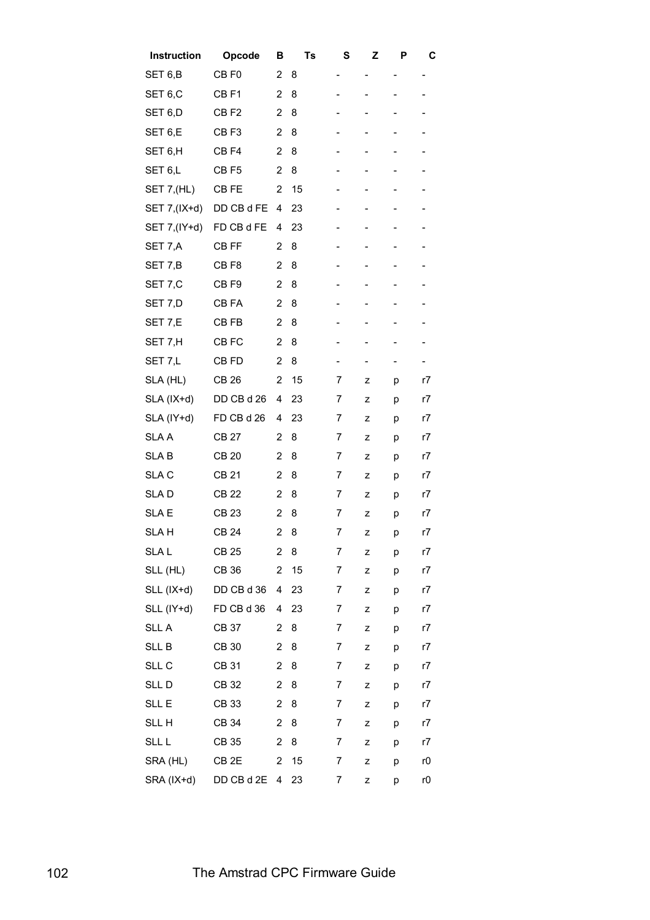| Instruction | Opcode | B | Ts | S | Z | P | C |
|---|---|---|---|---|---|---|---|
| SET 6,B | CB F0 | 2 | 8 | - | - | - | - |
| SET 6,C | CB F1 | 2 | 8 | - | - | - | - |
| SET 6,D | CB F2 | 2 | 8 | - | - | - | - |
| SET 6,E | CB F3 | 2 | 8 | - | - | - | - |
| SET 6,H | CB F4 | 2 | 8 | - | - | - | - |
| SET 6,L | CB F5 | 2 | 8 | - | - | - | - |
| SET 7,(HL) | CB FE | 2 | 15 | - | - | - | - |
| SET 7,(IX+d) | DD CB d FE | 4 | 23 | - | - | - | - |
| SET 7,(IY+d) | FD CB d FE | 4 | 23 | - | - | - | - |
| SET 7,A | CB FF | 2 | 8 | - | - | - | - |
| SET 7,B | CB F8 | 2 | 8 | - | - | - | - |
| SET 7,C | CB F9 | 2 | 8 | - | - | - | - |
| SET 7,D | CB FA | 2 | 8 | - | - | - | - |
| SET 7,E | CB FB | 2 | 8 | - | - | - | - |
| SET 7,H | CB FC | 2 | 8 | - | - | - | - |
| SET 7,L | CB FD | 2 | 8 | - | - | - | - |
| SLA (HL) | CB 26 | 2 | 15 | 7 | z | p | r7 |
| SLA (IX+d) | DD CB d 26 | 4 | 23 | 7 | z | p | r7 |
| SLA (IY+d) | FD CB d 26 | 4 | 23 | 7 | z | p | r7 |
| SLA A | CB 27 | 2 | 8 | 7 | z | p | r7 |
| SLA B | CB 20 | 2 | 8 | 7 | z | p | r7 |
| SLA C | CB 21 | 2 | 8 | 7 | z | p | r7 |
| SLA D | CB 22 | 2 | 8 | 7 | z | p | r7 |
| SLA E | CB 23 | 2 | 8 | 7 | z | p | r7 |
| SLA H | CB 24 | 2 | 8 | 7 | z | p | r7 |
| SLA L | CB 25 | 2 | 8 | 7 | z | p | r7 |
| SLL (HL) | CB 36 | 2 | 15 | 7 | z | p | r7 |
| SLL (IX+d) | DD CB d 36 | 4 | 23 | 7 | z | p | r7 |
| SLL (IY+d) | FD CB d 36 | 4 | 23 | 7 | z | p | r7 |
| SLL A | CB 37 | 2 | 8 | 7 | z | p | r7 |
| SLL B | CB 30 | 2 | 8 | 7 | z | p | r7 |
| SLL C | CB 31 | 2 | 8 | 7 | z | p | r7 |
| SLL D | CB 32 | 2 | 8 | 7 | z | p | r7 |
| SLL E | CB 33 | 2 | 8 | 7 | z | p | r7 |
| SLL H | CB 34 | 2 | 8 | 7 | z | p | r7 |
| SLL L | CB 35 | 2 | 8 | 7 | z | p | r7 |
| SRA (HL) | CB 2E | 2 | 15 | 7 | z | p | r0 |
| SRA (IX+d) | DD CB d 2E | 4 | 23 | 7 | z | p | r0 |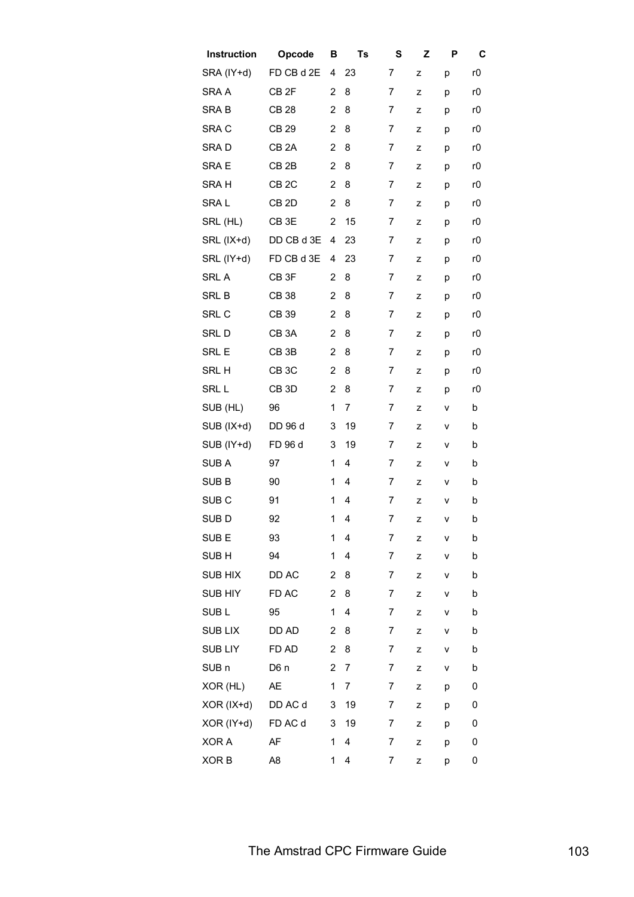| Instruction | Opcode | B | Ts | S | Z | P | C |
|---|---|---|---|---|---|---|---|
| SRA (IY+d) | FD CB d 2E | 4 | 23 | 7 | z | p | r0 |
| SRA A | CB 2F | 2 | 8 | 7 | z | p | r0 |
| SRA B | CB 28 | 2 | 8 | 7 | z | p | r0 |
| SRA C | CB 29 | 2 | 8 | 7 | z | p | r0 |
| SRA D | CB 2A | 2 | 8 | 7 | z | p | r0 |
| SRA E | CB 2B | 2 | 8 | 7 | z | p | r0 |
| SRA H | CB 2C | 2 | 8 | 7 | z | p | r0 |
| SRA L | CB 2D | 2 | 8 | 7 | z | p | r0 |
| SRL (HL) | CB 3E | 2 | 15 | 7 | z | p | r0 |
| SRL (IX+d) | DD CB d 3E | 4 | 23 | 7 | z | p | r0 |
| SRL (IY+d) | FD CB d 3E | 4 | 23 | 7 | z | p | r0 |
| SRL A | CB 3F | 2 | 8 | 7 | z | p | r0 |
| SRL B | CB 38 | 2 | 8 | 7 | z | p | r0 |
| SRL C | CB 39 | 2 | 8 | 7 | z | p | r0 |
| SRL D | CB 3A | 2 | 8 | 7 | z | p | r0 |
| SRL E | CB 3B | 2 | 8 | 7 | z | p | r0 |
| SRL H | CB 3C | 2 | 8 | 7 | z | p | r0 |
| SRL L | CB 3D | 2 | 8 | 7 | z | p | r0 |
| SUB (HL) | 96 | 1 | 7 | 7 | z | v | b |
| SUB (IX+d) | DD 96 d | 3 | 19 | 7 | z | v | b |
| SUB (IY+d) | FD 96 d | 3 | 19 | 7 | z | v | b |
| SUB A | 97 | 1 | 4 | 7 | z | v | b |
| SUB B | 90 | 1 | 4 | 7 | z | v | b |
| SUB C | 91 | 1 | 4 | 7 | z | v | b |
| SUB D | 92 | 1 | 4 | 7 | z | v | b |
| SUB E | 93 | 1 | 4 | 7 | z | v | b |
| SUB H | 94 | 1 | 4 | 7 | z | v | b |
| SUB HIX | DD AC | 2 | 8 | 7 | z | v | b |
| SUB HIY | FD AC | 2 | 8 | 7 | z | v | b |
| SUB L | 95 | 1 | 4 | 7 | z | v | b |
| SUB LIX | DD AD | 2 | 8 | 7 | z | v | b |
| SUB LIY | FD AD | 2 | 8 | 7 | z | v | b |
| SUB n | D6 n | 2 | 7 | 7 | z | v | b |
| XOR (HL) | AE | 1 | 7 | 7 | z | p | 0 |
| XOR (IX+d) | DD AC d | 3 | 19 | 7 | z | p | 0 |
| XOR (IY+d) | FD AC d | 3 | 19 | 7 | z | p | 0 |
| XOR A | AF | 1 | 4 | 7 | z | p | 0 |
| XOR B | A8 | 1 | 4 | 7 | z | p | 0 |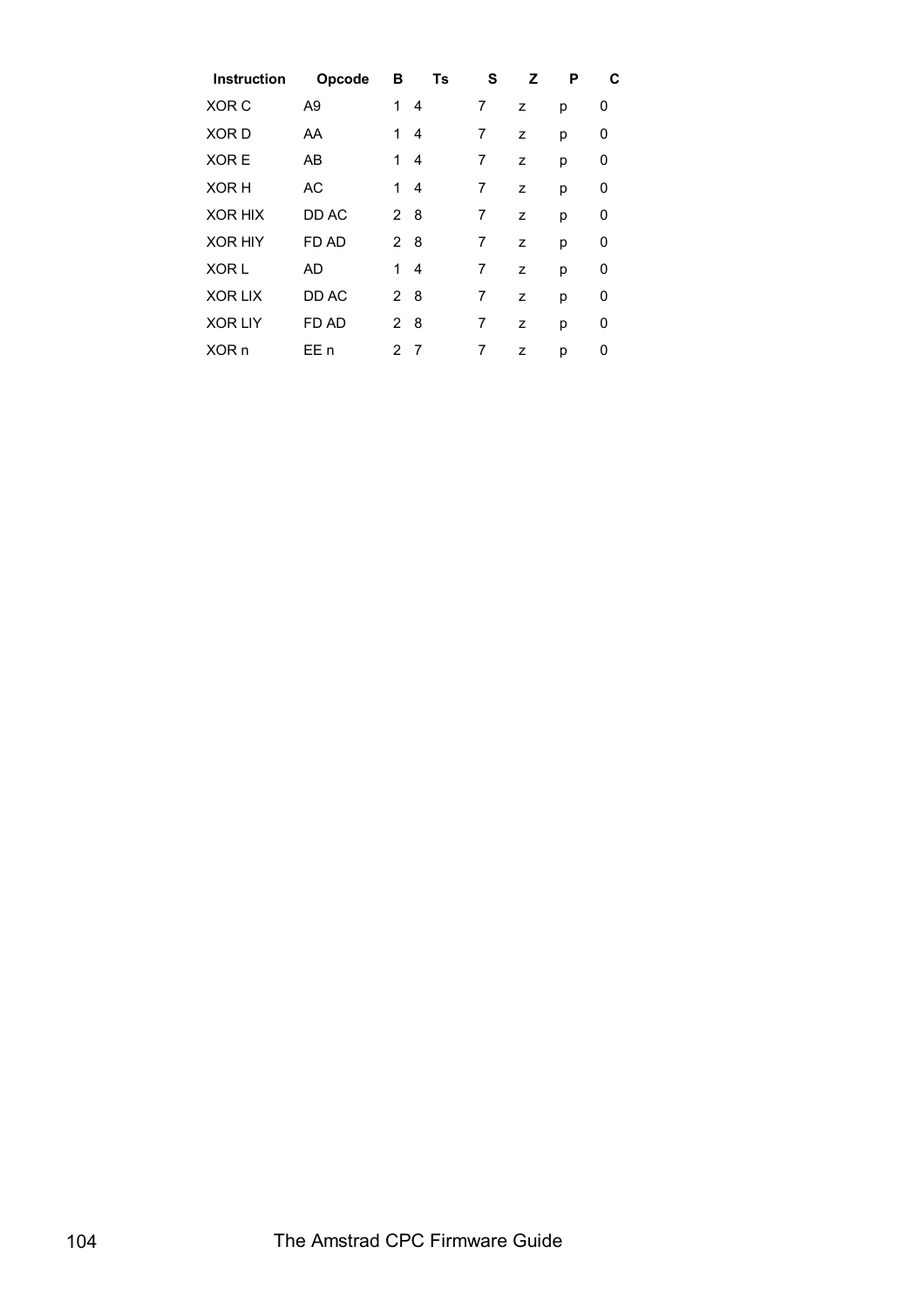| Instruction | Opcode | B | Ts | S | Z | P | C |
|---|---|---|---|---|---|---|---|
| XOR C | A9 | 1 | 4 | 7 | z | p | 0 |
| XOR D | AA | 1 | 4 | 7 | z | p | 0 |
| XOR E | AB | 1 | 4 | 7 | z | p | 0 |
| XOR H | AC | 1 | 4 | 7 | z | p | 0 |
| XOR HIX | DD AC | 2 | 8 | 7 | z | p | 0 |
| XOR HIY | FD AD | 2 | 8 | 7 | z | p | 0 |
| XOR L | AD | 1 | 4 | 7 | z | p | 0 |
| XOR LIX | DD AC | 2 | 8 | 7 | z | p | 0 |
| XOR LIY | FD AD | 2 | 8 | 7 | z | p | 0 |
| XOR n | EE n | 2 | 7 | 7 | z | p | 0 |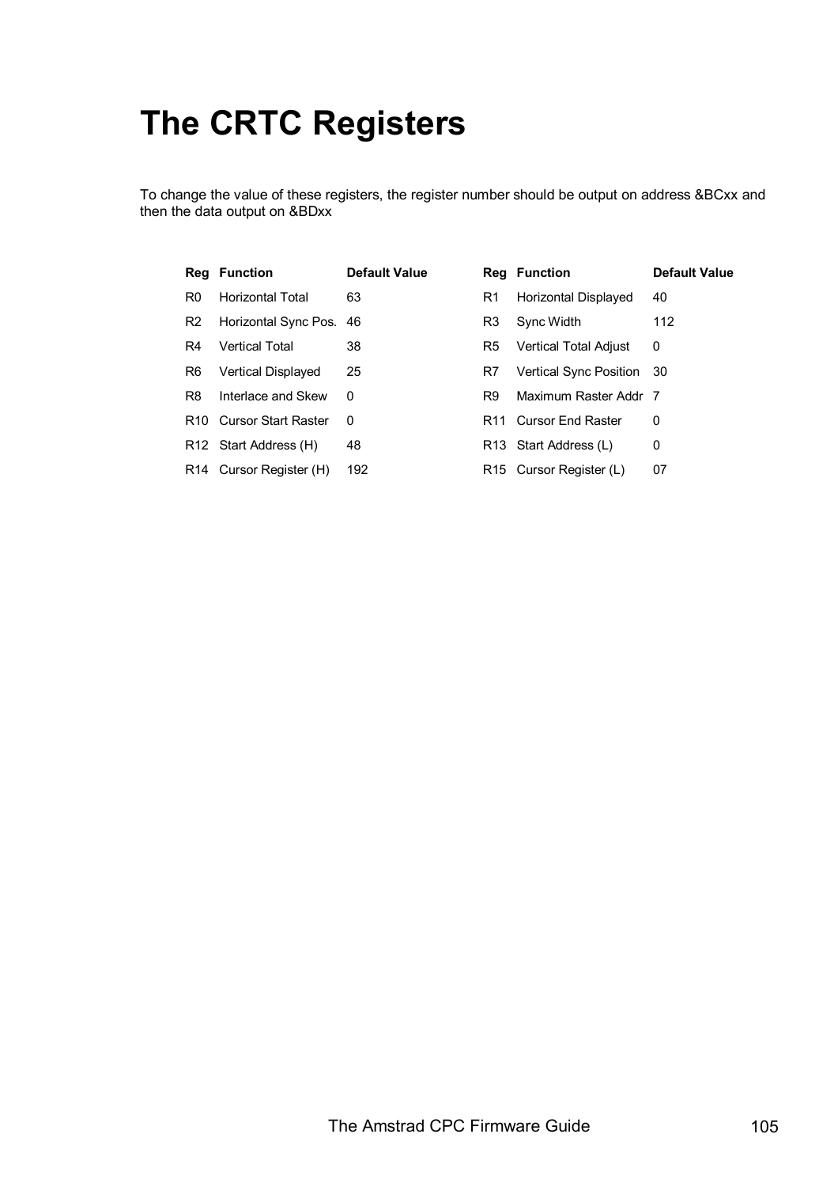# The CRTC Registers

To change the value of these registers, the register number should be output on address &BCxx and then the data output on &BDxx

| Reg | Function | Default Value | Reg | Function | Default Value |
|---|---|---|---|---|---|
| R0 | Horizontal Total | 63 | R1 | Horizontal Displayed | 40 |
| R2 | Horizontal Sync Pos. | 46 | R3 | Sync Width | 112 |
| R4 | Vertical Total | 38 | R5 | Vertical Total Adjust | 0 |
| R6 | Vertical Displayed | 25 | R7 | Vertical Sync Position | 30 |
| R8 | Interlace and Skew | 0 | R9 | Maximum Raster Addr | 7 |
| R10 | Cursor Start Raster | 0 | R11 | Cursor End Raster | 0 |
| R12 | Start Address (H) | 48 | R13 | Start Address (L) | 0 |
| R14 | Cursor Register (H) | 192 | R15 | Cursor Register (L) | 07 |